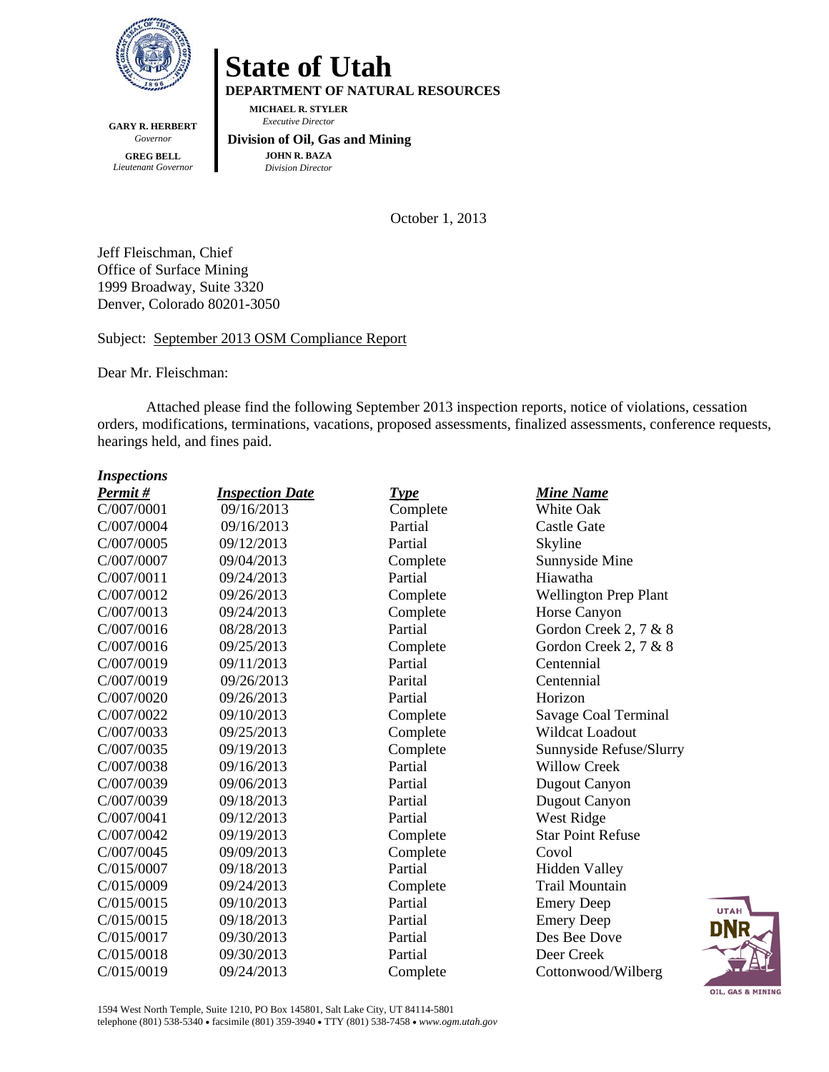# State of Utah

**DEPARTMENT OF NATURAL RESOURCES**

**MICHAEL R. STYLER**
*Executive Director*

**Division of Oil, Gas and Mining**

**JOHN R. BAZA**
*Division Director*

**GARY R. HERBERT**
*Governor*

**GREG BELL**
*Lieutenant Governor*

October 1, 2013

Jeff Fleischman, Chief
Office of Surface Mining
1999 Broadway, Suite 3320
Denver, Colorado 80201-3050

Subject: September 2013 OSM Compliance Report

Dear Mr. Fleischman:

Attached please find the following September 2013 inspection reports, notice of violations, cessation orders, modifications, terminations, vacations, proposed assessments, finalized assessments, conference requests, hearings held, and fines paid.

***Inspections***

| ***Permit #*** | ***Inspection Date*** | ***Type*** | ***Mine Name*** |
|---|---|---|---|
| C/007/0001 | 09/16/2013 | Complete | White Oak |
| C/007/0004 | 09/16/2013 | Partial | Castle Gate |
| C/007/0005 | 09/12/2013 | Partial | Skyline |
| C/007/0007 | 09/04/2013 | Complete | Sunnyside Mine |
| C/007/0011 | 09/24/2013 | Partial | Hiawatha |
| C/007/0012 | 09/26/2013 | Complete | Wellington Prep Plant |
| C/007/0013 | 09/24/2013 | Complete | Horse Canyon |
| C/007/0016 | 08/28/2013 | Partial | Gordon Creek 2, 7 & 8 |
| C/007/0016 | 09/25/2013 | Complete | Gordon Creek 2, 7 & 8 |
| C/007/0019 | 09/11/2013 | Partial | Centennial |
| C/007/0019 | 09/26/2013 | Parital | Centennial |
| C/007/0020 | 09/26/2013 | Partial | Horizon |
| C/007/0022 | 09/10/2013 | Complete | Savage Coal Terminal |
| C/007/0033 | 09/25/2013 | Complete | Wildcat Loadout |
| C/007/0035 | 09/19/2013 | Complete | Sunnyside Refuse/Slurry |
| C/007/0038 | 09/16/2013 | Partial | Willow Creek |
| C/007/0039 | 09/06/2013 | Partial | Dugout Canyon |
| C/007/0039 | 09/18/2013 | Partial | Dugout Canyon |
| C/007/0041 | 09/12/2013 | Partial | West Ridge |
| C/007/0042 | 09/19/2013 | Complete | Star Point Refuse |
| C/007/0045 | 09/09/2013 | Complete | Covol |
| C/015/0007 | 09/18/2013 | Partial | Hidden Valley |
| C/015/0009 | 09/24/2013 | Complete | Trail Mountain |
| C/015/0015 | 09/10/2013 | Partial | Emery Deep |
| C/015/0015 | 09/18/2013 | Partial | Emery Deep |
| C/015/0017 | 09/30/2013 | Partial | Des Bee Dove |
| C/015/0018 | 09/30/2013 | Partial | Deer Creek |
| C/015/0019 | 09/24/2013 | Complete | Cottonwood/Wilberg |

1594 West North Temple, Suite 1210, PO Box 145801, Salt Lake City, UT 84114-5801
telephone (801) 538-5340 • facsimile (801) 359-3940 • TTY (801) 538-7458 • *www.ogm.utah.gov*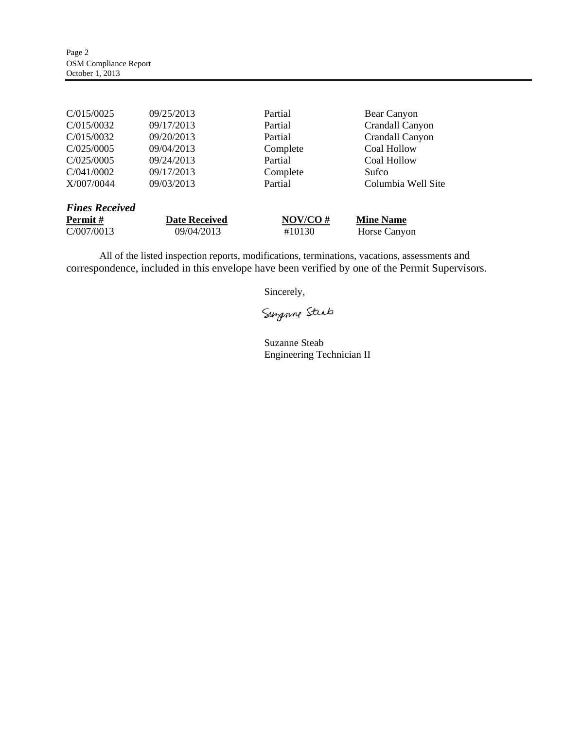| | | | |
|---|---|---|---|
| C/015/0025 | 09/25/2013 | Partial | Bear Canyon |
| C/015/0032 | 09/17/2013 | Partial | Crandall Canyon |
| C/015/0032 | 09/20/2013 | Partial | Crandall Canyon |
| C/025/0005 | 09/04/2013 | Complete | Coal Hollow |
| C/025/0005 | 09/24/2013 | Partial | Coal Hollow |
| C/041/0002 | 09/17/2013 | Complete | Sufco |
| X/007/0044 | 09/03/2013 | Partial | Columbia Well Site |

***Fines Received***

| Permit # | Date Received | NOV/CO # | Mine Name |
|---|---|---|---|
| C/007/0013 | 09/04/2013 | #10130 | Horse Canyon |

All of the listed inspection reports, modifications, terminations, vacations, assessments and correspondence, included in this envelope have been verified by one of the Permit Supervisors.

Sincerely,

Suzanne Steab

Suzanne Steab
Engineering Technician II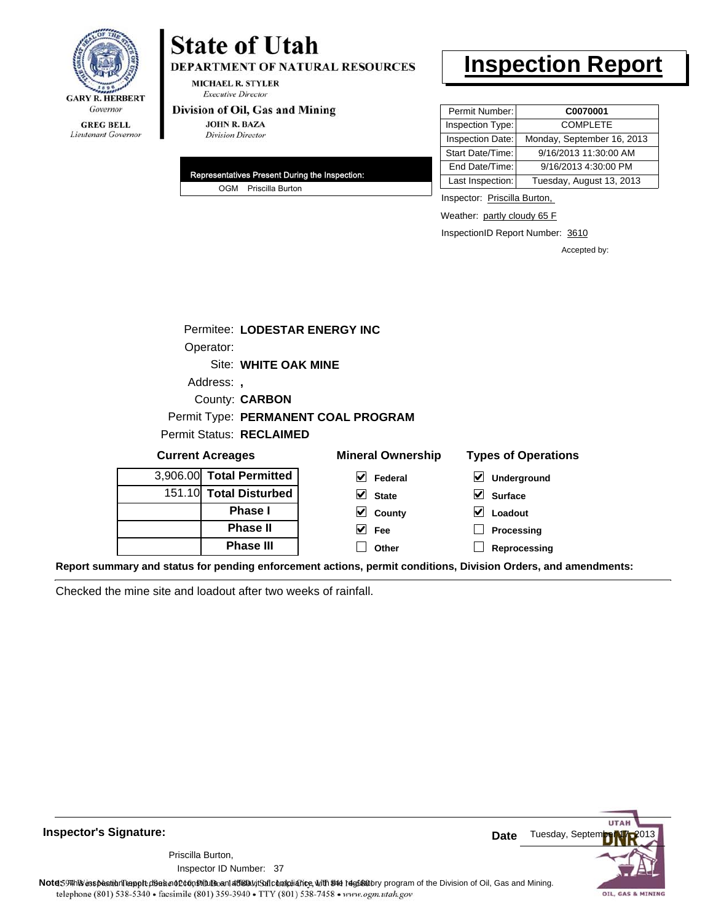GARY R. HERBERT
*Governor*

GREG BELL
*Lieutenant Governor*

# State of Utah

**DEPARTMENT OF NATURAL RESOURCES**

MICHAEL R. STYLER
*Executive Director*

**Division of Oil, Gas and Mining**

JOHN R. BAZA
*Division Director*

# Inspection Report

| Permit Number: | **C0070001** |
|---|---|
| Inspection Type: | COMPLETE |
| Inspection Date: | Monday, September 16, 2013 |
| Start Date/Time: | 9/16/2013 11:30:00 AM |
| End Date/Time: | 9/16/2013 4:30:00 PM |
| Last Inspection: | Tuesday, August 13, 2013 |

**Representatives Present During the Inspection:**

OGM Priscilla Burton

Inspector: Priscilla Burton,

Weather: partly cloudy 65 F

InspectionID Report Number: 3610

Accepted by:

Permitee: **LODESTAR ENERGY INC**

Operator:

Site: **WHITE OAK MINE**

Address: **,**

County: **CARBON**

Permit Type: **PERMANENT COAL PROGRAM**

Permit Status: **RECLAIMED**

**Current Acreages**

| | |
|---|---|
| 3,906.00 | **Total Permitted** |
| 151.10 | **Total Disturbed** |
| | **Phase I** |
| | **Phase II** |
| | **Phase III** |

**Mineral Ownership**

- [x] Federal
- [x] State
- [x] County
- [x] Fee
- [ ] Other

**Types of Operations**

- [x] Underground
- [x] Surface
- [x] Loadout
- [ ] Processing
- [ ] Reprocessing

**Report summary and status for pending enforcement actions, permit conditions, Division Orders, and amendments:**

Checked the mine site and loadout after two weeks of rainfall.

**Inspector's Signature:**

Priscilla Burton,

Inspector ID Number: 37

**Date** Tuesday, September 17, 2013

**Note:** This inspection report does not constitute an affidavit of compliance with the regulatory program of the Division of Oil, Gas and Mining.

telephone (801) 538-5340 • facsimile (801) 359-3940 • TTY (801) 538-7458 • www.ogm.utah.gov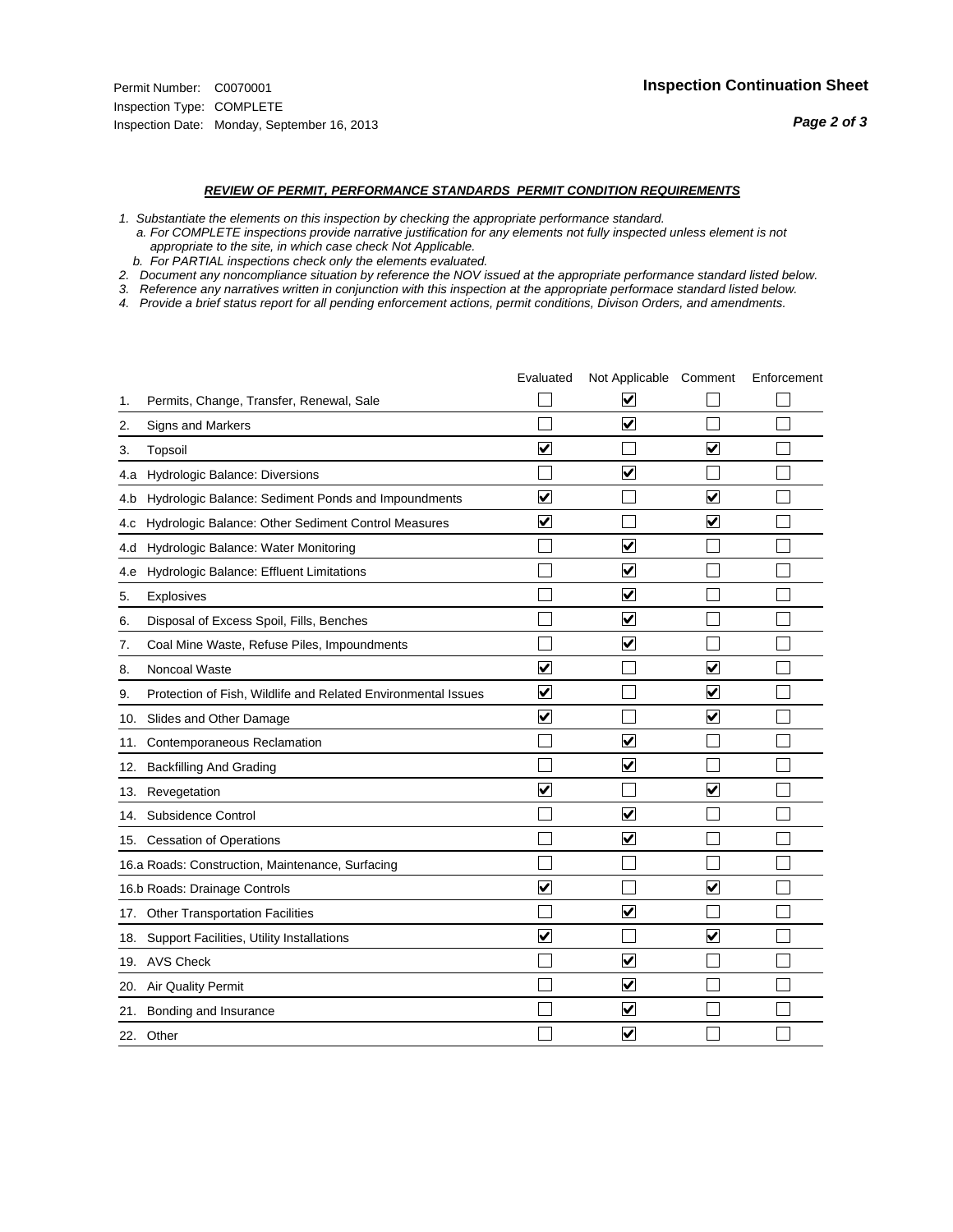Permit Number: C0070001
Inspection Type: COMPLETE
Inspection Date: Monday, September 16, 2013

**Inspection Continuation Sheet**

***REVIEW OF PERMIT, PERFORMANCE STANDARDS PERMIT CONDITION REQUIREMENTS***

*1. Substantiate the elements on this inspection by checking the appropriate performance standard.*
*a. For COMPLETE inspections provide narrative justification for any elements not fully inspected unless element is not appropriate to the site, in which case check Not Applicable.*
*b. For PARTIAL inspections check only the elements evaluated.*
*2. Document any noncompliance situation by reference the NOV issued at the appropriate performance standard listed below.*
*3. Reference any narratives written in conjunction with this inspection at the appropriate performace standard listed below.*
*4. Provide a brief status report for all pending enforcement actions, permit conditions, Divison Orders, and amendments.*

| | Evaluated | Not Applicable | Comment | Enforcement |
|---|---|---|---|---|
| 1. Permits, Change, Transfer, Renewal, Sale | ☐ | ☑ | ☐ | ☐ |
| 2. Signs and Markers | ☐ | ☑ | ☐ | ☐ |
| 3. Topsoil | ☑ | ☐ | ☑ | ☐ |
| 4.a Hydrologic Balance: Diversions | ☐ | ☑ | ☐ | ☐ |
| 4.b Hydrologic Balance: Sediment Ponds and Impoundments | ☑ | ☐ | ☑ | ☐ |
| 4.c Hydrologic Balance: Other Sediment Control Measures | ☑ | ☐ | ☑ | ☐ |
| 4.d Hydrologic Balance: Water Monitoring | ☐ | ☑ | ☐ | ☐ |
| 4.e Hydrologic Balance: Effluent Limitations | ☐ | ☑ | ☐ | ☐ |
| 5. Explosives | ☐ | ☑ | ☐ | ☐ |
| 6. Disposal of Excess Spoil, Fills, Benches | ☐ | ☑ | ☐ | ☐ |
| 7. Coal Mine Waste, Refuse Piles, Impoundments | ☐ | ☑ | ☐ | ☐ |
| 8. Noncoal Waste | ☑ | ☐ | ☑ | ☐ |
| 9. Protection of Fish, Wildlife and Related Environmental Issues | ☑ | ☐ | ☑ | ☐ |
| 10. Slides and Other Damage | ☑ | ☐ | ☑ | ☐ |
| 11. Contemporaneous Reclamation | ☐ | ☑ | ☐ | ☐ |
| 12. Backfilling And Grading | ☐ | ☑ | ☐ | ☐ |
| 13. Revegetation | ☑ | ☐ | ☑ | ☐ |
| 14. Subsidence Control | ☐ | ☑ | ☐ | ☐ |
| 15. Cessation of Operations | ☐ | ☑ | ☐ | ☐ |
| 16.a Roads: Construction, Maintenance, Surfacing | ☐ | ☐ | ☐ | ☐ |
| 16.b Roads: Drainage Controls | ☑ | ☐ | ☑ | ☐ |
| 17. Other Transportation Facilities | ☐ | ☑ | ☐ | ☐ |
| 18. Support Facilities, Utility Installations | ☑ | ☐ | ☑ | ☐ |
| 19. AVS Check | ☐ | ☑ | ☐ | ☐ |
| 20. Air Quality Permit | ☐ | ☑ | ☐ | ☐ |
| 21. Bonding and Insurance | ☐ | ☑ | ☐ | ☐ |
| 22. Other | ☐ | ☑ | ☐ | ☐ |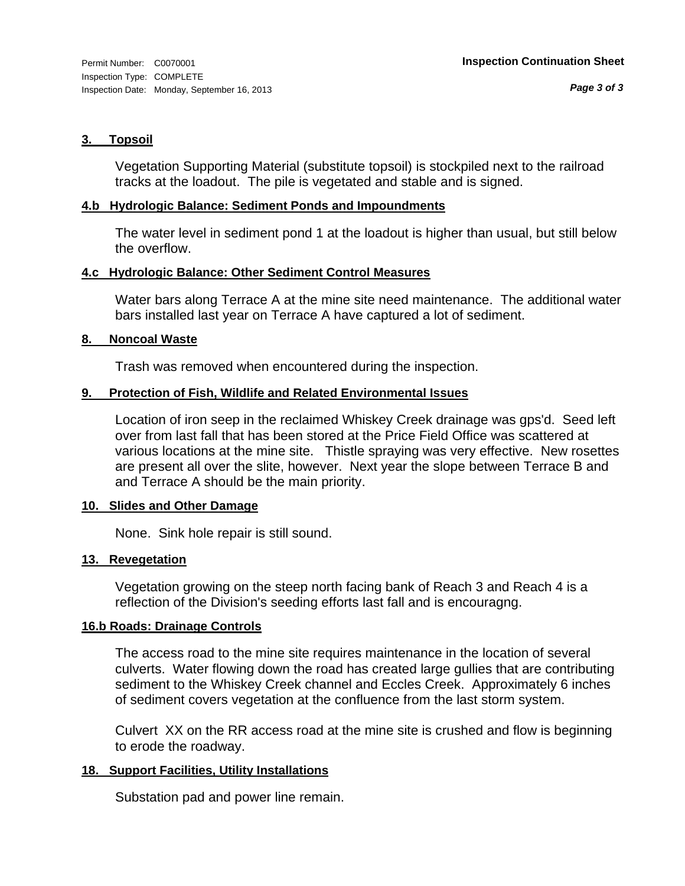Permit Number: C0070001
Inspection Type: COMPLETE
Inspection Date: Monday, September 16, 2013

**Inspection Continuation Sheet**

### 3. Topsoil

Vegetation Supporting Material (substitute topsoil) is stockpiled next to the railroad tracks at the loadout. The pile is vegetated and stable and is signed.

### 4.b Hydrologic Balance: Sediment Ponds and Impoundments

The water level in sediment pond 1 at the loadout is higher than usual, but still below the overflow.

### 4.c Hydrologic Balance: Other Sediment Control Measures

Water bars along Terrace A at the mine site need maintenance. The additional water bars installed last year on Terrace A have captured a lot of sediment.

### 8. Noncoal Waste

Trash was removed when encountered during the inspection.

### 9. Protection of Fish, Wildlife and Related Environmental Issues

Location of iron seep in the reclaimed Whiskey Creek drainage was gps'd. Seed left over from last fall that has been stored at the Price Field Office was scattered at various locations at the mine site. Thistle spraying was very effective. New rosettes are present all over the slite, however. Next year the slope between Terrace B and and Terrace A should be the main priority.

### 10. Slides and Other Damage

None. Sink hole repair is still sound.

### 13. Revegetation

Vegetation growing on the steep north facing bank of Reach 3 and Reach 4 is a reflection of the Division's seeding efforts last fall and is encouragng.

### 16.b Roads: Drainage Controls

The access road to the mine site requires maintenance in the location of several culverts. Water flowing down the road has created large gullies that are contributing sediment to the Whiskey Creek channel and Eccles Creek. Approximately 6 inches of sediment covers vegetation at the confluence from the last storm system.

Culvert XX on the RR access road at the mine site is crushed and flow is beginning to erode the roadway.

### 18. Support Facilities, Utility Installations

Substation pad and power line remain.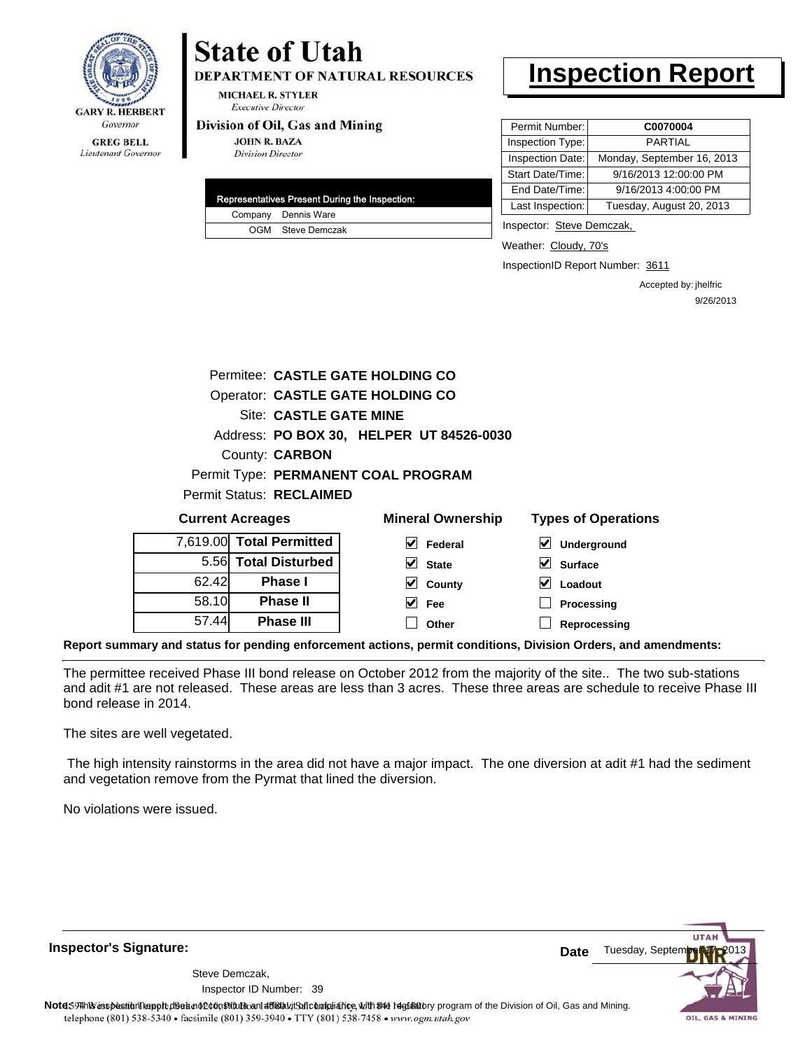GARY R. HERBERT
*Governor*

GREG BELL
*Lieutenant Governor*

# State of Utah

**DEPARTMENT OF NATURAL RESOURCES**

MICHAEL R. STYLER
*Executive Director*

**Division of Oil, Gas and Mining**

JOHN R. BAZA
*Division Director*

# Inspection Report

| Permit Number: | C0070004 |
|---|---|
| Inspection Type: | PARTIAL |
| Inspection Date: | Monday, September 16, 2013 |
| Start Date/Time: | 9/16/2013 12:00:00 PM |
| End Date/Time: | 9/16/2013 4:00:00 PM |
| Last Inspection: | Tuesday, August 20, 2013 |

| Representatives Present During the Inspection: | |
|---|---|
| Company | Dennis Ware |
| OGM | Steve Demczak |

Inspector: Steve Demczak,

Weather: Cloudy, 70's

InspectionID Report Number: 3611

Accepted by: jhelfric
9/26/2013

Permitee: **CASTLE GATE HOLDING CO**
Operator: **CASTLE GATE HOLDING CO**
Site: **CASTLE GATE MINE**
Address: **PO BOX 30, HELPER UT 84526-0030**
County: **CARBON**
Permit Type: **PERMANENT COAL PROGRAM**
Permit Status: **RECLAIMED**

**Current Acreages**

| | |
|---|---|
| 7,619.00 | **Total Permitted** |
| 5.56 | **Total Disturbed** |
| 62.42 | **Phase I** |
| 58.10 | **Phase II** |
| 57.44 | **Phase III** |

**Mineral Ownership**

- [x] Federal
- [x] State
- [x] County
- [x] Fee
- [ ] Other

**Types of Operations**

- [x] Underground
- [x] Surface
- [x] Loadout
- [ ] Processing
- [ ] Reprocessing

**Report summary and status for pending enforcement actions, permit conditions, Division Orders, and amendments:**

The permittee received Phase III bond release on October 2012 from the majority of the site.. The two sub-stations and adit #1 are not released. These areas are less than 3 acres. These three areas are schedule to receive Phase III bond release in 2014.

The sites are well vegetated.

The high intensity rainstorms in the area did not have a major impact. The one diversion at adit #1 had the sediment and vegetation remove from the Pyrmat that lined the diversion.

No violations were issued.

**Inspector's Signature:**

Steve Demczak,
Inspector ID Number: 39

**Date** Tuesday, September 17, 2013

**Note:** This inspection report does not constitute an affidavit of compliance with the regulatory program of the Division of Oil, Gas and Mining.
telephone (801) 538-5340 • facsimile (801) 359-3940 • TTY (801) 538-7458 • www.ogm.utah.gov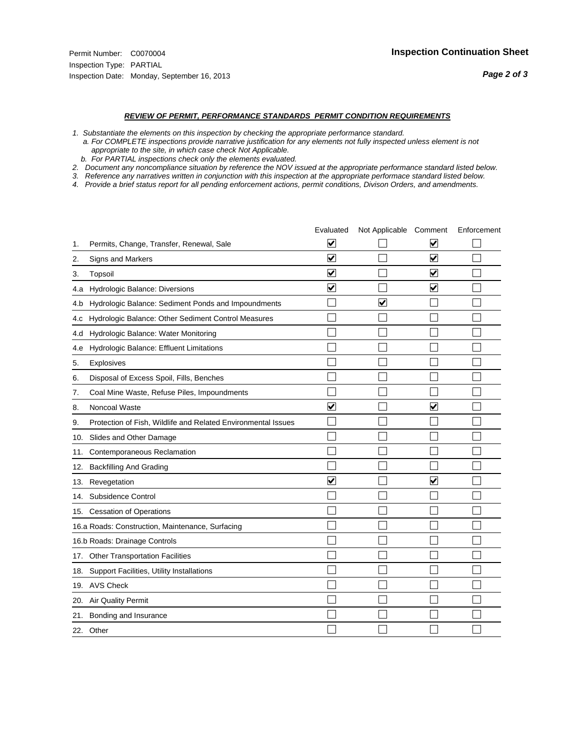Permit Number: C0070004
Inspection Type: PARTIAL
Inspection Date: Monday, September 16, 2013

**Inspection Continuation Sheet**

***REVIEW OF PERMIT, PERFORMANCE STANDARDS PERMIT CONDITION REQUIREMENTS***

*1. Substantiate the elements on this inspection by checking the appropriate performance standard.*
*a. For COMPLETE inspections provide narrative justification for any elements not fully inspected unless element is not appropriate to the site, in which case check Not Applicable.*
*b. For PARTIAL inspections check only the elements evaluated.*
*2. Document any noncompliance situation by reference the NOV issued at the appropriate performance standard listed below.*
*3. Reference any narratives written in conjunction with this inspection at the appropriate performace standard listed below.*
*4. Provide a brief status report for all pending enforcement actions, permit conditions, Divison Orders, and amendments.*

| | | Evaluated | Not Applicable | Comment | Enforcement |
|---|---|---|---|---|---|
| 1. | Permits, Change, Transfer, Renewal, Sale | ☑ | ☐ | ☑ | ☐ |
| 2. | Signs and Markers | ☑ | ☐ | ☑ | ☐ |
| 3. | Topsoil | ☑ | ☐ | ☑ | ☐ |
| 4.a | Hydrologic Balance: Diversions | ☑ | ☐ | ☑ | ☐ |
| 4.b | Hydrologic Balance: Sediment Ponds and Impoundments | ☐ | ☑ | ☐ | ☐ |
| 4.c | Hydrologic Balance: Other Sediment Control Measures | ☐ | ☐ | ☐ | ☐ |
| 4.d | Hydrologic Balance: Water Monitoring | ☐ | ☐ | ☐ | ☐ |
| 4.e | Hydrologic Balance: Effluent Limitations | ☐ | ☐ | ☐ | ☐ |
| 5. | Explosives | ☐ | ☐ | ☐ | ☐ |
| 6. | Disposal of Excess Spoil, Fills, Benches | ☐ | ☐ | ☐ | ☐ |
| 7. | Coal Mine Waste, Refuse Piles, Impoundments | ☐ | ☐ | ☐ | ☐ |
| 8. | Noncoal Waste | ☑ | ☐ | ☑ | ☐ |
| 9. | Protection of Fish, Wildlife and Related Environmental Issues | ☐ | ☐ | ☐ | ☐ |
| 10. | Slides and Other Damage | ☐ | ☐ | ☐ | ☐ |
| 11. | Contemporaneous Reclamation | ☐ | ☐ | ☐ | ☐ |
| 12. | Backfilling And Grading | ☐ | ☐ | ☐ | ☐ |
| 13. | Revegetation | ☑ | ☐ | ☑ | ☐ |
| 14. | Subsidence Control | ☐ | ☐ | ☐ | ☐ |
| 15. | Cessation of Operations | ☐ | ☐ | ☐ | ☐ |
| 16.a | Roads: Construction, Maintenance, Surfacing | ☐ | ☐ | ☐ | ☐ |
| 16.b | Roads: Drainage Controls | ☐ | ☐ | ☐ | ☐ |
| 17. | Other Transportation Facilities | ☐ | ☐ | ☐ | ☐ |
| 18. | Support Facilities, Utility Installations | ☐ | ☐ | ☐ | ☐ |
| 19. | AVS Check | ☐ | ☐ | ☐ | ☐ |
| 20. | Air Quality Permit | ☐ | ☐ | ☐ | ☐ |
| 21. | Bonding and Insurance | ☐ | ☐ | ☐ | ☐ |
| 22. | Other | ☐ | ☐ | ☐ | ☐ |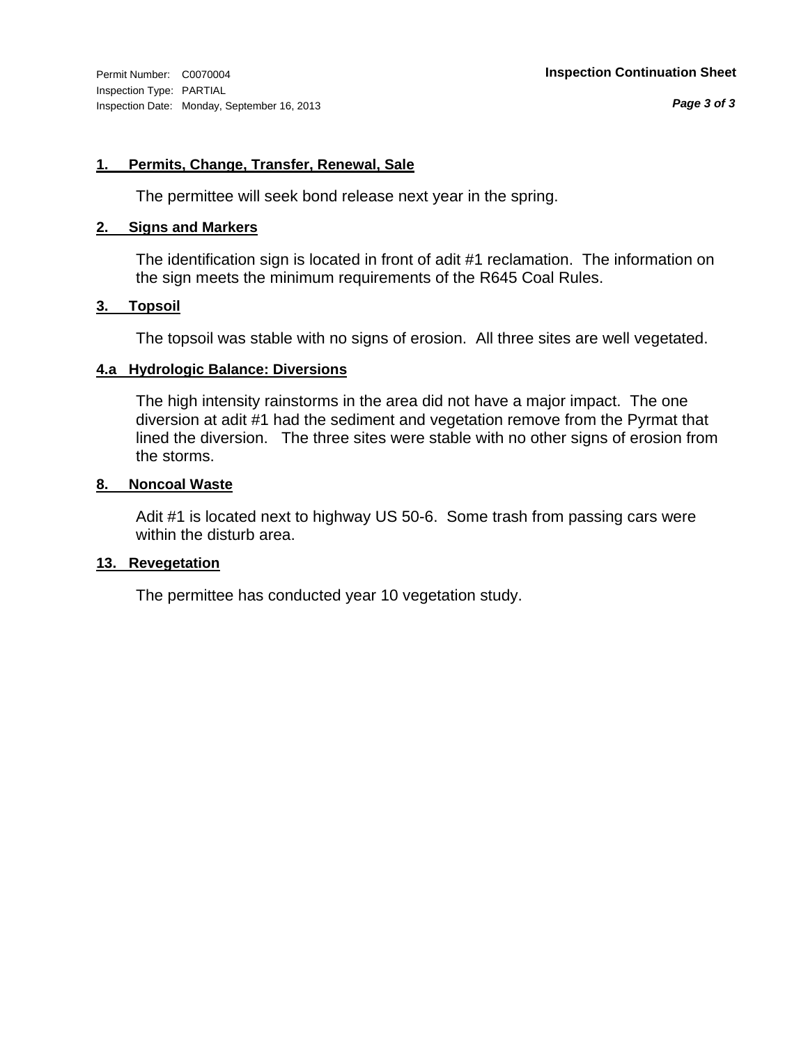Permit Number: C0070004

Inspection Type: PARTIAL

Inspection Date: Monday, September 16, 2013

**Inspection Continuation Sheet**

**1. Permits, Change, Transfer, Renewal, Sale**

The permittee will seek bond release next year in the spring.

**2. Signs and Markers**

The identification sign is located in front of adit #1 reclamation. The information on the sign meets the minimum requirements of the R645 Coal Rules.

**3. Topsoil**

The topsoil was stable with no signs of erosion. All three sites are well vegetated.

**4.a Hydrologic Balance: Diversions**

The high intensity rainstorms in the area did not have a major impact. The one diversion at adit #1 had the sediment and vegetation remove from the Pyrmat that lined the diversion. The three sites were stable with no other signs of erosion from the storms.

**8. Noncoal Waste**

Adit #1 is located next to highway US 50-6. Some trash from passing cars were within the disturb area.

**13. Revegetation**

The permittee has conducted year 10 vegetation study.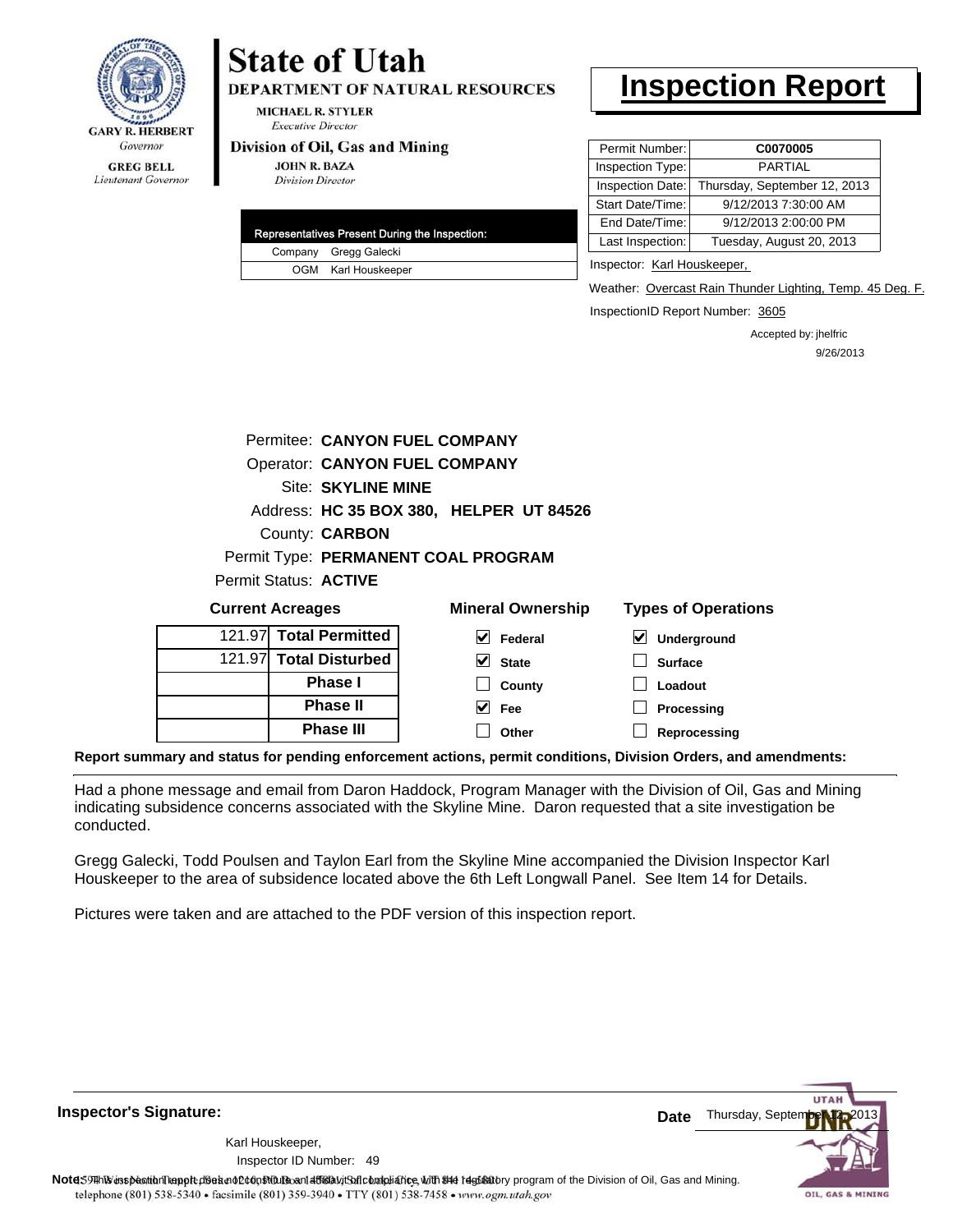# State of Utah

**DEPARTMENT OF NATURAL RESOURCES**

MICHAEL R. STYLER
*Executive Director*

**Division of Oil, Gas and Mining**

JOHN R. BAZA
*Division Director*

GARY R. HERBERT
*Governor*

GREG BELL
*Lieutenant Governor*

# Inspection Report

| Permit Number: | C0070005 |
|---|---|
| Inspection Type: | PARTIAL |
| Inspection Date: | Thursday, September 12, 2013 |
| Start Date/Time: | 9/12/2013 7:30:00 AM |
| End Date/Time: | 9/12/2013 2:00:00 PM |
| Last Inspection: | Tuesday, August 20, 2013 |

Inspector: Karl Houskeeper,

Weather: Overcast Rain Thunder Lighting, Temp. 45 Deg. F.

InspectionID Report Number: 3605

Accepted by: jhelfric
9/26/2013

| Representatives Present During the Inspection: | |
|---|---|
| Company | Gregg Galecki |
| OGM | Karl Houskeeper |

Permitee: **CANYON FUEL COMPANY**
Operator: **CANYON FUEL COMPANY**
Site: **SKYLINE MINE**
Address: **HC 35 BOX 380, HELPER UT 84526**
County: **CARBON**
Permit Type: **PERMANENT COAL PROGRAM**
Permit Status: **ACTIVE**

**Current Acreages**

| | |
|---|---|
| 121.97 | **Total Permitted** |
| 121.97 | **Total Disturbed** |
| | **Phase I** |
| | **Phase II** |
| | **Phase III** |

**Mineral Ownership**

- [x] Federal
- [x] State
- [ ] County
- [x] Fee
- [ ] Other

**Types of Operations**

- [x] Underground
- [ ] Surface
- [ ] Loadout
- [ ] Processing
- [ ] Reprocessing

**Report summary and status for pending enforcement actions, permit conditions, Division Orders, and amendments:**

Had a phone message and email from Daron Haddock, Program Manager with the Division of Oil, Gas and Mining indicating subsidence concerns associated with the Skyline Mine. Daron requested that a site investigation be conducted.

Gregg Galecki, Todd Poulsen and Taylon Earl from the Skyline Mine accompanied the Division Inspector Karl Houskeeper to the area of subsidence located above the 6th Left Longwall Panel. See Item 14 for Details.

Pictures were taken and are attached to the PDF version of this inspection report.

**Inspector's Signature:**

Karl Houskeeper,
Inspector ID Number: 49

**Date** Thursday, September 12, 2013

**Note:** This inspection report does not constitute an affidavit of compliance with the regulatory program of the Division of Oil, Gas and Mining.

telephone (801) 538-5340 • facsimile (801) 359-3940 • TTY (801) 538-7458 • www.ogm.utah.gov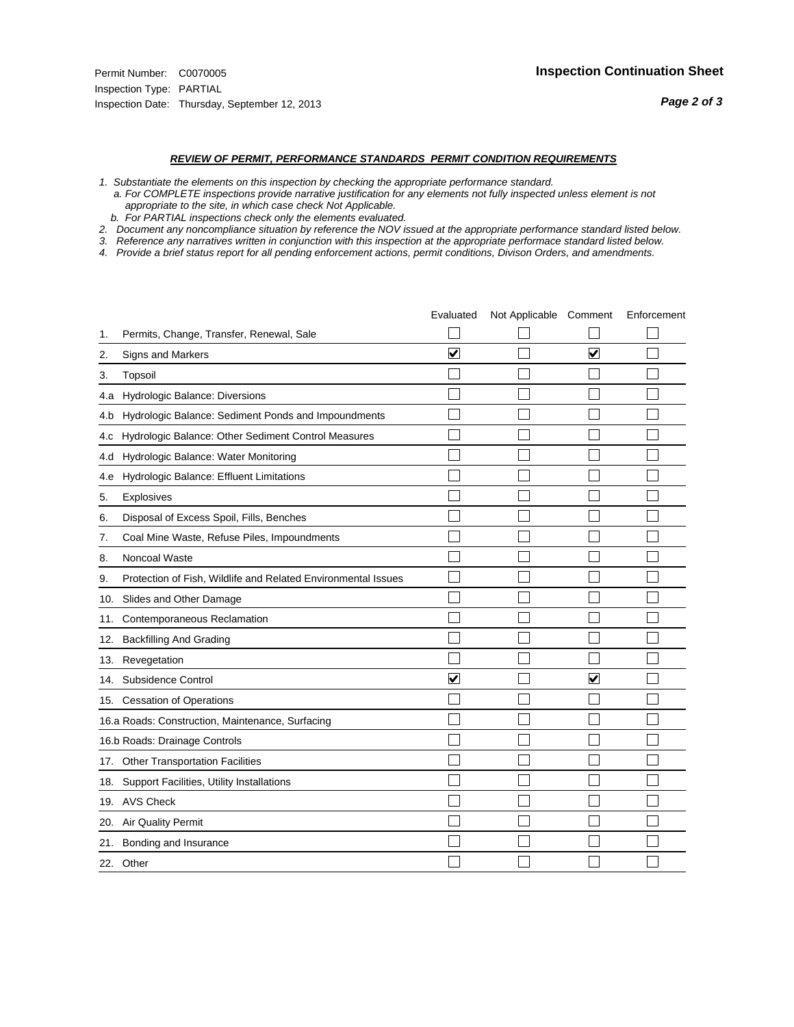Permit Number: C0070005
Inspection Type: PARTIAL
Inspection Date: Thursday, September 12, 2013

**Inspection Continuation Sheet**

***REVIEW OF PERMIT, PERFORMANCE STANDARDS PERMIT CONDITION REQUIREMENTS***

*1. Substantiate the elements on this inspection by checking the appropriate performance standard.*
*a. For COMPLETE inspections provide narrative justification for any elements not fully inspected unless element is not appropriate to the site, in which case check Not Applicable.*
*b. For PARTIAL inspections check only the elements evaluated.*
*2. Document any noncompliance situation by reference the NOV issued at the appropriate performance standard listed below.*
*3. Reference any narratives written in conjunction with this inspection at the appropriate performace standard listed below.*
*4. Provide a brief status report for all pending enforcement actions, permit conditions, Divison Orders, and amendments.*

| | | Evaluated | Not Applicable | Comment | Enforcement |
|---|---|---|---|---|---|
| 1. | Permits, Change, Transfer, Renewal, Sale | ☐ | ☐ | ☐ | ☐ |
| 2. | Signs and Markers | ☑ | ☐ | ☑ | ☐ |
| 3. | Topsoil | ☐ | ☐ | ☐ | ☐ |
| 4.a | Hydrologic Balance: Diversions | ☐ | ☐ | ☐ | ☐ |
| 4.b | Hydrologic Balance: Sediment Ponds and Impoundments | ☐ | ☐ | ☐ | ☐ |
| 4.c | Hydrologic Balance: Other Sediment Control Measures | ☐ | ☐ | ☐ | ☐ |
| 4.d | Hydrologic Balance: Water Monitoring | ☐ | ☐ | ☐ | ☐ |
| 4.e | Hydrologic Balance: Effluent Limitations | ☐ | ☐ | ☐ | ☐ |
| 5. | Explosives | ☐ | ☐ | ☐ | ☐ |
| 6. | Disposal of Excess Spoil, Fills, Benches | ☐ | ☐ | ☐ | ☐ |
| 7. | Coal Mine Waste, Refuse Piles, Impoundments | ☐ | ☐ | ☐ | ☐ |
| 8. | Noncoal Waste | ☐ | ☐ | ☐ | ☐ |
| 9. | Protection of Fish, Wildlife and Related Environmental Issues | ☐ | ☐ | ☐ | ☐ |
| 10. | Slides and Other Damage | ☐ | ☐ | ☐ | ☐ |
| 11. | Contemporaneous Reclamation | ☐ | ☐ | ☐ | ☐ |
| 12. | Backfilling And Grading | ☐ | ☐ | ☐ | ☐ |
| 13. | Revegetation | ☐ | ☐ | ☐ | ☐ |
| 14. | Subsidence Control | ☑ | ☐ | ☑ | ☐ |
| 15. | Cessation of Operations | ☐ | ☐ | ☐ | ☐ |
| 16.a | Roads: Construction, Maintenance, Surfacing | ☐ | ☐ | ☐ | ☐ |
| 16.b | Roads: Drainage Controls | ☐ | ☐ | ☐ | ☐ |
| 17. | Other Transportation Facilities | ☐ | ☐ | ☐ | ☐ |
| 18. | Support Facilities, Utility Installations | ☐ | ☐ | ☐ | ☐ |
| 19. | AVS Check | ☐ | ☐ | ☐ | ☐ |
| 20. | Air Quality Permit | ☐ | ☐ | ☐ | ☐ |
| 21. | Bonding and Insurance | ☐ | ☐ | ☐ | ☐ |
| 22. | Other | ☐ | ☐ | ☐ | ☐ |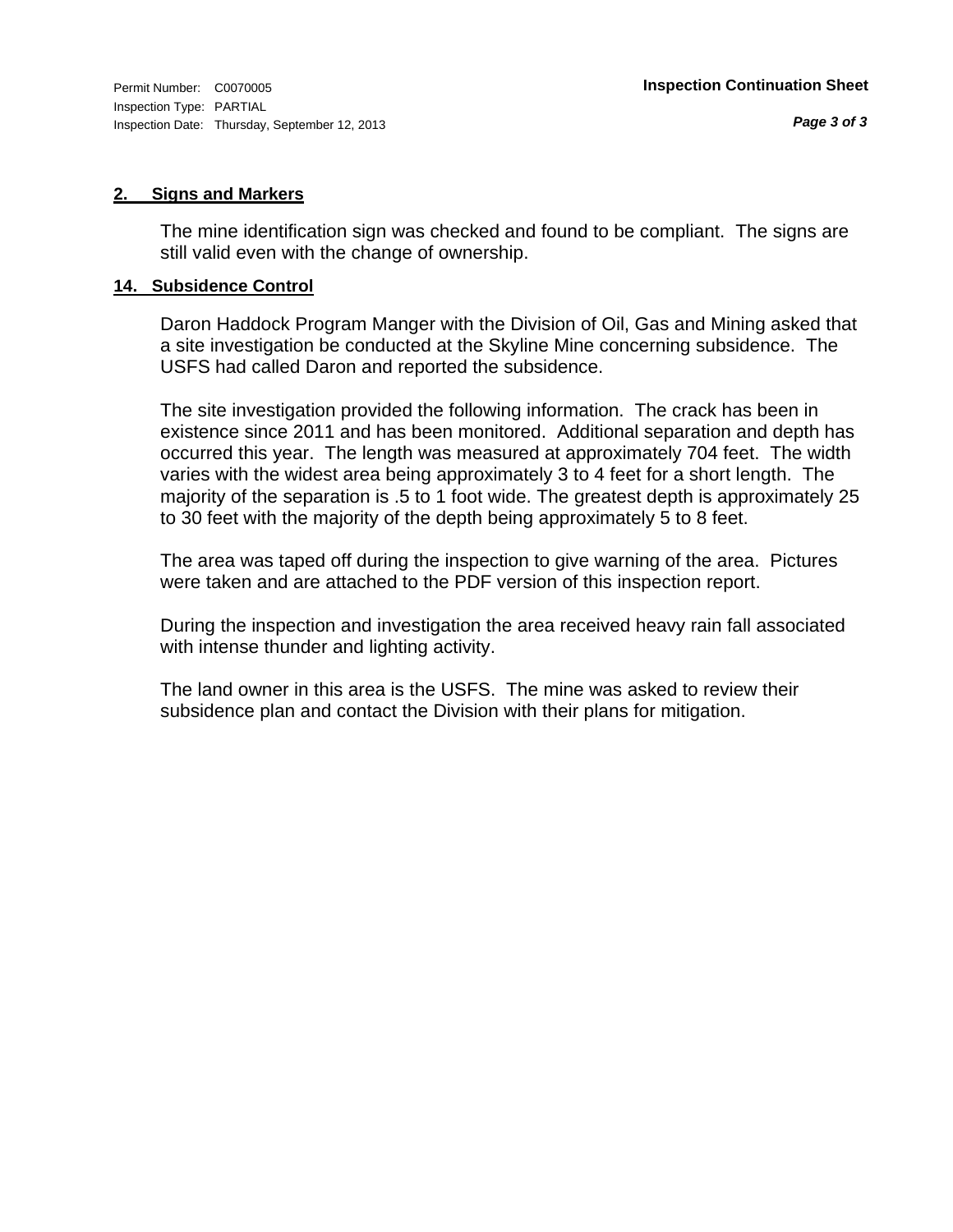**2. Signs and Markers**

The mine identification sign was checked and found to be compliant. The signs are still valid even with the change of ownership.

**14. Subsidence Control**

Daron Haddock Program Manger with the Division of Oil, Gas and Mining asked that a site investigation be conducted at the Skyline Mine concerning subsidence. The USFS had called Daron and reported the subsidence.

The site investigation provided the following information. The crack has been in existence since 2011 and has been monitored. Additional separation and depth has occurred this year. The length was measured at approximately 704 feet. The width varies with the widest area being approximately 3 to 4 feet for a short length. The majority of the separation is .5 to 1 foot wide. The greatest depth is approximately 25 to 30 feet with the majority of the depth being approximately 5 to 8 feet.

The area was taped off during the inspection to give warning of the area. Pictures were taken and are attached to the PDF version of this inspection report.

During the inspection and investigation the area received heavy rain fall associated with intense thunder and lighting activity.

The land owner in this area is the USFS. The mine was asked to review their subsidence plan and contact the Division with their plans for mitigation.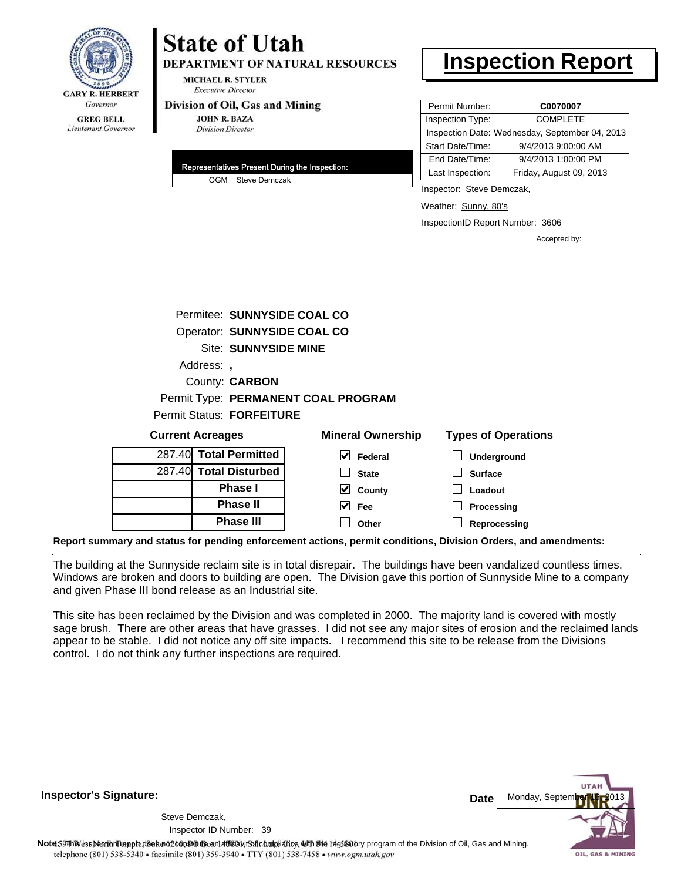**State of Utah**

**DEPARTMENT OF NATURAL RESOURCES**

MICHAEL R. STYLER
*Executive Director*

**Division of Oil, Gas and Mining**

JOHN R. BAZA
*Division Director*

GARY R. HERBERT
*Governor*

GREG BELL
*Lieutenant Governor*

# Inspection Report

| Permit Number: | C0070007 |
|---|---|
| Inspection Type: | COMPLETE |
| Inspection Date: | Wednesday, September 04, 2013 |
| Start Date/Time: | 9/4/2013 9:00:00 AM |
| End Date/Time: | 9/4/2013 1:00:00 PM |
| Last Inspection: | Friday, August 09, 2013 |

**Representatives Present During the Inspection:**

OGM Steve Demczak

Inspector: Steve Demczak,

Weather: Sunny, 80's

InspectionID Report Number: 3606

Accepted by:

Permitee: **SUNNYSIDE COAL CO**
Operator: **SUNNYSIDE COAL CO**
Site: **SUNNYSIDE MINE**
Address: **,**
County: **CARBON**
Permit Type: **PERMANENT COAL PROGRAM**
Permit Status: **FORFEITURE**

**Current Acreages**

| | |
|---|---|
| 287.40 | **Total Permitted** |
| 287.40 | **Total Disturbed** |
| | **Phase I** |
| | **Phase II** |
| | **Phase III** |

**Mineral Ownership**

- [x] Federal
- [ ] State
- [x] County
- [x] Fee
- [ ] Other

**Types of Operations**

- [ ] Underground
- [ ] Surface
- [ ] Loadout
- [ ] Processing
- [ ] Reprocessing

**Report summary and status for pending enforcement actions, permit conditions, Division Orders, and amendments:**

The building at the Sunnyside reclaim site is in total disrepair. The buildings have been vandalized countless times. Windows are broken and doors to building are open. The Division gave this portion of Sunnyside Mine to a company and given Phase III bond release as an Industrial site.

This site has been reclaimed by the Division and was completed in 2000. The majority land is covered with mostly sage brush. There are other areas that have grasses. I did not see any major sites of erosion and the reclaimed lands appear to be stable. I did not notice any off site impacts. I recommend this site to be release from the Divisions control. I do not think any further inspections are required.

**Inspector's Signature:**

Steve Demczak,
Inspector ID Number: 39

**Date** Monday, September 16, 2013

**Note:** This inspection report does not constitute an affidavit of compliance with the regulatory program of the Division of Oil, Gas and Mining.

telephone (801) 538-5340 • facsimile (801) 359-3940 • TTY (801) 538-7458 • www.ogm.utah.gov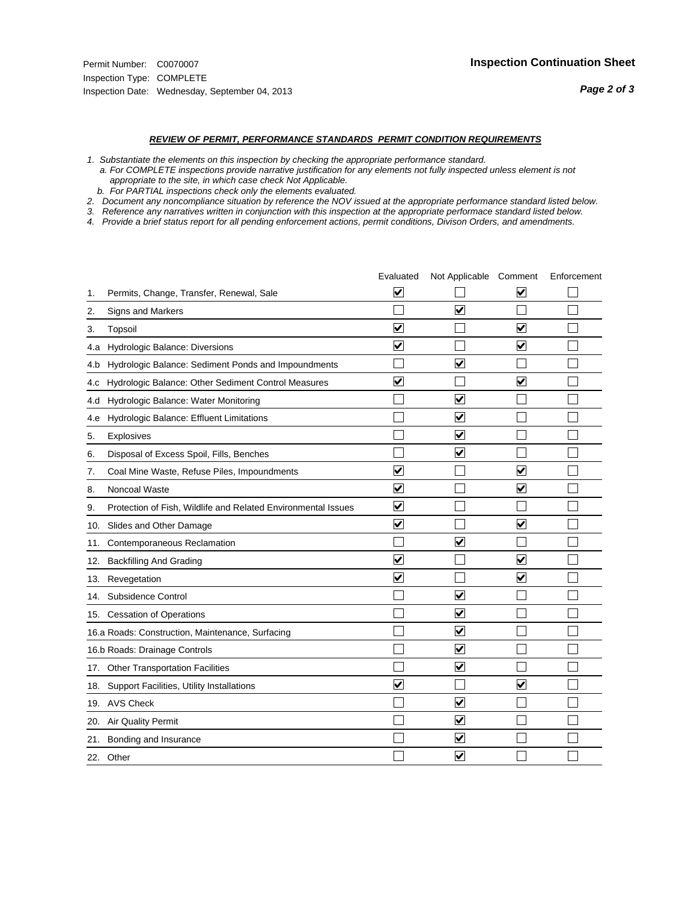Permit Number: C0070007
Inspection Type: COMPLETE
Inspection Date: Wednesday, September 04, 2013

**Inspection Continuation Sheet**

### ***REVIEW OF PERMIT, PERFORMANCE STANDARDS PERMIT CONDITION REQUIREMENTS***

*1. Substantiate the elements on this inspection by checking the appropriate performance standard.*
*a. For COMPLETE inspections provide narrative justification for any elements not fully inspected unless element is not appropriate to the site, in which case check Not Applicable.*
*b. For PARTIAL inspections check only the elements evaluated.*
*2. Document any noncompliance situation by reference the NOV issued at the appropriate performance standard listed below.*
*3. Reference any narratives written in conjunction with this inspection at the appropriate performace standard listed below.*
*4. Provide a brief status report for all pending enforcement actions, permit conditions, Divison Orders, and amendments.*

| | | Evaluated | Not Applicable | Comment | Enforcement |
|---|---|---|---|---|---|
| 1. | Permits, Change, Transfer, Renewal, Sale | ☑ | ☐ | ☑ | ☐ |
| 2. | Signs and Markers | ☐ | ☑ | ☐ | ☐ |
| 3. | Topsoil | ☑ | ☐ | ☑ | ☐ |
| 4.a | Hydrologic Balance: Diversions | ☑ | ☐ | ☑ | ☐ |
| 4.b | Hydrologic Balance: Sediment Ponds and Impoundments | ☐ | ☑ | ☐ | ☐ |
| 4.c | Hydrologic Balance: Other Sediment Control Measures | ☑ | ☐ | ☑ | ☐ |
| 4.d | Hydrologic Balance: Water Monitoring | ☐ | ☑ | ☐ | ☐ |
| 4.e | Hydrologic Balance: Effluent Limitations | ☐ | ☑ | ☐ | ☐ |
| 5. | Explosives | ☐ | ☑ | ☐ | ☐ |
| 6. | Disposal of Excess Spoil, Fills, Benches | ☐ | ☑ | ☐ | ☐ |
| 7. | Coal Mine Waste, Refuse Piles, Impoundments | ☑ | ☐ | ☑ | ☐ |
| 8. | Noncoal Waste | ☑ | ☐ | ☑ | ☐ |
| 9. | Protection of Fish, Wildlife and Related Environmental Issues | ☑ | ☐ | ☐ | ☐ |
| 10. | Slides and Other Damage | ☑ | ☐ | ☑ | ☐ |
| 11. | Contemporaneous Reclamation | ☐ | ☑ | ☐ | ☐ |
| 12. | Backfilling And Grading | ☑ | ☐ | ☑ | ☐ |
| 13. | Revegetation | ☑ | ☐ | ☑ | ☐ |
| 14. | Subsidence Control | ☐ | ☑ | ☐ | ☐ |
| 15. | Cessation of Operations | ☐ | ☑ | ☐ | ☐ |
| 16.a | Roads: Construction, Maintenance, Surfacing | ☐ | ☑ | ☐ | ☐ |
| 16.b | Roads: Drainage Controls | ☐ | ☑ | ☐ | ☐ |
| 17. | Other Transportation Facilities | ☐ | ☑ | ☐ | ☐ |
| 18. | Support Facilities, Utility Installations | ☑ | ☐ | ☑ | ☐ |
| 19. | AVS Check | ☐ | ☑ | ☐ | ☐ |
| 20. | Air Quality Permit | ☐ | ☑ | ☐ | ☐ |
| 21. | Bonding and Insurance | ☐ | ☑ | ☐ | ☐ |
| 22. | Other | ☐ | ☑ | ☐ | ☐ |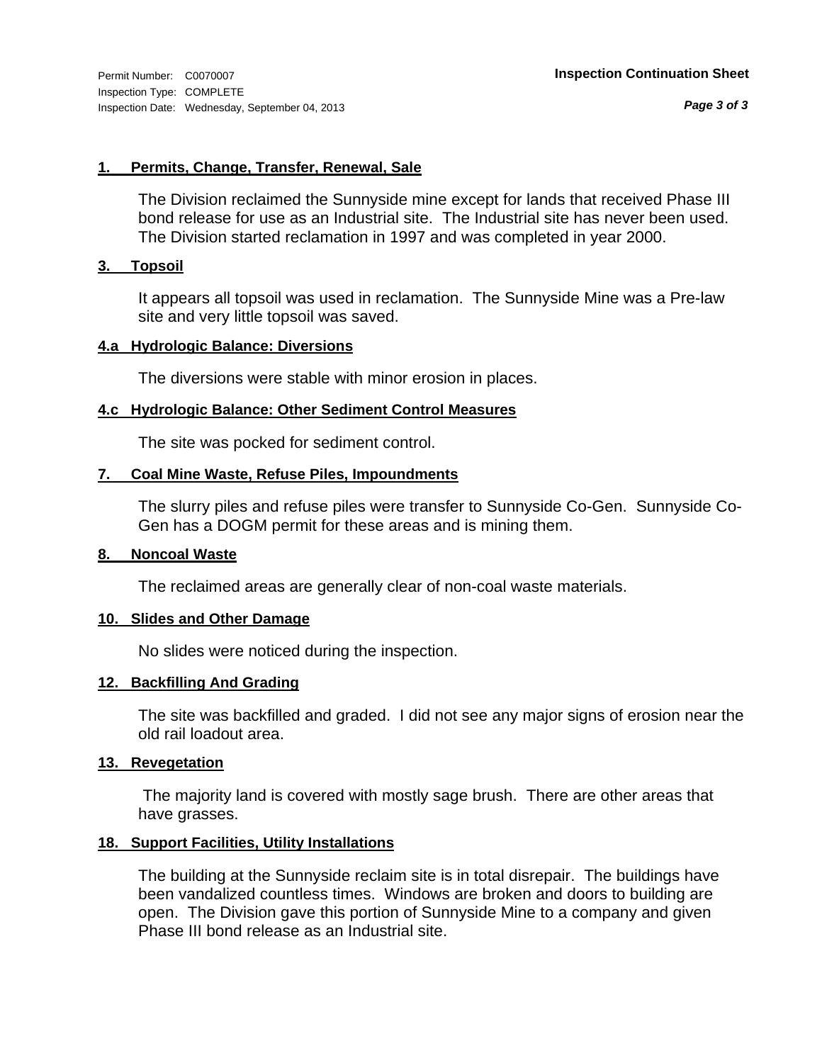#### 1. Permits, Change, Transfer, Renewal, Sale

The Division reclaimed the Sunnyside mine except for lands that received Phase III bond release for use as an Industrial site. The Industrial site has never been used. The Division started reclamation in 1997 and was completed in year 2000.

#### 3. Topsoil

It appears all topsoil was used in reclamation. The Sunnyside Mine was a Pre-law site and very little topsoil was saved.

#### 4.a Hydrologic Balance: Diversions

The diversions were stable with minor erosion in places.

#### 4.c Hydrologic Balance: Other Sediment Control Measures

The site was pocked for sediment control.

#### 7. Coal Mine Waste, Refuse Piles, Impoundments

The slurry piles and refuse piles were transfer to Sunnyside Co-Gen. Sunnyside Co-Gen has a DOGM permit for these areas and is mining them.

#### 8. Noncoal Waste

The reclaimed areas are generally clear of non-coal waste materials.

#### 10. Slides and Other Damage

No slides were noticed during the inspection.

#### 12. Backfilling And Grading

The site was backfilled and graded. I did not see any major signs of erosion near the old rail loadout area.

#### 13. Revegetation

The majority land is covered with mostly sage brush. There are other areas that have grasses.

#### 18. Support Facilities, Utility Installations

The building at the Sunnyside reclaim site is in total disrepair. The buildings have been vandalized countless times. Windows are broken and doors to building are open. The Division gave this portion of Sunnyside Mine to a company and given Phase III bond release as an Industrial site.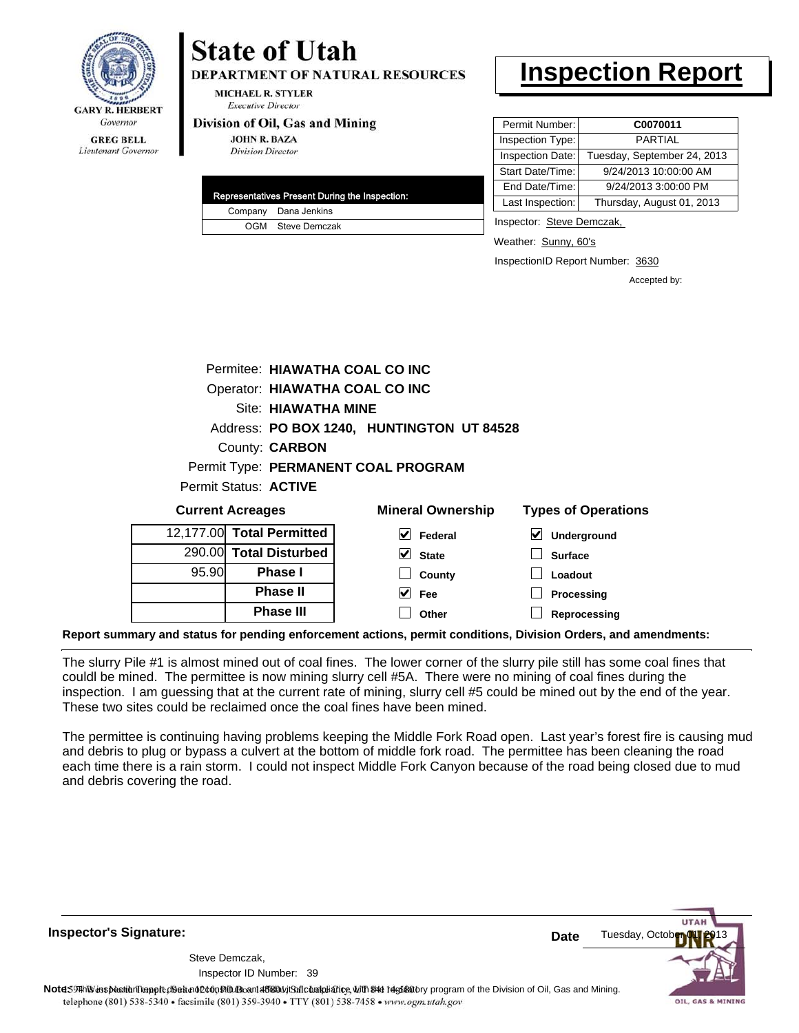GARY R. HERBERT
*Governor*

GREG BELL
*Lieutenant Governor*

# State of Utah

**DEPARTMENT OF NATURAL RESOURCES**

MICHAEL R. STYLER
*Executive Director*

**Division of Oil, Gas and Mining**

JOHN R. BAZA
*Division Director*

# Inspection Report

| Permit Number: | C0070011 |
|---|---|
| Inspection Type: | PARTIAL |
| Inspection Date: | Tuesday, September 24, 2013 |
| Start Date/Time: | 9/24/2013 10:00:00 AM |
| End Date/Time: | 9/24/2013 3:00:00 PM |
| Last Inspection: | Thursday, August 01, 2013 |

| Representatives Present During the Inspection: | |
|---|---|
| Company | Dana Jenkins |
| OGM | Steve Demczak |

Inspector: Steve Demczak,

Weather: Sunny, 60's

InspectionID Report Number: 3630

Accepted by:

Permitee: **HIAWATHA COAL CO INC**
Operator: **HIAWATHA COAL CO INC**
Site: **HIAWATHA MINE**
Address: **PO BOX 1240, HUNTINGTON UT 84528**
County: **CARBON**
Permit Type: **PERMANENT COAL PROGRAM**
Permit Status: **ACTIVE**

**Current Acreages**

| | |
|---|---|
| 12,177.00 | **Total Permitted** |
| 290.00 | **Total Disturbed** |
| 95.90 | **Phase I** |
| | **Phase II** |
| | **Phase III** |

**Mineral Ownership**

- [x] Federal
- [x] State
- [ ] County
- [x] Fee
- [ ] Other

**Types of Operations**

- [x] Underground
- [ ] Surface
- [ ] Loadout
- [ ] Processing
- [ ] Reprocessing

**Report summary and status for pending enforcement actions, permit conditions, Division Orders, and amendments:**

The slurry Pile #1 is almost mined out of coal fines. The lower corner of the slurry pile still has some coal fines that couldl be mined. The permittee is now mining slurry cell #5A. There were no mining of coal fines during the inspection. I am guessing that at the current rate of mining, slurry cell #5 could be mined out by the end of the year. These two sites could be reclaimed once the coal fines have been mined.

The permittee is continuing having problems keeping the Middle Fork Road open. Last year's forest fire is causing mud and debris to plug or bypass a culvert at the bottom of middle fork road. The permittee has been cleaning the road each time there is a rain storm. I could not inspect Middle Fork Canyon because of the road being closed due to mud and debris covering the road.

**Inspector's Signature:**

Steve Demczak,
Inspector ID Number: 39

**Date** Tuesday, October 01, 2013

**Note:** This inspection report does not constitute an affidavit of compliance with the regulatory program of the Division of Oil, Gas and Mining.

telephone (801) 538-5340 • facsimile (801) 359-3940 • TTY (801) 538-7458 • www.ogm.utah.gov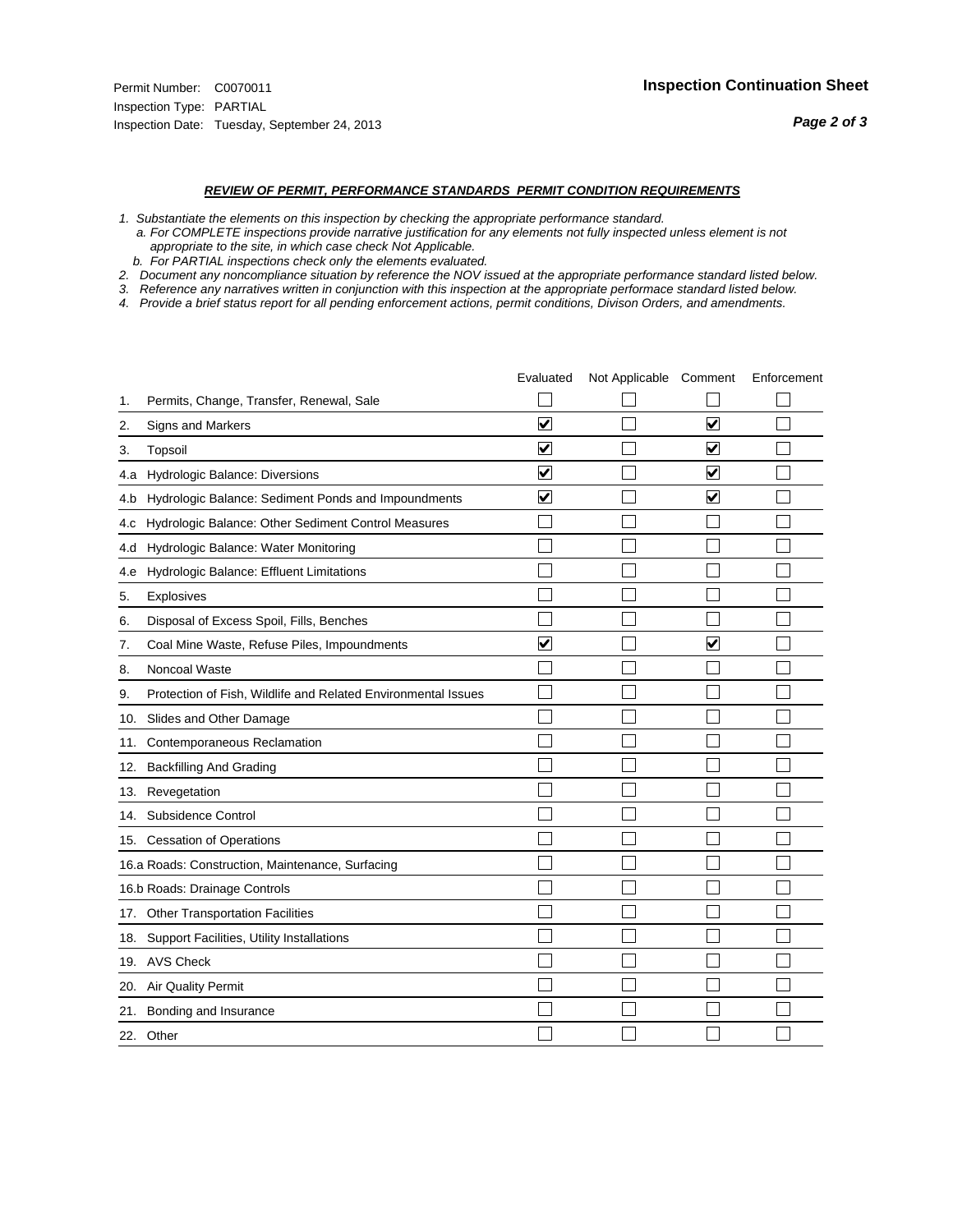Permit Number: C0070011
Inspection Type: PARTIAL
Inspection Date: Tuesday, September 24, 2013

# Inspection Continuation Sheet

## REVIEW OF PERMIT, PERFORMANCE STANDARDS PERMIT CONDITION REQUIREMENTS

1. Substantiate the elements on this inspection by checking the appropriate performance standard.
   a. For COMPLETE inspections provide narrative justification for any elements not fully inspected unless element is not appropriate to the site, in which case check Not Applicable.
   b. For PARTIAL inspections check only the elements evaluated.
2. Document any noncompliance situation by reference the NOV issued at the appropriate performance standard listed below.
3. Reference any narratives written in conjunction with this inspection at the appropriate performace standard listed below.
4. Provide a brief status report for all pending enforcement actions, permit conditions, Divison Orders, and amendments.

| | | Evaluated | Not Applicable | Comment | Enforcement |
|---|---|---|---|---|---|
| 1. | Permits, Change, Transfer, Renewal, Sale | ☐ | ☐ | ☐ | ☐ |
| 2. | Signs and Markers | ☑ | ☐ | ☑ | ☐ |
| 3. | Topsoil | ☑ | ☐ | ☑ | ☐ |
| 4.a | Hydrologic Balance: Diversions | ☑ | ☐ | ☑ | ☐ |
| 4.b | Hydrologic Balance: Sediment Ponds and Impoundments | ☑ | ☐ | ☑ | ☐ |
| 4.c | Hydrologic Balance: Other Sediment Control Measures | ☐ | ☐ | ☐ | ☐ |
| 4.d | Hydrologic Balance: Water Monitoring | ☐ | ☐ | ☐ | ☐ |
| 4.e | Hydrologic Balance: Effluent Limitations | ☐ | ☐ | ☐ | ☐ |
| 5. | Explosives | ☐ | ☐ | ☐ | ☐ |
| 6. | Disposal of Excess Spoil, Fills, Benches | ☐ | ☐ | ☐ | ☐ |
| 7. | Coal Mine Waste, Refuse Piles, Impoundments | ☑ | ☐ | ☑ | ☐ |
| 8. | Noncoal Waste | ☐ | ☐ | ☐ | ☐ |
| 9. | Protection of Fish, Wildlife and Related Environmental Issues | ☐ | ☐ | ☐ | ☐ |
| 10. | Slides and Other Damage | ☐ | ☐ | ☐ | ☐ |
| 11. | Contemporaneous Reclamation | ☐ | ☐ | ☐ | ☐ |
| 12. | Backfilling And Grading | ☐ | ☐ | ☐ | ☐ |
| 13. | Revegetation | ☐ | ☐ | ☐ | ☐ |
| 14. | Subsidence Control | ☐ | ☐ | ☐ | ☐ |
| 15. | Cessation of Operations | ☐ | ☐ | ☐ | ☐ |
| 16.a | Roads: Construction, Maintenance, Surfacing | ☐ | ☐ | ☐ | ☐ |
| 16.b | Roads: Drainage Controls | ☐ | ☐ | ☐ | ☐ |
| 17. | Other Transportation Facilities | ☐ | ☐ | ☐ | ☐ |
| 18. | Support Facilities, Utility Installations | ☐ | ☐ | ☐ | ☐ |
| 19. | AVS Check | ☐ | ☐ | ☐ | ☐ |
| 20. | Air Quality Permit | ☐ | ☐ | ☐ | ☐ |
| 21. | Bonding and Insurance | ☐ | ☐ | ☐ | ☐ |
| 22. | Other | ☐ | ☐ | ☐ | ☐ |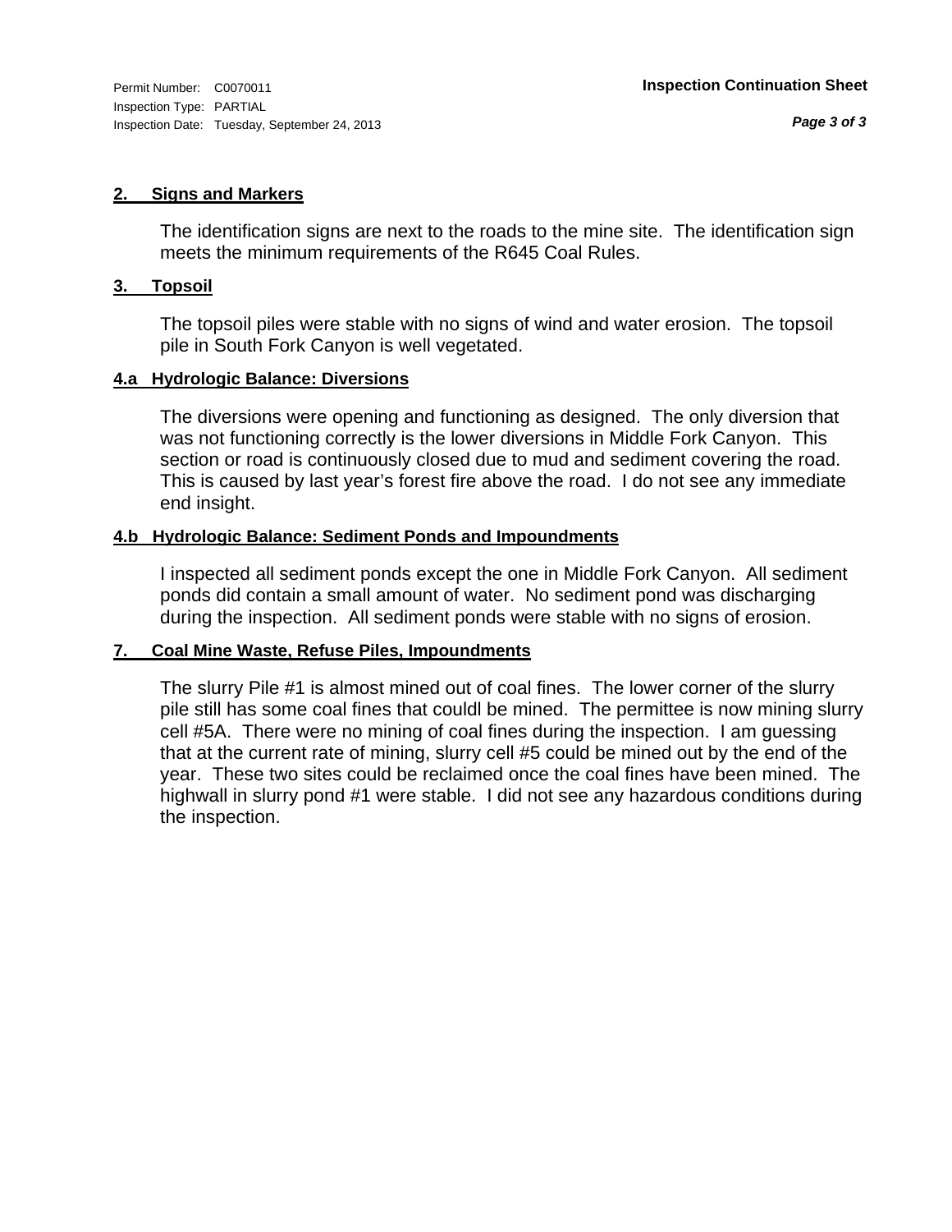Permit Number: C0070011
Inspection Type: PARTIAL
Inspection Date: Tuesday, September 24, 2013

**Inspection Continuation Sheet**

### 2. Signs and Markers

The identification signs are next to the roads to the mine site. The identification sign meets the minimum requirements of the R645 Coal Rules.

### 3. Topsoil

The topsoil piles were stable with no signs of wind and water erosion. The topsoil pile in South Fork Canyon is well vegetated.

### 4.a Hydrologic Balance: Diversions

The diversions were opening and functioning as designed. The only diversion that was not functioning correctly is the lower diversions in Middle Fork Canyon. This section or road is continuously closed due to mud and sediment covering the road. This is caused by last year's forest fire above the road. I do not see any immediate end insight.

### 4.b Hydrologic Balance: Sediment Ponds and Impoundments

I inspected all sediment ponds except the one in Middle Fork Canyon. All sediment ponds did contain a small amount of water. No sediment pond was discharging during the inspection. All sediment ponds were stable with no signs of erosion.

### 7. Coal Mine Waste, Refuse Piles, Impoundments

The slurry Pile #1 is almost mined out of coal fines. The lower corner of the slurry pile still has some coal fines that couldl be mined. The permittee is now mining slurry cell #5A. There were no mining of coal fines during the inspection. I am guessing that at the current rate of mining, slurry cell #5 could be mined out by the end of the year. These two sites could be reclaimed once the coal fines have been mined. The highwall in slurry pond #1 were stable. I did not see any hazardous conditions during the inspection.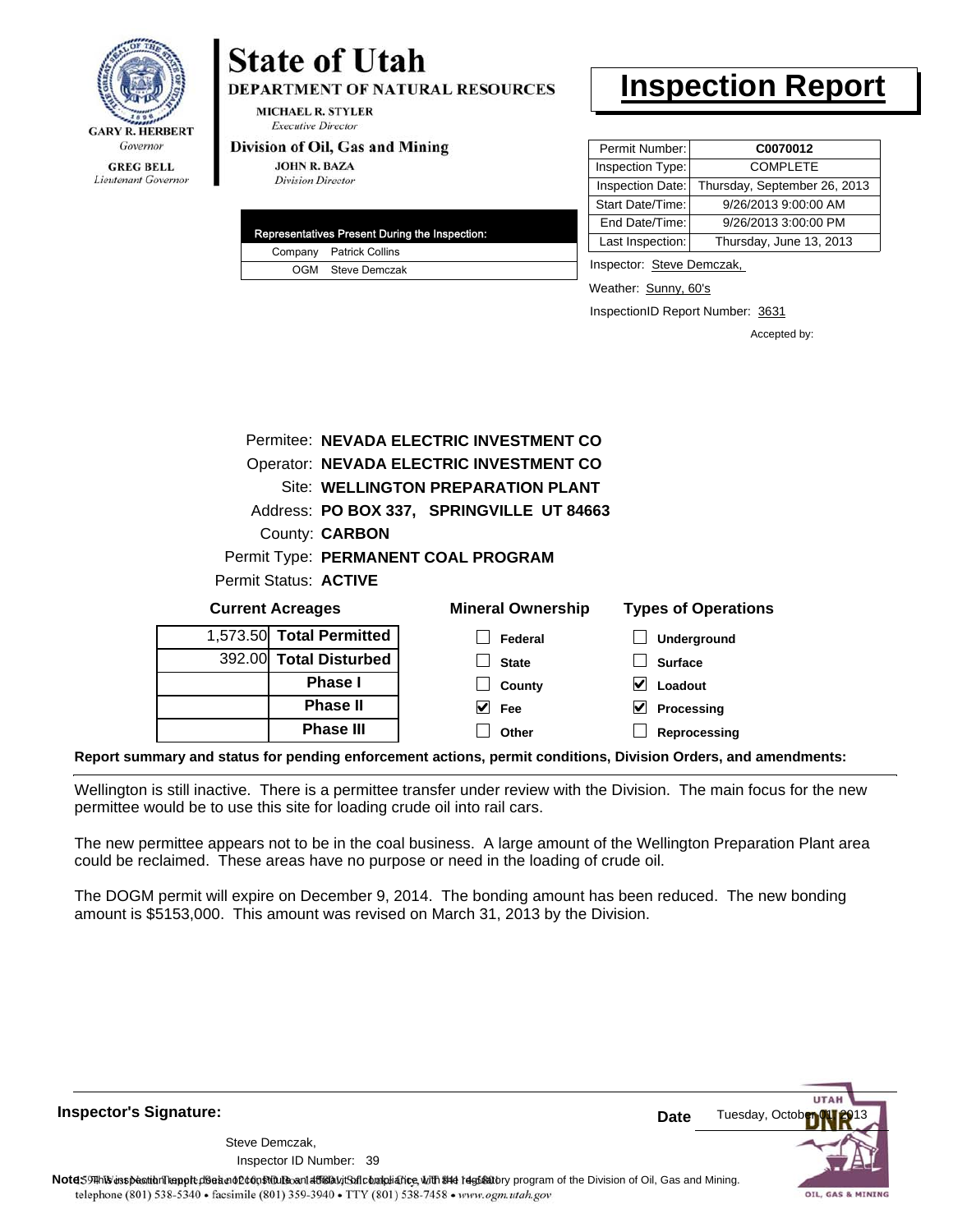GARY R. HERBERT
*Governor*

GREG BELL
*Lieutenant Governor*

# State of Utah

**DEPARTMENT OF NATURAL RESOURCES**

MICHAEL R. STYLER
*Executive Director*

**Division of Oil, Gas and Mining**

JOHN R. BAZA
*Division Director*

# Inspection Report

| Permit Number: | **C0070012** |
|---|---|
| Inspection Type: | COMPLETE |
| Inspection Date: | Thursday, September 26, 2013 |
| Start Date/Time: | 9/26/2013 9:00:00 AM |
| End Date/Time: | 9/26/2013 3:00:00 PM |
| Last Inspection: | Thursday, June 13, 2013 |

| Representatives Present During the Inspection: | |
|---|---|
| Company | Patrick Collins |
| OGM | Steve Demczak |

Inspector: Steve Demczak,

Weather: Sunny, 60's

InspectionID Report Number: 3631

Accepted by:

Permitee: **NEVADA ELECTRIC INVESTMENT CO**
Operator: **NEVADA ELECTRIC INVESTMENT CO**
Site: **WELLINGTON PREPARATION PLANT**
Address: **PO BOX 337, SPRINGVILLE UT 84663**
County: **CARBON**
Permit Type: **PERMANENT COAL PROGRAM**
Permit Status: **ACTIVE**

**Current Acreages**

| | |
|---|---|
| 1,573.50 | **Total Permitted** |
| 392.00 | **Total Disturbed** |
| | **Phase I** |
| | **Phase II** |
| | **Phase III** |

**Mineral Ownership**

- [ ] Federal
- [ ] State
- [ ] County
- [x] Fee
- [ ] Other

**Types of Operations**

- [ ] Underground
- [ ] Surface
- [x] Loadout
- [x] Processing
- [ ] Reprocessing

**Report summary and status for pending enforcement actions, permit conditions, Division Orders, and amendments:**

Wellington is still inactive. There is a permittee transfer under review with the Division. The main focus for the new permittee would be to use this site for loading crude oil into rail cars.

The new permittee appears not to be in the coal business. A large amount of the Wellington Preparation Plant area could be reclaimed. These areas have no purpose or need in the loading of crude oil.

The DOGM permit will expire on December 9, 2014. The bonding amount has been reduced. The new bonding amount is $5153,000. This amount was revised on March 31, 2013 by the Division.

**Inspector's Signature:**

Steve Demczak,
Inspector ID Number: 39

**Date** Tuesday, October 01, 2013

**Note:** This inspection report does not constitute an affidavit of compliance with the regulatory program of the Division of Oil, Gas and Mining.

telephone (801) 538-5340 • facsimile (801) 359-3940 • TTY (801) 538-7458 • www.ogm.utah.gov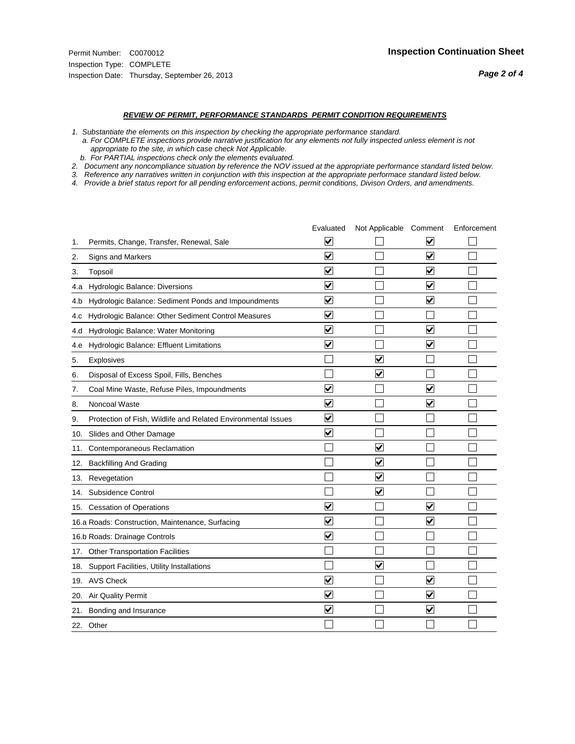Permit Number: C0070012
Inspection Type: COMPLETE
Inspection Date: Thursday, September 26, 2013

## Inspection Continuation Sheet

### *REVIEW OF PERMIT, PERFORMANCE STANDARDS PERMIT CONDITION REQUIREMENTS*

*1. Substantiate the elements on this inspection by checking the appropriate performance standard.*
*a. For COMPLETE inspections provide narrative justification for any elements not fully inspected unless element is not appropriate to the site, in which case check Not Applicable.*
*b. For PARTIAL inspections check only the elements evaluated.*
*2. Document any noncompliance situation by reference the NOV issued at the appropriate performance standard listed below.*
*3. Reference any narratives written in conjunction with this inspection at the appropriate performace standard listed below.*
*4. Provide a brief status report for all pending enforcement actions, permit conditions, Divison Orders, and amendments.*

| | Evaluated | Not Applicable | Comment | Enforcement |
|---|---|---|---|---|
| 1. Permits, Change, Transfer, Renewal, Sale | ☑ | ☐ | ☑ | ☐ |
| 2. Signs and Markers | ☑ | ☐ | ☑ | ☐ |
| 3. Topsoil | ☑ | ☐ | ☑ | ☐ |
| 4.a Hydrologic Balance: Diversions | ☑ | ☐ | ☑ | ☐ |
| 4.b Hydrologic Balance: Sediment Ponds and Impoundments | ☑ | ☐ | ☑ | ☐ |
| 4.c Hydrologic Balance: Other Sediment Control Measures | ☑ | ☐ | ☐ | ☐ |
| 4.d Hydrologic Balance: Water Monitoring | ☑ | ☐ | ☑ | ☐ |
| 4.e Hydrologic Balance: Effluent Limitations | ☑ | ☐ | ☑ | ☐ |
| 5. Explosives | ☐ | ☑ | ☐ | ☐ |
| 6. Disposal of Excess Spoil, Fills, Benches | ☐ | ☑ | ☐ | ☐ |
| 7. Coal Mine Waste, Refuse Piles, Impoundments | ☑ | ☐ | ☑ | ☐ |
| 8. Noncoal Waste | ☑ | ☐ | ☑ | ☐ |
| 9. Protection of Fish, Wildlife and Related Environmental Issues | ☑ | ☐ | ☐ | ☐ |
| 10. Slides and Other Damage | ☑ | ☐ | ☐ | ☐ |
| 11. Contemporaneous Reclamation | ☐ | ☑ | ☐ | ☐ |
| 12. Backfilling And Grading | ☐ | ☑ | ☐ | ☐ |
| 13. Revegetation | ☐ | ☑ | ☐ | ☐ |
| 14. Subsidence Control | ☐ | ☑ | ☐ | ☐ |
| 15. Cessation of Operations | ☑ | ☐ | ☑ | ☐ |
| 16.a Roads: Construction, Maintenance, Surfacing | ☑ | ☐ | ☑ | ☐ |
| 16.b Roads: Drainage Controls | ☑ | ☐ | ☐ | ☐ |
| 17. Other Transportation Facilities | ☐ | ☐ | ☐ | ☐ |
| 18. Support Facilities, Utility Installations | ☐ | ☑ | ☐ | ☐ |
| 19. AVS Check | ☑ | ☐ | ☑ | ☐ |
| 20. Air Quality Permit | ☑ | ☐ | ☑ | ☐ |
| 21. Bonding and Insurance | ☑ | ☐ | ☑ | ☐ |
| 22. Other | ☐ | ☐ | ☐ | ☐ |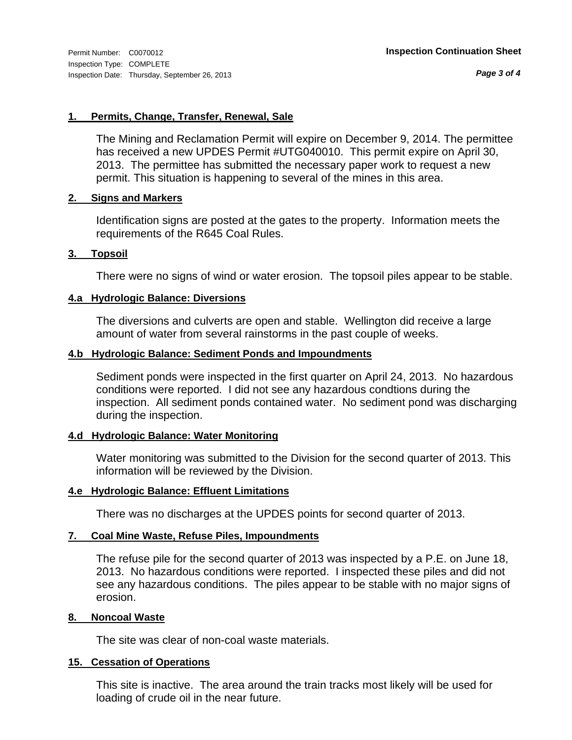Permit Number: C0070012
Inspection Type: COMPLETE
Inspection Date: Thursday, September 26, 2013

**Inspection Continuation Sheet**

### 1. Permits, Change, Transfer, Renewal, Sale

The Mining and Reclamation Permit will expire on December 9, 2014. The permittee has received a new UPDES Permit #UTG040010. This permit expire on April 30, 2013. The permittee has submitted the necessary paper work to request a new permit. This situation is happening to several of the mines in this area.

### 2. Signs and Markers

Identification signs are posted at the gates to the property. Information meets the requirements of the R645 Coal Rules.

### 3. Topsoil

There were no signs of wind or water erosion. The topsoil piles appear to be stable.

### 4.a Hydrologic Balance: Diversions

The diversions and culverts are open and stable. Wellington did receive a large amount of water from several rainstorms in the past couple of weeks.

### 4.b Hydrologic Balance: Sediment Ponds and Impoundments

Sediment ponds were inspected in the first quarter on April 24, 2013. No hazardous conditions were reported. I did not see any hazardous condtions during the inspection. All sediment ponds contained water. No sediment pond was discharging during the inspection.

### 4.d Hydrologic Balance: Water Monitoring

Water monitoring was submitted to the Division for the second quarter of 2013. This information will be reviewed by the Division.

### 4.e Hydrologic Balance: Effluent Limitations

There was no discharges at the UPDES points for second quarter of 2013.

### 7. Coal Mine Waste, Refuse Piles, Impoundments

The refuse pile for the second quarter of 2013 was inspected by a P.E. on June 18, 2013. No hazardous conditions were reported. I inspected these piles and did not see any hazardous conditions. The piles appear to be stable with no major signs of erosion.

### 8. Noncoal Waste

The site was clear of non-coal waste materials.

### 15. Cessation of Operations

This site is inactive. The area around the train tracks most likely will be used for loading of crude oil in the near future.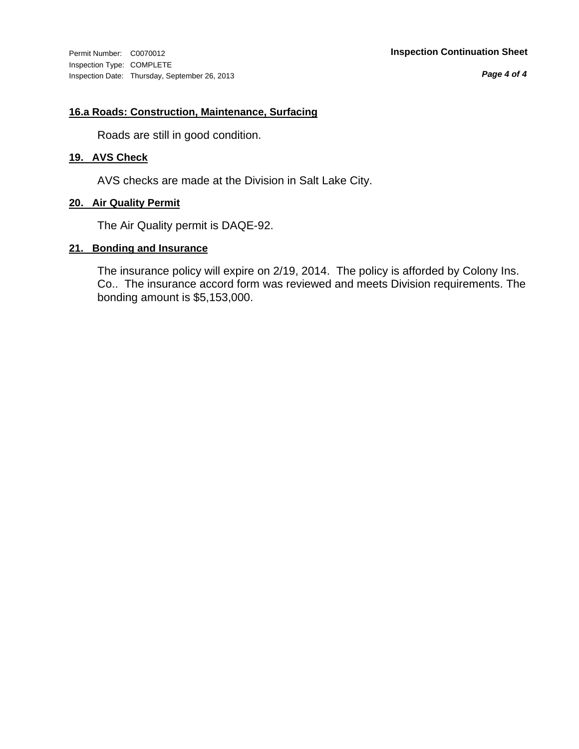**16.a Roads: Construction, Maintenance, Surfacing**

Roads are still in good condition.

**19. AVS Check**

AVS checks are made at the Division in Salt Lake City.

**20. Air Quality Permit**

The Air Quality permit is DAQE-92.

**21. Bonding and Insurance**

The insurance policy will expire on 2/19, 2014. The policy is afforded by Colony Ins. Co.. The insurance accord form was reviewed and meets Division requirements. The bonding amount is $5,153,000.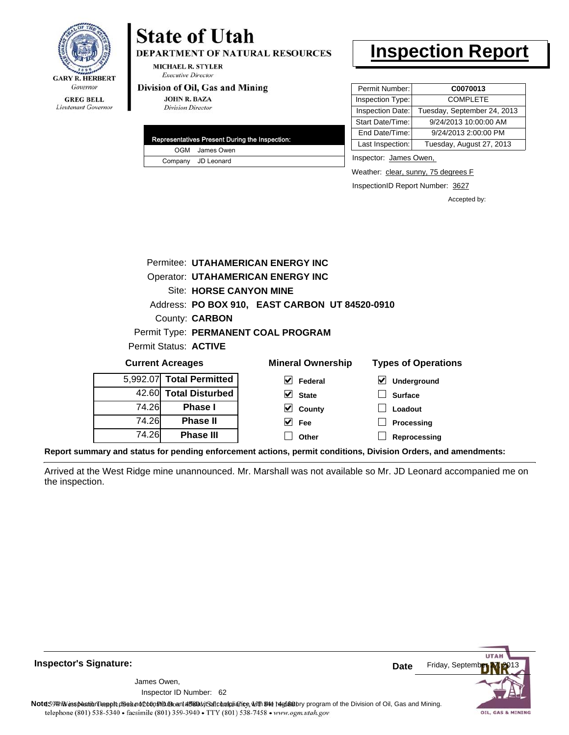**GARY R. HERBERT**
*Governor*

**GREG BELL**
*Lieutenant Governor*

# State of Utah

**DEPARTMENT OF NATURAL RESOURCES**

**MICHAEL R. STYLER**
*Executive Director*

**Division of Oil, Gas and Mining**

**JOHN R. BAZA**
*Division Director*

# Inspection Report

| Permit Number: | **C0070013** |
|---|---|
| Inspection Type: | COMPLETE |
| Inspection Date: | Tuesday, September 24, 2013 |
| Start Date/Time: | 9/24/2013 10:00:00 AM |
| End Date/Time: | 9/24/2013 2:00:00 PM |
| Last Inspection: | Tuesday, August 27, 2013 |

| Representatives Present During the Inspection: | |
|---|---|
| OGM | James Owen |
| Company | JD Leonard |

Inspector: James Owen,

Weather: clear, sunny, 75 degrees F

InspectionID Report Number: 3627

Accepted by:

Permitee: **UTAHAMERICAN ENERGY INC**
Operator: **UTAHAMERICAN ENERGY INC**
Site: **HORSE CANYON MINE**
Address: **PO BOX 910, EAST CARBON UT 84520-0910**
County: **CARBON**
Permit Type: **PERMANENT COAL PROGRAM**
Permit Status: **ACTIVE**

**Current Acreages**

| | |
|---|---|
| 5,992.07 | **Total Permitted** |
| 42.60 | **Total Disturbed** |
| 74.26 | **Phase I** |
| 74.26 | **Phase II** |
| 74.26 | **Phase III** |

**Mineral Ownership**

- [x] Federal
- [x] State
- [x] County
- [x] Fee
- [ ] Other

**Types of Operations**

- [x] Underground
- [ ] Surface
- [ ] Loadout
- [ ] Processing
- [ ] Reprocessing

**Report summary and status for pending enforcement actions, permit conditions, Division Orders, and amendments:**

Arrived at the West Ridge mine unannounced. Mr. Marshall was not available so Mr. JD Leonard accompanied me on the inspection.

**Inspector's Signature:**

James Owen,
Inspector ID Number: 62

**Date** Friday, September 27, 2013

**Note:** This inspection report does not constitute an affidavit of compliance with the regulatory program of the Division of Oil, Gas and Mining.

telephone (801) 538-5340 • facsimile (801) 359-3940 • TTY (801) 538-7458 • www.ogm.utah.gov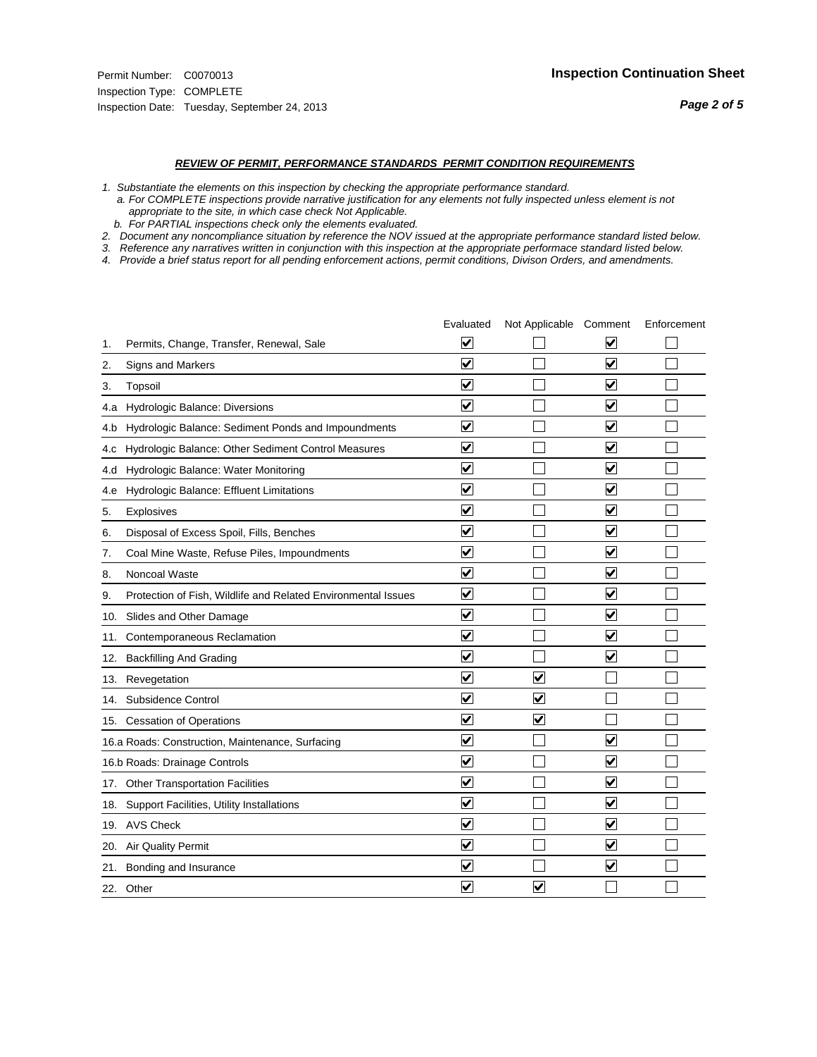Permit Number: C0070013
Inspection Type: COMPLETE
Inspection Date: Tuesday, September 24, 2013

# Inspection Continuation Sheet

## *REVIEW OF PERMIT, PERFORMANCE STANDARDS PERMIT CONDITION REQUIREMENTS*

*1. Substantiate the elements on this inspection by checking the appropriate performance standard.*
*a. For COMPLETE inspections provide narrative justification for any elements not fully inspected unless element is not appropriate to the site, in which case check Not Applicable.*
*b. For PARTIAL inspections check only the elements evaluated.*
*2. Document any noncompliance situation by reference the NOV issued at the appropriate performance standard listed below.*
*3. Reference any narratives written in conjunction with this inspection at the appropriate performace standard listed below.*
*4. Provide a brief status report for all pending enforcement actions, permit conditions, Divison Orders, and amendments.*

| | Evaluated | Not Applicable | Comment | Enforcement |
|---|---|---|---|---|
| 1. Permits, Change, Transfer, Renewal, Sale | ☑ | ☐ | ☑ | ☐ |
| 2. Signs and Markers | ☑ | ☐ | ☑ | ☐ |
| 3. Topsoil | ☑ | ☐ | ☑ | ☐ |
| 4.a Hydrologic Balance: Diversions | ☑ | ☐ | ☑ | ☐ |
| 4.b Hydrologic Balance: Sediment Ponds and Impoundments | ☑ | ☐ | ☑ | ☐ |
| 4.c Hydrologic Balance: Other Sediment Control Measures | ☑ | ☐ | ☑ | ☐ |
| 4.d Hydrologic Balance: Water Monitoring | ☑ | ☐ | ☑ | ☐ |
| 4.e Hydrologic Balance: Effluent Limitations | ☑ | ☐ | ☑ | ☐ |
| 5. Explosives | ☑ | ☐ | ☑ | ☐ |
| 6. Disposal of Excess Spoil, Fills, Benches | ☑ | ☐ | ☑ | ☐ |
| 7. Coal Mine Waste, Refuse Piles, Impoundments | ☑ | ☐ | ☑ | ☐ |
| 8. Noncoal Waste | ☑ | ☐ | ☑ | ☐ |
| 9. Protection of Fish, Wildlife and Related Environmental Issues | ☑ | ☐ | ☑ | ☐ |
| 10. Slides and Other Damage | ☑ | ☐ | ☑ | ☐ |
| 11. Contemporaneous Reclamation | ☑ | ☐ | ☑ | ☐ |
| 12. Backfilling And Grading | ☑ | ☐ | ☑ | ☐ |
| 13. Revegetation | ☑ | ☑ | ☐ | ☐ |
| 14. Subsidence Control | ☑ | ☑ | ☐ | ☐ |
| 15. Cessation of Operations | ☑ | ☑ | ☐ | ☐ |
| 16.a Roads: Construction, Maintenance, Surfacing | ☑ | ☐ | ☑ | ☐ |
| 16.b Roads: Drainage Controls | ☑ | ☐ | ☑ | ☐ |
| 17. Other Transportation Facilities | ☑ | ☐ | ☑ | ☐ |
| 18. Support Facilities, Utility Installations | ☑ | ☐ | ☑ | ☐ |
| 19. AVS Check | ☑ | ☐ | ☑ | ☐ |
| 20. Air Quality Permit | ☑ | ☐ | ☑ | ☐ |
| 21. Bonding and Insurance | ☑ | ☐ | ☑ | ☐ |
| 22. Other | ☑ | ☑ | ☐ | ☐ |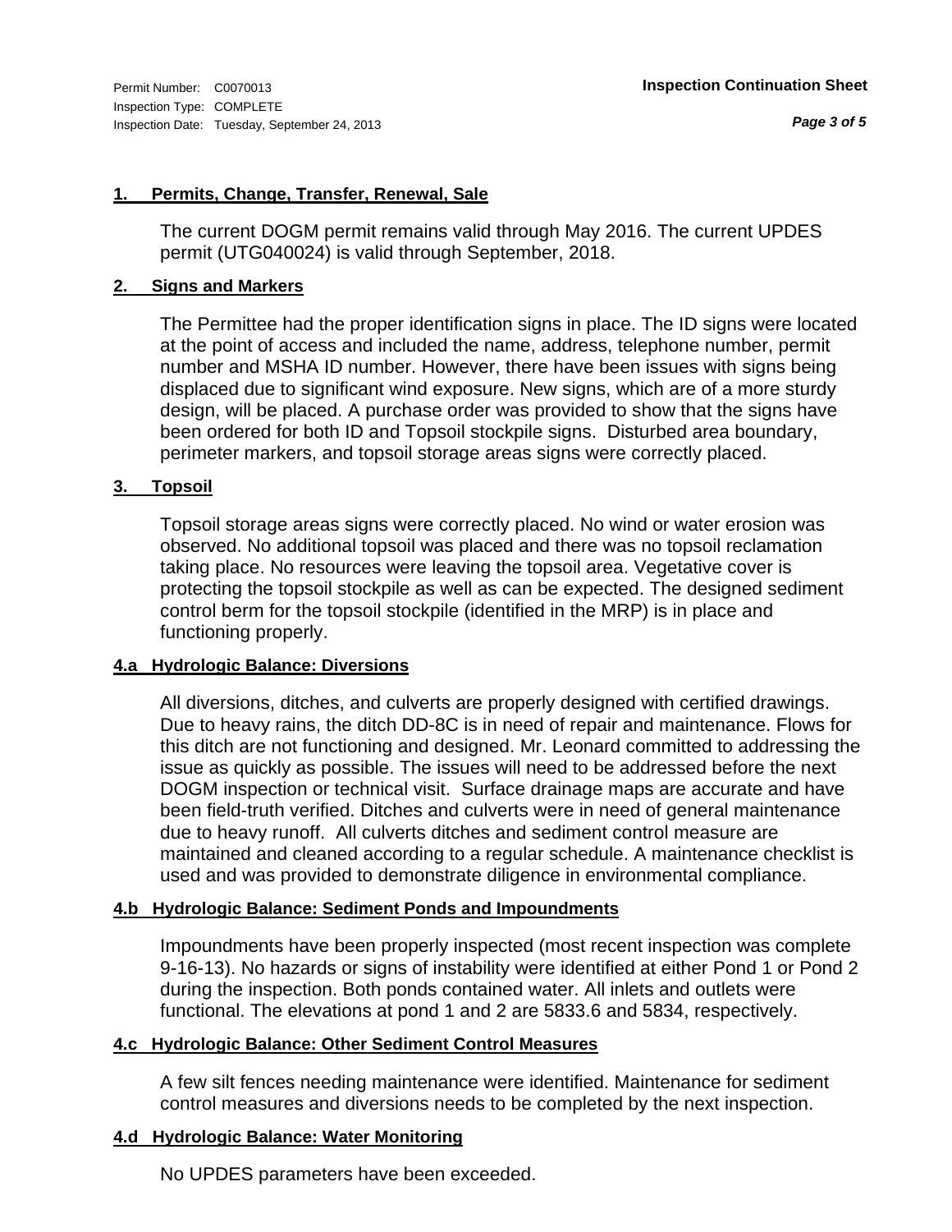**1. Permits, Change, Transfer, Renewal, Sale**

The current DOGM permit remains valid through May 2016. The current UPDES permit (UTG040024) is valid through September, 2018.

**2. Signs and Markers**

The Permittee had the proper identification signs in place. The ID signs were located at the point of access and included the name, address, telephone number, permit number and MSHA ID number. However, there have been issues with signs being displaced due to significant wind exposure. New signs, which are of a more sturdy design, will be placed. A purchase order was provided to show that the signs have been ordered for both ID and Topsoil stockpile signs. Disturbed area boundary, perimeter markers, and topsoil storage areas signs were correctly placed.

**3. Topsoil**

Topsoil storage areas signs were correctly placed. No wind or water erosion was observed. No additional topsoil was placed and there was no topsoil reclamation taking place. No resources were leaving the topsoil area. Vegetative cover is protecting the topsoil stockpile as well as can be expected. The designed sediment control berm for the topsoil stockpile (identified in the MRP) is in place and functioning properly.

**4.a Hydrologic Balance: Diversions**

All diversions, ditches, and culverts are properly designed with certified drawings. Due to heavy rains, the ditch DD-8C is in need of repair and maintenance. Flows for this ditch are not functioning and designed. Mr. Leonard committed to addressing the issue as quickly as possible. The issues will need to be addressed before the next DOGM inspection or technical visit. Surface drainage maps are accurate and have been field-truth verified. Ditches and culverts were in need of general maintenance due to heavy runoff. All culverts ditches and sediment control measure are maintained and cleaned according to a regular schedule. A maintenance checklist is used and was provided to demonstrate diligence in environmental compliance.

**4.b Hydrologic Balance: Sediment Ponds and Impoundments**

Impoundments have been properly inspected (most recent inspection was complete 9-16-13). No hazards or signs of instability were identified at either Pond 1 or Pond 2 during the inspection. Both ponds contained water. All inlets and outlets were functional. The elevations at pond 1 and 2 are 5833.6 and 5834, respectively.

**4.c Hydrologic Balance: Other Sediment Control Measures**

A few silt fences needing maintenance were identified. Maintenance for sediment control measures and diversions needs to be completed by the next inspection.

**4.d Hydrologic Balance: Water Monitoring**

No UPDES parameters have been exceeded.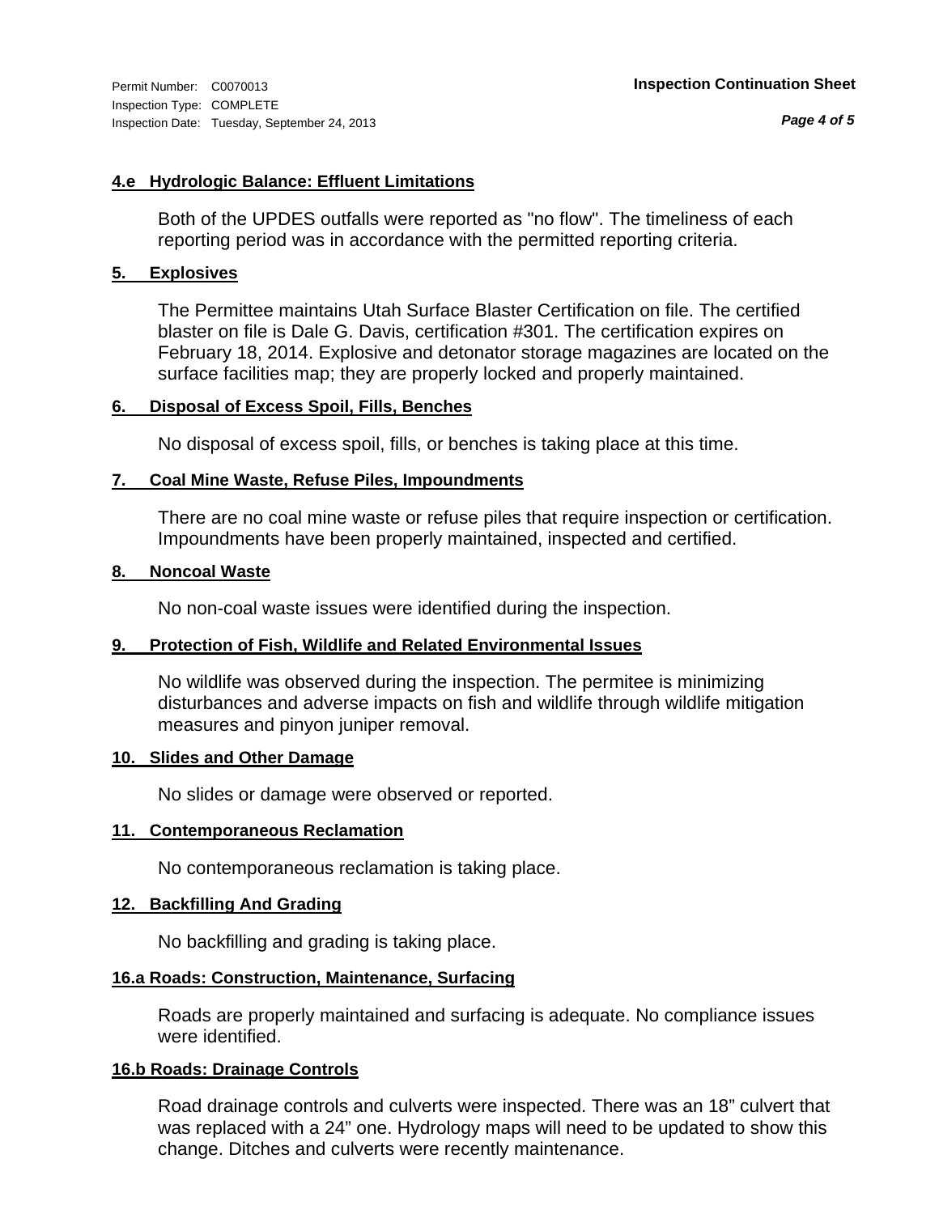**Inspection Continuation Sheet**

Permit Number: C0070013
Inspection Type: COMPLETE
Inspection Date: Tuesday, September 24, 2013

### 4.e Hydrologic Balance: Effluent Limitations

Both of the UPDES outfalls were reported as "no flow". The timeliness of each reporting period was in accordance with the permitted reporting criteria.

### 5. Explosives

The Permittee maintains Utah Surface Blaster Certification on file. The certified blaster on file is Dale G. Davis, certification #301. The certification expires on February 18, 2014. Explosive and detonator storage magazines are located on the surface facilities map; they are properly locked and properly maintained.

### 6. Disposal of Excess Spoil, Fills, Benches

No disposal of excess spoil, fills, or benches is taking place at this time.

### 7. Coal Mine Waste, Refuse Piles, Impoundments

There are no coal mine waste or refuse piles that require inspection or certification. Impoundments have been properly maintained, inspected and certified.

### 8. Noncoal Waste

No non-coal waste issues were identified during the inspection.

### 9. Protection of Fish, Wildlife and Related Environmental Issues

No wildlife was observed during the inspection. The permitee is minimizing disturbances and adverse impacts on fish and wildlife through wildlife mitigation measures and pinyon juniper removal.

### 10. Slides and Other Damage

No slides or damage were observed or reported.

### 11. Contemporaneous Reclamation

No contemporaneous reclamation is taking place.

### 12. Backfilling And Grading

No backfilling and grading is taking place.

### 16.a Roads: Construction, Maintenance, Surfacing

Roads are properly maintained and surfacing is adequate. No compliance issues were identified.

### 16.b Roads: Drainage Controls

Road drainage controls and culverts were inspected. There was an 18" culvert that was replaced with a 24" one. Hydrology maps will need to be updated to show this change. Ditches and culverts were recently maintenance.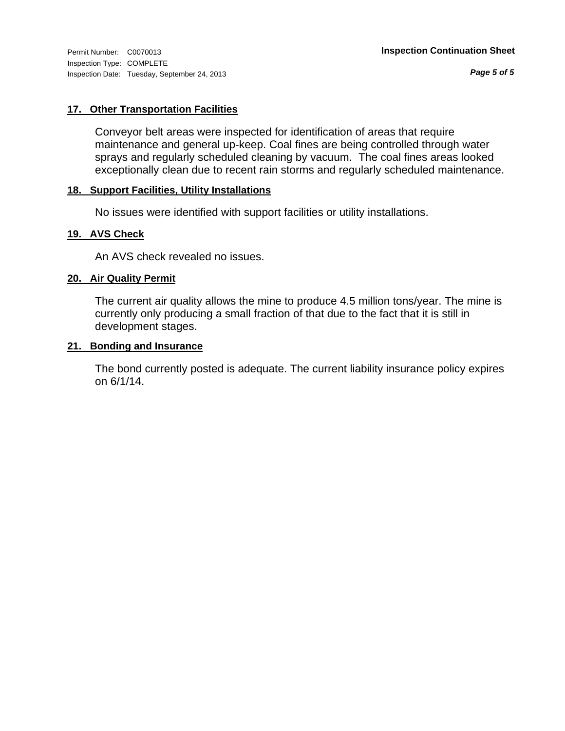### 17. Other Transportation Facilities

Conveyor belt areas were inspected for identification of areas that require maintenance and general up-keep. Coal fines are being controlled through water sprays and regularly scheduled cleaning by vacuum. The coal fines areas looked exceptionally clean due to recent rain storms and regularly scheduled maintenance.

### 18. Support Facilities, Utility Installations

No issues were identified with support facilities or utility installations.

### 19. AVS Check

An AVS check revealed no issues.

### 20. Air Quality Permit

The current air quality allows the mine to produce 4.5 million tons/year. The mine is currently only producing a small fraction of that due to the fact that it is still in development stages.

### 21. Bonding and Insurance

The bond currently posted is adequate. The current liability insurance policy expires on 6/1/14.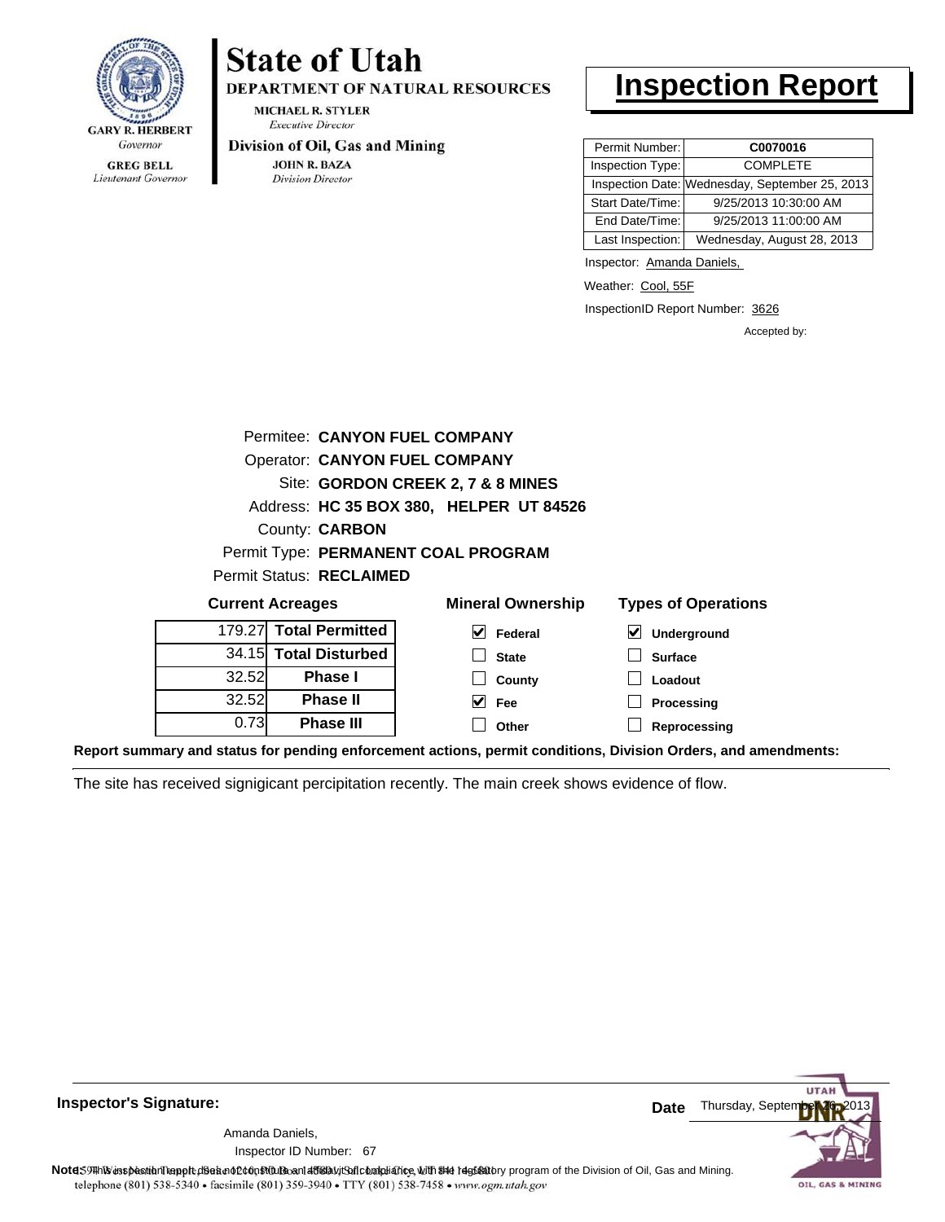**State of Utah**

**DEPARTMENT OF NATURAL RESOURCES**

MICHAEL R. STYLER
*Executive Director*

**Division of Oil, Gas and Mining**

JOHN R. BAZA
*Division Director*

GARY R. HERBERT
*Governor*

GREG BELL
*Lieutenant Governor*

# Inspection Report

| Permit Number: | **C0070016** |
|---|---|
| Inspection Type: | COMPLETE |
| Inspection Date: | Wednesday, September 25, 2013 |
| Start Date/Time: | 9/25/2013 10:30:00 AM |
| End Date/Time: | 9/25/2013 11:00:00 AM |
| Last Inspection: | Wednesday, August 28, 2013 |

Inspector: Amanda Daniels,

Weather: Cool, 55F

InspectionID Report Number: 3626

Accepted by:

Permitee: **CANYON FUEL COMPANY**
Operator: **CANYON FUEL COMPANY**
Site: **GORDON CREEK 2, 7 & 8 MINES**
Address: **HC 35 BOX 380, HELPER UT 84526**
County: **CARBON**
Permit Type: **PERMANENT COAL PROGRAM**
Permit Status: **RECLAIMED**

**Current Acreages**

| | |
|---|---|
| 179.27 | **Total Permitted** |
| 34.15 | **Total Disturbed** |
| 32.52 | **Phase I** |
| 32.52 | **Phase II** |
| 0.73 | **Phase III** |

**Mineral Ownership**

- [x] Federal
- [ ] State
- [ ] County
- [x] Fee
- [ ] Other

**Types of Operations**

- [x] Underground
- [ ] Surface
- [ ] Loadout
- [ ] Processing
- [ ] Reprocessing

**Report summary and status for pending enforcement actions, permit conditions, Division Orders, and amendments:**

The site has received signigicant percipitation recently. The main creek shows evidence of flow.

**Inspector's Signature:**

Amanda Daniels,
Inspector ID Number: 67

**Date** Thursday, September 26, 2013

**Note:** This inspection report does not constitute an affidavit of compliance with the regulatory program of the Division of Oil, Gas and Mining.

1594 West North Temple, Suite 1210, PO Box 145801, Salt Lake City, UT 84114-5801
telephone (801) 538-5340 • facsimile (801) 359-3940 • TTY (801) 538-7458 • www.ogm.utah.gov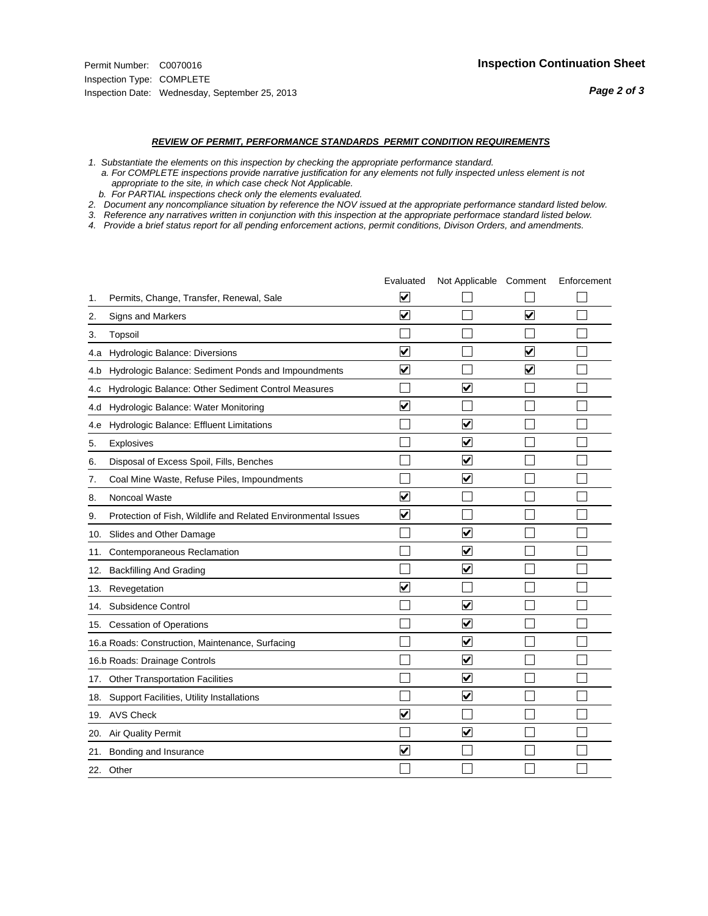Permit Number: C0070016
Inspection Type: COMPLETE
Inspection Date: Wednesday, September 25, 2013

## Inspection Continuation Sheet

### *REVIEW OF PERMIT, PERFORMANCE STANDARDS PERMIT CONDITION REQUIREMENTS*

*1. Substantiate the elements on this inspection by checking the appropriate performance standard.*
*a. For COMPLETE inspections provide narrative justification for any elements not fully inspected unless element is not appropriate to the site, in which case check Not Applicable.*
*b. For PARTIAL inspections check only the elements evaluated.*
*2. Document any noncompliance situation by reference the NOV issued at the appropriate performance standard listed below.*
*3. Reference any narratives written in conjunction with this inspection at the appropriate performace standard listed below.*
*4. Provide a brief status report for all pending enforcement actions, permit conditions, Divison Orders, and amendments.*

| | Evaluated | Not Applicable | Comment | Enforcement |
|---|---|---|---|---|
| 1. Permits, Change, Transfer, Renewal, Sale | ☑ | ☐ | ☐ | ☐ |
| 2. Signs and Markers | ☑ | ☐ | ☑ | ☐ |
| 3. Topsoil | ☐ | ☐ | ☐ | ☐ |
| 4.a Hydrologic Balance: Diversions | ☑ | ☐ | ☑ | ☐ |
| 4.b Hydrologic Balance: Sediment Ponds and Impoundments | ☑ | ☐ | ☑ | ☐ |
| 4.c Hydrologic Balance: Other Sediment Control Measures | ☐ | ☑ | ☐ | ☐ |
| 4.d Hydrologic Balance: Water Monitoring | ☑ | ☐ | ☐ | ☐ |
| 4.e Hydrologic Balance: Effluent Limitations | ☐ | ☑ | ☐ | ☐ |
| 5. Explosives | ☐ | ☑ | ☐ | ☐ |
| 6. Disposal of Excess Spoil, Fills, Benches | ☐ | ☑ | ☐ | ☐ |
| 7. Coal Mine Waste, Refuse Piles, Impoundments | ☐ | ☑ | ☐ | ☐ |
| 8. Noncoal Waste | ☑ | ☐ | ☐ | ☐ |
| 9. Protection of Fish, Wildlife and Related Environmental Issues | ☑ | ☐ | ☐ | ☐ |
| 10. Slides and Other Damage | ☐ | ☑ | ☐ | ☐ |
| 11. Contemporaneous Reclamation | ☐ | ☑ | ☐ | ☐ |
| 12. Backfilling And Grading | ☐ | ☑ | ☐ | ☐ |
| 13. Revegetation | ☑ | ☐ | ☐ | ☐ |
| 14. Subsidence Control | ☐ | ☑ | ☐ | ☐ |
| 15. Cessation of Operations | ☐ | ☑ | ☐ | ☐ |
| 16.a Roads: Construction, Maintenance, Surfacing | ☐ | ☑ | ☐ | ☐ |
| 16.b Roads: Drainage Controls | ☐ | ☑ | ☐ | ☐ |
| 17. Other Transportation Facilities | ☐ | ☑ | ☐ | ☐ |
| 18. Support Facilities, Utility Installations | ☐ | ☑ | ☐ | ☐ |
| 19. AVS Check | ☑ | ☐ | ☐ | ☐ |
| 20. Air Quality Permit | ☐ | ☑ | ☐ | ☐ |
| 21. Bonding and Insurance | ☑ | ☐ | ☐ | ☐ |
| 22. Other | ☐ | ☐ | ☐ | ☐ |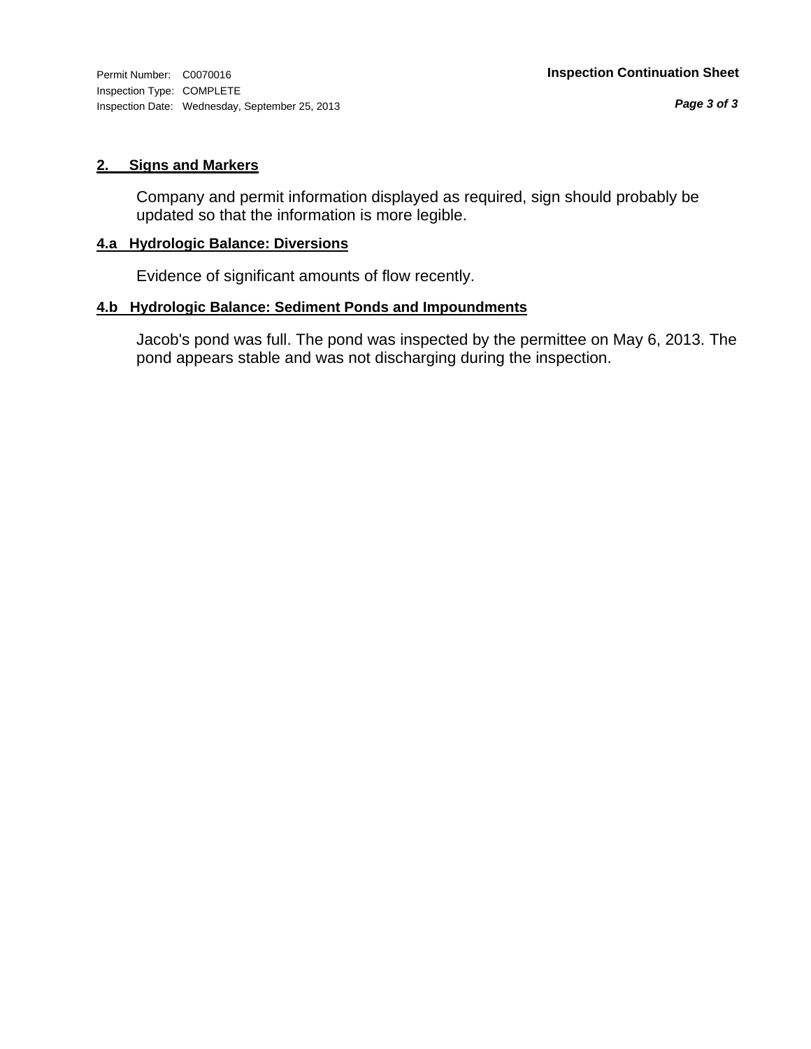## 2. Signs and Markers

Company and permit information displayed as required, sign should probably be updated so that the information is more legible.

## 4.a Hydrologic Balance: Diversions

Evidence of significant amounts of flow recently.

## 4.b Hydrologic Balance: Sediment Ponds and Impoundments

Jacob's pond was full. The pond was inspected by the permittee on May 6, 2013. The pond appears stable and was not discharging during the inspection.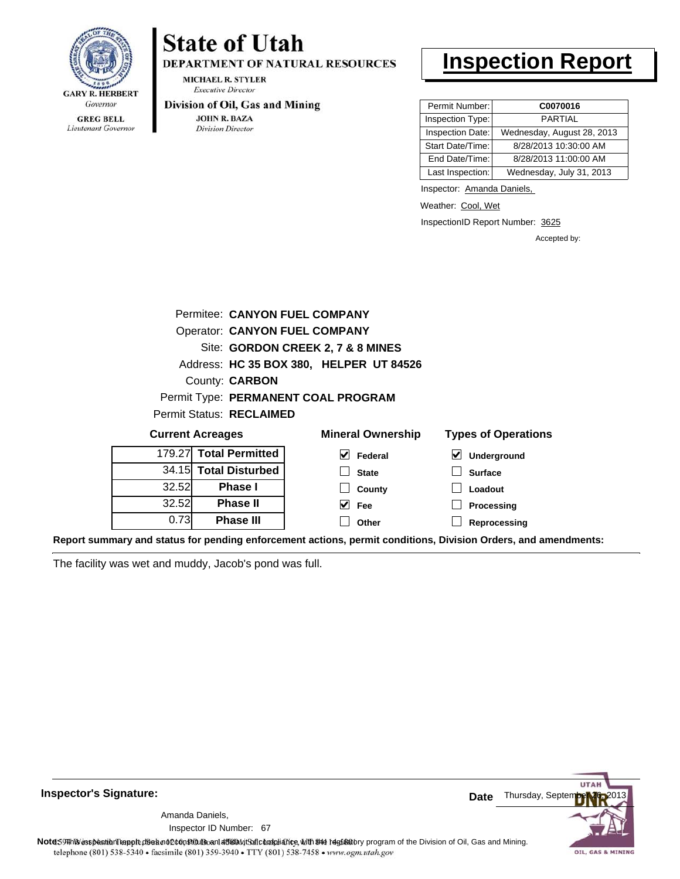GARY R. HERBERT
*Governor*

GREG BELL
*Lieutenant Governor*

# State of Utah

**DEPARTMENT OF NATURAL RESOURCES**

MICHAEL R. STYLER
*Executive Director*

**Division of Oil, Gas and Mining**

JOHN R. BAZA
*Division Director*

# Inspection Report

| Permit Number: | **C0070016** |
|---|---|
| Inspection Type: | PARTIAL |
| Inspection Date: | Wednesday, August 28, 2013 |
| Start Date/Time: | 8/28/2013 10:30:00 AM |
| End Date/Time: | 8/28/2013 11:00:00 AM |
| Last Inspection: | Wednesday, July 31, 2013 |

Inspector: Amanda Daniels,

Weather: Cool, Wet

InspectionID Report Number: 3625

Accepted by:

Permitee: **CANYON FUEL COMPANY**
Operator: **CANYON FUEL COMPANY**
Site: **GORDON CREEK 2, 7 & 8 MINES**
Address: **HC 35 BOX 380, HELPER UT 84526**
County: **CARBON**
Permit Type: **PERMANENT COAL PROGRAM**
Permit Status: **RECLAIMED**

**Current Acreages**

| | |
|---|---|
| 179.27 | **Total Permitted** |
| 34.15 | **Total Disturbed** |
| 32.52 | **Phase I** |
| 32.52 | **Phase II** |
| 0.73 | **Phase III** |

**Mineral Ownership**

- [x] Federal
- [ ] State
- [ ] County
- [x] Fee
- [ ] Other

**Types of Operations**

- [x] Underground
- [ ] Surface
- [ ] Loadout
- [ ] Processing
- [ ] Reprocessing

**Report summary and status for pending enforcement actions, permit conditions, Division Orders, and amendments:**

The facility was wet and muddy, Jacob's pond was full.

**Inspector's Signature:**

Amanda Daniels,
Inspector ID Number: 67

**Date** Thursday, September 26, 2013

**Note:** This inspection report does not constitute an affidavit of compliance with the regulatory program of the Division of Oil, Gas and Mining.
1594 West North Temple, Suite 1210, PO Box 145801, Salt Lake City, UT 84114-5801
telephone (801) 538-5340 • facsimile (801) 359-3940 • TTY (801) 538-7458 • www.ogm.utah.gov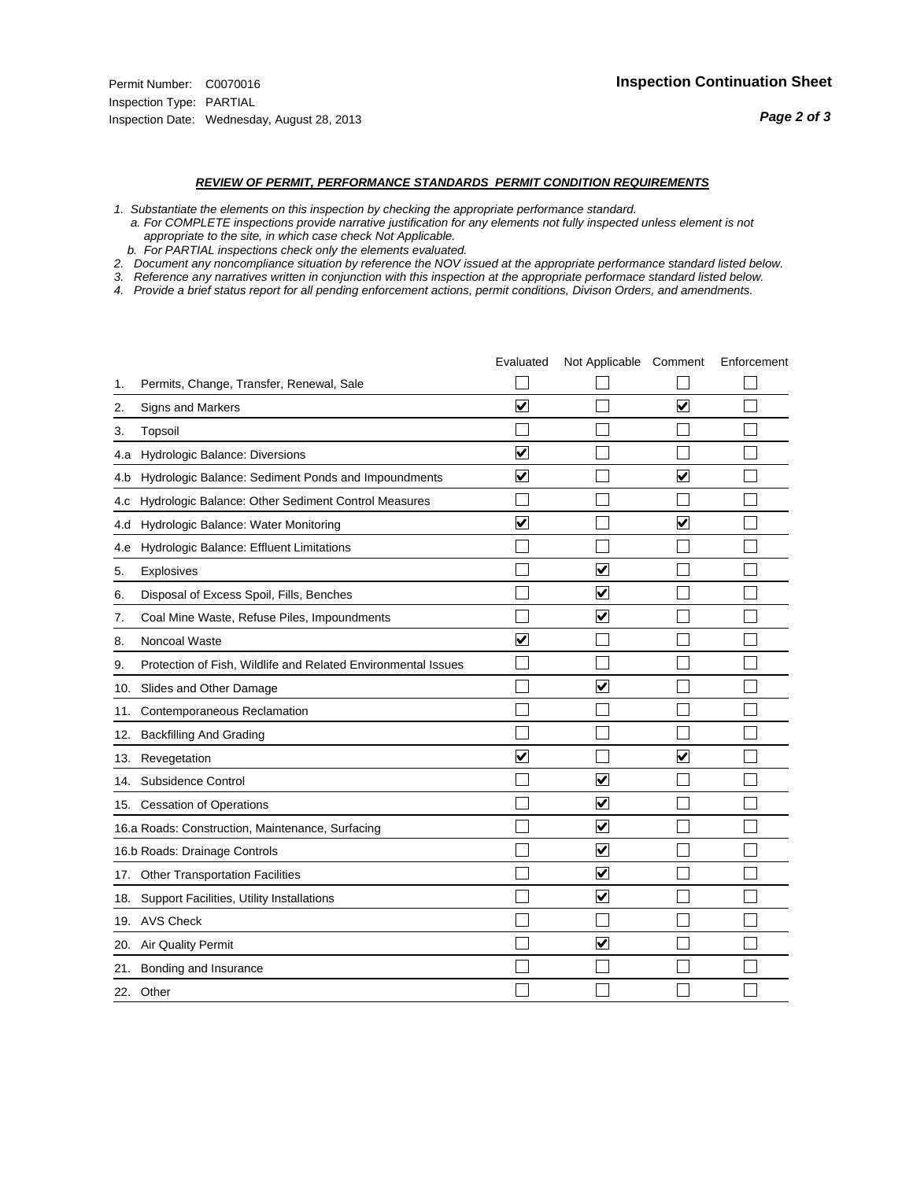Permit Number: C0070016
Inspection Type: PARTIAL
Inspection Date: Wednesday, August 28, 2013

**Inspection Continuation Sheet**

***REVIEW OF PERMIT, PERFORMANCE STANDARDS PERMIT CONDITION REQUIREMENTS***

*1. Substantiate the elements on this inspection by checking the appropriate performance standard.*
*a. For COMPLETE inspections provide narrative justification for any elements not fully inspected unless element is not appropriate to the site, in which case check Not Applicable.*
*b. For PARTIAL inspections check only the elements evaluated.*
*2. Document any noncompliance situation by reference the NOV issued at the appropriate performance standard listed below.*
*3. Reference any narratives written in conjunction with this inspection at the appropriate performace standard listed below.*
*4. Provide a brief status report for all pending enforcement actions, permit conditions, Divison Orders, and amendments.*

| | | Evaluated | Not Applicable | Comment | Enforcement |
|---|---|---|---|---|---|
| 1. | Permits, Change, Transfer, Renewal, Sale | ☐ | ☐ | ☐ | ☐ |
| 2. | Signs and Markers | ☑ | ☐ | ☑ | ☐ |
| 3. | Topsoil | ☐ | ☐ | ☐ | ☐ |
| 4.a | Hydrologic Balance: Diversions | ☑ | ☐ | ☐ | ☐ |
| 4.b | Hydrologic Balance: Sediment Ponds and Impoundments | ☑ | ☐ | ☑ | ☐ |
| 4.c | Hydrologic Balance: Other Sediment Control Measures | ☐ | ☐ | ☐ | ☐ |
| 4.d | Hydrologic Balance: Water Monitoring | ☑ | ☐ | ☑ | ☐ |
| 4.e | Hydrologic Balance: Effluent Limitations | ☐ | ☐ | ☐ | ☐ |
| 5. | Explosives | ☐ | ☑ | ☐ | ☐ |
| 6. | Disposal of Excess Spoil, Fills, Benches | ☐ | ☑ | ☐ | ☐ |
| 7. | Coal Mine Waste, Refuse Piles, Impoundments | ☐ | ☑ | ☐ | ☐ |
| 8. | Noncoal Waste | ☑ | ☐ | ☐ | ☐ |
| 9. | Protection of Fish, Wildlife and Related Environmental Issues | ☐ | ☐ | ☐ | ☐ |
| 10. | Slides and Other Damage | ☐ | ☑ | ☐ | ☐ |
| 11. | Contemporaneous Reclamation | ☐ | ☐ | ☐ | ☐ |
| 12. | Backfilling And Grading | ☐ | ☐ | ☐ | ☐ |
| 13. | Revegetation | ☑ | ☐ | ☑ | ☐ |
| 14. | Subsidence Control | ☐ | ☑ | ☐ | ☐ |
| 15. | Cessation of Operations | ☐ | ☑ | ☐ | ☐ |
| 16.a | Roads: Construction, Maintenance, Surfacing | ☐ | ☑ | ☐ | ☐ |
| 16.b | Roads: Drainage Controls | ☐ | ☑ | ☐ | ☐ |
| 17. | Other Transportation Facilities | ☐ | ☑ | ☐ | ☐ |
| 18. | Support Facilities, Utility Installations | ☐ | ☑ | ☐ | ☐ |
| 19. | AVS Check | ☐ | ☐ | ☐ | ☐ |
| 20. | Air Quality Permit | ☐ | ☑ | ☐ | ☐ |
| 21. | Bonding and Insurance | ☐ | ☐ | ☐ | ☐ |
| 22. | Other | ☐ | ☐ | ☐ | ☐ |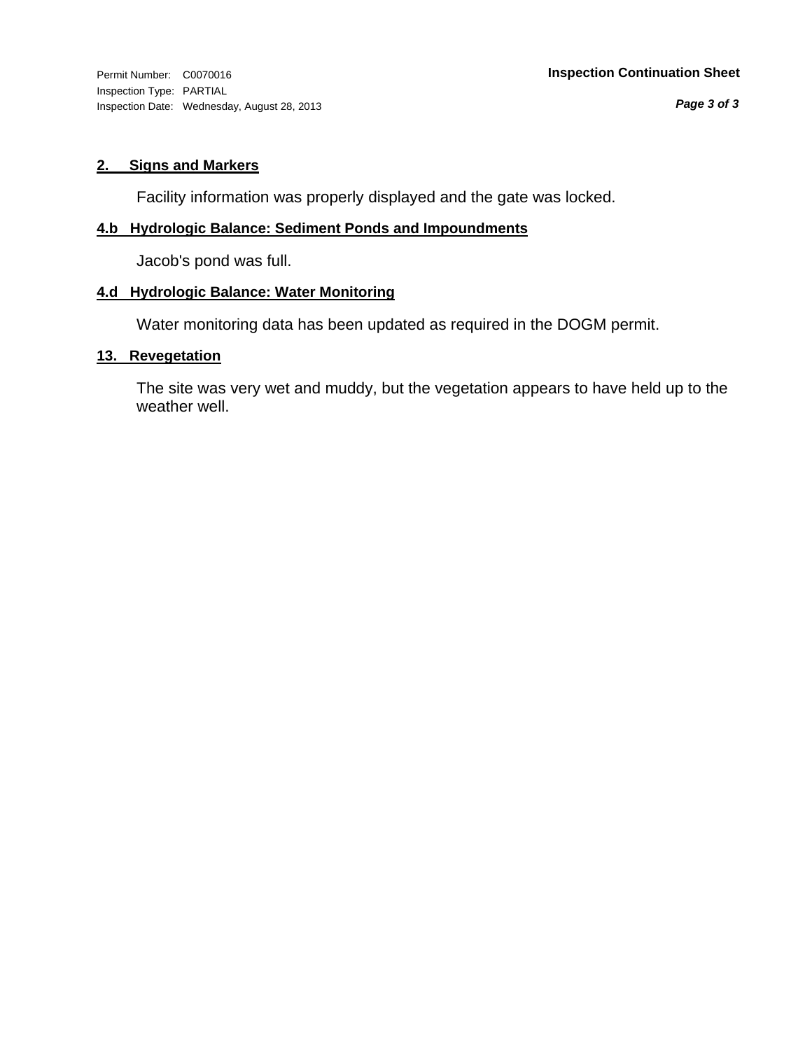## 2. Signs and Markers

Facility information was properly displayed and the gate was locked.

## 4.b Hydrologic Balance: Sediment Ponds and Impoundments

Jacob's pond was full.

## 4.d Hydrologic Balance: Water Monitoring

Water monitoring data has been updated as required in the DOGM permit.

## 13. Revegetation

The site was very wet and muddy, but the vegetation appears to have held up to the weather well.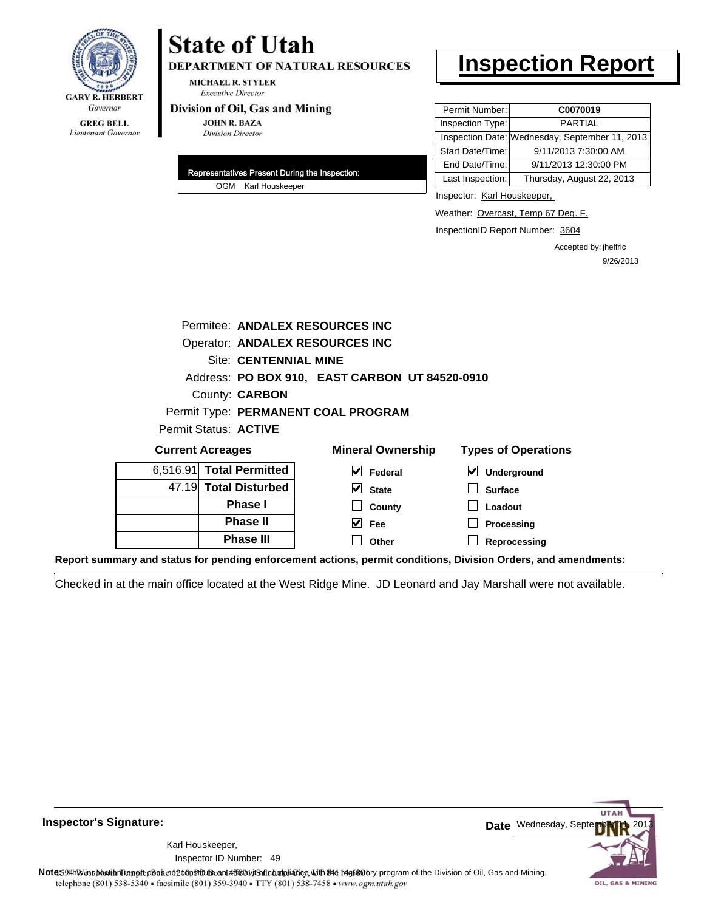GARY R. HERBERT
Governor

GREG BELL
Lieutenant Governor

# State of Utah

**DEPARTMENT OF NATURAL RESOURCES**

MICHAEL R. STYLER
*Executive Director*

**Division of Oil, Gas and Mining**

JOHN R. BAZA
*Division Director*

# Inspection Report

| Permit Number: | **C0070019** |
|---|---|
| Inspection Type: | PARTIAL |
| Inspection Date: | Wednesday, September 11, 2013 |
| Start Date/Time: | 9/11/2013 7:30:00 AM |
| End Date/Time: | 9/11/2013 12:30:00 PM |
| Last Inspection: | Thursday, August 22, 2013 |

**Representatives Present During the Inspection:**

OGM Karl Houskeeper

Inspector: Karl Houskeeper,

Weather: Overcast, Temp 67 Deg. F.

InspectionID Report Number: 3604

Accepted by: jhelfric
9/26/2013

Permitee: **ANDALEX RESOURCES INC**
Operator: **ANDALEX RESOURCES INC**
Site: **CENTENNIAL MINE**
Address: **PO BOX 910, EAST CARBON UT 84520-0910**
County: **CARBON**
Permit Type: **PERMANENT COAL PROGRAM**
Permit Status: **ACTIVE**

**Current Acreages**

| | |
|---|---|
| 6,516.91 | **Total Permitted** |
| 47.19 | **Total Disturbed** |
| | **Phase I** |
| | **Phase II** |
| | **Phase III** |

**Mineral Ownership**

- [x] Federal
- [x] State
- [ ] County
- [x] Fee
- [ ] Other

**Types of Operations**

- [x] Underground
- [ ] Surface
- [ ] Loadout
- [ ] Processing
- [ ] Reprocessing

**Report summary and status for pending enforcement actions, permit conditions, Division Orders, and amendments:**

Checked in at the main office located at the West Ridge Mine. JD Leonard and Jay Marshall were not available.

**Inspector's Signature:**

Karl Houskeeper,
Inspector ID Number: 49

**Date** Wednesday, September 11, 2013

**Note:** This inspection report does not constitute an affidavit of compliance with the regulatory program of the Division of Oil, Gas and Mining.
telephone (801) 538-5340 • facsimile (801) 359-3940 • TTY (801) 538-7458 • www.ogm.utah.gov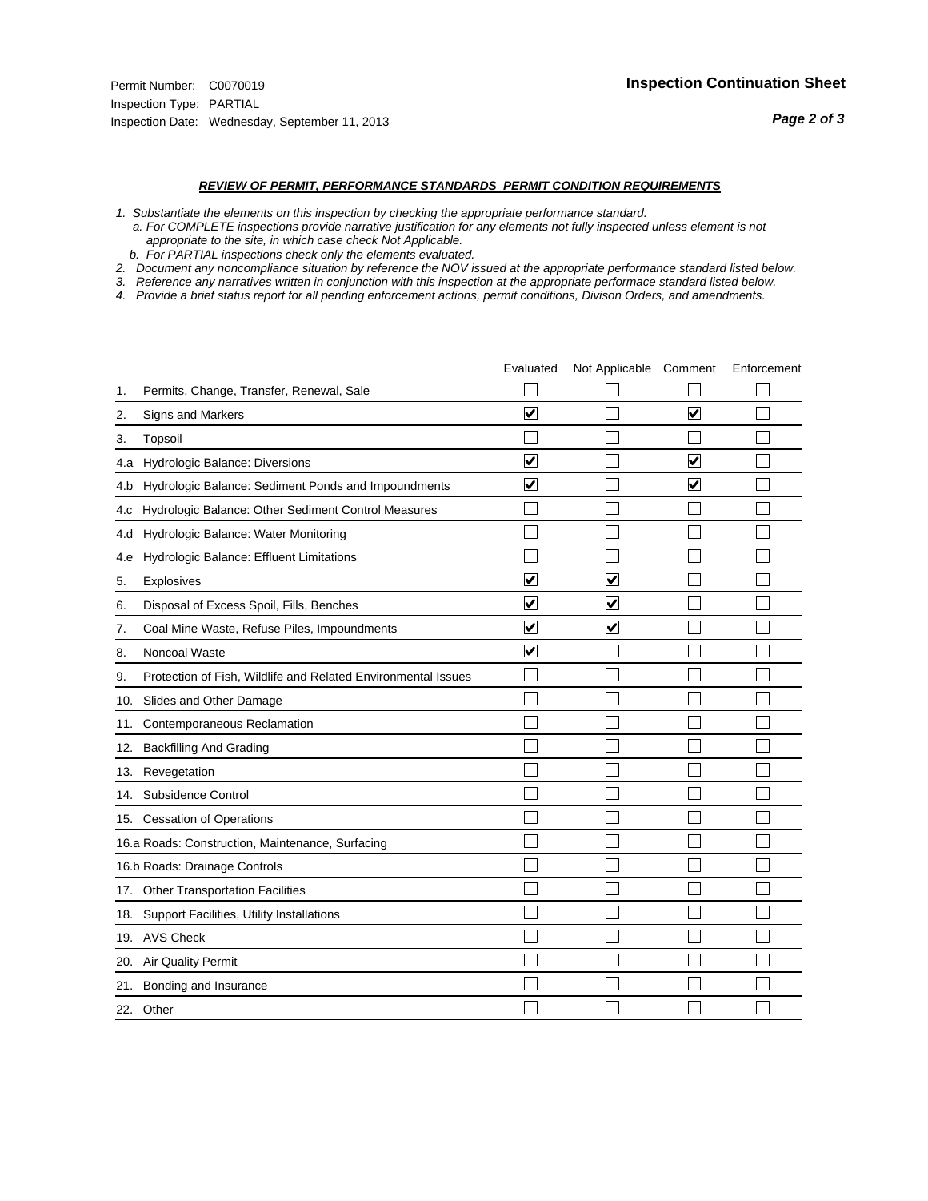Permit Number: C0070019
Inspection Type: PARTIAL
Inspection Date: Wednesday, September 11, 2013

**Inspection Continuation Sheet**

***REVIEW OF PERMIT, PERFORMANCE STANDARDS PERMIT CONDITION REQUIREMENTS***

*1. Substantiate the elements on this inspection by checking the appropriate performance standard.*
*a. For COMPLETE inspections provide narrative justification for any elements not fully inspected unless element is not appropriate to the site, in which case check Not Applicable.*
*b. For PARTIAL inspections check only the elements evaluated.*
*2. Document any noncompliance situation by reference the NOV issued at the appropriate performance standard listed below.*
*3. Reference any narratives written in conjunction with this inspection at the appropriate performace standard listed below.*
*4. Provide a brief status report for all pending enforcement actions, permit conditions, Divison Orders, and amendments.*

| | | Evaluated | Not Applicable | Comment | Enforcement |
|---|---|---|---|---|---|
| 1. | Permits, Change, Transfer, Renewal, Sale | ☐ | ☐ | ☐ | ☐ |
| 2. | Signs and Markers | ☑ | ☐ | ☑ | ☐ |
| 3. | Topsoil | ☐ | ☐ | ☐ | ☐ |
| 4.a | Hydrologic Balance: Diversions | ☑ | ☐ | ☑ | ☐ |
| 4.b | Hydrologic Balance: Sediment Ponds and Impoundments | ☑ | ☐ | ☑ | ☐ |
| 4.c | Hydrologic Balance: Other Sediment Control Measures | ☐ | ☐ | ☐ | ☐ |
| 4.d | Hydrologic Balance: Water Monitoring | ☐ | ☐ | ☐ | ☐ |
| 4.e | Hydrologic Balance: Effluent Limitations | ☐ | ☐ | ☐ | ☐ |
| 5. | Explosives | ☑ | ☑ | ☐ | ☐ |
| 6. | Disposal of Excess Spoil, Fills, Benches | ☑ | ☑ | ☐ | ☐ |
| 7. | Coal Mine Waste, Refuse Piles, Impoundments | ☑ | ☑ | ☐ | ☐ |
| 8. | Noncoal Waste | ☑ | ☐ | ☐ | ☐ |
| 9. | Protection of Fish, Wildlife and Related Environmental Issues | ☐ | ☐ | ☐ | ☐ |
| 10. | Slides and Other Damage | ☐ | ☐ | ☐ | ☐ |
| 11. | Contemporaneous Reclamation | ☐ | ☐ | ☐ | ☐ |
| 12. | Backfilling And Grading | ☐ | ☐ | ☐ | ☐ |
| 13. | Revegetation | ☐ | ☐ | ☐ | ☐ |
| 14. | Subsidence Control | ☐ | ☐ | ☐ | ☐ |
| 15. | Cessation of Operations | ☐ | ☐ | ☐ | ☐ |
| 16.a | Roads: Construction, Maintenance, Surfacing | ☐ | ☐ | ☐ | ☐ |
| 16.b | Roads: Drainage Controls | ☐ | ☐ | ☐ | ☐ |
| 17. | Other Transportation Facilities | ☐ | ☐ | ☐ | ☐ |
| 18. | Support Facilities, Utility Installations | ☐ | ☐ | ☐ | ☐ |
| 19. | AVS Check | ☐ | ☐ | ☐ | ☐ |
| 20. | Air Quality Permit | ☐ | ☐ | ☐ | ☐ |
| 21. | Bonding and Insurance | ☐ | ☐ | ☐ | ☐ |
| 22. | Other | ☐ | ☐ | ☐ | ☐ |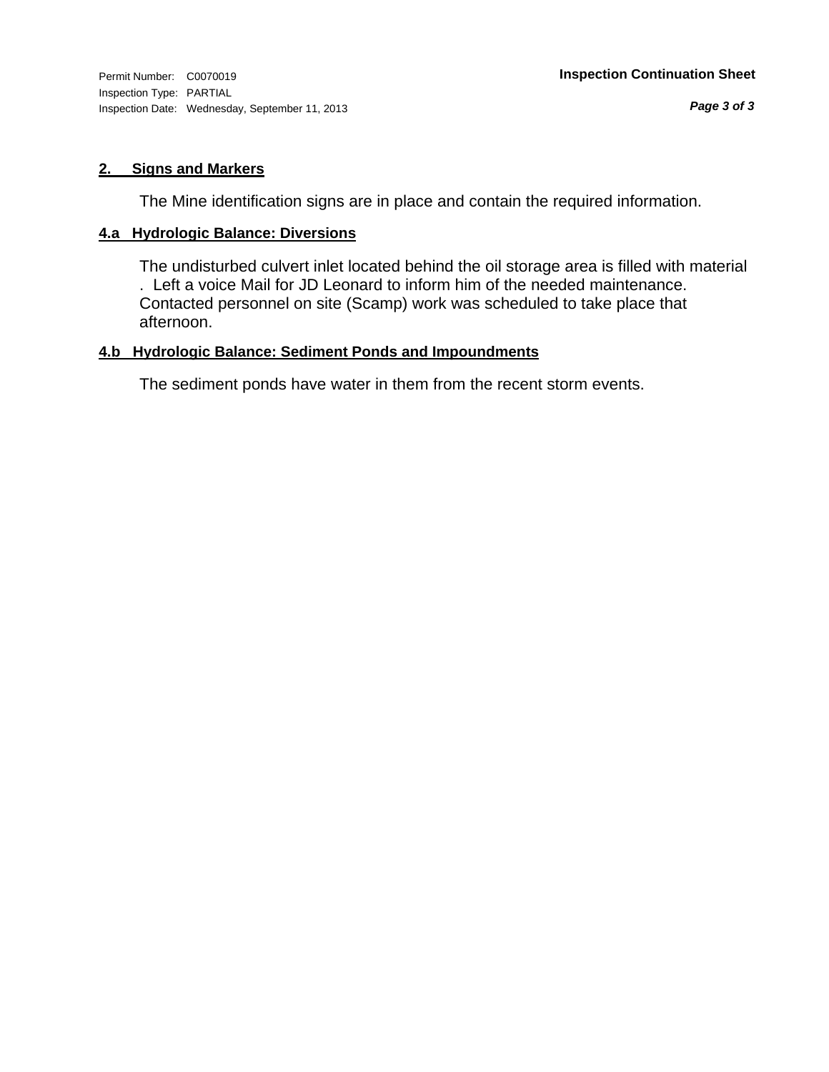## 2. Signs and Markers

The Mine identification signs are in place and contain the required information.

## 4.a Hydrologic Balance: Diversions

The undisturbed culvert inlet located behind the oil storage area is filled with material . Left a voice Mail for JD Leonard to inform him of the needed maintenance. Contacted personnel on site (Scamp) work was scheduled to take place that afternoon.

## 4.b Hydrologic Balance: Sediment Ponds and Impoundments

The sediment ponds have water in them from the recent storm events.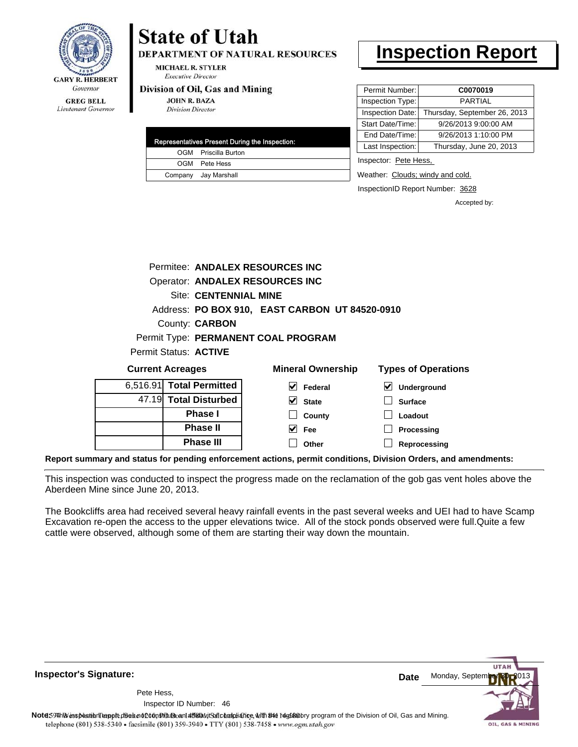**State of Utah**

**DEPARTMENT OF NATURAL RESOURCES**

MICHAEL R. STYLER
*Executive Director*

**Division of Oil, Gas and Mining**

JOHN R. BAZA
*Division Director*

GARY R. HERBERT
*Governor*

GREG BELL
*Lieutenant Governor*

# Inspection Report

| Permit Number: | C0070019 |
|---|---|
| Inspection Type: | PARTIAL |
| Inspection Date: | Thursday, September 26, 2013 |
| Start Date/Time: | 9/26/2013 9:00:00 AM |
| End Date/Time: | 9/26/2013 1:10:00 PM |
| Last Inspection: | Thursday, June 20, 2013 |

| Representatives Present During the Inspection: | |
|---|---|
| OGM | Priscilla Burton |
| OGM | Pete Hess |
| Company | Jay Marshall |

Inspector: Pete Hess,

Weather: Clouds; windy and cold.

InspectionID Report Number: 3628

Accepted by:

Permitee: **ANDALEX RESOURCES INC**
Operator: **ANDALEX RESOURCES INC**
Site: **CENTENNIAL MINE**
Address: **PO BOX 910, EAST CARBON UT 84520-0910**
County: **CARBON**
Permit Type: **PERMANENT COAL PROGRAM**
Permit Status: **ACTIVE**

**Current Acreages**

| | |
|---|---|
| 6,516.91 | **Total Permitted** |
| 47.19 | **Total Disturbed** |
| | **Phase I** |
| | **Phase II** |
| | **Phase III** |

**Mineral Ownership**

- [x] Federal
- [x] State
- [ ] County
- [x] Fee
- [ ] Other

**Types of Operations**

- [x] Underground
- [ ] Surface
- [ ] Loadout
- [ ] Processing
- [ ] Reprocessing

**Report summary and status for pending enforcement actions, permit conditions, Division Orders, and amendments:**

This inspection was conducted to inspect the progress made on the reclamation of the gob gas vent holes above the Aberdeen Mine since June 20, 2013.

The Bookcliffs area had received several heavy rainfall events in the past several weeks and UEI had to have Scamp Excavation re-open the access to the upper elevations twice. All of the stock ponds observed were full.Quite a few cattle were observed, although some of them are starting their way down the mountain.

**Inspector's Signature:**

Pete Hess,

Inspector ID Number: 46

**Date** Monday, September 30, 2013

**Note:** This inspection report does not constitute an affidavit of compliance with the regulatory program of the Division of Oil, Gas and Mining.

telephone (801) 538-5340 • facsimile (801) 359-3940 • TTY (801) 538-7458 • www.ogm.utah.gov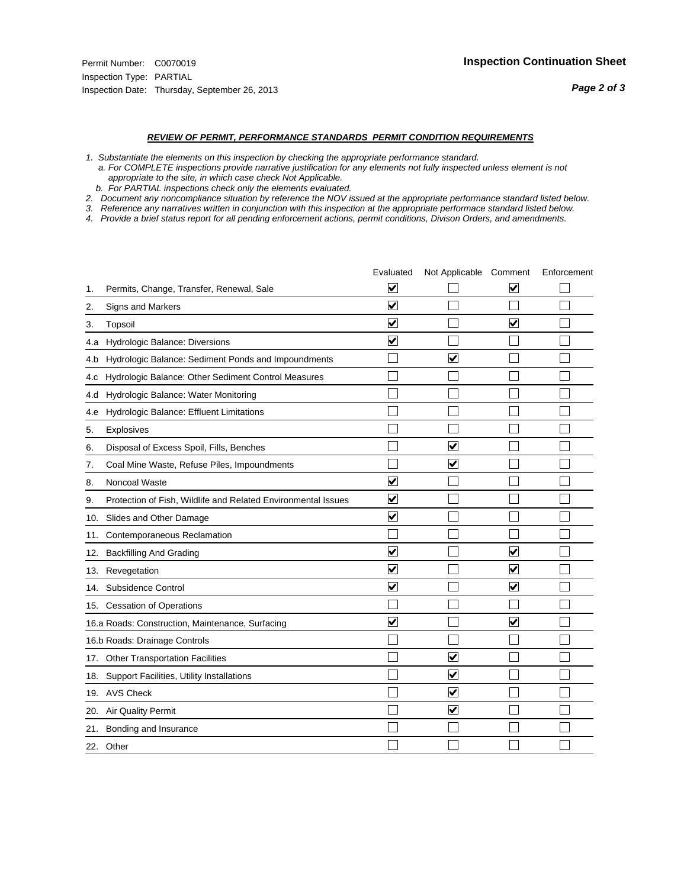Permit Number: C0070019
Inspection Type: PARTIAL
Inspection Date: Thursday, September 26, 2013

## Inspection Continuation Sheet

### *REVIEW OF PERMIT, PERFORMANCE STANDARDS PERMIT CONDITION REQUIREMENTS*

*1. Substantiate the elements on this inspection by checking the appropriate performance standard.*
*a. For COMPLETE inspections provide narrative justification for any elements not fully inspected unless element is not appropriate to the site, in which case check Not Applicable.*
*b. For PARTIAL inspections check only the elements evaluated.*
*2. Document any noncompliance situation by reference the NOV issued at the appropriate performance standard listed below.*
*3. Reference any narratives written in conjunction with this inspection at the appropriate performace standard listed below.*
*4. Provide a brief status report for all pending enforcement actions, permit conditions, Divison Orders, and amendments.*

| | | Evaluated | Not Applicable | Comment | Enforcement |
|---|---|---|---|---|---|
| 1. | Permits, Change, Transfer, Renewal, Sale | ☑ | ☐ | ☑ | ☐ |
| 2. | Signs and Markers | ☑ | ☐ | ☐ | ☐ |
| 3. | Topsoil | ☑ | ☐ | ☑ | ☐ |
| 4.a | Hydrologic Balance: Diversions | ☑ | ☐ | ☐ | ☐ |
| 4.b | Hydrologic Balance: Sediment Ponds and Impoundments | ☐ | ☑ | ☐ | ☐ |
| 4.c | Hydrologic Balance: Other Sediment Control Measures | ☐ | ☐ | ☐ | ☐ |
| 4.d | Hydrologic Balance: Water Monitoring | ☐ | ☐ | ☐ | ☐ |
| 4.e | Hydrologic Balance: Effluent Limitations | ☐ | ☐ | ☐ | ☐ |
| 5. | Explosives | ☐ | ☐ | ☐ | ☐ |
| 6. | Disposal of Excess Spoil, Fills, Benches | ☐ | ☑ | ☐ | ☐ |
| 7. | Coal Mine Waste, Refuse Piles, Impoundments | ☐ | ☑ | ☐ | ☐ |
| 8. | Noncoal Waste | ☑ | ☐ | ☐ | ☐ |
| 9. | Protection of Fish, Wildlife and Related Environmental Issues | ☑ | ☐ | ☐ | ☐ |
| 10. | Slides and Other Damage | ☑ | ☐ | ☐ | ☐ |
| 11. | Contemporaneous Reclamation | ☐ | ☐ | ☐ | ☐ |
| 12. | Backfilling And Grading | ☑ | ☐ | ☑ | ☐ |
| 13. | Revegetation | ☑ | ☐ | ☑ | ☐ |
| 14. | Subsidence Control | ☑ | ☐ | ☑ | ☐ |
| 15. | Cessation of Operations | ☐ | ☐ | ☐ | ☐ |
| 16.a | Roads: Construction, Maintenance, Surfacing | ☑ | ☐ | ☑ | ☐ |
| 16.b | Roads: Drainage Controls | ☐ | ☐ | ☐ | ☐ |
| 17. | Other Transportation Facilities | ☐ | ☑ | ☐ | ☐ |
| 18. | Support Facilities, Utility Installations | ☐ | ☑ | ☐ | ☐ |
| 19. | AVS Check | ☐ | ☑ | ☐ | ☐ |
| 20. | Air Quality Permit | ☐ | ☑ | ☐ | ☐ |
| 21. | Bonding and Insurance | ☐ | ☐ | ☐ | ☐ |
| 22. | Other | ☐ | ☐ | ☐ | ☐ |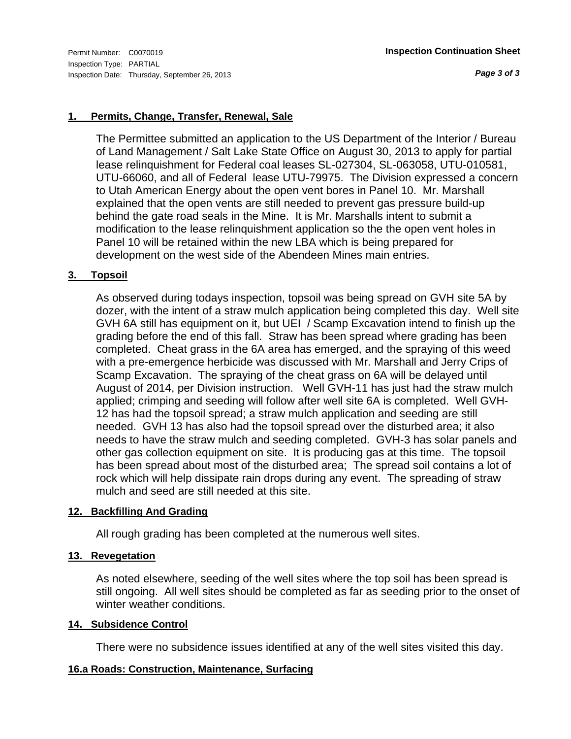Permit Number: C0070019
Inspection Type: PARTIAL
Inspection Date: Thursday, September 26, 2013

**Inspection Continuation Sheet**

### 1. Permits, Change, Transfer, Renewal, Sale

The Permittee submitted an application to the US Department of the Interior / Bureau of Land Management / Salt Lake State Office on August 30, 2013 to apply for partial lease relinquishment for Federal coal leases SL-027304, SL-063058, UTU-010581, UTU-66060, and all of Federal lease UTU-79975. The Division expressed a concern to Utah American Energy about the open vent bores in Panel 10. Mr. Marshall explained that the open vents are still needed to prevent gas pressure build-up behind the gate road seals in the Mine. It is Mr. Marshalls intent to submit a modification to the lease relinquishment application so the the open vent holes in Panel 10 will be retained within the new LBA which is being prepared for development on the west side of the Abendeen Mines main entries.

### 3. Topsoil

As observed during todays inspection, topsoil was being spread on GVH site 5A by dozer, with the intent of a straw mulch application being completed this day. Well site GVH 6A still has equipment on it, but UEI / Scamp Excavation intend to finish up the grading before the end of this fall. Straw has been spread where grading has been completed. Cheat grass in the 6A area has emerged, and the spraying of this weed with a pre-emergence herbicide was discussed with Mr. Marshall and Jerry Crips of Scamp Excavation. The spraying of the cheat grass on 6A will be delayed until August of 2014, per Division instruction. Well GVH-11 has just had the straw mulch applied; crimping and seeding will follow after well site 6A is completed. Well GVH-12 has had the topsoil spread; a straw mulch application and seeding are still needed. GVH 13 has also had the topsoil spread over the disturbed area; it also needs to have the straw mulch and seeding completed. GVH-3 has solar panels and other gas collection equipment on site. It is producing gas at this time. The topsoil has been spread about most of the disturbed area; The spread soil contains a lot of rock which will help dissipate rain drops during any event. The spreading of straw mulch and seed are still needed at this site.

### 12. Backfilling And Grading

All rough grading has been completed at the numerous well sites.

### 13. Revegetation

As noted elsewhere, seeding of the well sites where the top soil has been spread is still ongoing. All well sites should be completed as far as seeding prior to the onset of winter weather conditions.

### 14. Subsidence Control

There were no subsidence issues identified at any of the well sites visited this day.

### 16.a Roads: Construction, Maintenance, Surfacing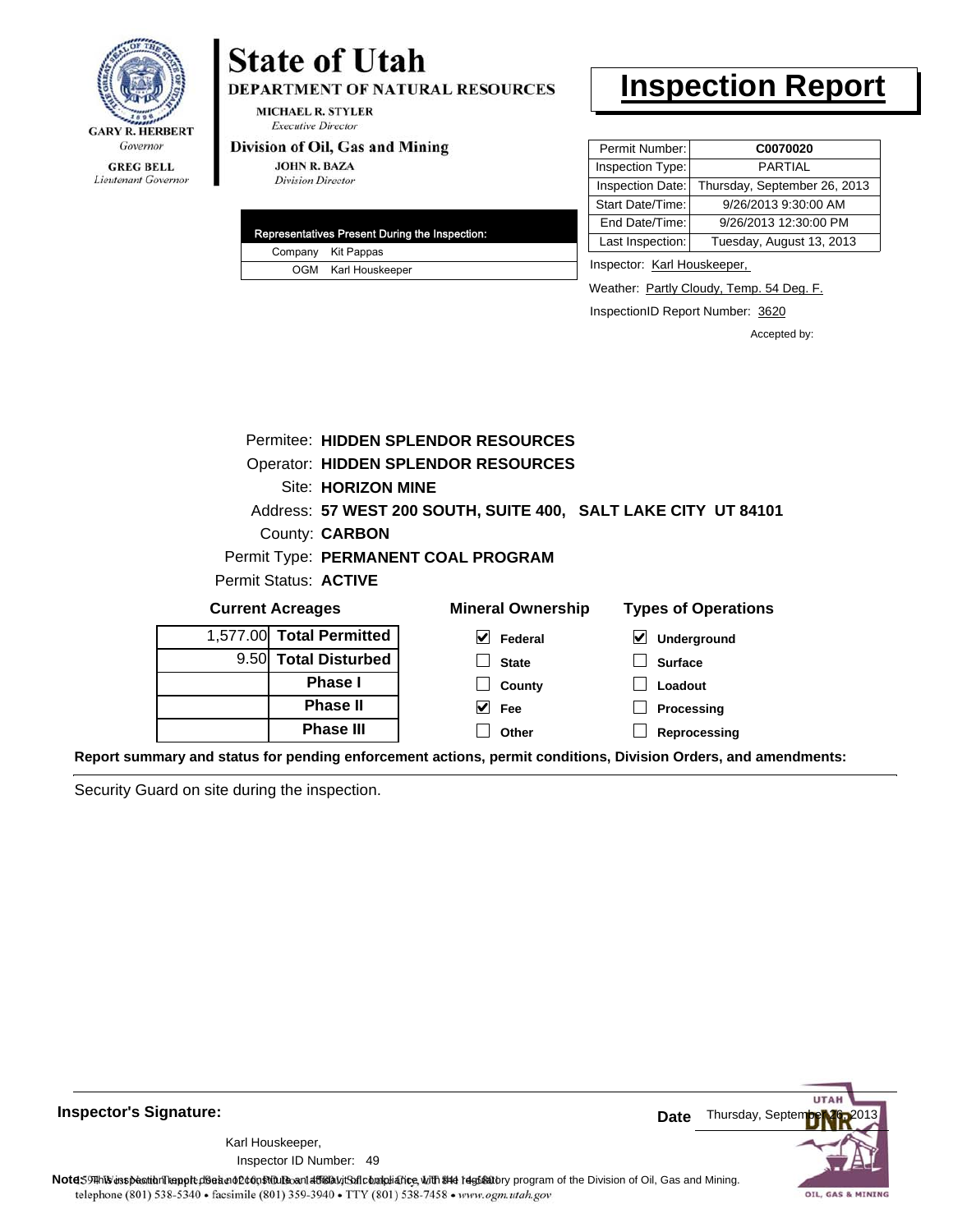GARY R. HERBERT
*Governor*

GREG BELL
*Lieutenant Governor*

# State of Utah

**DEPARTMENT OF NATURAL RESOURCES**

MICHAEL R. STYLER
*Executive Director*

**Division of Oil, Gas and Mining**

JOHN R. BAZA
*Division Director*

# Inspection Report

| | |
|---|---|
| Permit Number: | **C0070020** |
| Inspection Type: | PARTIAL |
| Inspection Date: | Thursday, September 26, 2013 |
| Start Date/Time: | 9/26/2013 9:30:00 AM |
| End Date/Time: | 9/26/2013 12:30:00 PM |
| Last Inspection: | Tuesday, August 13, 2013 |

| Representatives Present During the Inspection: | |
|---|---|
| Company | Kit Pappas |
| OGM | Karl Houskeeper |

Inspector: Karl Houskeeper,

Weather: Partly Cloudy, Temp. 54 Deg. F.

InspectionID Report Number: 3620

Accepted by:

Permitee: **HIDDEN SPLENDOR RESOURCES**
Operator: **HIDDEN SPLENDOR RESOURCES**
Site: **HORIZON MINE**
Address: **57 WEST 200 SOUTH, SUITE 400, SALT LAKE CITY UT 84101**
County: **CARBON**
Permit Type: **PERMANENT COAL PROGRAM**
Permit Status: **ACTIVE**

**Current Acreages**

| | |
|---|---|
| 1,577.00 | **Total Permitted** |
| 9.50 | **Total Disturbed** |
| | **Phase I** |
| | **Phase II** |
| | **Phase III** |

**Mineral Ownership**

- [x] Federal
- [ ] State
- [ ] County
- [x] Fee
- [ ] Other

**Types of Operations**

- [x] Underground
- [ ] Surface
- [ ] Loadout
- [ ] Processing
- [ ] Reprocessing

**Report summary and status for pending enforcement actions, permit conditions, Division Orders, and amendments:**

Security Guard on site during the inspection.

**Inspector's Signature:**

Karl Houskeeper,
Inspector ID Number: 49

**Date** Thursday, September 26, 2013

**Note:** This inspection report does not constitute an affidavit of compliance with the regulatory program of the Division of Oil, Gas and Mining.
1594 West North Temple, Suite 1210, PO Box 145801, Salt Lake City, UT 84114-5801
telephone (801) 538-5340 • facsimile (801) 359-3940 • TTY (801) 538-7458 • www.ogm.utah.gov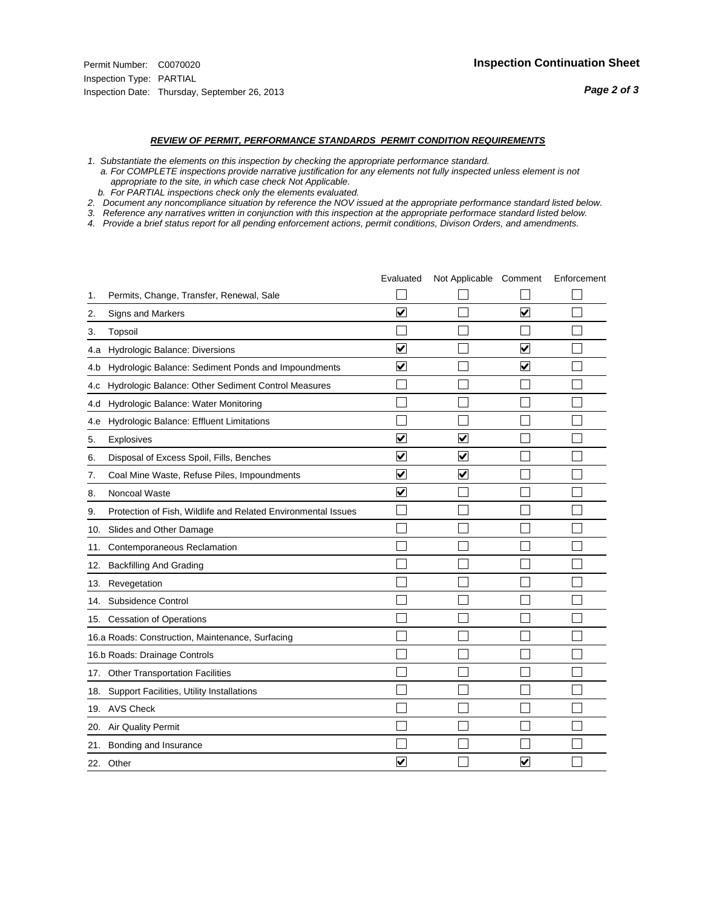Permit Number: C0070020
Inspection Type: PARTIAL
Inspection Date: Thursday, September 26, 2013

**Inspection Continuation Sheet**

***REVIEW OF PERMIT, PERFORMANCE STANDARDS PERMIT CONDITION REQUIREMENTS***

*1. Substantiate the elements on this inspection by checking the appropriate performance standard.*
*a. For COMPLETE inspections provide narrative justification for any elements not fully inspected unless element is not appropriate to the site, in which case check Not Applicable.*
*b. For PARTIAL inspections check only the elements evaluated.*
*2. Document any noncompliance situation by reference the NOV issued at the appropriate performance standard listed below.*
*3. Reference any narratives written in conjunction with this inspection at the appropriate performace standard listed below.*
*4. Provide a brief status report for all pending enforcement actions, permit conditions, Divison Orders, and amendments.*

| | | Evaluated | Not Applicable | Comment | Enforcement |
|---|---|---|---|---|---|
| 1. | Permits, Change, Transfer, Renewal, Sale | ☐ | ☐ | ☐ | ☐ |
| 2. | Signs and Markers | ☑ | ☐ | ☑ | ☐ |
| 3. | Topsoil | ☐ | ☐ | ☐ | ☐ |
| 4.a | Hydrologic Balance: Diversions | ☑ | ☐ | ☑ | ☐ |
| 4.b | Hydrologic Balance: Sediment Ponds and Impoundments | ☑ | ☐ | ☑ | ☐ |
| 4.c | Hydrologic Balance: Other Sediment Control Measures | ☐ | ☐ | ☐ | ☐ |
| 4.d | Hydrologic Balance: Water Monitoring | ☐ | ☐ | ☐ | ☐ |
| 4.e | Hydrologic Balance: Effluent Limitations | ☐ | ☐ | ☐ | ☐ |
| 5. | Explosives | ☑ | ☑ | ☐ | ☐ |
| 6. | Disposal of Excess Spoil, Fills, Benches | ☑ | ☑ | ☐ | ☐ |
| 7. | Coal Mine Waste, Refuse Piles, Impoundments | ☑ | ☑ | ☐ | ☐ |
| 8. | Noncoal Waste | ☑ | ☐ | ☐ | ☐ |
| 9. | Protection of Fish, Wildlife and Related Environmental Issues | ☐ | ☐ | ☐ | ☐ |
| 10. | Slides and Other Damage | ☐ | ☐ | ☐ | ☐ |
| 11. | Contemporaneous Reclamation | ☐ | ☐ | ☐ | ☐ |
| 12. | Backfilling And Grading | ☐ | ☐ | ☐ | ☐ |
| 13. | Revegetation | ☐ | ☐ | ☐ | ☐ |
| 14. | Subsidence Control | ☐ | ☐ | ☐ | ☐ |
| 15. | Cessation of Operations | ☐ | ☐ | ☐ | ☐ |
| 16.a | Roads: Construction, Maintenance, Surfacing | ☐ | ☐ | ☐ | ☐ |
| 16.b | Roads: Drainage Controls | ☐ | ☐ | ☐ | ☐ |
| 17. | Other Transportation Facilities | ☐ | ☐ | ☐ | ☐ |
| 18. | Support Facilities, Utility Installations | ☐ | ☐ | ☐ | ☐ |
| 19. | AVS Check | ☐ | ☐ | ☐ | ☐ |
| 20. | Air Quality Permit | ☐ | ☐ | ☐ | ☐ |
| 21. | Bonding and Insurance | ☐ | ☐ | ☐ | ☐ |
| 22. | Other | ☑ | ☐ | ☑ | ☐ |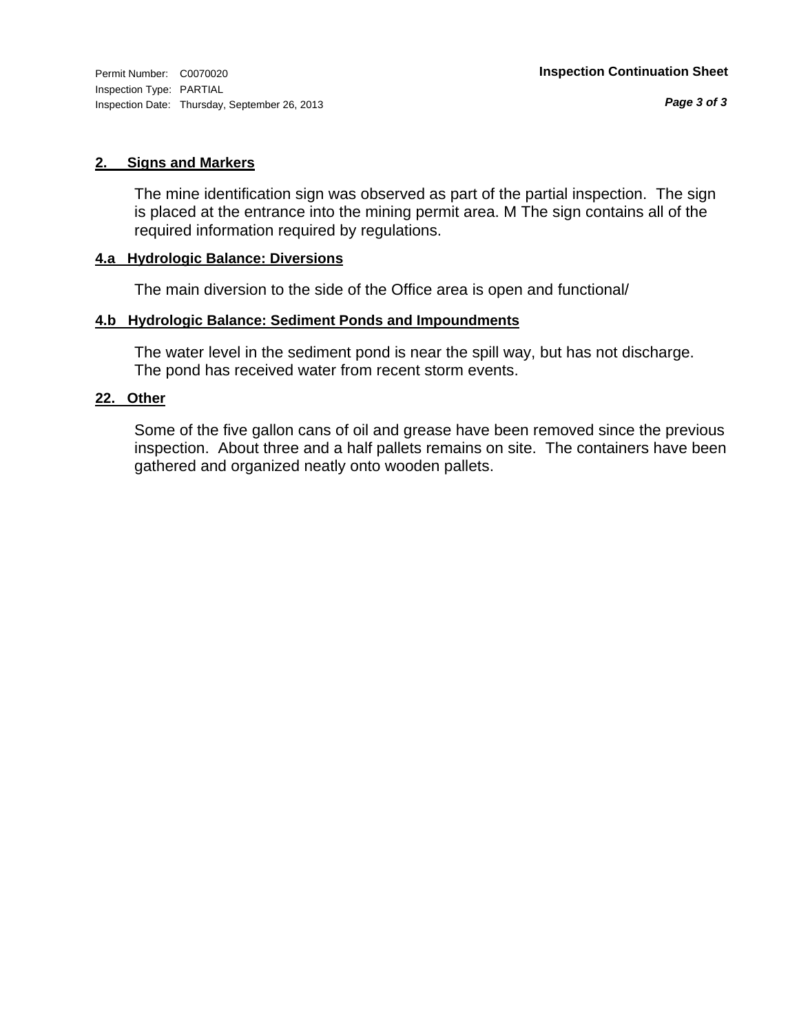Permit Number: C0070020
Inspection Type: PARTIAL
Inspection Date: Thursday, September 26, 2013

**Inspection Continuation Sheet**

## 2. Signs and Markers

The mine identification sign was observed as part of the partial inspection. The sign is placed at the entrance into the mining permit area. M The sign contains all of the required information required by regulations.

## 4.a Hydrologic Balance: Diversions

The main diversion to the side of the Office area is open and functional/

## 4.b Hydrologic Balance: Sediment Ponds and Impoundments

The water level in the sediment pond is near the spill way, but has not discharge. The pond has received water from recent storm events.

## 22. Other

Some of the five gallon cans of oil and grease have been removed since the previous inspection. About three and a half pallets remains on site. The containers have been gathered and organized neatly onto wooden pallets.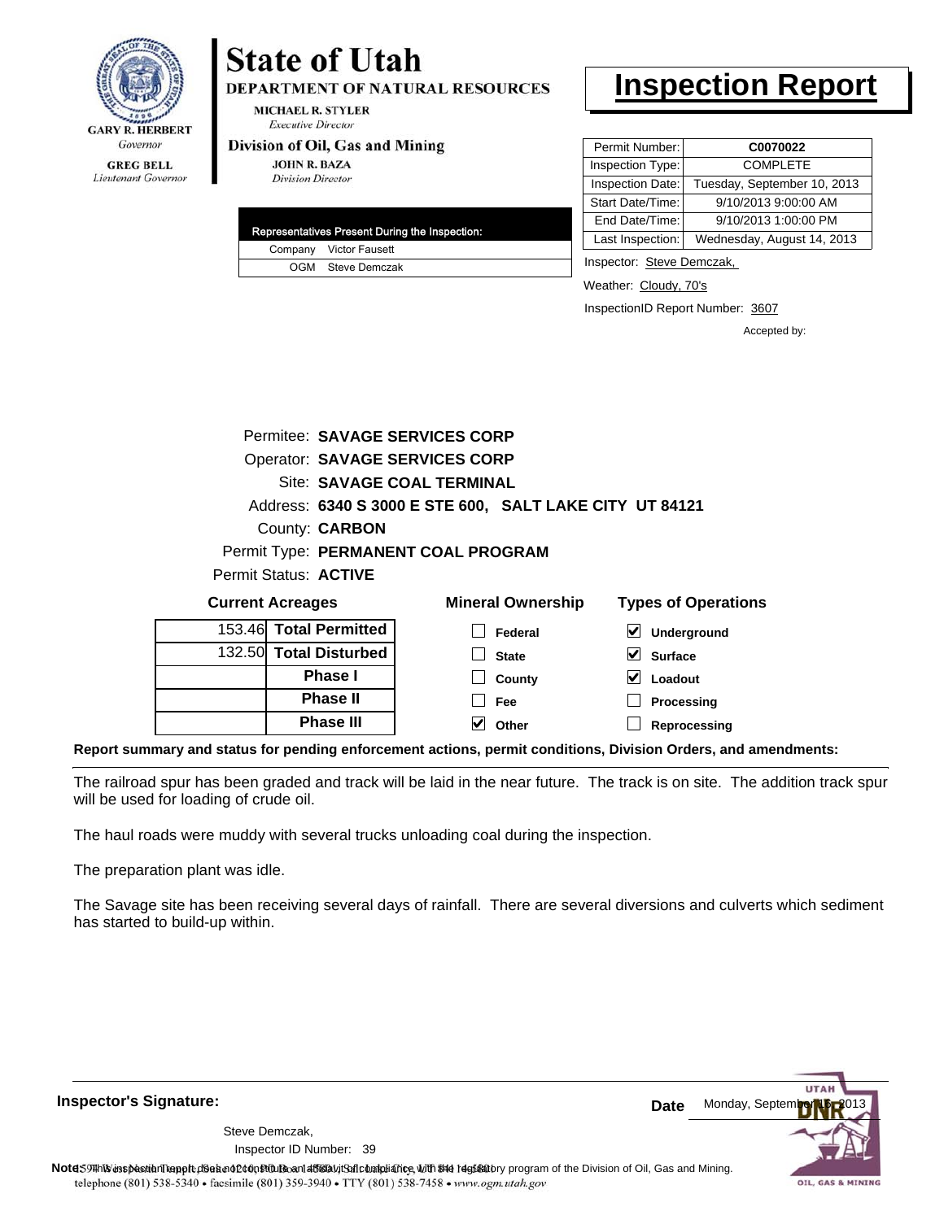GARY R. HERBERT
*Governor*

GREG BELL
*Lieutenant Governor*

# State of Utah

**DEPARTMENT OF NATURAL RESOURCES**

MICHAEL R. STYLER
*Executive Director*

**Division of Oil, Gas and Mining**

JOHN R. BAZA
*Division Director*

# Inspection Report

| Permit Number: | **C0070022** |
|---|---|
| Inspection Type: | COMPLETE |
| Inspection Date: | Tuesday, September 10, 2013 |
| Start Date/Time: | 9/10/2013 9:00:00 AM |
| End Date/Time: | 9/10/2013 1:00:00 PM |
| Last Inspection: | Wednesday, August 14, 2013 |

| Representatives Present During the Inspection: | |
|---|---|
| Company | Victor Fausett |
| OGM | Steve Demczak |

Inspector: Steve Demczak,

Weather: Cloudy, 70's

InspectionID Report Number: 3607

Accepted by:

Permitee: **SAVAGE SERVICES CORP**
Operator: **SAVAGE SERVICES CORP**
Site: **SAVAGE COAL TERMINAL**
Address: **6340 S 3000 E STE 600, SALT LAKE CITY UT 84121**
County: **CARBON**
Permit Type: **PERMANENT COAL PROGRAM**
Permit Status: **ACTIVE**

**Current Acreages**

| | |
|---|---|
| 153.46 | **Total Permitted** |
| 132.50 | **Total Disturbed** |
| | **Phase I** |
| | **Phase II** |
| | **Phase III** |

**Mineral Ownership**

- [ ] Federal
- [ ] State
- [ ] County
- [ ] Fee
- [x] Other

**Types of Operations**

- [x] Underground
- [x] Surface
- [x] Loadout
- [ ] Processing
- [ ] Reprocessing

**Report summary and status for pending enforcement actions, permit conditions, Division Orders, and amendments:**

The railroad spur has been graded and track will be laid in the near future. The track is on site. The addition track spur will be used for loading of crude oil.

The haul roads were muddy with several trucks unloading coal during the inspection.

The preparation plant was idle.

The Savage site has been receiving several days of rainfall. There are several diversions and culverts which sediment has started to build-up within.

**Inspector's Signature:**

Steve Demczak,
Inspector ID Number: 39

**Date** Monday, September 16, 2013

**Note:** This inspection report does not constitute an affidavit of compliance with the regulatory program of the Division of Oil, Gas and Mining.

telephone (801) 538-5340 • facsimile (801) 359-3940 • TTY (801) 538-7458 • www.ogm.utah.gov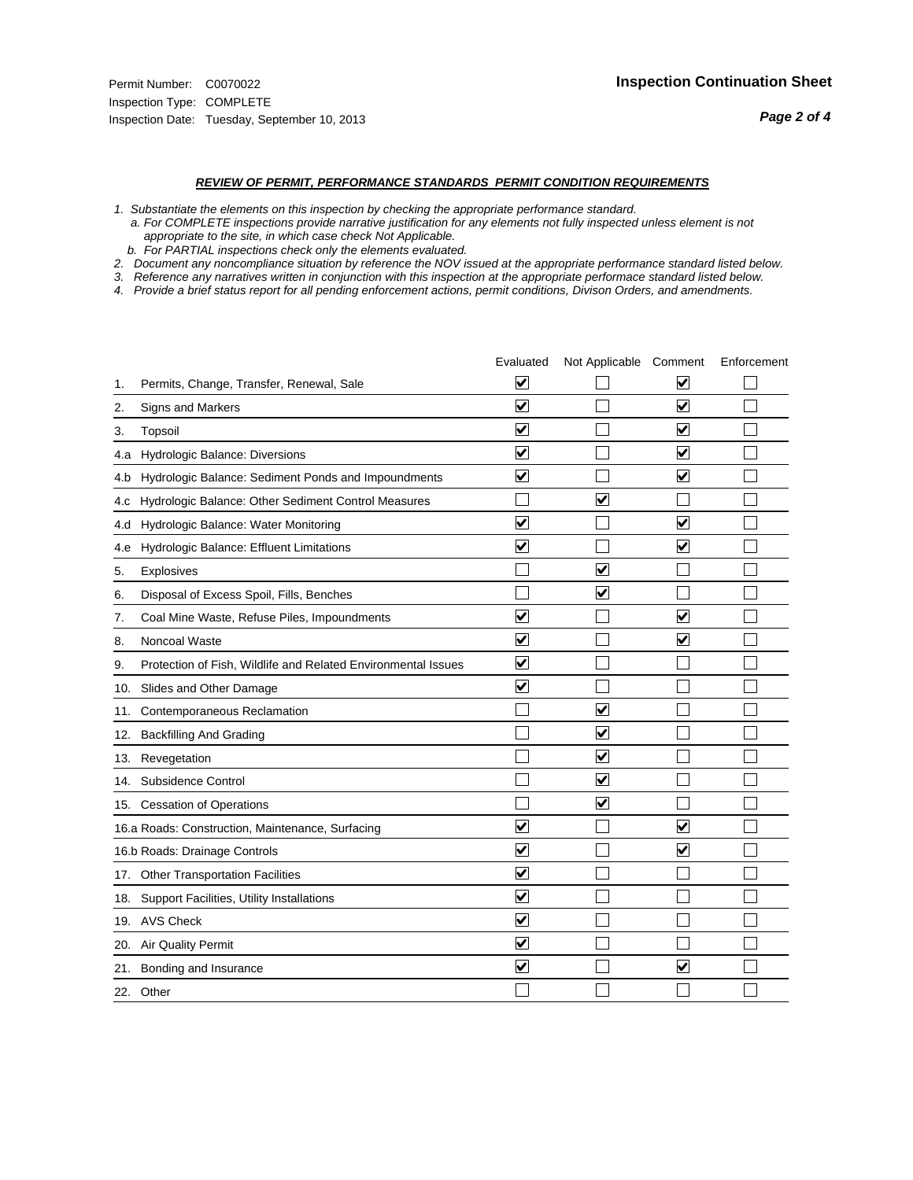Permit Number: C0070022
Inspection Type: COMPLETE
Inspection Date: Tuesday, September 10, 2013

**Inspection Continuation Sheet**

***REVIEW OF PERMIT, PERFORMANCE STANDARDS PERMIT CONDITION REQUIREMENTS***

*1. Substantiate the elements on this inspection by checking the appropriate performance standard.*
*a. For COMPLETE inspections provide narrative justification for any elements not fully inspected unless element is not appropriate to the site, in which case check Not Applicable.*
*b. For PARTIAL inspections check only the elements evaluated.*
*2. Document any noncompliance situation by reference the NOV issued at the appropriate performance standard listed below.*
*3. Reference any narratives written in conjunction with this inspection at the appropriate performace standard listed below.*
*4. Provide a brief status report for all pending enforcement actions, permit conditions, Divison Orders, and amendments.*

| | | Evaluated | Not Applicable | Comment | Enforcement |
|---|---|---|---|---|---|
| 1. | Permits, Change, Transfer, Renewal, Sale | ☑ | ☐ | ☑ | ☐ |
| 2. | Signs and Markers | ☑ | ☐ | ☑ | ☐ |
| 3. | Topsoil | ☑ | ☐ | ☑ | ☐ |
| 4.a | Hydrologic Balance: Diversions | ☑ | ☐ | ☑ | ☐ |
| 4.b | Hydrologic Balance: Sediment Ponds and Impoundments | ☑ | ☐ | ☑ | ☐ |
| 4.c | Hydrologic Balance: Other Sediment Control Measures | ☐ | ☑ | ☐ | ☐ |
| 4.d | Hydrologic Balance: Water Monitoring | ☑ | ☐ | ☑ | ☐ |
| 4.e | Hydrologic Balance: Effluent Limitations | ☑ | ☐ | ☑ | ☐ |
| 5. | Explosives | ☐ | ☑ | ☐ | ☐ |
| 6. | Disposal of Excess Spoil, Fills, Benches | ☐ | ☑ | ☐ | ☐ |
| 7. | Coal Mine Waste, Refuse Piles, Impoundments | ☑ | ☐ | ☑ | ☐ |
| 8. | Noncoal Waste | ☑ | ☐ | ☑ | ☐ |
| 9. | Protection of Fish, Wildlife and Related Environmental Issues | ☑ | ☐ | ☐ | ☐ |
| 10. | Slides and Other Damage | ☑ | ☐ | ☐ | ☐ |
| 11. | Contemporaneous Reclamation | ☐ | ☑ | ☐ | ☐ |
| 12. | Backfilling And Grading | ☐ | ☑ | ☐ | ☐ |
| 13. | Revegetation | ☐ | ☑ | ☐ | ☐ |
| 14. | Subsidence Control | ☐ | ☑ | ☐ | ☐ |
| 15. | Cessation of Operations | ☐ | ☑ | ☐ | ☐ |
| 16.a | Roads: Construction, Maintenance, Surfacing | ☑ | ☐ | ☑ | ☐ |
| 16.b | Roads: Drainage Controls | ☑ | ☐ | ☑ | ☐ |
| 17. | Other Transportation Facilities | ☑ | ☐ | ☐ | ☐ |
| 18. | Support Facilities, Utility Installations | ☑ | ☐ | ☐ | ☐ |
| 19. | AVS Check | ☑ | ☐ | ☐ | ☐ |
| 20. | Air Quality Permit | ☑ | ☐ | ☐ | ☐ |
| 21. | Bonding and Insurance | ☑ | ☐ | ☑ | ☐ |
| 22. | Other | ☐ | ☐ | ☐ | ☐ |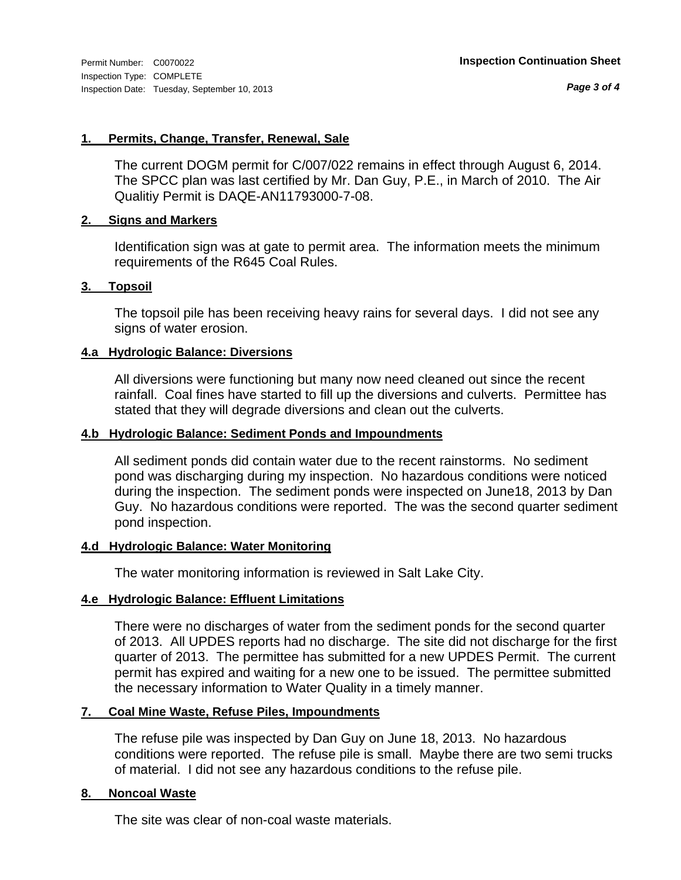### 1. Permits, Change, Transfer, Renewal, Sale

The current DOGM permit for C/007/022 remains in effect through August 6, 2014. The SPCC plan was last certified by Mr. Dan Guy, P.E., in March of 2010. The Air Qualitiy Permit is DAQE-AN11793000-7-08.

### 2. Signs and Markers

Identification sign was at gate to permit area. The information meets the minimum requirements of the R645 Coal Rules.

### 3. Topsoil

The topsoil pile has been receiving heavy rains for several days. I did not see any signs of water erosion.

### 4.a Hydrologic Balance: Diversions

All diversions were functioning but many now need cleaned out since the recent rainfall. Coal fines have started to fill up the diversions and culverts. Permittee has stated that they will degrade diversions and clean out the culverts.

### 4.b Hydrologic Balance: Sediment Ponds and Impoundments

All sediment ponds did contain water due to the recent rainstorms. No sediment pond was discharging during my inspection. No hazardous conditions were noticed during the inspection. The sediment ponds were inspected on June18, 2013 by Dan Guy. No hazardous conditions were reported. The was the second quarter sediment pond inspection.

### 4.d Hydrologic Balance: Water Monitoring

The water monitoring information is reviewed in Salt Lake City.

### 4.e Hydrologic Balance: Effluent Limitations

There were no discharges of water from the sediment ponds for the second quarter of 2013. All UPDES reports had no discharge. The site did not discharge for the first quarter of 2013. The permittee has submitted for a new UPDES Permit. The current permit has expired and waiting for a new one to be issued. The permittee submitted the necessary information to Water Quality in a timely manner.

### 7. Coal Mine Waste, Refuse Piles, Impoundments

The refuse pile was inspected by Dan Guy on June 18, 2013. No hazardous conditions were reported. The refuse pile is small. Maybe there are two semi trucks of material. I did not see any hazardous conditions to the refuse pile.

### 8. Noncoal Waste

The site was clear of non-coal waste materials.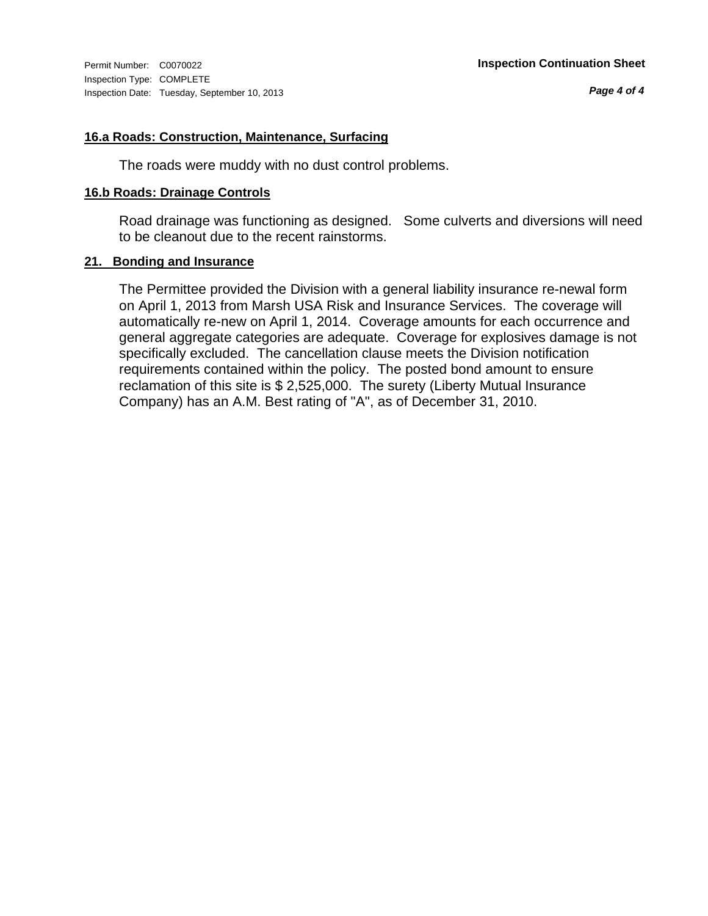**16.a Roads: Construction, Maintenance, Surfacing**

The roads were muddy with no dust control problems.

**16.b Roads: Drainage Controls**

Road drainage was functioning as designed. Some culverts and diversions will need to be cleanout due to the recent rainstorms.

**21. Bonding and Insurance**

The Permittee provided the Division with a general liability insurance re-newal form on April 1, 2013 from Marsh USA Risk and Insurance Services. The coverage will automatically re-new on April 1, 2014. Coverage amounts for each occurrence and general aggregate categories are adequate. Coverage for explosives damage is not specifically excluded. The cancellation clause meets the Division notification requirements contained within the policy. The posted bond amount to ensure reclamation of this site is $ 2,525,000. The surety (Liberty Mutual Insurance Company) has an A.M. Best rating of "A", as of December 31, 2010.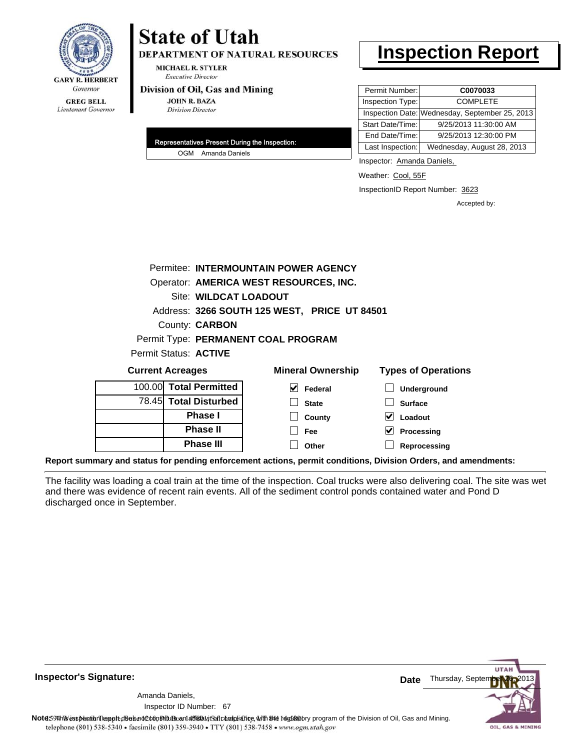**State of Utah**

**DEPARTMENT OF NATURAL RESOURCES**

MICHAEL R. STYLER
*Executive Director*

**Division of Oil, Gas and Mining**

JOHN R. BAZA
*Division Director*

GARY R. HERBERT
*Governor*

GREG BELL
*Lieutenant Governor*

# Inspection Report

| | |
|---|---|
| Permit Number: | **C0070033** |
| Inspection Type: | COMPLETE |
| Inspection Date: | Wednesday, September 25, 2013 |
| Start Date/Time: | 9/25/2013 11:30:00 AM |
| End Date/Time: | 9/25/2013 12:30:00 PM |
| Last Inspection: | Wednesday, August 28, 2013 |

**Representatives Present During the Inspection:**

OGM Amanda Daniels

Inspector: Amanda Daniels,

Weather: Cool, 55F

InspectionID Report Number: 3623

Accepted by:

Permitee: **INTERMOUNTAIN POWER AGENCY**
Operator: **AMERICA WEST RESOURCES, INC.**
Site: **WILDCAT LOADOUT**
Address: **3266 SOUTH 125 WEST, PRICE UT 84501**
County: **CARBON**
Permit Type: **PERMANENT COAL PROGRAM**
Permit Status: **ACTIVE**

**Current Acreages**

| | |
|---|---|
| 100.00 | **Total Permitted** |
| 78.45 | **Total Disturbed** |
| | **Phase I** |
| | **Phase II** |
| | **Phase III** |

**Mineral Ownership**

- [x] Federal
- [ ] State
- [ ] County
- [ ] Fee
- [ ] Other

**Types of Operations**

- [ ] Underground
- [ ] Surface
- [x] Loadout
- [x] Processing
- [ ] Reprocessing

**Report summary and status for pending enforcement actions, permit conditions, Division Orders, and amendments:**

The facility was loading a coal train at the time of the inspection. Coal trucks were also delivering coal. The site was wet and there was evidence of recent rain events. All of the sediment control ponds contained water and Pond D discharged once in September.

**Inspector's Signature:**

Amanda Daniels,
Inspector ID Number: 67

**Date** Thursday, September 26, 2013

**Note:** This inspection report does not constitute an affidavit of compliance with the regulatory program of the Division of Oil, Gas and Mining.

telephone (801) 538-5340 • facsimile (801) 359-3940 • TTY (801) 538-7458 • www.ogm.utah.gov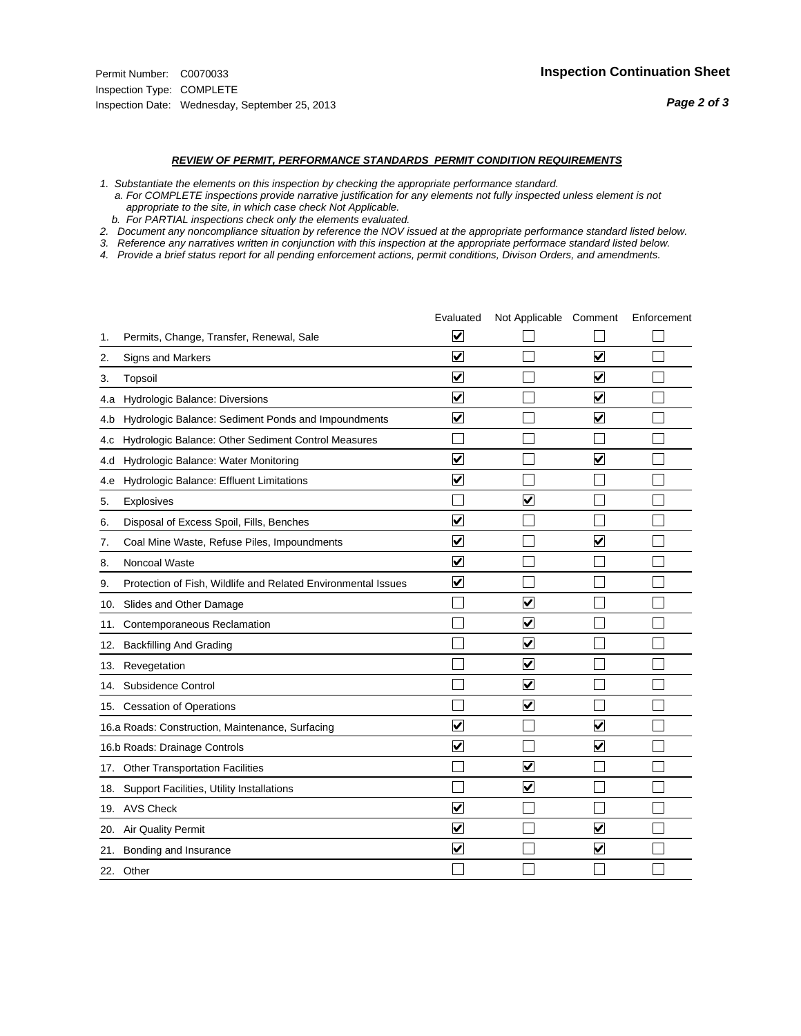Permit Number: C0070033
Inspection Type: COMPLETE
Inspection Date: Wednesday, September 25, 2013

## Inspection Continuation Sheet

### *REVIEW OF PERMIT, PERFORMANCE STANDARDS PERMIT CONDITION REQUIREMENTS*

*1. Substantiate the elements on this inspection by checking the appropriate performance standard.*
*a. For COMPLETE inspections provide narrative justification for any elements not fully inspected unless element is not appropriate to the site, in which case check Not Applicable.*
*b. For PARTIAL inspections check only the elements evaluated.*
*2. Document any noncompliance situation by reference the NOV issued at the appropriate performance standard listed below.*
*3. Reference any narratives written in conjunction with this inspection at the appropriate performace standard listed below.*
*4. Provide a brief status report for all pending enforcement actions, permit conditions, Divison Orders, and amendments.*

| | | Evaluated | Not Applicable | Comment | Enforcement |
|---|---|---|---|---|---|
| 1. | Permits, Change, Transfer, Renewal, Sale | ☑ | ☐ | ☐ | ☐ |
| 2. | Signs and Markers | ☑ | ☐ | ☑ | ☐ |
| 3. | Topsoil | ☑ | ☐ | ☑ | ☐ |
| 4.a | Hydrologic Balance: Diversions | ☑ | ☐ | ☑ | ☐ |
| 4.b | Hydrologic Balance: Sediment Ponds and Impoundments | ☑ | ☐ | ☑ | ☐ |
| 4.c | Hydrologic Balance: Other Sediment Control Measures | ☐ | ☐ | ☐ | ☐ |
| 4.d | Hydrologic Balance: Water Monitoring | ☑ | ☐ | ☑ | ☐ |
| 4.e | Hydrologic Balance: Effluent Limitations | ☑ | ☐ | ☐ | ☐ |
| 5. | Explosives | ☐ | ☑ | ☐ | ☐ |
| 6. | Disposal of Excess Spoil, Fills, Benches | ☑ | ☐ | ☐ | ☐ |
| 7. | Coal Mine Waste, Refuse Piles, Impoundments | ☑ | ☐ | ☑ | ☐ |
| 8. | Noncoal Waste | ☑ | ☐ | ☐ | ☐ |
| 9. | Protection of Fish, Wildlife and Related Environmental Issues | ☑ | ☐ | ☐ | ☐ |
| 10. | Slides and Other Damage | ☐ | ☑ | ☐ | ☐ |
| 11. | Contemporaneous Reclamation | ☐ | ☑ | ☐ | ☐ |
| 12. | Backfilling And Grading | ☐ | ☑ | ☐ | ☐ |
| 13. | Revegetation | ☐ | ☑ | ☐ | ☐ |
| 14. | Subsidence Control | ☐ | ☑ | ☐ | ☐ |
| 15. | Cessation of Operations | ☐ | ☑ | ☐ | ☐ |
| 16.a | Roads: Construction, Maintenance, Surfacing | ☑ | ☐ | ☑ | ☐ |
| 16.b | Roads: Drainage Controls | ☑ | ☐ | ☑ | ☐ |
| 17. | Other Transportation Facilities | ☐ | ☑ | ☐ | ☐ |
| 18. | Support Facilities, Utility Installations | ☐ | ☑ | ☐ | ☐ |
| 19. | AVS Check | ☑ | ☐ | ☐ | ☐ |
| 20. | Air Quality Permit | ☑ | ☐ | ☑ | ☐ |
| 21. | Bonding and Insurance | ☑ | ☐ | ☑ | ☐ |
| 22. | Other | ☐ | ☐ | ☐ | ☐ |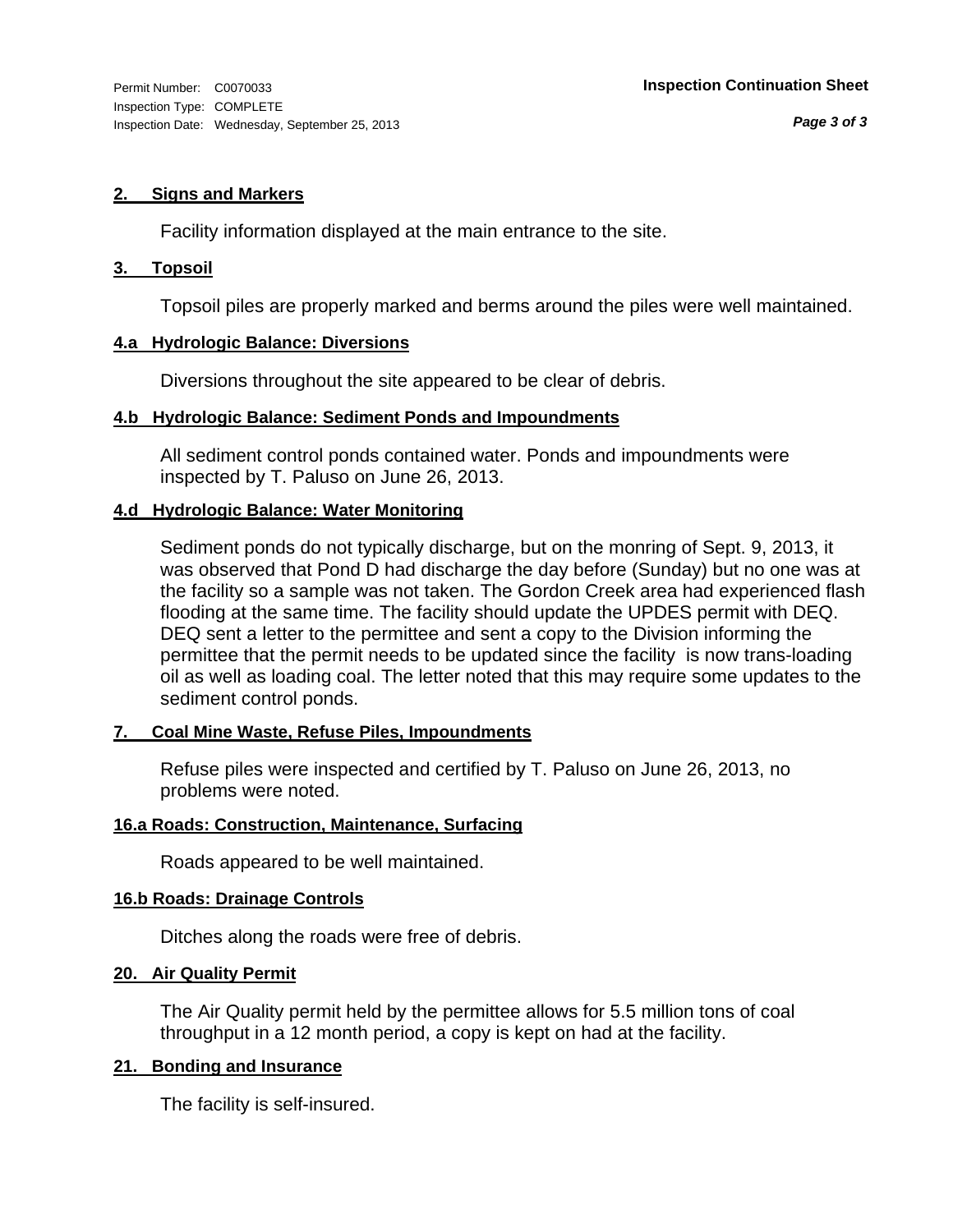Permit Number: C0070033
Inspection Type: COMPLETE
Inspection Date: Wednesday, September 25, 2013

**Inspection Continuation Sheet**

## 2. Signs and Markers

Facility information displayed at the main entrance to the site.

## 3. Topsoil

Topsoil piles are properly marked and berms around the piles were well maintained.

## 4.a Hydrologic Balance: Diversions

Diversions throughout the site appeared to be clear of debris.

## 4.b Hydrologic Balance: Sediment Ponds and Impoundments

All sediment control ponds contained water. Ponds and impoundments were inspected by T. Paluso on June 26, 2013.

## 4.d Hydrologic Balance: Water Monitoring

Sediment ponds do not typically discharge, but on the monring of Sept. 9, 2013, it was observed that Pond D had discharge the day before (Sunday) but no one was at the facility so a sample was not taken. The Gordon Creek area had experienced flash flooding at the same time. The facility should update the UPDES permit with DEQ. DEQ sent a letter to the permittee and sent a copy to the Division informing the permittee that the permit needs to be updated since the facility is now trans-loading oil as well as loading coal. The letter noted that this may require some updates to the sediment control ponds.

## 7. Coal Mine Waste, Refuse Piles, Impoundments

Refuse piles were inspected and certified by T. Paluso on June 26, 2013, no problems were noted.

## 16.a Roads: Construction, Maintenance, Surfacing

Roads appeared to be well maintained.

## 16.b Roads: Drainage Controls

Ditches along the roads were free of debris.

## 20. Air Quality Permit

The Air Quality permit held by the permittee allows for 5.5 million tons of coal throughput in a 12 month period, a copy is kept on had at the facility.

## 21. Bonding and Insurance

The facility is self-insured.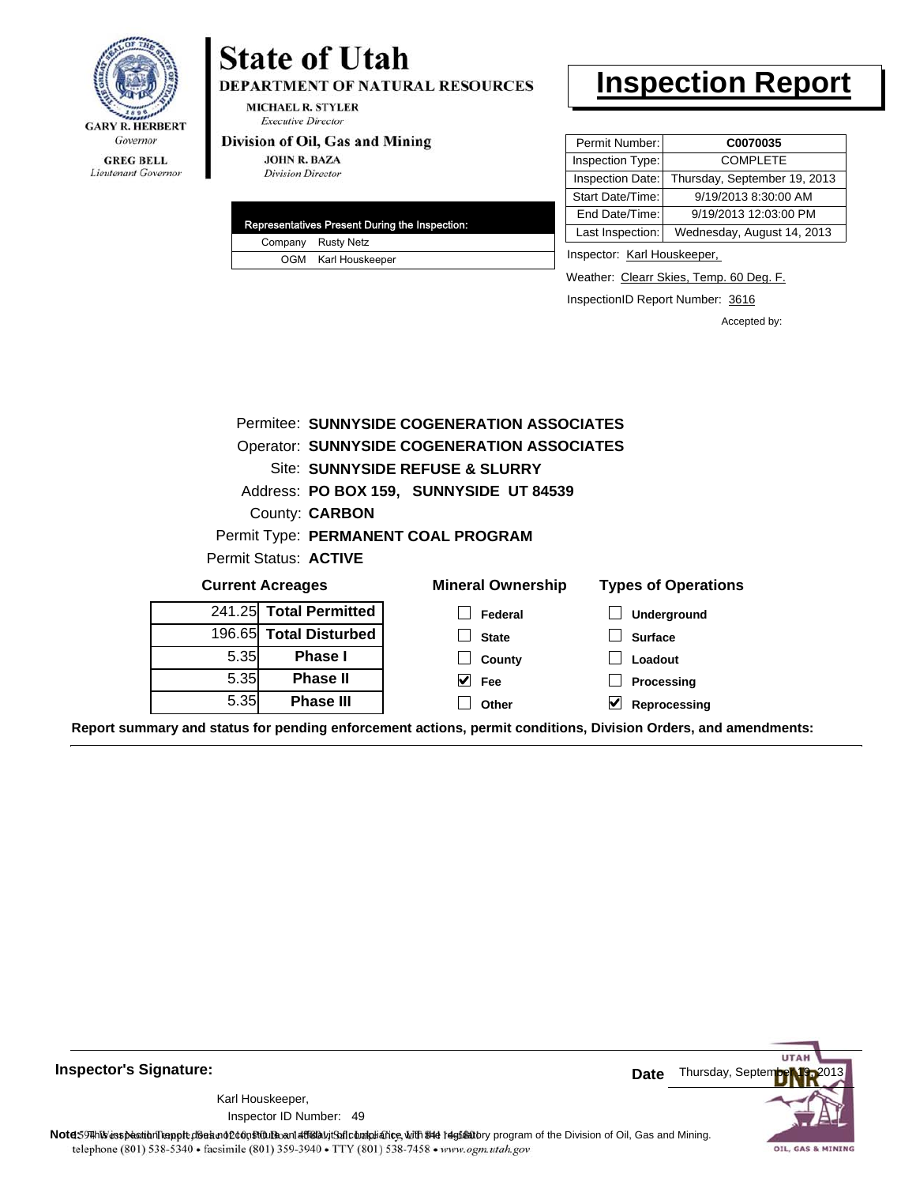GARY R. HERBERT
*Governor*

GREG BELL
*Lieutenant Governor*

# State of Utah

**DEPARTMENT OF NATURAL RESOURCES**

MICHAEL R. STYLER
*Executive Director*

**Division of Oil, Gas and Mining**

JOHN R. BAZA
*Division Director*

# Inspection Report

| Representatives Present During the Inspection: | |
|---|---|
| Company | Rusty Netz |
| OGM | Karl Houskeeper |

| | |
|---|---|
| Permit Number: | **C0070035** |
| Inspection Type: | COMPLETE |
| Inspection Date: | Thursday, September 19, 2013 |
| Start Date/Time: | 9/19/2013 8:30:00 AM |
| End Date/Time: | 9/19/2013 12:03:00 PM |
| Last Inspection: | Wednesday, August 14, 2013 |

Inspector: Karl Houskeeper,

Weather: Clearr Skies, Temp. 60 Deg. F.

InspectionID Report Number: 3616

Accepted by:

Permitee: **SUNNYSIDE COGENERATION ASSOCIATES**
Operator: **SUNNYSIDE COGENERATION ASSOCIATES**
Site: **SUNNYSIDE REFUSE & SLURRY**
Address: **PO BOX 159, SUNNYSIDE UT 84539**
County: **CARBON**
Permit Type: **PERMANENT COAL PROGRAM**
Permit Status: **ACTIVE**

**Current Acreages**

| | |
|---|---|
| 241.25 | **Total Permitted** |
| 196.65 | **Total Disturbed** |
| 5.35 | **Phase I** |
| 5.35 | **Phase II** |
| 5.35 | **Phase III** |

**Mineral Ownership**

- [ ] Federal
- [ ] State
- [ ] County
- [x] Fee
- [ ] Other

**Types of Operations**

- [ ] Underground
- [ ] Surface
- [ ] Loadout
- [ ] Processing
- [x] Reprocessing

**Report summary and status for pending enforcement actions, permit conditions, Division Orders, and amendments:**

**Inspector's Signature:**

Karl Houskeeper,
Inspector ID Number: 49

**Date** Thursday, September 19, 2013

**Note:** This inspection report does not constitute an affidavit of compliance with the regulatory program of the Division of Oil, Gas and Mining.

1594 West North Temple, Suite 1210, PO Box 145801, Salt Lake City, UT 84114-5801
telephone (801) 538-5340 • facsimile (801) 359-3940 • TTY (801) 538-7458 • *www.ogm.utah.gov*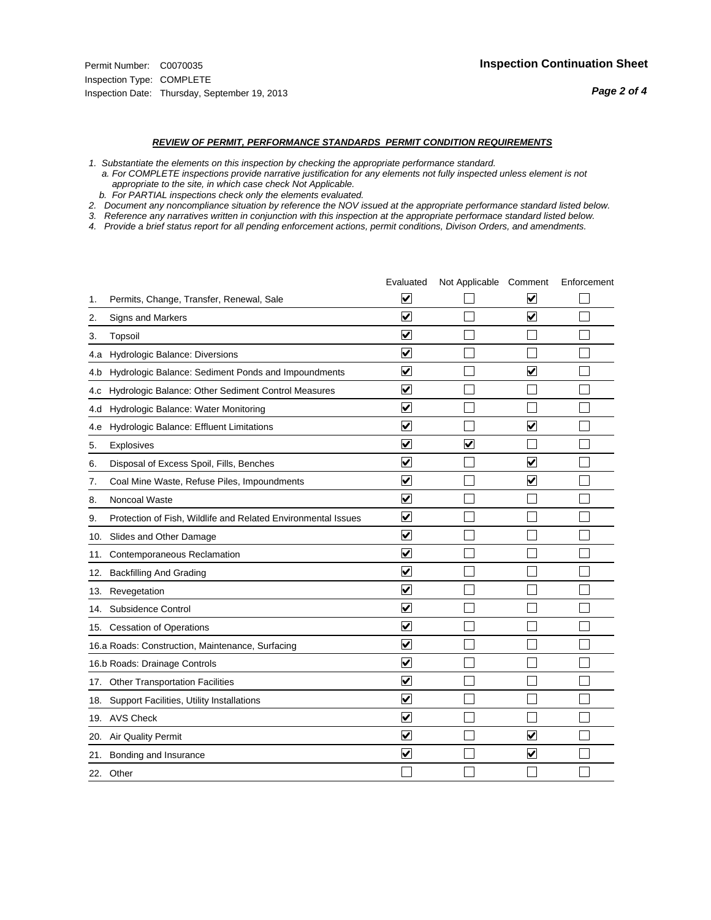Permit Number: C0070035
Inspection Type: COMPLETE
Inspection Date: Thursday, September 19, 2013

**Inspection Continuation Sheet**

## *REVIEW OF PERMIT, PERFORMANCE STANDARDS PERMIT CONDITION REQUIREMENTS*

1. Substantiate the elements on this inspection by checking the appropriate performance standard.
   a. For COMPLETE inspections provide narrative justification for any elements not fully inspected unless element is not appropriate to the site, in which case check Not Applicable.
   b. For PARTIAL inspections check only the elements evaluated.
2. Document any noncompliance situation by reference the NOV issued at the appropriate performance standard listed below.
3. Reference any narratives written in conjunction with this inspection at the appropriate performace standard listed below.
4. Provide a brief status report for all pending enforcement actions, permit conditions, Divison Orders, and amendments.

| | | Evaluated | Not Applicable | Comment | Enforcement |
|---|---|---|---|---|---|
| 1. | Permits, Change, Transfer, Renewal, Sale | ☑ | ☐ | ☑ | ☐ |
| 2. | Signs and Markers | ☑ | ☐ | ☑ | ☐ |
| 3. | Topsoil | ☑ | ☐ | ☐ | ☐ |
| 4.a | Hydrologic Balance: Diversions | ☑ | ☐ | ☐ | ☐ |
| 4.b | Hydrologic Balance: Sediment Ponds and Impoundments | ☑ | ☐ | ☑ | ☐ |
| 4.c | Hydrologic Balance: Other Sediment Control Measures | ☑ | ☐ | ☐ | ☐ |
| 4.d | Hydrologic Balance: Water Monitoring | ☑ | ☐ | ☐ | ☐ |
| 4.e | Hydrologic Balance: Effluent Limitations | ☑ | ☐ | ☑ | ☐ |
| 5. | Explosives | ☑ | ☑ | ☐ | ☐ |
| 6. | Disposal of Excess Spoil, Fills, Benches | ☑ | ☐ | ☑ | ☐ |
| 7. | Coal Mine Waste, Refuse Piles, Impoundments | ☑ | ☐ | ☑ | ☐ |
| 8. | Noncoal Waste | ☑ | ☐ | ☐ | ☐ |
| 9. | Protection of Fish, Wildlife and Related Environmental Issues | ☑ | ☐ | ☐ | ☐ |
| 10. | Slides and Other Damage | ☑ | ☐ | ☐ | ☐ |
| 11. | Contemporaneous Reclamation | ☑ | ☐ | ☐ | ☐ |
| 12. | Backfilling And Grading | ☑ | ☐ | ☐ | ☐ |
| 13. | Revegetation | ☑ | ☐ | ☐ | ☐ |
| 14. | Subsidence Control | ☑ | ☐ | ☐ | ☐ |
| 15. | Cessation of Operations | ☑ | ☐ | ☐ | ☐ |
| 16.a | Roads: Construction, Maintenance, Surfacing | ☑ | ☐ | ☐ | ☐ |
| 16.b | Roads: Drainage Controls | ☑ | ☐ | ☐ | ☐ |
| 17. | Other Transportation Facilities | ☑ | ☐ | ☐ | ☐ |
| 18. | Support Facilities, Utility Installations | ☑ | ☐ | ☐ | ☐ |
| 19. | AVS Check | ☑ | ☐ | ☐ | ☐ |
| 20. | Air Quality Permit | ☑ | ☐ | ☑ | ☐ |
| 21. | Bonding and Insurance | ☑ | ☐ | ☑ | ☐ |
| 22. | Other | ☐ | ☐ | ☐ | ☐ |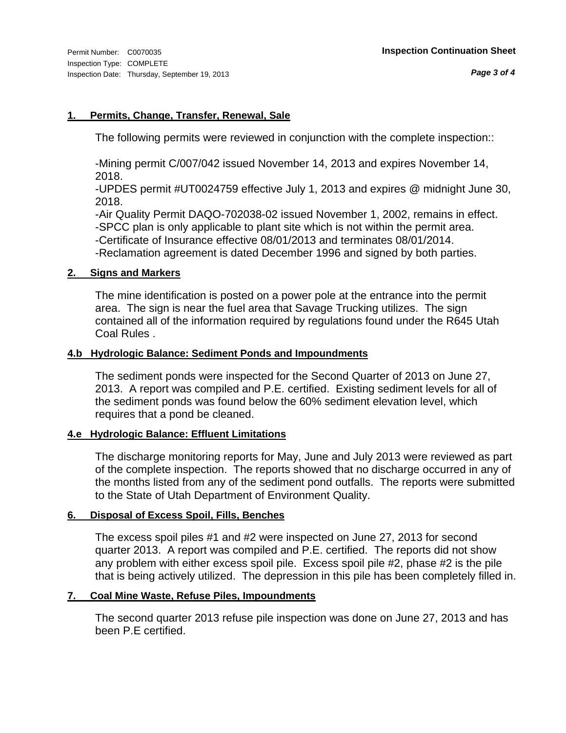Permit Number: C0070035
Inspection Type: COMPLETE
Inspection Date: Thursday, September 19, 2013

**Inspection Continuation Sheet**

## 1. Permits, Change, Transfer, Renewal, Sale

The following permits were reviewed in conjunction with the complete inspection::

-Mining permit C/007/042 issued November 14, 2013 and expires November 14, 2018.
-UPDES permit #UT0024759 effective July 1, 2013 and expires @ midnight June 30, 2018.
-Air Quality Permit DAQO-702038-02 issued November 1, 2002, remains in effect.
-SPCC plan is only applicable to plant site which is not within the permit area.
-Certificate of Insurance effective 08/01/2013 and terminates 08/01/2014.
-Reclamation agreement is dated December 1996 and signed by both parties.

## 2. Signs and Markers

The mine identification is posted on a power pole at the entrance into the permit area. The sign is near the fuel area that Savage Trucking utilizes. The sign contained all of the information required by regulations found under the R645 Utah Coal Rules .

## 4.b Hydrologic Balance: Sediment Ponds and Impoundments

The sediment ponds were inspected for the Second Quarter of 2013 on June 27, 2013. A report was compiled and P.E. certified. Existing sediment levels for all of the sediment ponds was found below the 60% sediment elevation level, which requires that a pond be cleaned.

## 4.e Hydrologic Balance: Effluent Limitations

The discharge monitoring reports for May, June and July 2013 were reviewed as part of the complete inspection. The reports showed that no discharge occurred in any of the months listed from any of the sediment pond outfalls. The reports were submitted to the State of Utah Department of Environment Quality.

## 6. Disposal of Excess Spoil, Fills, Benches

The excess spoil piles #1 and #2 were inspected on June 27, 2013 for second quarter 2013. A report was compiled and P.E. certified. The reports did not show any problem with either excess spoil pile. Excess spoil pile #2, phase #2 is the pile that is being actively utilized. The depression in this pile has been completely filled in.

## 7. Coal Mine Waste, Refuse Piles, Impoundments

The second quarter 2013 refuse pile inspection was done on June 27, 2013 and has been P.E certified.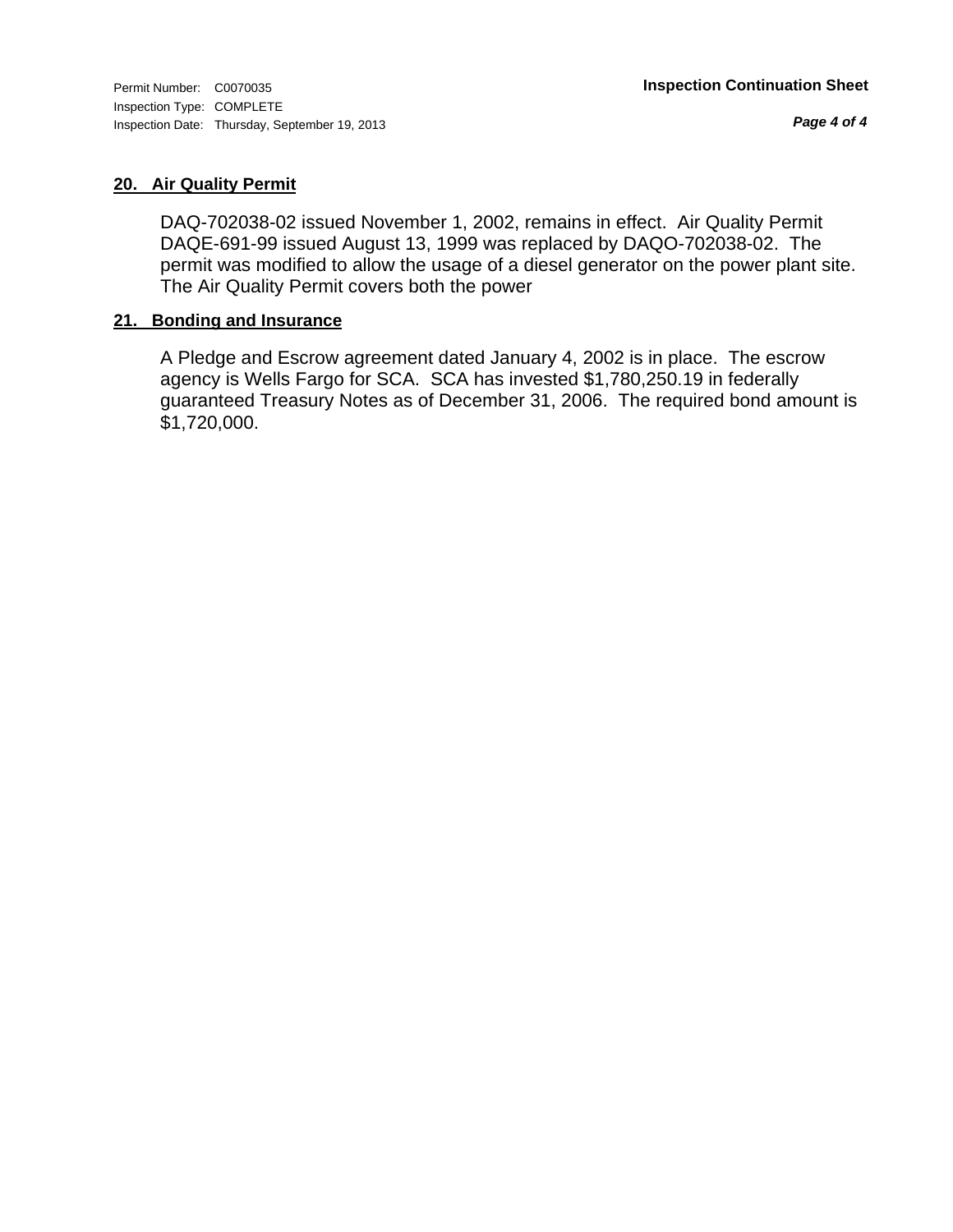## 20. Air Quality Permit

DAQ-702038-02 issued November 1, 2002, remains in effect. Air Quality Permit DAQE-691-99 issued August 13, 1999 was replaced by DAQO-702038-02. The permit was modified to allow the usage of a diesel generator on the power plant site. The Air Quality Permit covers both the power

## 21. Bonding and Insurance

A Pledge and Escrow agreement dated January 4, 2002 is in place. The escrow agency is Wells Fargo for SCA. SCA has invested $1,780,250.19 in federally guaranteed Treasury Notes as of December 31, 2006. The required bond amount is $1,720,000.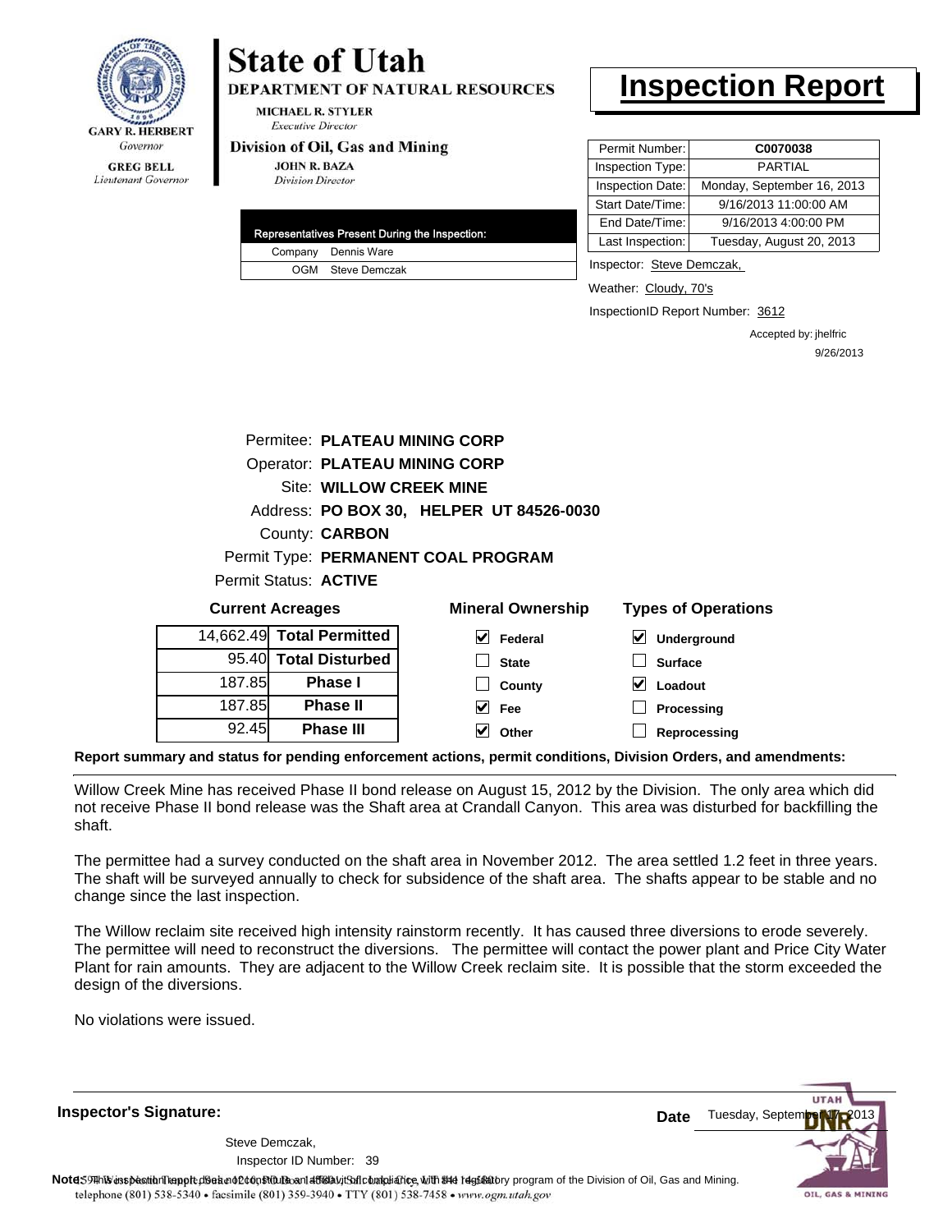GARY R. HERBERT
*Governor*

GREG BELL
*Lieutenant Governor*

# State of Utah

**DEPARTMENT OF NATURAL RESOURCES**

MICHAEL R. STYLER
*Executive Director*

**Division of Oil, Gas and Mining**

JOHN R. BAZA
*Division Director*

# Inspection Report

| Representatives Present During the Inspection: | |
|---|---|
| Company | Dennis Ware |
| OGM | Steve Demczak |

| | |
|---|---|
| Permit Number: | C0070038 |
| Inspection Type: | PARTIAL |
| Inspection Date: | Monday, September 16, 2013 |
| Start Date/Time: | 9/16/2013 11:00:00 AM |
| End Date/Time: | 9/16/2013 4:00:00 PM |
| Last Inspection: | Tuesday, August 20, 2013 |

Inspector: Steve Demczak,

Weather: Cloudy, 70's

InspectionID Report Number: 3612

Accepted by: jhelfric
9/26/2013

Permitee: **PLATEAU MINING CORP**
Operator: **PLATEAU MINING CORP**
Site: **WILLOW CREEK MINE**
Address: **PO BOX 30, HELPER UT 84526-0030**
County: **CARBON**
Permit Type: **PERMANENT COAL PROGRAM**
Permit Status: **ACTIVE**

**Current Acreages**

| | |
|---|---|
| 14,662.49 | **Total Permitted** |
| 95.40 | **Total Disturbed** |
| 187.85 | **Phase I** |
| 187.85 | **Phase II** |
| 92.45 | **Phase III** |

**Mineral Ownership**

- [x] Federal
- [ ] State
- [ ] County
- [x] Fee
- [x] Other

**Types of Operations**

- [x] Underground
- [ ] Surface
- [x] Loadout
- [ ] Processing
- [ ] Reprocessing

**Report summary and status for pending enforcement actions, permit conditions, Division Orders, and amendments:**

Willow Creek Mine has received Phase II bond release on August 15, 2012 by the Division. The only area which did not receive Phase II bond release was the Shaft area at Crandall Canyon. This area was disturbed for backfilling the shaft.

The permittee had a survey conducted on the shaft area in November 2012. The area settled 1.2 feet in three years. The shaft will be surveyed annually to check for subsidence of the shaft area. The shafts appear to be stable and no change since the last inspection.

The Willow reclaim site received high intensity rainstorm recently. It has caused three diversions to erode severely. The permittee will need to reconstruct the diversions. The permittee will contact the power plant and Price City Water Plant for rain amounts. They are adjacent to the Willow Creek reclaim site. It is possible that the storm exceeded the design of the diversions.

No violations were issued.

**Inspector's Signature:**

Steve Demczak,
Inspector ID Number: 39

**Date** Tuesday, September 17, 2013

**Note:** This inspection report does not constitute an affidavit of compliance with the regulatory program of the Division of Oil, Gas and Mining.

telephone (801) 538-5340 • facsimile (801) 359-3940 • TTY (801) 538-7458 • www.ogm.utah.gov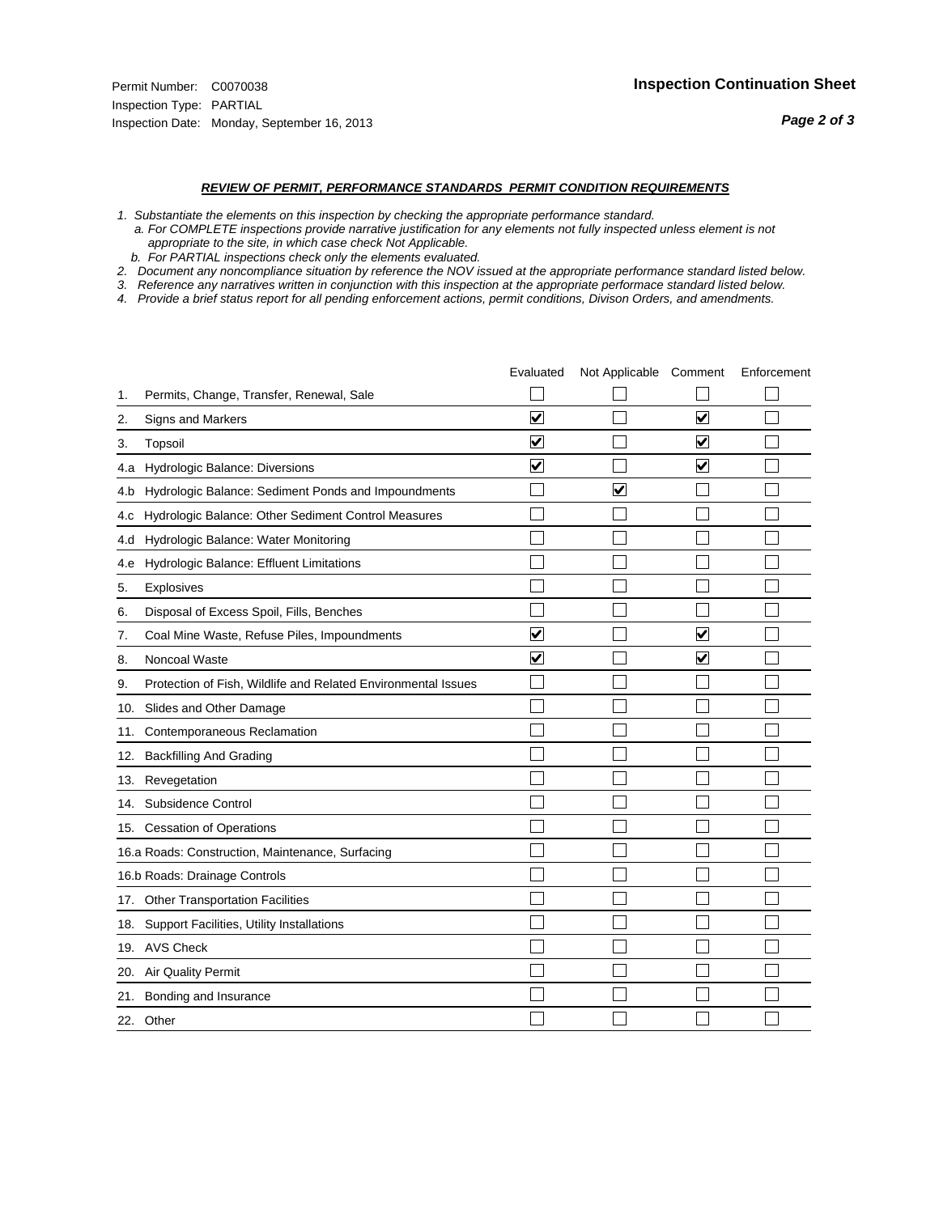Permit Number: C0070038
Inspection Type: PARTIAL
Inspection Date: Monday, September 16, 2013

## Inspection Continuation Sheet

### *REVIEW OF PERMIT, PERFORMANCE STANDARDS PERMIT CONDITION REQUIREMENTS*

*1. Substantiate the elements on this inspection by checking the appropriate performance standard.*
*a. For COMPLETE inspections provide narrative justification for any elements not fully inspected unless element is not appropriate to the site, in which case check Not Applicable.*
*b. For PARTIAL inspections check only the elements evaluated.*
*2. Document any noncompliance situation by reference the NOV issued at the appropriate performance standard listed below.*
*3. Reference any narratives written in conjunction with this inspection at the appropriate performace standard listed below.*
*4. Provide a brief status report for all pending enforcement actions, permit conditions, Divison Orders, and amendments.*

| | | Evaluated | Not Applicable | Comment | Enforcement |
|---|---|---|---|---|---|
| 1. | Permits, Change, Transfer, Renewal, Sale | ☐ | ☐ | ☐ | ☐ |
| 2. | Signs and Markers | ☑ | ☐ | ☑ | ☐ |
| 3. | Topsoil | ☑ | ☐ | ☑ | ☐ |
| 4.a | Hydrologic Balance: Diversions | ☑ | ☐ | ☑ | ☐ |
| 4.b | Hydrologic Balance: Sediment Ponds and Impoundments | ☐ | ☑ | ☐ | ☐ |
| 4.c | Hydrologic Balance: Other Sediment Control Measures | ☐ | ☐ | ☐ | ☐ |
| 4.d | Hydrologic Balance: Water Monitoring | ☐ | ☐ | ☐ | ☐ |
| 4.e | Hydrologic Balance: Effluent Limitations | ☐ | ☐ | ☐ | ☐ |
| 5. | Explosives | ☐ | ☐ | ☐ | ☐ |
| 6. | Disposal of Excess Spoil, Fills, Benches | ☐ | ☐ | ☐ | ☐ |
| 7. | Coal Mine Waste, Refuse Piles, Impoundments | ☑ | ☐ | ☑ | ☐ |
| 8. | Noncoal Waste | ☑ | ☐ | ☑ | ☐ |
| 9. | Protection of Fish, Wildlife and Related Environmental Issues | ☐ | ☐ | ☐ | ☐ |
| 10. | Slides and Other Damage | ☐ | ☐ | ☐ | ☐ |
| 11. | Contemporaneous Reclamation | ☐ | ☐ | ☐ | ☐ |
| 12. | Backfilling And Grading | ☐ | ☐ | ☐ | ☐ |
| 13. | Revegetation | ☐ | ☐ | ☐ | ☐ |
| 14. | Subsidence Control | ☐ | ☐ | ☐ | ☐ |
| 15. | Cessation of Operations | ☐ | ☐ | ☐ | ☐ |
| 16.a | Roads: Construction, Maintenance, Surfacing | ☐ | ☐ | ☐ | ☐ |
| 16.b | Roads: Drainage Controls | ☐ | ☐ | ☐ | ☐ |
| 17. | Other Transportation Facilities | ☐ | ☐ | ☐ | ☐ |
| 18. | Support Facilities, Utility Installations | ☐ | ☐ | ☐ | ☐ |
| 19. | AVS Check | ☐ | ☐ | ☐ | ☐ |
| 20. | Air Quality Permit | ☐ | ☐ | ☐ | ☐ |
| 21. | Bonding and Insurance | ☐ | ☐ | ☐ | ☐ |
| 22. | Other | ☐ | ☐ | ☐ | ☐ |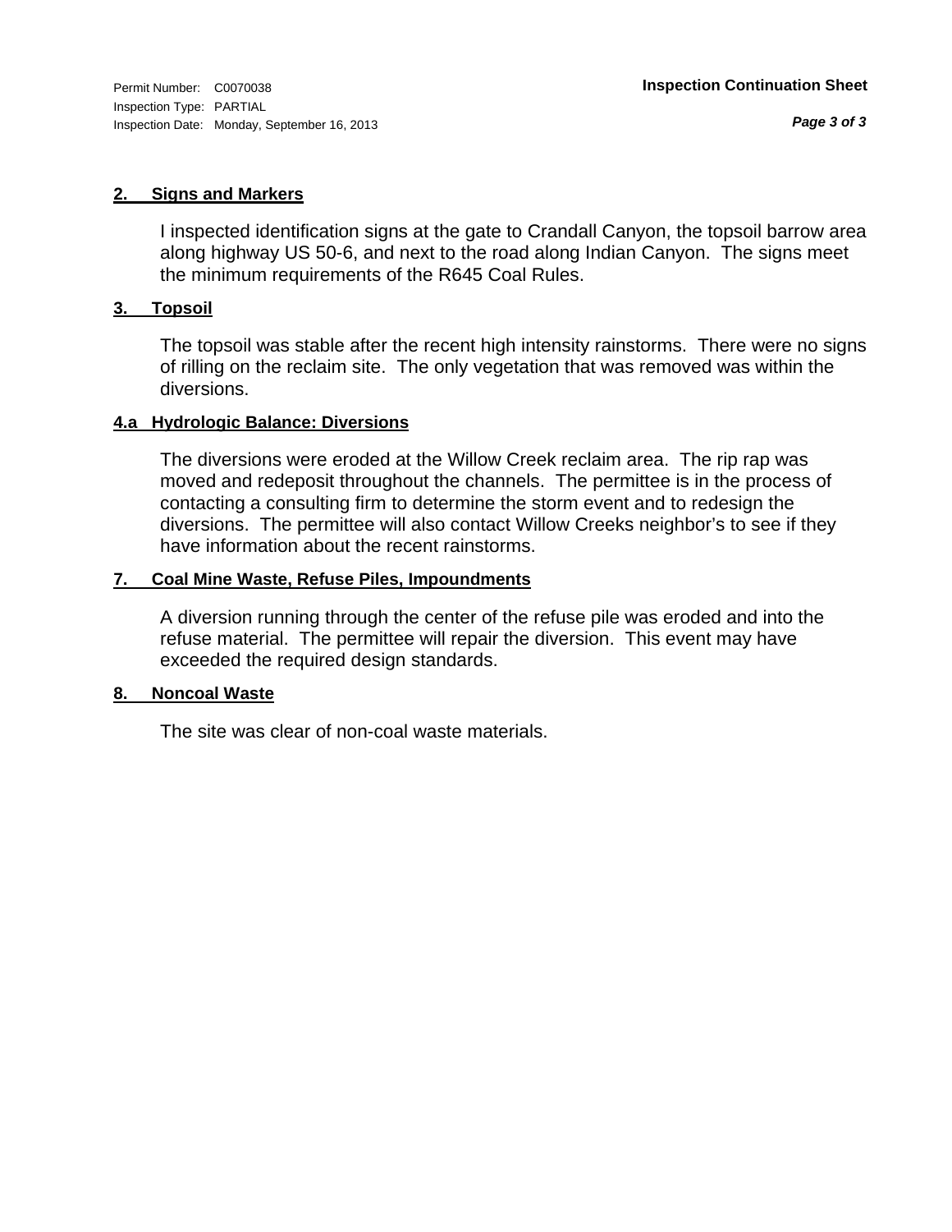Permit Number: C0070038
Inspection Type: PARTIAL
Inspection Date: Monday, September 16, 2013

**Inspection Continuation Sheet**

## 2. Signs and Markers

I inspected identification signs at the gate to Crandall Canyon, the topsoil barrow area along highway US 50-6, and next to the road along Indian Canyon. The signs meet the minimum requirements of the R645 Coal Rules.

## 3. Topsoil

The topsoil was stable after the recent high intensity rainstorms. There were no signs of rilling on the reclaim site. The only vegetation that was removed was within the diversions.

## 4.a Hydrologic Balance: Diversions

The diversions were eroded at the Willow Creek reclaim area. The rip rap was moved and redeposit throughout the channels. The permittee is in the process of contacting a consulting firm to determine the storm event and to redesign the diversions. The permittee will also contact Willow Creeks neighbor's to see if they have information about the recent rainstorms.

## 7. Coal Mine Waste, Refuse Piles, Impoundments

A diversion running through the center of the refuse pile was eroded and into the refuse material. The permittee will repair the diversion. This event may have exceeded the required design standards.

## 8. Noncoal Waste

The site was clear of non-coal waste materials.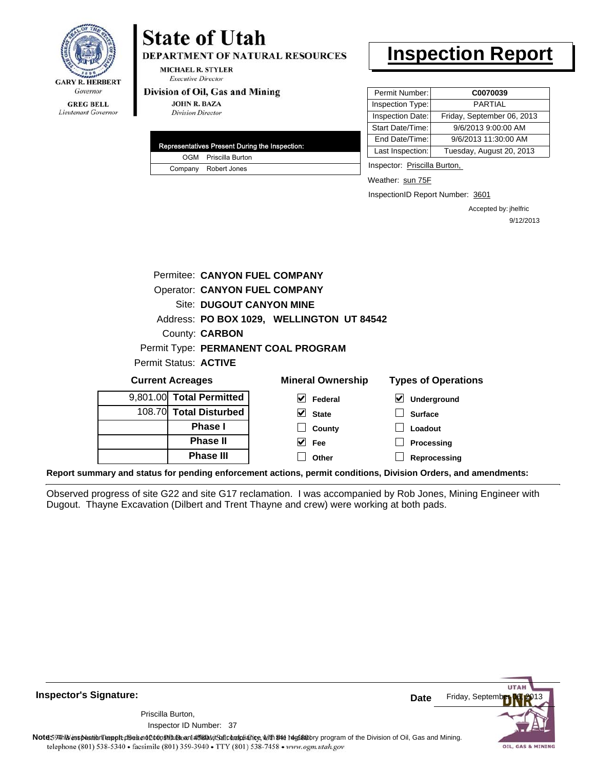# State of Utah

**DEPARTMENT OF NATURAL RESOURCES**

MICHAEL R. STYLER
*Executive Director*

**Division of Oil, Gas and Mining**

JOHN R. BAZA
*Division Director*

GARY R. HERBERT
*Governor*

GREG BELL
*Lieutenant Governor*

# Inspection Report

| | |
|---|---|
| Permit Number: | **C0070039** |
| Inspection Type: | PARTIAL |
| Inspection Date: | Friday, September 06, 2013 |
| Start Date/Time: | 9/6/2013 9:00:00 AM |
| End Date/Time: | 9/6/2013 11:30:00 AM |
| Last Inspection: | Tuesday, August 20, 2013 |

| Representatives Present During the Inspection: | |
|---|---|
| OGM | Priscilla Burton |
| Company | Robert Jones |

Inspector: Priscilla Burton,

Weather: sun 75F

InspectionID Report Number: 3601

Accepted by: jhelfric
9/12/2013

Permitee: **CANYON FUEL COMPANY**
Operator: **CANYON FUEL COMPANY**
Site: **DUGOUT CANYON MINE**
Address: **PO BOX 1029, WELLINGTON UT 84542**
County: **CARBON**
Permit Type: **PERMANENT COAL PROGRAM**
Permit Status: **ACTIVE**

**Current Acreages**

| | |
|---|---|
| 9,801.00 | **Total Permitted** |
| 108.70 | **Total Disturbed** |
| | **Phase I** |
| | **Phase II** |
| | **Phase III** |

**Mineral Ownership**

- [x] Federal
- [x] State
- [ ] County
- [x] Fee
- [ ] Other

**Types of Operations**

- [x] Underground
- [ ] Surface
- [ ] Loadout
- [ ] Processing
- [ ] Reprocessing

**Report summary and status for pending enforcement actions, permit conditions, Division Orders, and amendments:**

Observed progress of site G22 and site G17 reclamation. I was accompanied by Rob Jones, Mining Engineer with Dugout. Thayne Excavation (Dilbert and Trent Thayne and crew) were working at both pads.

**Inspector's Signature:**

Priscilla Burton,
Inspector ID Number: 37

**Date** Friday, September 06, 2013

**Note:** This inspection report does not constitute an affidavit of compliance with the regulatory program of the Division of Oil, Gas and Mining.

1594 West North Temple, Suite 1210, PO Box 145801, Salt Lake City, UT 84114-5801
telephone (801) 538-5340 • facsimile (801) 359-3940 • TTY (801) 538-7458 • www.ogm.utah.gov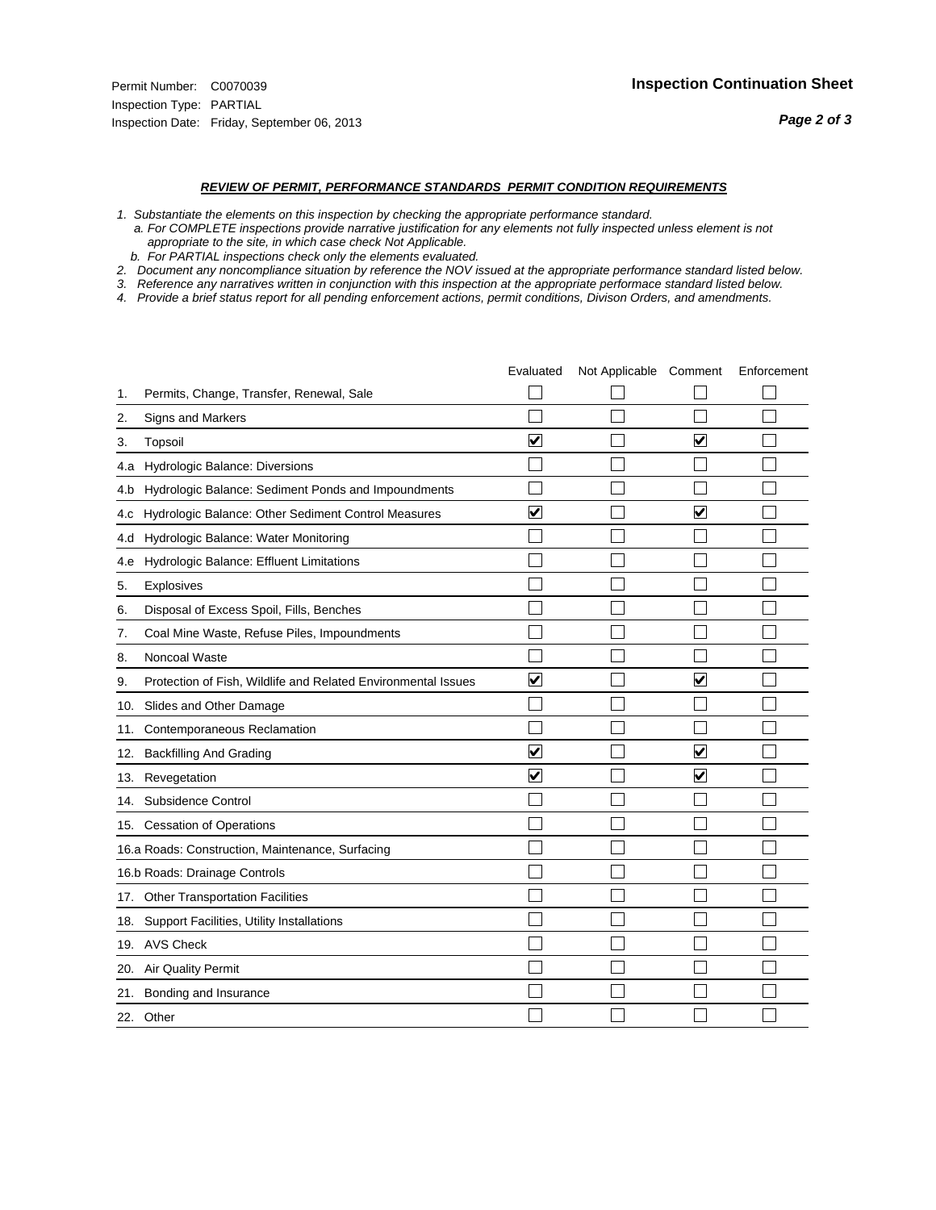Permit Number: C0070039
Inspection Type: PARTIAL
Inspection Date: Friday, September 06, 2013

## Inspection Continuation Sheet

### REVIEW OF PERMIT, PERFORMANCE STANDARDS PERMIT CONDITION REQUIREMENTS

*1. Substantiate the elements on this inspection by checking the appropriate performance standard.*
*a. For COMPLETE inspections provide narrative justification for any elements not fully inspected unless element is not appropriate to the site, in which case check Not Applicable.*
*b. For PARTIAL inspections check only the elements evaluated.*
*2. Document any noncompliance situation by reference the NOV issued at the appropriate performance standard listed below.*
*3. Reference any narratives written in conjunction with this inspection at the appropriate performace standard listed below.*
*4. Provide a brief status report for all pending enforcement actions, permit conditions, Divison Orders, and amendments.*

| | | Evaluated | Not Applicable | Comment | Enforcement |
|---|---|---|---|---|---|
| 1. | Permits, Change, Transfer, Renewal, Sale | ☐ | ☐ | ☐ | ☐ |
| 2. | Signs and Markers | ☐ | ☐ | ☐ | ☐ |
| 3. | Topsoil | ☑ | ☐ | ☑ | ☐ |
| 4.a | Hydrologic Balance: Diversions | ☐ | ☐ | ☐ | ☐ |
| 4.b | Hydrologic Balance: Sediment Ponds and Impoundments | ☐ | ☐ | ☐ | ☐ |
| 4.c | Hydrologic Balance: Other Sediment Control Measures | ☑ | ☐ | ☑ | ☐ |
| 4.d | Hydrologic Balance: Water Monitoring | ☐ | ☐ | ☐ | ☐ |
| 4.e | Hydrologic Balance: Effluent Limitations | ☐ | ☐ | ☐ | ☐ |
| 5. | Explosives | ☐ | ☐ | ☐ | ☐ |
| 6. | Disposal of Excess Spoil, Fills, Benches | ☐ | ☐ | ☐ | ☐ |
| 7. | Coal Mine Waste, Refuse Piles, Impoundments | ☐ | ☐ | ☐ | ☐ |
| 8. | Noncoal Waste | ☐ | ☐ | ☐ | ☐ |
| 9. | Protection of Fish, Wildlife and Related Environmental Issues | ☑ | ☐ | ☑ | ☐ |
| 10. | Slides and Other Damage | ☐ | ☐ | ☐ | ☐ |
| 11. | Contemporaneous Reclamation | ☐ | ☐ | ☐ | ☐ |
| 12. | Backfilling And Grading | ☑ | ☐ | ☑ | ☐ |
| 13. | Revegetation | ☑ | ☐ | ☑ | ☐ |
| 14. | Subsidence Control | ☐ | ☐ | ☐ | ☐ |
| 15. | Cessation of Operations | ☐ | ☐ | ☐ | ☐ |
| 16.a | Roads: Construction, Maintenance, Surfacing | ☐ | ☐ | ☐ | ☐ |
| 16.b | Roads: Drainage Controls | ☐ | ☐ | ☐ | ☐ |
| 17. | Other Transportation Facilities | ☐ | ☐ | ☐ | ☐ |
| 18. | Support Facilities, Utility Installations | ☐ | ☐ | ☐ | ☐ |
| 19. | AVS Check | ☐ | ☐ | ☐ | ☐ |
| 20. | Air Quality Permit | ☐ | ☐ | ☐ | ☐ |
| 21. | Bonding and Insurance | ☐ | ☐ | ☐ | ☐ |
| 22. | Other | ☐ | ☐ | ☐ | ☐ |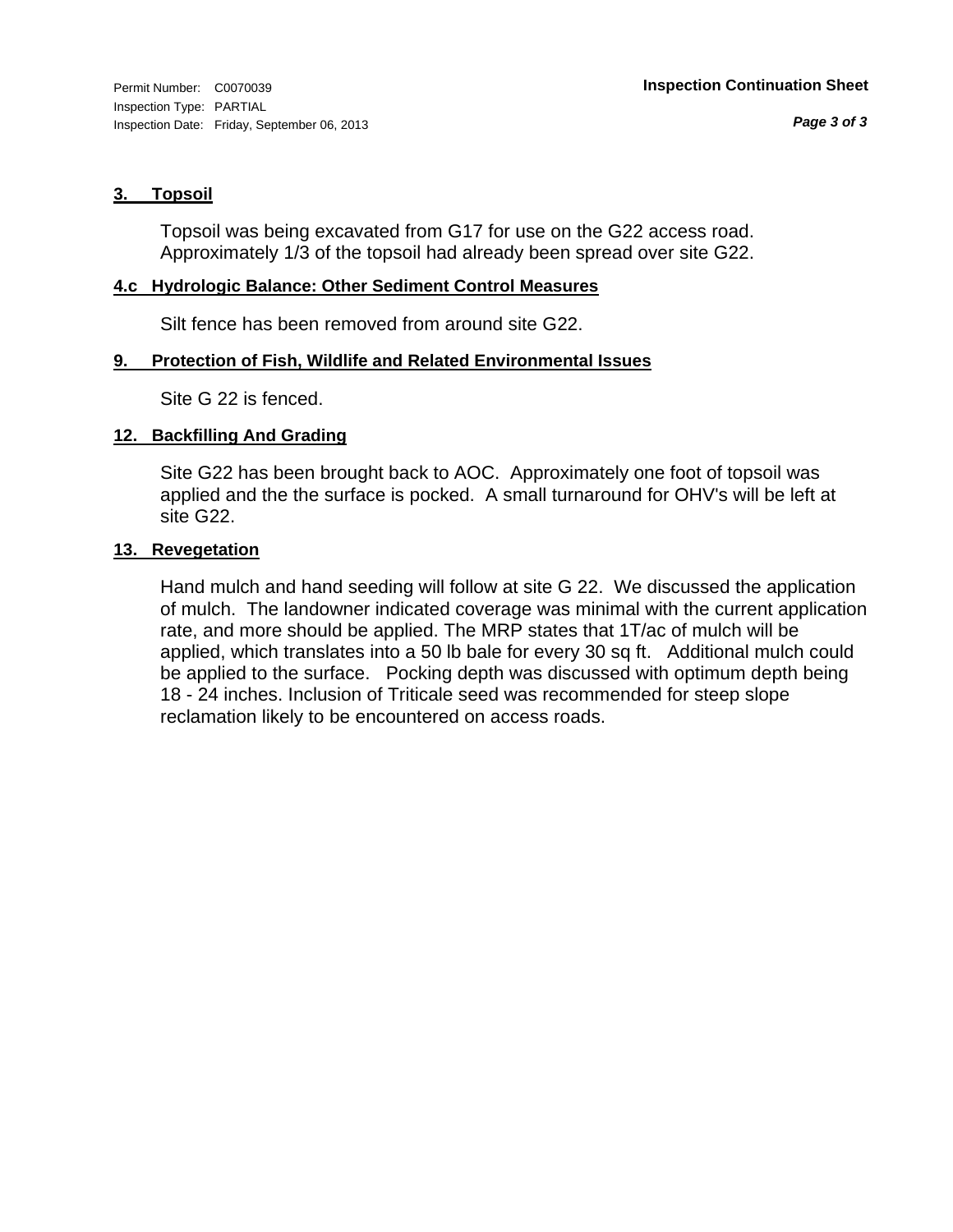### 3. Topsoil

Topsoil was being excavated from G17 for use on the G22 access road. Approximately 1/3 of the topsoil had already been spread over site G22.

### 4.c Hydrologic Balance: Other Sediment Control Measures

Silt fence has been removed from around site G22.

### 9. Protection of Fish, Wildlife and Related Environmental Issues

Site G 22 is fenced.

### 12. Backfilling And Grading

Site G22 has been brought back to AOC. Approximately one foot of topsoil was applied and the the surface is pocked. A small turnaround for OHV's will be left at site G22.

### 13. Revegetation

Hand mulch and hand seeding will follow at site G 22. We discussed the application of mulch. The landowner indicated coverage was minimal with the current application rate, and more should be applied. The MRP states that 1T/ac of mulch will be applied, which translates into a 50 lb bale for every 30 sq ft. Additional mulch could be applied to the surface. Pocking depth was discussed with optimum depth being 18 - 24 inches. Inclusion of Triticale seed was recommended for steep slope reclamation likely to be encountered on access roads.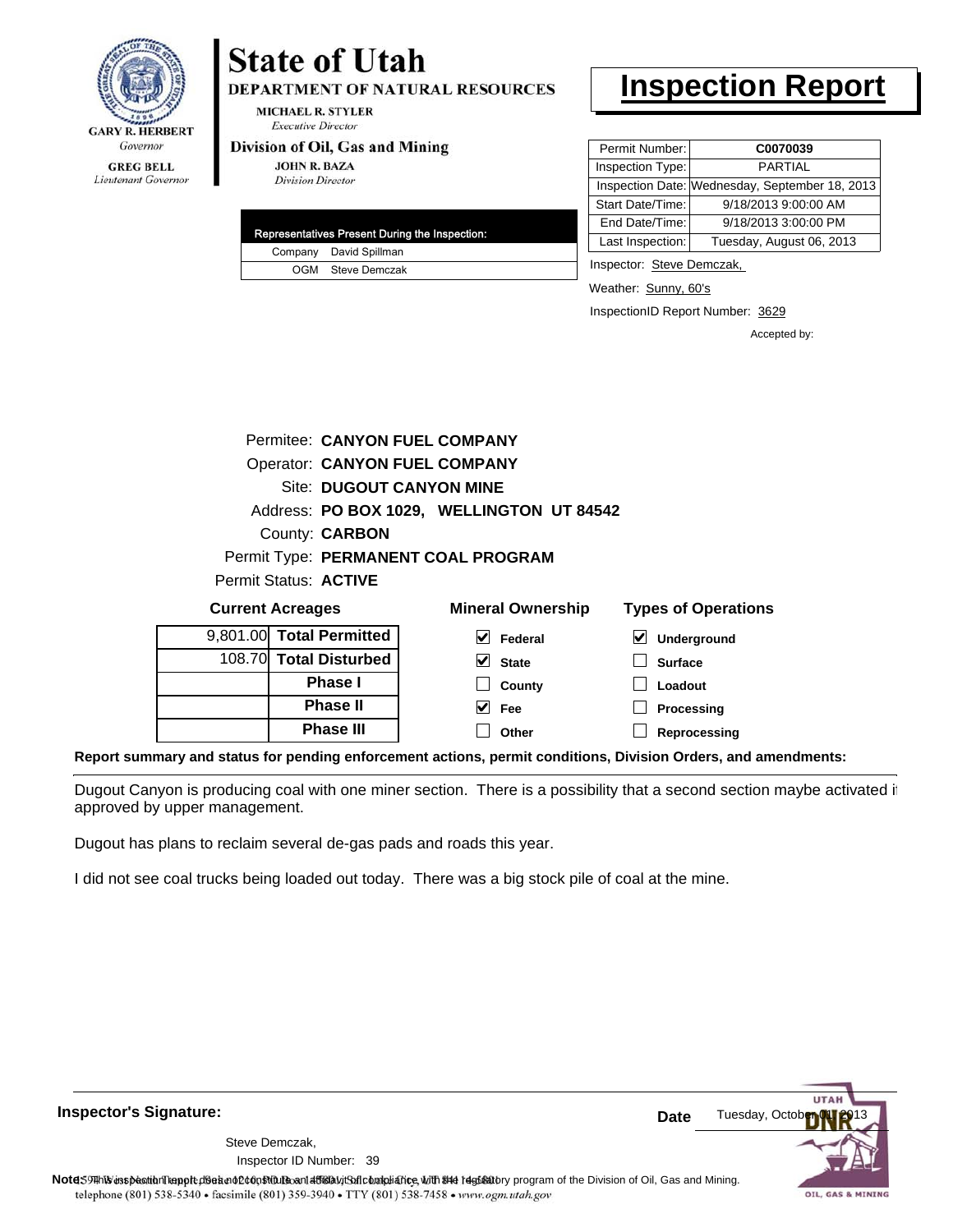GARY R. HERBERT
*Governor*

GREG BELL
*Lieutenant Governor*

# State of Utah

**DEPARTMENT OF NATURAL RESOURCES**

MICHAEL R. STYLER
*Executive Director*

**Division of Oil, Gas and Mining**

JOHN R. BAZA
*Division Director*

# Inspection Report

| Permit Number: | C0070039 |
|---|---|
| Inspection Type: | PARTIAL |
| Inspection Date: | Wednesday, September 18, 2013 |
| Start Date/Time: | 9/18/2013 9:00:00 AM |
| End Date/Time: | 9/18/2013 3:00:00 PM |
| Last Inspection: | Tuesday, August 06, 2013 |

| Representatives Present During the Inspection: | |
|---|---|
| Company | David Spillman |
| OGM | Steve Demczak |

Inspector: Steve Demczak,

Weather: Sunny, 60's

InspectionID Report Number: 3629

Accepted by:

Permitee: **CANYON FUEL COMPANY**
Operator: **CANYON FUEL COMPANY**
Site: **DUGOUT CANYON MINE**
Address: **PO BOX 1029, WELLINGTON UT 84542**
County: **CARBON**
Permit Type: **PERMANENT COAL PROGRAM**
Permit Status: **ACTIVE**

**Current Acreages**

| | |
|---|---|
| 9,801.00 | **Total Permitted** |
| 108.70 | **Total Disturbed** |
| | **Phase I** |
| | **Phase II** |
| | **Phase III** |

**Mineral Ownership**

- [x] Federal
- [x] State
- [ ] County
- [x] Fee
- [ ] Other

**Types of Operations**

- [x] Underground
- [ ] Surface
- [ ] Loadout
- [ ] Processing
- [ ] Reprocessing

**Report summary and status for pending enforcement actions, permit conditions, Division Orders, and amendments:**

Dugout Canyon is producing coal with one miner section. There is a possibility that a second section maybe activated i approved by upper management.

Dugout has plans to reclaim several de-gas pads and roads this year.

I did not see coal trucks being loaded out today. There was a big stock pile of coal at the mine.

**Inspector's Signature:**

Steve Demczak,
Inspector ID Number: 39

**Date** Tuesday, October 01, 2013

**Note:** This inspection report does not constitute an affidavit of compliance with the regulatory program of the Division of Oil, Gas and Mining.

telephone (801) 538-5340 • facsimile (801) 359-3940 • TTY (801) 538-7458 • www.ogm.utah.gov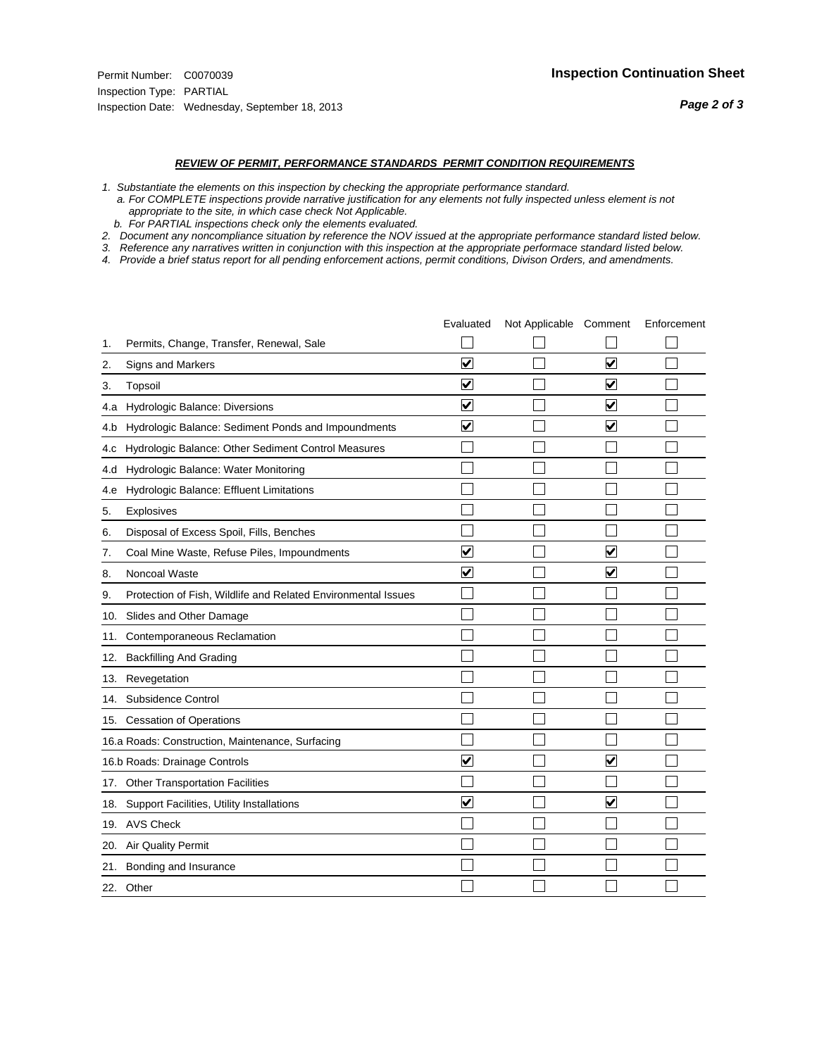Permit Number: C0070039
Inspection Type: PARTIAL
Inspection Date: Wednesday, September 18, 2013

**Inspection Continuation Sheet**

***REVIEW OF PERMIT, PERFORMANCE STANDARDS PERMIT CONDITION REQUIREMENTS***

*1. Substantiate the elements on this inspection by checking the appropriate performance standard.*
  *a. For COMPLETE inspections provide narrative justification for any elements not fully inspected unless element is not appropriate to the site, in which case check Not Applicable.*
  *b. For PARTIAL inspections check only the elements evaluated.*
*2. Document any noncompliance situation by reference the NOV issued at the appropriate performance standard listed below.*
*3. Reference any narratives written in conjunction with this inspection at the appropriate performace standard listed below.*
*4. Provide a brief status report for all pending enforcement actions, permit conditions, Divison Orders, and amendments.*

| | Evaluated | Not Applicable | Comment | Enforcement |
|---|---|---|---|---|
| 1. Permits, Change, Transfer, Renewal, Sale | ☐ | ☐ | ☐ | ☐ |
| 2. Signs and Markers | ☑ | ☐ | ☑ | ☐ |
| 3. Topsoil | ☑ | ☐ | ☑ | ☐ |
| 4.a Hydrologic Balance: Diversions | ☑ | ☐ | ☑ | ☐ |
| 4.b Hydrologic Balance: Sediment Ponds and Impoundments | ☑ | ☐ | ☑ | ☐ |
| 4.c Hydrologic Balance: Other Sediment Control Measures | ☐ | ☐ | ☐ | ☐ |
| 4.d Hydrologic Balance: Water Monitoring | ☐ | ☐ | ☐ | ☐ |
| 4.e Hydrologic Balance: Effluent Limitations | ☐ | ☐ | ☐ | ☐ |
| 5. Explosives | ☐ | ☐ | ☐ | ☐ |
| 6. Disposal of Excess Spoil, Fills, Benches | ☐ | ☐ | ☐ | ☐ |
| 7. Coal Mine Waste, Refuse Piles, Impoundments | ☑ | ☐ | ☑ | ☐ |
| 8. Noncoal Waste | ☑ | ☐ | ☑ | ☐ |
| 9. Protection of Fish, Wildlife and Related Environmental Issues | ☐ | ☐ | ☐ | ☐ |
| 10. Slides and Other Damage | ☐ | ☐ | ☐ | ☐ |
| 11. Contemporaneous Reclamation | ☐ | ☐ | ☐ | ☐ |
| 12. Backfilling And Grading | ☐ | ☐ | ☐ | ☐ |
| 13. Revegetation | ☐ | ☐ | ☐ | ☐ |
| 14. Subsidence Control | ☐ | ☐ | ☐ | ☐ |
| 15. Cessation of Operations | ☐ | ☐ | ☐ | ☐ |
| 16.a Roads: Construction, Maintenance, Surfacing | ☐ | ☐ | ☐ | ☐ |
| 16.b Roads: Drainage Controls | ☑ | ☐ | ☑ | ☐ |
| 17. Other Transportation Facilities | ☐ | ☐ | ☐ | ☐ |
| 18. Support Facilities, Utility Installations | ☑ | ☐ | ☑ | ☐ |
| 19. AVS Check | ☐ | ☐ | ☐ | ☐ |
| 20. Air Quality Permit | ☐ | ☐ | ☐ | ☐ |
| 21. Bonding and Insurance | ☐ | ☐ | ☐ | ☐ |
| 22. Other | ☐ | ☐ | ☐ | ☐ |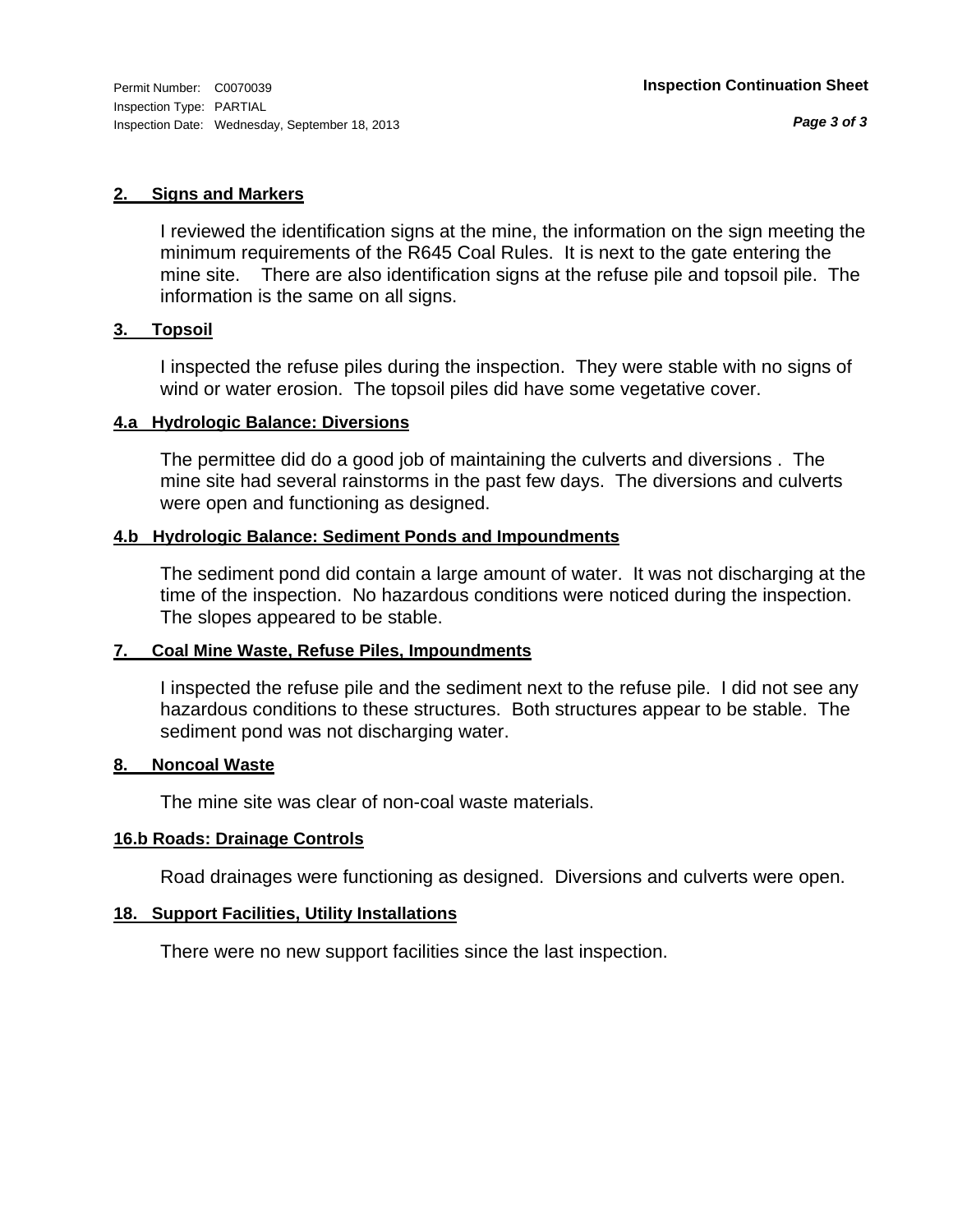Permit Number: C0070039
Inspection Type: PARTIAL
Inspection Date: Wednesday, September 18, 2013

**Inspection Continuation Sheet**

### 2. Signs and Markers

I reviewed the identification signs at the mine, the information on the sign meeting the minimum requirements of the R645 Coal Rules. It is next to the gate entering the mine site. There are also identification signs at the refuse pile and topsoil pile. The information is the same on all signs.

### 3. Topsoil

I inspected the refuse piles during the inspection. They were stable with no signs of wind or water erosion. The topsoil piles did have some vegetative cover.

### 4.a Hydrologic Balance: Diversions

The permittee did do a good job of maintaining the culverts and diversions . The mine site had several rainstorms in the past few days. The diversions and culverts were open and functioning as designed.

### 4.b Hydrologic Balance: Sediment Ponds and Impoundments

The sediment pond did contain a large amount of water. It was not discharging at the time of the inspection. No hazardous conditions were noticed during the inspection. The slopes appeared to be stable.

### 7. Coal Mine Waste, Refuse Piles, Impoundments

I inspected the refuse pile and the sediment next to the refuse pile. I did not see any hazardous conditions to these structures. Both structures appear to be stable. The sediment pond was not discharging water.

### 8. Noncoal Waste

The mine site was clear of non-coal waste materials.

### 16.b Roads: Drainage Controls

Road drainages were functioning as designed. Diversions and culverts were open.

### 18. Support Facilities, Utility Installations

There were no new support facilities since the last inspection.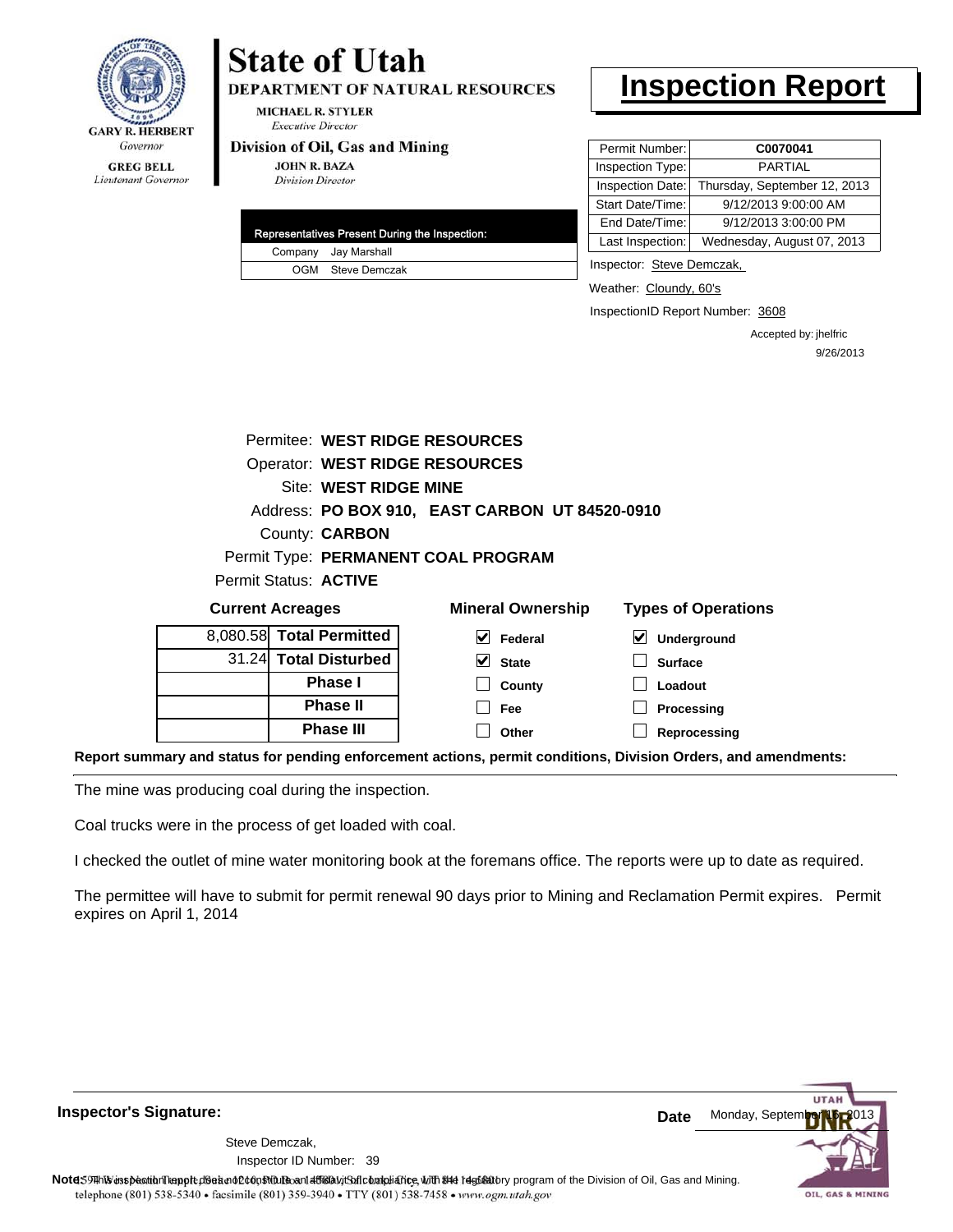# State of Utah

**DEPARTMENT OF NATURAL RESOURCES**

MICHAEL R. STYLER
*Executive Director*

**Division of Oil, Gas and Mining**

JOHN R. BAZA
*Division Director*

GARY R. HERBERT
*Governor*

GREG BELL
*Lieutenant Governor*

# Inspection Report

| Permit Number: | **C0070041** |
|---|---|
| Inspection Type: | PARTIAL |
| Inspection Date: | Thursday, September 12, 2013 |
| Start Date/Time: | 9/12/2013 9:00:00 AM |
| End Date/Time: | 9/12/2013 3:00:00 PM |
| Last Inspection: | Wednesday, August 07, 2013 |

| Representatives Present During the Inspection: | |
|---|---|
| Company | Jay Marshall |
| OGM | Steve Demczak |

Inspector: Steve Demczak,

Weather: Cloundy, 60's

InspectionID Report Number: 3608

Accepted by: jhelfric
9/26/2013

Permitee: **WEST RIDGE RESOURCES**
Operator: **WEST RIDGE RESOURCES**
Site: **WEST RIDGE MINE**
Address: **PO BOX 910, EAST CARBON UT 84520-0910**
County: **CARBON**
Permit Type: **PERMANENT COAL PROGRAM**
Permit Status: **ACTIVE**

**Current Acreages**

| | |
|---|---|
| 8,080.58 | **Total Permitted** |
| 31.24 | **Total Disturbed** |
| | **Phase I** |
| | **Phase II** |
| | **Phase III** |

**Mineral Ownership**

- [x] Federal
- [x] State
- [ ] County
- [ ] Fee
- [ ] Other

**Types of Operations**

- [x] Underground
- [ ] Surface
- [ ] Loadout
- [ ] Processing
- [ ] Reprocessing

**Report summary and status for pending enforcement actions, permit conditions, Division Orders, and amendments:**

The mine was producing coal during the inspection.

Coal trucks were in the process of get loaded with coal.

I checked the outlet of mine water monitoring book at the foremans office. The reports were up to date as required.

The permittee will have to submit for permit renewal 90 days prior to Mining and Reclamation Permit expires. Permit expires on April 1, 2014

**Inspector's Signature:**

Steve Demczak,
Inspector ID Number: 39

**Date** Monday, September 16, 2013

**Note:** This inspection report does not constitute an affidavit of compliance with the regulatory program of the Division of Oil, Gas and Mining.

telephone (801) 538-5340 • facsimile (801) 359-3940 • TTY (801) 538-7458 • www.ogm.utah.gov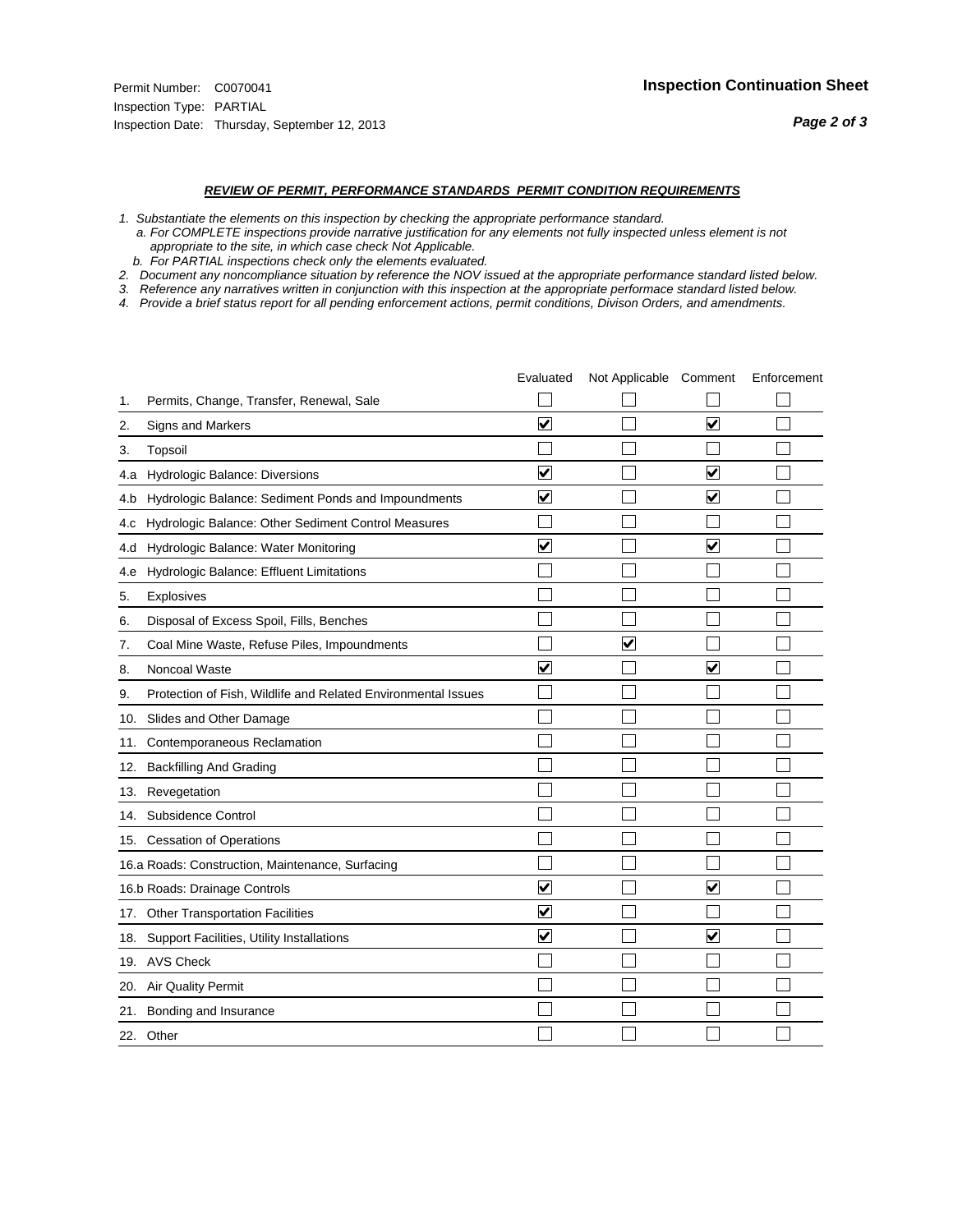Permit Number: C0070041
Inspection Type: PARTIAL
Inspection Date: Thursday, September 12, 2013

## Inspection Continuation Sheet

### *REVIEW OF PERMIT, PERFORMANCE STANDARDS PERMIT CONDITION REQUIREMENTS*

*1. Substantiate the elements on this inspection by checking the appropriate performance standard.*
*a. For COMPLETE inspections provide narrative justification for any elements not fully inspected unless element is not appropriate to the site, in which case check Not Applicable.*
*b. For PARTIAL inspections check only the elements evaluated.*
*2. Document any noncompliance situation by reference the NOV issued at the appropriate performance standard listed below.*
*3. Reference any narratives written in conjunction with this inspection at the appropriate performace standard listed below.*
*4. Provide a brief status report for all pending enforcement actions, permit conditions, Divison Orders, and amendments.*

| | Evaluated | Not Applicable | Comment | Enforcement |
|---|---|---|---|---|
| 1. Permits, Change, Transfer, Renewal, Sale | ☐ | ☐ | ☐ | ☐ |
| 2. Signs and Markers | ☑ | ☐ | ☑ | ☐ |
| 3. Topsoil | ☐ | ☐ | ☐ | ☐ |
| 4.a Hydrologic Balance: Diversions | ☑ | ☐ | ☑ | ☐ |
| 4.b Hydrologic Balance: Sediment Ponds and Impoundments | ☑ | ☐ | ☑ | ☐ |
| 4.c Hydrologic Balance: Other Sediment Control Measures | ☐ | ☐ | ☐ | ☐ |
| 4.d Hydrologic Balance: Water Monitoring | ☑ | ☐ | ☑ | ☐ |
| 4.e Hydrologic Balance: Effluent Limitations | ☐ | ☐ | ☐ | ☐ |
| 5. Explosives | ☐ | ☐ | ☐ | ☐ |
| 6. Disposal of Excess Spoil, Fills, Benches | ☐ | ☐ | ☐ | ☐ |
| 7. Coal Mine Waste, Refuse Piles, Impoundments | ☐ | ☑ | ☐ | ☐ |
| 8. Noncoal Waste | ☑ | ☐ | ☑ | ☐ |
| 9. Protection of Fish, Wildlife and Related Environmental Issues | ☐ | ☐ | ☐ | ☐ |
| 10. Slides and Other Damage | ☐ | ☐ | ☐ | ☐ |
| 11. Contemporaneous Reclamation | ☐ | ☐ | ☐ | ☐ |
| 12. Backfilling And Grading | ☐ | ☐ | ☐ | ☐ |
| 13. Revegetation | ☐ | ☐ | ☐ | ☐ |
| 14. Subsidence Control | ☐ | ☐ | ☐ | ☐ |
| 15. Cessation of Operations | ☐ | ☐ | ☐ | ☐ |
| 16.a Roads: Construction, Maintenance, Surfacing | ☐ | ☐ | ☐ | ☐ |
| 16.b Roads: Drainage Controls | ☑ | ☐ | ☑ | ☐ |
| 17. Other Transportation Facilities | ☑ | ☐ | ☐ | ☐ |
| 18. Support Facilities, Utility Installations | ☑ | ☐ | ☑ | ☐ |
| 19. AVS Check | ☐ | ☐ | ☐ | ☐ |
| 20. Air Quality Permit | ☐ | ☐ | ☐ | ☐ |
| 21. Bonding and Insurance | ☐ | ☐ | ☐ | ☐ |
| 22. Other | ☐ | ☐ | ☐ | ☐ |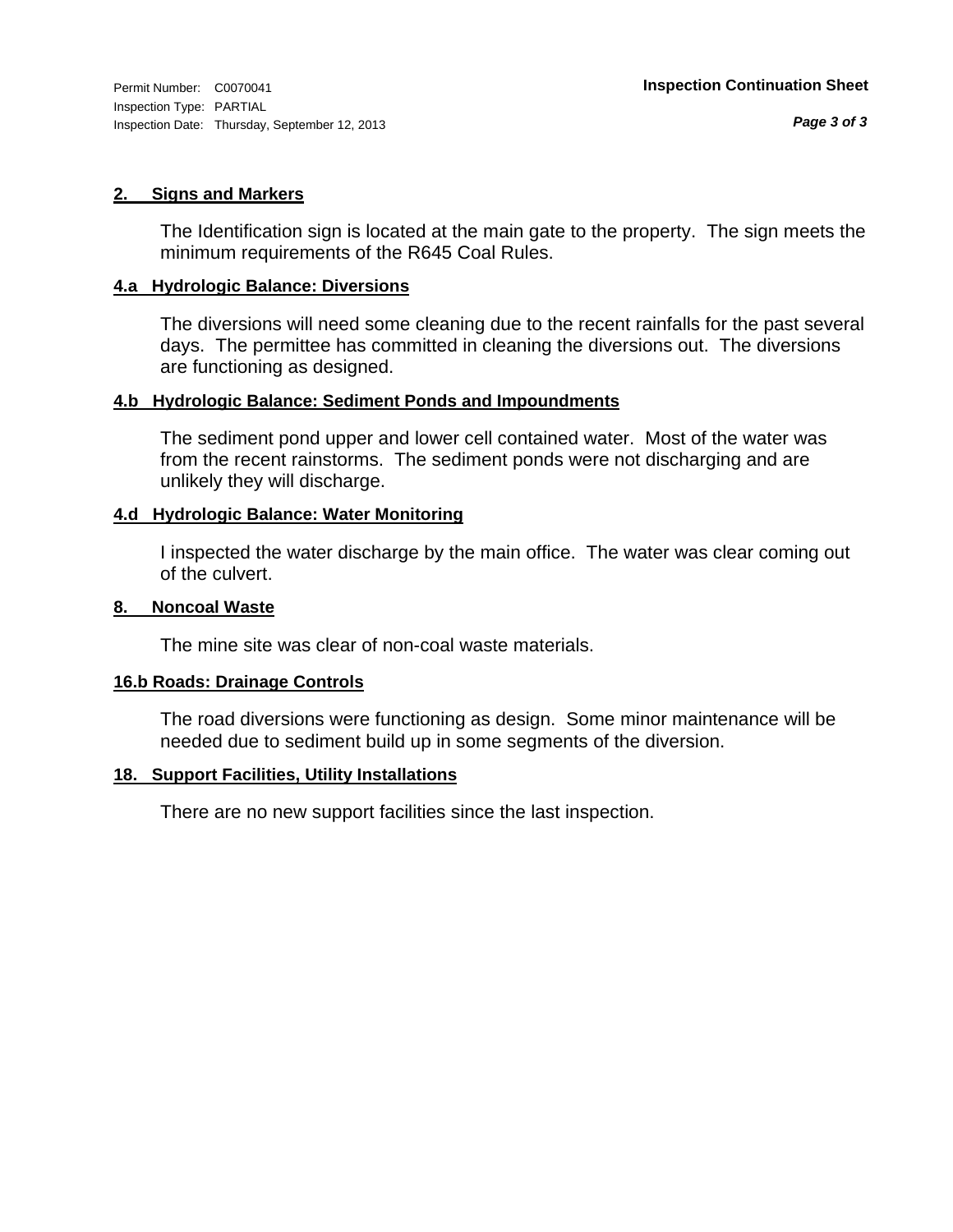Permit Number: C0070041
Inspection Type: PARTIAL
Inspection Date: Thursday, September 12, 2013

**Inspection Continuation Sheet**

## 2. Signs and Markers

The Identification sign is located at the main gate to the property. The sign meets the minimum requirements of the R645 Coal Rules.

## 4.a Hydrologic Balance: Diversions

The diversions will need some cleaning due to the recent rainfalls for the past several days. The permittee has committed in cleaning the diversions out. The diversions are functioning as designed.

## 4.b Hydrologic Balance: Sediment Ponds and Impoundments

The sediment pond upper and lower cell contained water. Most of the water was from the recent rainstorms. The sediment ponds were not discharging and are unlikely they will discharge.

## 4.d Hydrologic Balance: Water Monitoring

I inspected the water discharge by the main office. The water was clear coming out of the culvert.

## 8. Noncoal Waste

The mine site was clear of non-coal waste materials.

## 16.b Roads: Drainage Controls

The road diversions were functioning as design. Some minor maintenance will be needed due to sediment build up in some segments of the diversion.

## 18. Support Facilities, Utility Installations

There are no new support facilities since the last inspection.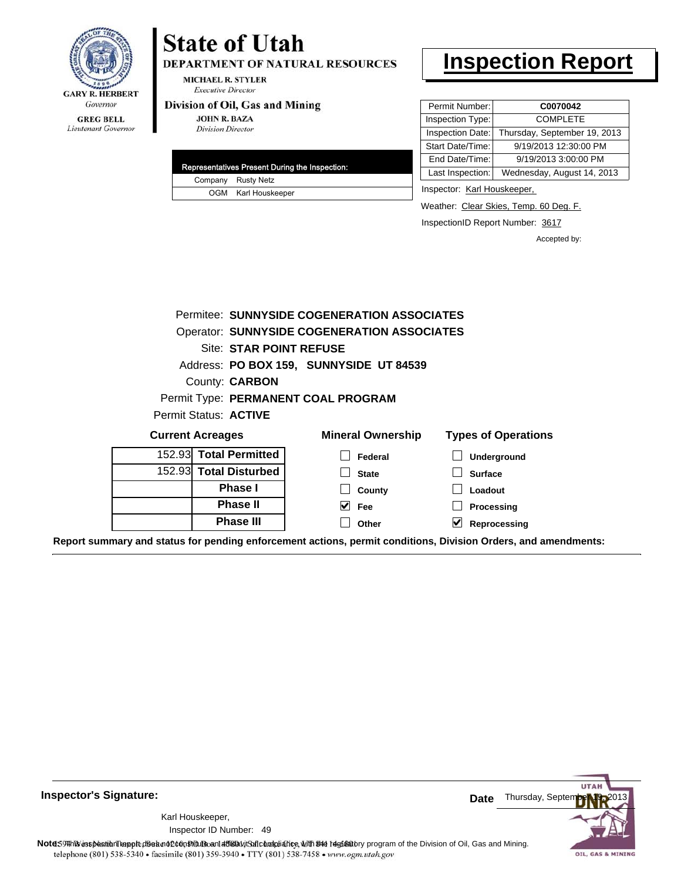GARY R. HERBERT
*Governor*

GREG BELL
*Lieutenant Governor*

# State of Utah

**DEPARTMENT OF NATURAL RESOURCES**

MICHAEL R. STYLER
*Executive Director*

**Division of Oil, Gas and Mining**

JOHN R. BAZA
*Division Director*

# Inspection Report

| Permit Number: | C0070042 |
|---|---|
| Inspection Type: | COMPLETE |
| Inspection Date: | Thursday, September 19, 2013 |
| Start Date/Time: | 9/19/2013 12:30:00 PM |
| End Date/Time: | 9/19/2013 3:00:00 PM |
| Last Inspection: | Wednesday, August 14, 2013 |

| Representatives Present During the Inspection: | |
|---|---|
| Company | Rusty Netz |
| OGM | Karl Houskeeper |

Inspector: Karl Houskeeper,

Weather: Clear Skies, Temp. 60 Deg. F.

InspectionID Report Number: 3617

Accepted by:

Permitee: **SUNNYSIDE COGENERATION ASSOCIATES**
Operator: **SUNNYSIDE COGENERATION ASSOCIATES**
Site: **STAR POINT REFUSE**
Address: **PO BOX 159, SUNNYSIDE UT 84539**
County: **CARBON**
Permit Type: **PERMANENT COAL PROGRAM**
Permit Status: **ACTIVE**

**Current Acreages**

| | |
|---|---|
| 152.93 | **Total Permitted** |
| 152.93 | **Total Disturbed** |
| | **Phase I** |
| | **Phase II** |
| | **Phase III** |

**Mineral Ownership**

- [ ] Federal
- [ ] State
- [ ] County
- [x] Fee
- [ ] Other

**Types of Operations**

- [ ] Underground
- [ ] Surface
- [ ] Loadout
- [ ] Processing
- [x] Reprocessing

**Report summary and status for pending enforcement actions, permit conditions, Division Orders, and amendments:**

**Inspector's Signature:**

Karl Houskeeper,
Inspector ID Number: 49

**Date** Thursday, September 19, 2013

**Note:** This inspection report does not constitute an affidavit of compliance with the regulatory program of the Division of Oil, Gas and Mining.

1594 West North Temple, Suite 1210, PO Box 145801, Salt Lake City, UT 84114-5801
telephone (801) 538-5340 • facsimile (801) 359-3940 • TTY (801) 538-7458 • www.ogm.utah.gov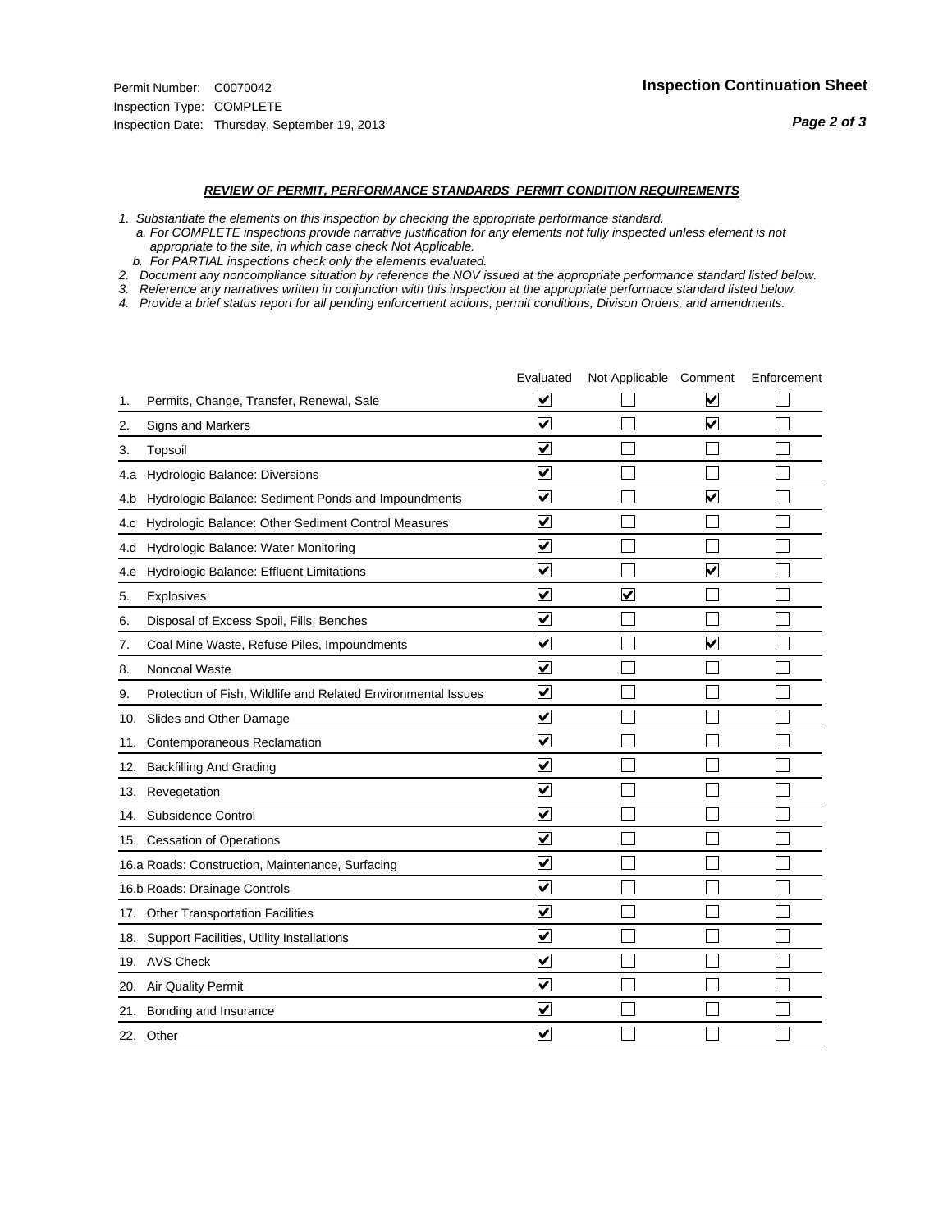Permit Number: C0070042
Inspection Type: COMPLETE
Inspection Date: Thursday, September 19, 2013

## Inspection Continuation Sheet

### *REVIEW OF PERMIT, PERFORMANCE STANDARDS PERMIT CONDITION REQUIREMENTS*

*1. Substantiate the elements on this inspection by checking the appropriate performance standard.*
*a. For COMPLETE inspections provide narrative justification for any elements not fully inspected unless element is not appropriate to the site, in which case check Not Applicable.*
*b. For PARTIAL inspections check only the elements evaluated.*
*2. Document any noncompliance situation by reference the NOV issued at the appropriate performance standard listed below.*
*3. Reference any narratives written in conjunction with this inspection at the appropriate performace standard listed below.*
*4. Provide a brief status report for all pending enforcement actions, permit conditions, Divison Orders, and amendments.*

| | Evaluated | Not Applicable | Comment | Enforcement |
|---|---|---|---|---|
| 1. Permits, Change, Transfer, Renewal, Sale | ☑ | ☐ | ☑ | ☐ |
| 2. Signs and Markers | ☑ | ☐ | ☑ | ☐ |
| 3. Topsoil | ☑ | ☐ | ☐ | ☐ |
| 4.a Hydrologic Balance: Diversions | ☑ | ☐ | ☐ | ☐ |
| 4.b Hydrologic Balance: Sediment Ponds and Impoundments | ☑ | ☐ | ☑ | ☐ |
| 4.c Hydrologic Balance: Other Sediment Control Measures | ☑ | ☐ | ☐ | ☐ |
| 4.d Hydrologic Balance: Water Monitoring | ☑ | ☐ | ☐ | ☐ |
| 4.e Hydrologic Balance: Effluent Limitations | ☑ | ☐ | ☑ | ☐ |
| 5. Explosives | ☑ | ☑ | ☐ | ☐ |
| 6. Disposal of Excess Spoil, Fills, Benches | ☑ | ☐ | ☐ | ☐ |
| 7. Coal Mine Waste, Refuse Piles, Impoundments | ☑ | ☐ | ☑ | ☐ |
| 8. Noncoal Waste | ☑ | ☐ | ☐ | ☐ |
| 9. Protection of Fish, Wildlife and Related Environmental Issues | ☑ | ☐ | ☐ | ☐ |
| 10. Slides and Other Damage | ☑ | ☐ | ☐ | ☐ |
| 11. Contemporaneous Reclamation | ☑ | ☐ | ☐ | ☐ |
| 12. Backfilling And Grading | ☑ | ☐ | ☐ | ☐ |
| 13. Revegetation | ☑ | ☐ | ☐ | ☐ |
| 14. Subsidence Control | ☑ | ☐ | ☐ | ☐ |
| 15. Cessation of Operations | ☑ | ☐ | ☐ | ☐ |
| 16.a Roads: Construction, Maintenance, Surfacing | ☑ | ☐ | ☐ | ☐ |
| 16.b Roads: Drainage Controls | ☑ | ☐ | ☐ | ☐ |
| 17. Other Transportation Facilities | ☑ | ☐ | ☐ | ☐ |
| 18. Support Facilities, Utility Installations | ☑ | ☐ | ☐ | ☐ |
| 19. AVS Check | ☑ | ☐ | ☐ | ☐ |
| 20. Air Quality Permit | ☑ | ☐ | ☐ | ☐ |
| 21. Bonding and Insurance | ☑ | ☐ | ☐ | ☐ |
| 22. Other | ☑ | ☐ | ☐ | ☐ |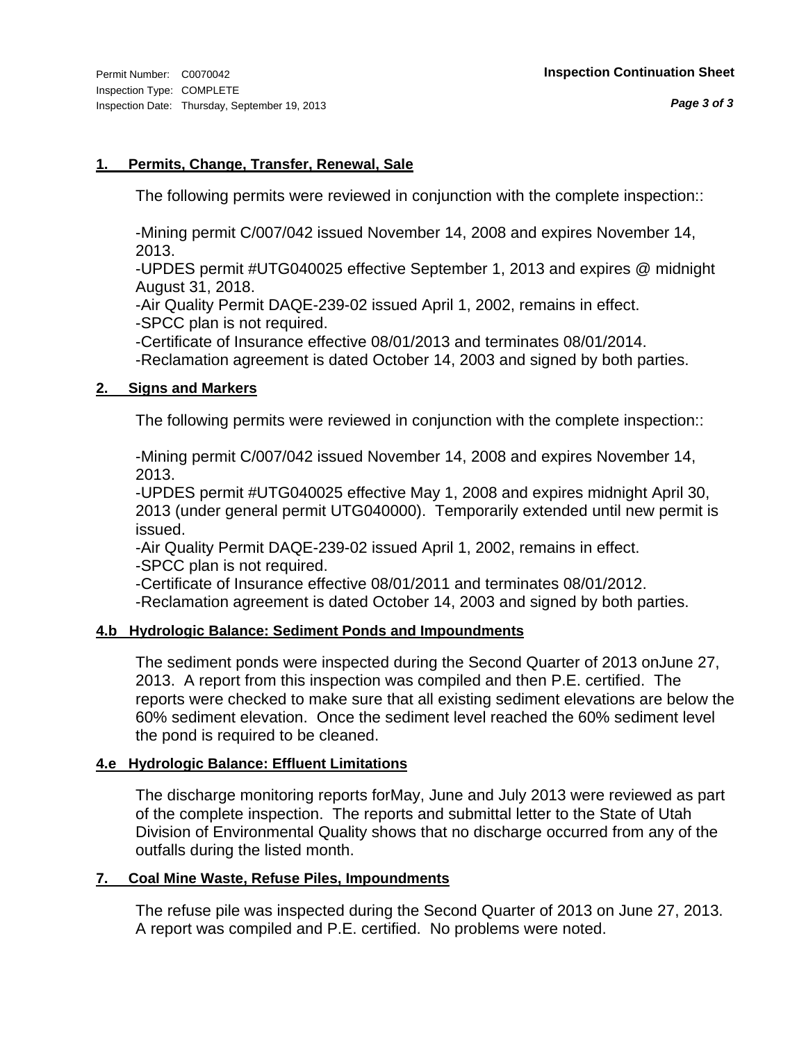Permit Number: C0070042
Inspection Type: COMPLETE
Inspection Date: Thursday, September 19, 2013

**Inspection Continuation Sheet**

## 1. Permits, Change, Transfer, Renewal, Sale

The following permits were reviewed in conjunction with the complete inspection::

-Mining permit C/007/042 issued November 14, 2008 and expires November 14, 2013.
-UPDES permit #UTG040025 effective September 1, 2013 and expires @ midnight August 31, 2018.
-Air Quality Permit DAQE-239-02 issued April 1, 2002, remains in effect.
-SPCC plan is not required.
-Certificate of Insurance effective 08/01/2013 and terminates 08/01/2014.
-Reclamation agreement is dated October 14, 2003 and signed by both parties.

## 2. Signs and Markers

The following permits were reviewed in conjunction with the complete inspection::

-Mining permit C/007/042 issued November 14, 2008 and expires November 14, 2013.
-UPDES permit #UTG040025 effective May 1, 2008 and expires midnight April 30, 2013 (under general permit UTG040000). Temporarily extended until new permit is issued.
-Air Quality Permit DAQE-239-02 issued April 1, 2002, remains in effect.
-SPCC plan is not required.
-Certificate of Insurance effective 08/01/2011 and terminates 08/01/2012.
-Reclamation agreement is dated October 14, 2003 and signed by both parties.

## 4.b Hydrologic Balance: Sediment Ponds and Impoundments

The sediment ponds were inspected during the Second Quarter of 2013 onJune 27, 2013. A report from this inspection was compiled and then P.E. certified. The reports were checked to make sure that all existing sediment elevations are below the 60% sediment elevation. Once the sediment level reached the 60% sediment level the pond is required to be cleaned.

## 4.e Hydrologic Balance: Effluent Limitations

The discharge monitoring reports forMay, June and July 2013 were reviewed as part of the complete inspection. The reports and submittal letter to the State of Utah Division of Environmental Quality shows that no discharge occurred from any of the outfalls during the listed month.

## 7. Coal Mine Waste, Refuse Piles, Impoundments

The refuse pile was inspected during the Second Quarter of 2013 on June 27, 2013. A report was compiled and P.E. certified. No problems were noted.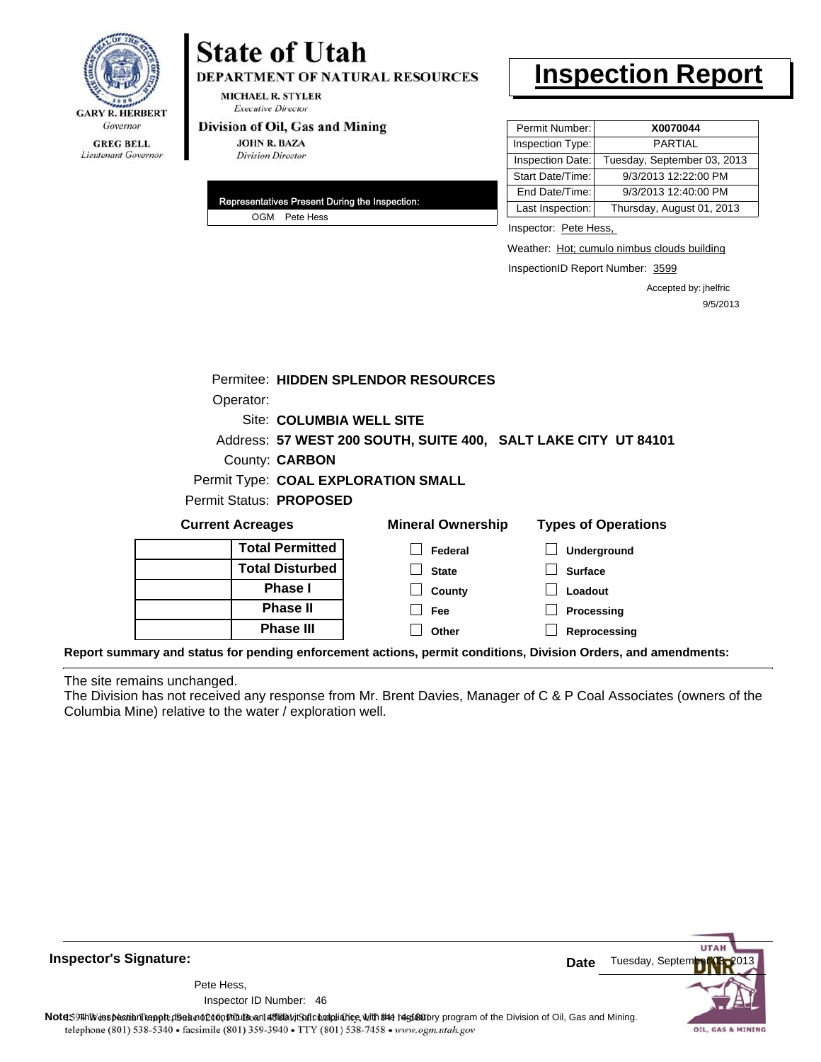**State of Utah**

**DEPARTMENT OF NATURAL RESOURCES**

MICHAEL R. STYLER
*Executive Director*

**Division of Oil, Gas and Mining**

JOHN R. BAZA
*Division Director*

GARY R. HERBERT
*Governor*

GREG BELL
*Lieutenant Governor*

# Inspection Report

| Permit Number: | X0070044 |
|---|---|
| Inspection Type: | PARTIAL |
| Inspection Date: | Tuesday, September 03, 2013 |
| Start Date/Time: | 9/3/2013 12:22:00 PM |
| End Date/Time: | 9/3/2013 12:40:00 PM |
| Last Inspection: | Thursday, August 01, 2013 |

**Representatives Present During the Inspection:**

OGM Pete Hess

Inspector: Pete Hess,

Weather: Hot; cumulo nimbus clouds building

InspectionID Report Number: 3599

Accepted by: jhelfric
9/5/2013

Permitee: **HIDDEN SPLENDOR RESOURCES**
Operator:
Site: **COLUMBIA WELL SITE**
Address: **57 WEST 200 SOUTH, SUITE 400, SALT LAKE CITY UT 84101**
County: **CARBON**
Permit Type: **COAL EXPLORATION SMALL**
Permit Status: **PROPOSED**

**Current Acreages**

| | |
|---|---|
| | **Total Permitted** |
| | **Total Disturbed** |
| | **Phase I** |
| | **Phase II** |
| | **Phase III** |

**Mineral Ownership**

- ☐ Federal
- ☐ State
- ☐ County
- ☐ Fee
- ☐ Other

**Types of Operations**

- ☐ Underground
- ☐ Surface
- ☐ Loadout
- ☐ Processing
- ☐ Reprocessing

**Report summary and status for pending enforcement actions, permit conditions, Division Orders, and amendments:**

The site remains unchanged.
The Division has not received any response from Mr. Brent Davies, Manager of C & P Coal Associates (owners of the Columbia Mine) relative to the water / exploration well.

**Inspector's Signature:**

Pete Hess,
Inspector ID Number: 46

**Date** Tuesday, September 03, 2013

**Note:** This inspection report does not constitute an affidavit of compliance with the regulatory program of the Division of Oil, Gas and Mining.

1594 West North Temple, Suite 1210, PO Box 145801, Salt Lake City, UT 84114-5801
telephone (801) 538-5340 • facsimile (801) 359-3940 • TTY (801) 538-7458 • www.ogm.utah.gov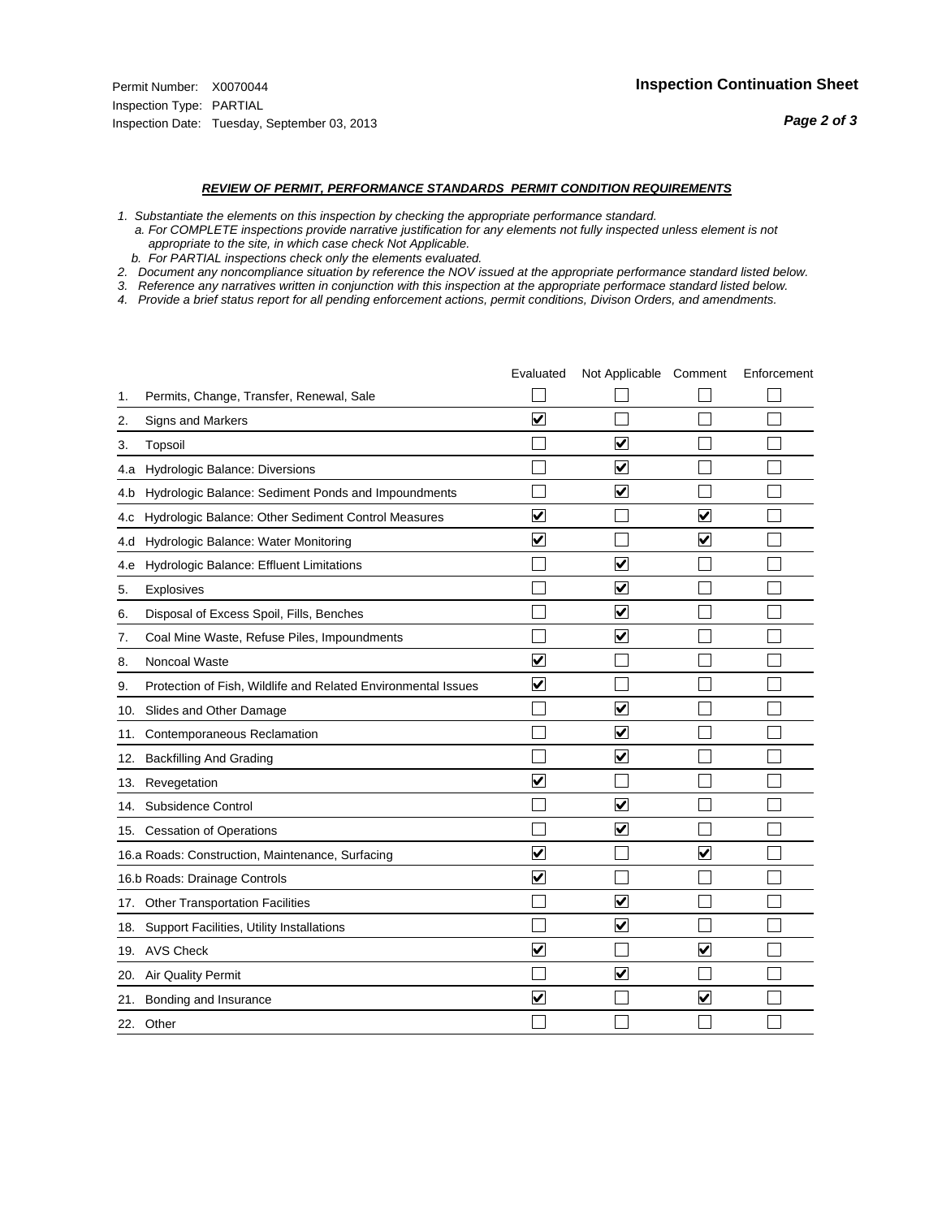Permit Number: X0070044
Inspection Type: PARTIAL
Inspection Date: Tuesday, September 03, 2013

**Inspection Continuation Sheet**

***REVIEW OF PERMIT, PERFORMANCE STANDARDS PERMIT CONDITION REQUIREMENTS***

*1. Substantiate the elements on this inspection by checking the appropriate performance standard.*
*a. For COMPLETE inspections provide narrative justification for any elements not fully inspected unless element is not appropriate to the site, in which case check Not Applicable.*
*b. For PARTIAL inspections check only the elements evaluated.*
*2. Document any noncompliance situation by reference the NOV issued at the appropriate performance standard listed below.*
*3. Reference any narratives written in conjunction with this inspection at the appropriate performace standard listed below.*
*4. Provide a brief status report for all pending enforcement actions, permit conditions, Divison Orders, and amendments.*

| | | Evaluated | Not Applicable | Comment | Enforcement |
|---|---|---|---|---|---|
| 1. | Permits, Change, Transfer, Renewal, Sale | ☐ | ☐ | ☐ | ☐ |
| 2. | Signs and Markers | ☑ | ☐ | ☐ | ☐ |
| 3. | Topsoil | ☐ | ☑ | ☐ | ☐ |
| 4.a | Hydrologic Balance: Diversions | ☐ | ☑ | ☐ | ☐ |
| 4.b | Hydrologic Balance: Sediment Ponds and Impoundments | ☐ | ☑ | ☐ | ☐ |
| 4.c | Hydrologic Balance: Other Sediment Control Measures | ☑ | ☐ | ☑ | ☐ |
| 4.d | Hydrologic Balance: Water Monitoring | ☑ | ☐ | ☑ | ☐ |
| 4.e | Hydrologic Balance: Effluent Limitations | ☐ | ☑ | ☐ | ☐ |
| 5. | Explosives | ☐ | ☑ | ☐ | ☐ |
| 6. | Disposal of Excess Spoil, Fills, Benches | ☐ | ☑ | ☐ | ☐ |
| 7. | Coal Mine Waste, Refuse Piles, Impoundments | ☐ | ☑ | ☐ | ☐ |
| 8. | Noncoal Waste | ☑ | ☐ | ☐ | ☐ |
| 9. | Protection of Fish, Wildlife and Related Environmental Issues | ☑ | ☐ | ☐ | ☐ |
| 10. | Slides and Other Damage | ☐ | ☑ | ☐ | ☐ |
| 11. | Contemporaneous Reclamation | ☐ | ☑ | ☐ | ☐ |
| 12. | Backfilling And Grading | ☐ | ☑ | ☐ | ☐ |
| 13. | Revegetation | ☑ | ☐ | ☐ | ☐ |
| 14. | Subsidence Control | ☐ | ☑ | ☐ | ☐ |
| 15. | Cessation of Operations | ☐ | ☑ | ☐ | ☐ |
| 16.a | Roads: Construction, Maintenance, Surfacing | ☑ | ☐ | ☑ | ☐ |
| 16.b | Roads: Drainage Controls | ☑ | ☐ | ☐ | ☐ |
| 17. | Other Transportation Facilities | ☐ | ☑ | ☐ | ☐ |
| 18. | Support Facilities, Utility Installations | ☐ | ☑ | ☐ | ☐ |
| 19. | AVS Check | ☑ | ☐ | ☑ | ☐ |
| 20. | Air Quality Permit | ☐ | ☑ | ☐ | ☐ |
| 21. | Bonding and Insurance | ☑ | ☐ | ☑ | ☐ |
| 22. | Other | ☐ | ☐ | ☐ | ☐ |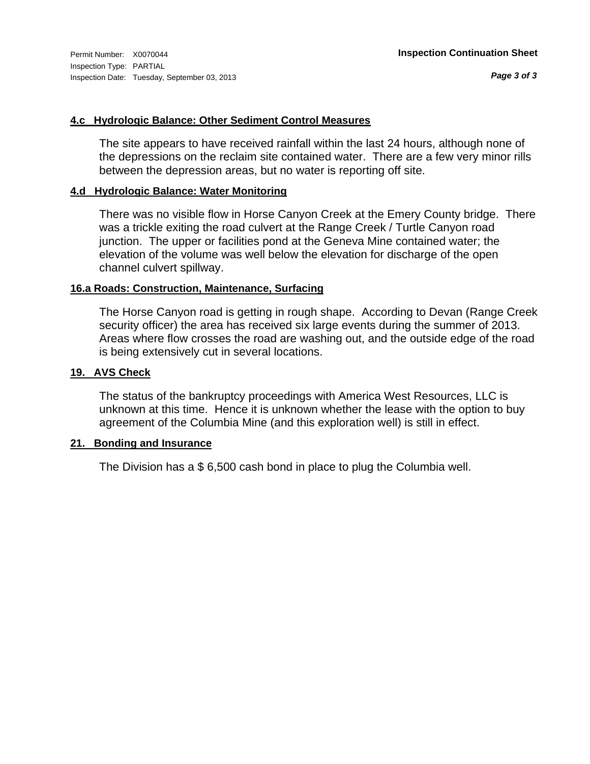Permit Number: X0070044
Inspection Type: PARTIAL
Inspection Date: Tuesday, September 03, 2013

**Inspection Continuation Sheet**

### 4.c Hydrologic Balance: Other Sediment Control Measures

The site appears to have received rainfall within the last 24 hours, although none of the depressions on the reclaim site contained water. There are a few very minor rills between the depression areas, but no water is reporting off site.

### 4.d Hydrologic Balance: Water Monitoring

There was no visible flow in Horse Canyon Creek at the Emery County bridge. There was a trickle exiting the road culvert at the Range Creek / Turtle Canyon road junction. The upper or facilities pond at the Geneva Mine contained water; the elevation of the volume was well below the elevation for discharge of the open channel culvert spillway.

### 16.a Roads: Construction, Maintenance, Surfacing

The Horse Canyon road is getting in rough shape. According to Devan (Range Creek security officer) the area has received six large events during the summer of 2013. Areas where flow crosses the road are washing out, and the outside edge of the road is being extensively cut in several locations.

### 19. AVS Check

The status of the bankruptcy proceedings with America West Resources, LLC is unknown at this time. Hence it is unknown whether the lease with the option to buy agreement of the Columbia Mine (and this exploration well) is still in effect.

### 21. Bonding and Insurance

The Division has a $ 6,500 cash bond in place to plug the Columbia well.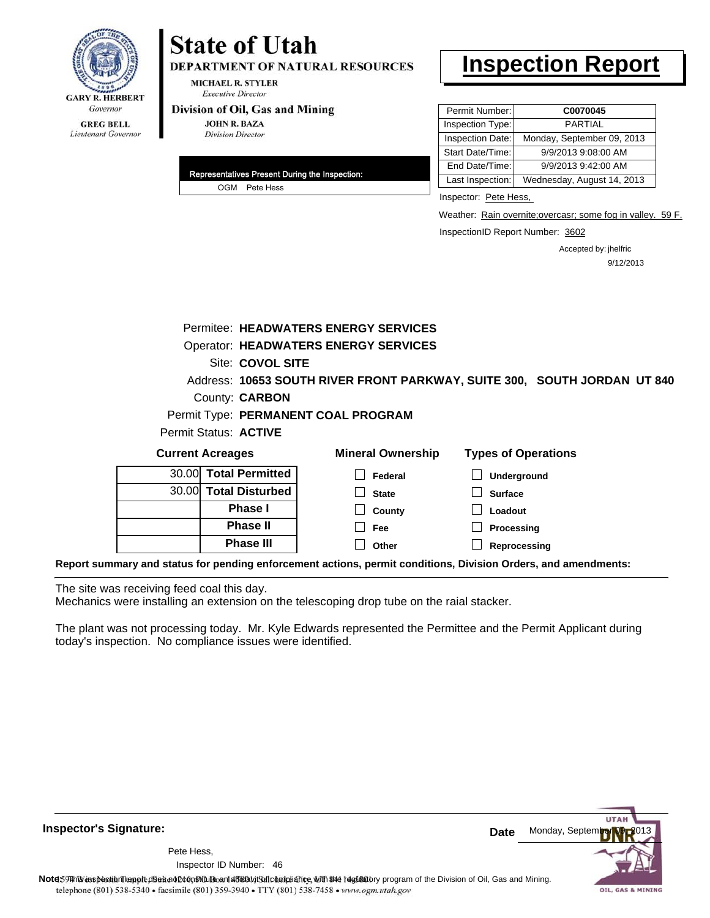**State of Utah**

**DEPARTMENT OF NATURAL RESOURCES**

MICHAEL R. STYLER
*Executive Director*

**Division of Oil, Gas and Mining**

JOHN R. BAZA
*Division Director*

GARY R. HERBERT
*Governor*

GREG BELL
*Lieutenant Governor*

# Inspection Report

| Permit Number: | C0070045 |
|---|---|
| Inspection Type: | PARTIAL |
| Inspection Date: | Monday, September 09, 2013 |
| Start Date/Time: | 9/9/2013 9:08:00 AM |
| End Date/Time: | 9/9/2013 9:42:00 AM |
| Last Inspection: | Wednesday, August 14, 2013 |

**Representatives Present During the Inspection:**

OGM Pete Hess

Inspector: Pete Hess,

Weather: Rain overnite;overcasr; some fog in valley. 59 F.

InspectionID Report Number: 3602

Accepted by: jhelfric
9/12/2013

Permitee: **HEADWATERS ENERGY SERVICES**
Operator: **HEADWATERS ENERGY SERVICES**
Site: **COVOL SITE**
Address: **10653 SOUTH RIVER FRONT PARKWAY, SUITE 300, SOUTH JORDAN UT 840**
County: **CARBON**
Permit Type: **PERMANENT COAL PROGRAM**
Permit Status: **ACTIVE**

**Current Acreages**

| | |
|---|---|
| 30.00 | **Total Permitted** |
| 30.00 | **Total Disturbed** |
| | **Phase I** |
| | **Phase II** |
| | **Phase III** |

**Mineral Ownership**

- [ ] Federal
- [ ] State
- [ ] County
- [ ] Fee
- [ ] Other

**Types of Operations**

- [ ] Underground
- [ ] Surface
- [ ] Loadout
- [ ] Processing
- [ ] Reprocessing

**Report summary and status for pending enforcement actions, permit conditions, Division Orders, and amendments:**

The site was receiving feed coal this day.
Mechanics were installing an extension on the telescoping drop tube on the raial stacker.

The plant was not processing today. Mr. Kyle Edwards represented the Permittee and the Permit Applicant during today's inspection. No compliance issues were identified.

**Inspector's Signature:**

Pete Hess,
Inspector ID Number: 46

**Date** Monday, September 09, 2013

**Note:** This inspection report does not constitute an affidavit of compliance with the regulatory program of the Division of Oil, Gas and Mining.

telephone (801) 538-5340 • facsimile (801) 359-3940 • TTY (801) 538-7458 • www.ogm.utah.gov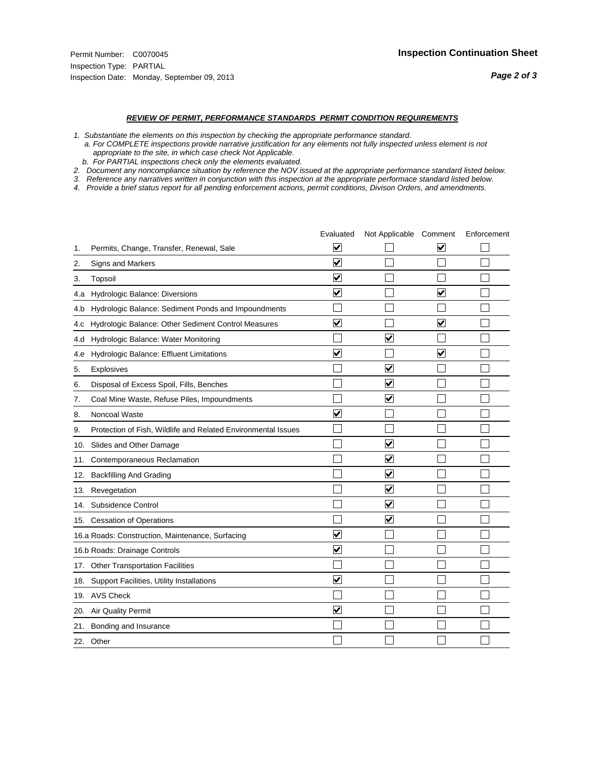Permit Number: C0070045
Inspection Type: PARTIAL
Inspection Date: Monday, September 09, 2013

## Inspection Continuation Sheet

### *REVIEW OF PERMIT, PERFORMANCE STANDARDS PERMIT CONDITION REQUIREMENTS*

*1. Substantiate the elements on this inspection by checking the appropriate performance standard.*
*a. For COMPLETE inspections provide narrative justification for any elements not fully inspected unless element is not appropriate to the site, in which case check Not Applicable.*
*b. For PARTIAL inspections check only the elements evaluated.*
*2. Document any noncompliance situation by reference the NOV issued at the appropriate performance standard listed below.*
*3. Reference any narratives written in conjunction with this inspection at the appropriate performace standard listed below.*
*4. Provide a brief status report for all pending enforcement actions, permit conditions, Divison Orders, and amendments.*

| | | Evaluated | Not Applicable | Comment | Enforcement |
|---|---|---|---|---|---|
| 1. | Permits, Change, Transfer, Renewal, Sale | ☑ | ☐ | ☑ | ☐ |
| 2. | Signs and Markers | ☑ | ☐ | ☐ | ☐ |
| 3. | Topsoil | ☑ | ☐ | ☐ | ☐ |
| 4.a | Hydrologic Balance: Diversions | ☑ | ☐ | ☑ | ☐ |
| 4.b | Hydrologic Balance: Sediment Ponds and Impoundments | ☐ | ☐ | ☐ | ☐ |
| 4.c | Hydrologic Balance: Other Sediment Control Measures | ☑ | ☐ | ☑ | ☐ |
| 4.d | Hydrologic Balance: Water Monitoring | ☐ | ☑ | ☐ | ☐ |
| 4.e | Hydrologic Balance: Effluent Limitations | ☑ | ☐ | ☑ | ☐ |
| 5. | Explosives | ☐ | ☑ | ☐ | ☐ |
| 6. | Disposal of Excess Spoil, Fills, Benches | ☐ | ☑ | ☐ | ☐ |
| 7. | Coal Mine Waste, Refuse Piles, Impoundments | ☐ | ☑ | ☐ | ☐ |
| 8. | Noncoal Waste | ☑ | ☐ | ☐ | ☐ |
| 9. | Protection of Fish, Wildlife and Related Environmental Issues | ☐ | ☐ | ☐ | ☐ |
| 10. | Slides and Other Damage | ☐ | ☑ | ☐ | ☐ |
| 11. | Contemporaneous Reclamation | ☐ | ☑ | ☐ | ☐ |
| 12. | Backfilling And Grading | ☐ | ☑ | ☐ | ☐ |
| 13. | Revegetation | ☐ | ☑ | ☐ | ☐ |
| 14. | Subsidence Control | ☐ | ☑ | ☐ | ☐ |
| 15. | Cessation of Operations | ☐ | ☑ | ☐ | ☐ |
| 16.a | Roads: Construction, Maintenance, Surfacing | ☑ | ☐ | ☐ | ☐ |
| 16.b | Roads: Drainage Controls | ☑ | ☐ | ☐ | ☐ |
| 17. | Other Transportation Facilities | ☐ | ☐ | ☐ | ☐ |
| 18. | Support Facilities, Utility Installations | ☑ | ☐ | ☐ | ☐ |
| 19. | AVS Check | ☐ | ☐ | ☐ | ☐ |
| 20. | Air Quality Permit | ☑ | ☐ | ☐ | ☐ |
| 21. | Bonding and Insurance | ☐ | ☐ | ☐ | ☐ |
| 22. | Other | ☐ | ☐ | ☐ | ☐ |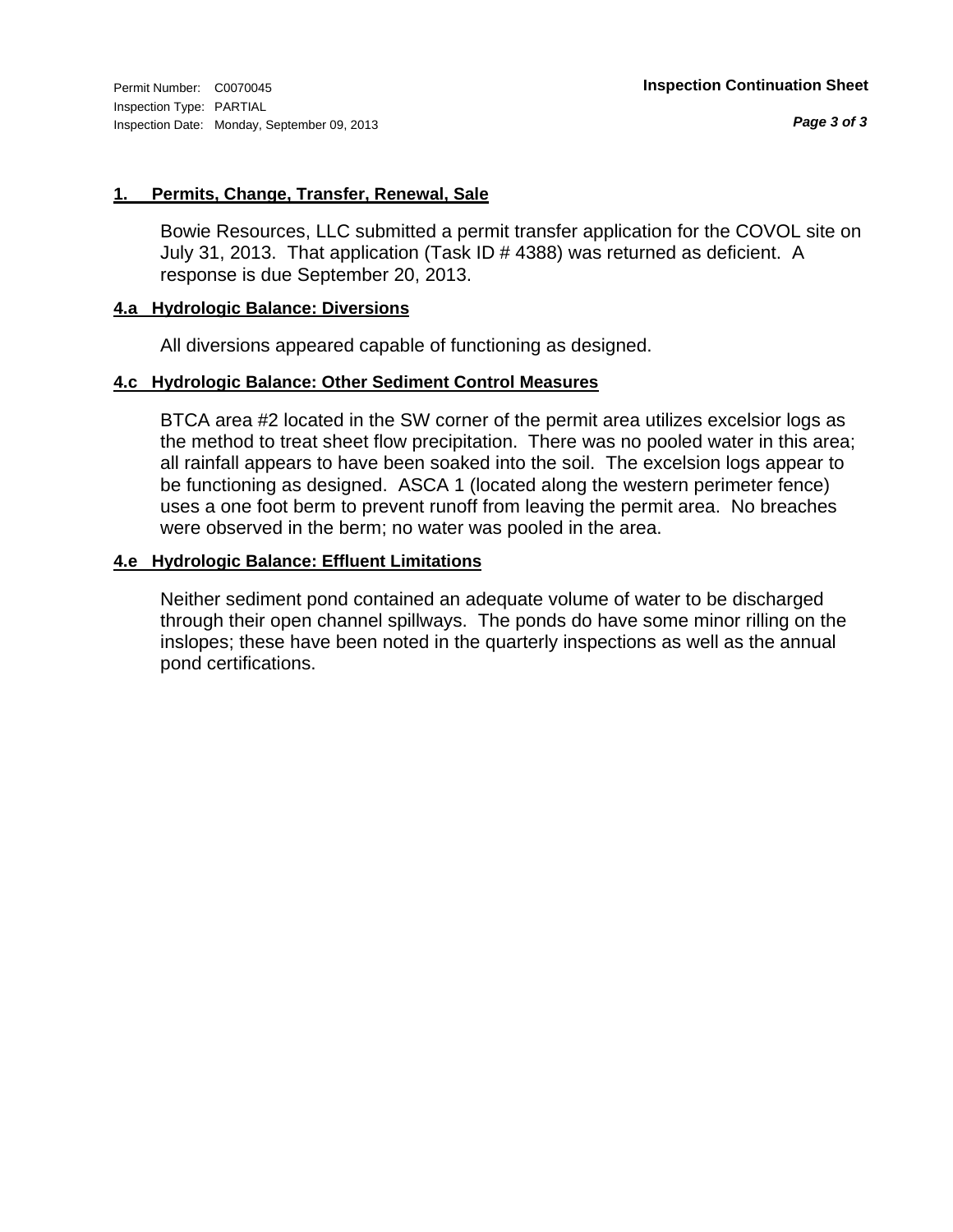## 1. Permits, Change, Transfer, Renewal, Sale

Bowie Resources, LLC submitted a permit transfer application for the COVOL site on July 31, 2013. That application (Task ID # 4388) was returned as deficient. A response is due September 20, 2013.

## 4.a Hydrologic Balance: Diversions

All diversions appeared capable of functioning as designed.

## 4.c Hydrologic Balance: Other Sediment Control Measures

BTCA area #2 located in the SW corner of the permit area utilizes excelsior logs as the method to treat sheet flow precipitation. There was no pooled water in this area; all rainfall appears to have been soaked into the soil. The excelsion logs appear to be functioning as designed. ASCA 1 (located along the western perimeter fence) uses a one foot berm to prevent runoff from leaving the permit area. No breaches were observed in the berm; no water was pooled in the area.

## 4.e Hydrologic Balance: Effluent Limitations

Neither sediment pond contained an adequate volume of water to be discharged through their open channel spillways. The ponds do have some minor rilling on the inslopes; these have been noted in the quarterly inspections as well as the annual pond certifications.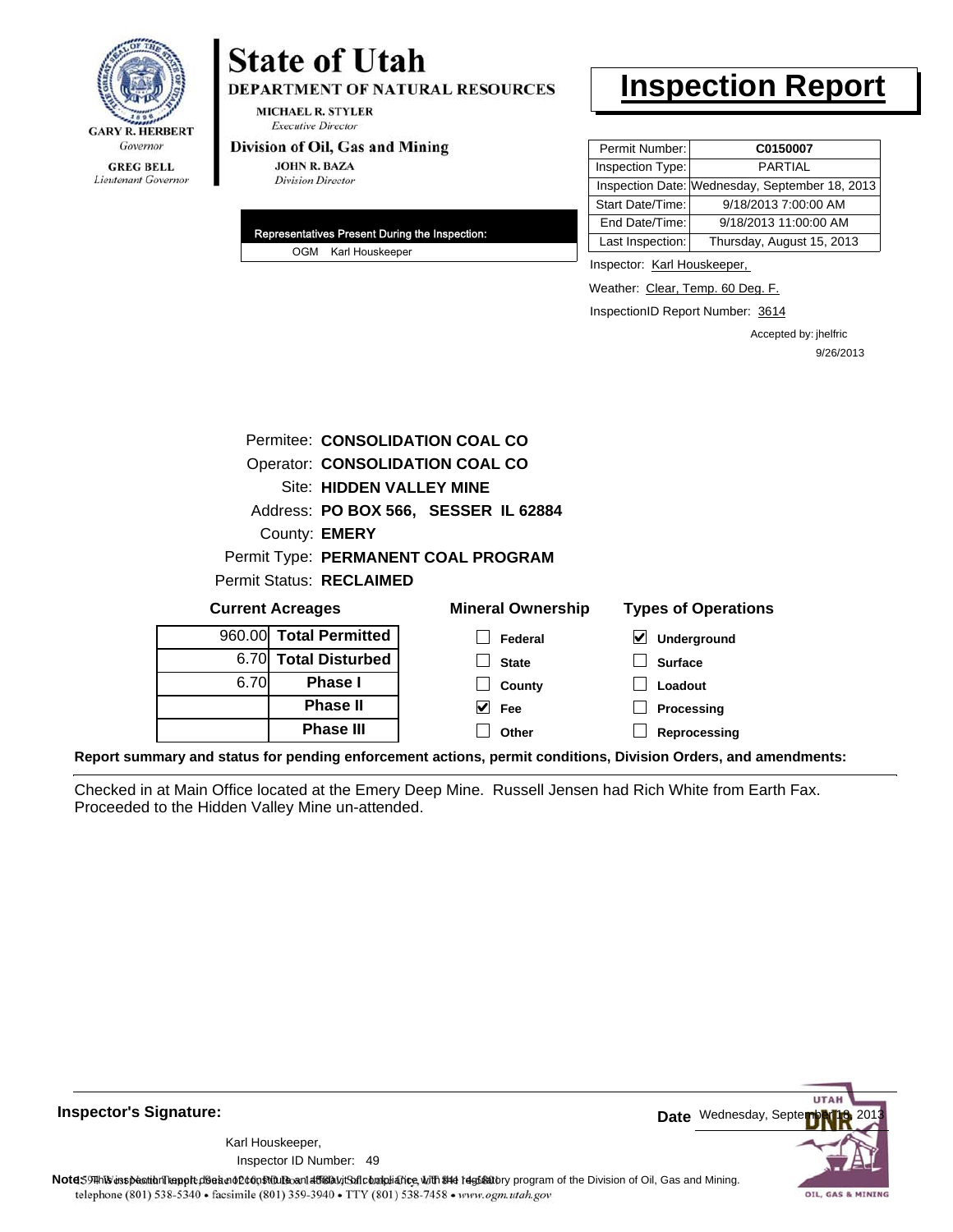**State of Utah**

**DEPARTMENT OF NATURAL RESOURCES**

MICHAEL R. STYLER
*Executive Director*

**Division of Oil, Gas and Mining**

JOHN R. BAZA
*Division Director*

GARY R. HERBERT
*Governor*

GREG BELL
*Lieutenant Governor*

# Inspection Report

| | |
|---|---|
| Permit Number: | **C0150007** |
| Inspection Type: | PARTIAL |
| Inspection Date: | Wednesday, September 18, 2013 |
| Start Date/Time: | 9/18/2013 7:00:00 AM |
| End Date/Time: | 9/18/2013 11:00:00 AM |
| Last Inspection: | Thursday, August 15, 2013 |

**Representatives Present During the Inspection:**

OGM Karl Houskeeper

Inspector: Karl Houskeeper,

Weather: Clear, Temp. 60 Deg. F.

InspectionID Report Number: 3614

Accepted by: jhelfric
9/26/2013

Permitee: **CONSOLIDATION COAL CO**
Operator: **CONSOLIDATION COAL CO**
Site: **HIDDEN VALLEY MINE**
Address: **PO BOX 566, SESSER IL 62884**
County: **EMERY**
Permit Type: **PERMANENT COAL PROGRAM**
Permit Status: **RECLAIMED**

**Current Acreages**

| | |
|---|---|
| 960.00 | **Total Permitted** |
| 6.70 | **Total Disturbed** |
| 6.70 | **Phase I** |
| | **Phase II** |
| | **Phase III** |

**Mineral Ownership**

- [ ] Federal
- [ ] State
- [ ] County
- [x] Fee
- [ ] Other

**Types of Operations**

- [x] Underground
- [ ] Surface
- [ ] Loadout
- [ ] Processing
- [ ] Reprocessing

**Report summary and status for pending enforcement actions, permit conditions, Division Orders, and amendments:**

Checked in at Main Office located at the Emery Deep Mine. Russell Jensen had Rich White from Earth Fax. Proceeded to the Hidden Valley Mine un-attended.

**Inspector's Signature:**

Karl Houskeeper,
Inspector ID Number: 49

**Date** Wednesday, September 18, 2013

**Note:** This inspection report does not constitute an affidavit of compliance with the regulatory program of the Division of Oil, Gas and Mining.
telephone (801) 538-5340 • facsimile (801) 359-3940 • TTY (801) 538-7458 • www.ogm.utah.gov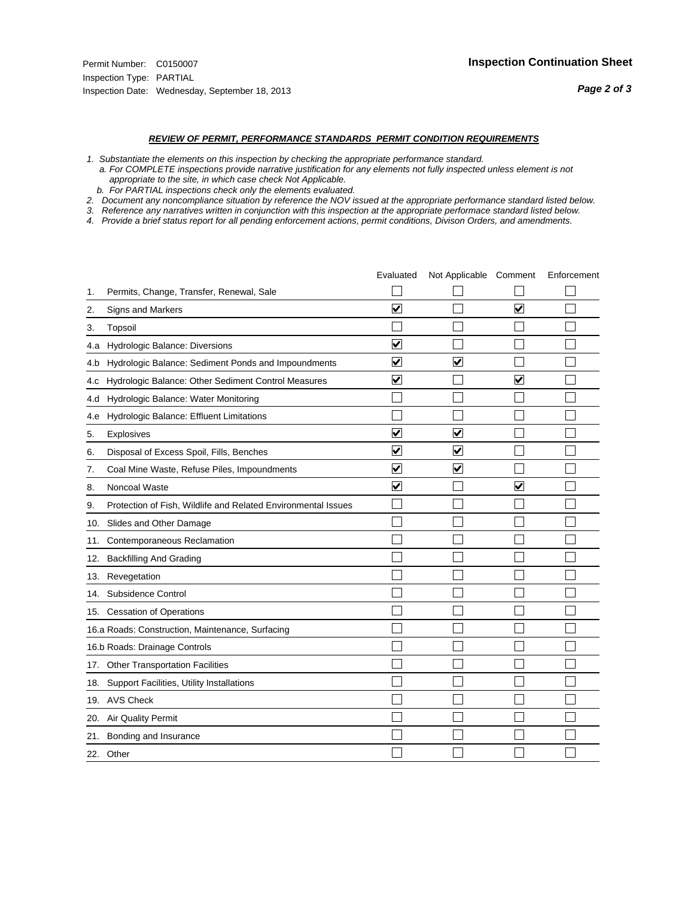Permit Number: C0150007
Inspection Type: PARTIAL
Inspection Date: Wednesday, September 18, 2013

**Inspection Continuation Sheet**

***REVIEW OF PERMIT, PERFORMANCE STANDARDS PERMIT CONDITION REQUIREMENTS***

*1. Substantiate the elements on this inspection by checking the appropriate performance standard.*
*a. For COMPLETE inspections provide narrative justification for any elements not fully inspected unless element is not appropriate to the site, in which case check Not Applicable.*
*b. For PARTIAL inspections check only the elements evaluated.*
*2. Document any noncompliance situation by reference the NOV issued at the appropriate performance standard listed below.*
*3. Reference any narratives written in conjunction with this inspection at the appropriate performace standard listed below.*
*4. Provide a brief status report for all pending enforcement actions, permit conditions, Divison Orders, and amendments.*

| | | Evaluated | Not Applicable | Comment | Enforcement |
|---|---|---|---|---|---|
| 1. | Permits, Change, Transfer, Renewal, Sale | ☐ | ☐ | ☐ | ☐ |
| 2. | Signs and Markers | ☑ | ☐ | ☑ | ☐ |
| 3. | Topsoil | ☐ | ☐ | ☐ | ☐ |
| 4.a | Hydrologic Balance: Diversions | ☑ | ☐ | ☐ | ☐ |
| 4.b | Hydrologic Balance: Sediment Ponds and Impoundments | ☑ | ☑ | ☐ | ☐ |
| 4.c | Hydrologic Balance: Other Sediment Control Measures | ☑ | ☐ | ☑ | ☐ |
| 4.d | Hydrologic Balance: Water Monitoring | ☐ | ☐ | ☐ | ☐ |
| 4.e | Hydrologic Balance: Effluent Limitations | ☐ | ☐ | ☐ | ☐ |
| 5. | Explosives | ☑ | ☑ | ☐ | ☐ |
| 6. | Disposal of Excess Spoil, Fills, Benches | ☑ | ☑ | ☐ | ☐ |
| 7. | Coal Mine Waste, Refuse Piles, Impoundments | ☑ | ☑ | ☐ | ☐ |
| 8. | Noncoal Waste | ☑ | ☐ | ☑ | ☐ |
| 9. | Protection of Fish, Wildlife and Related Environmental Issues | ☐ | ☐ | ☐ | ☐ |
| 10. | Slides and Other Damage | ☐ | ☐ | ☐ | ☐ |
| 11. | Contemporaneous Reclamation | ☐ | ☐ | ☐ | ☐ |
| 12. | Backfilling And Grading | ☐ | ☐ | ☐ | ☐ |
| 13. | Revegetation | ☐ | ☐ | ☐ | ☐ |
| 14. | Subsidence Control | ☐ | ☐ | ☐ | ☐ |
| 15. | Cessation of Operations | ☐ | ☐ | ☐ | ☐ |
| 16.a | Roads: Construction, Maintenance, Surfacing | ☐ | ☐ | ☐ | ☐ |
| 16.b | Roads: Drainage Controls | ☐ | ☐ | ☐ | ☐ |
| 17. | Other Transportation Facilities | ☐ | ☐ | ☐ | ☐ |
| 18. | Support Facilities, Utility Installations | ☐ | ☐ | ☐ | ☐ |
| 19. | AVS Check | ☐ | ☐ | ☐ | ☐ |
| 20. | Air Quality Permit | ☐ | ☐ | ☐ | ☐ |
| 21. | Bonding and Insurance | ☐ | ☐ | ☐ | ☐ |
| 22. | Other | ☐ | ☐ | ☐ | ☐ |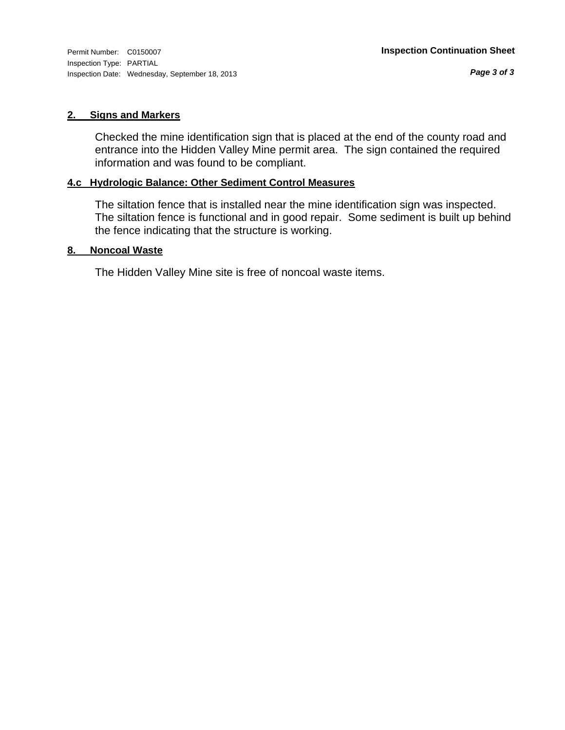Permit Number: C0150007
Inspection Type: PARTIAL
Inspection Date: Wednesday, September 18, 2013

**Inspection Continuation Sheet**

### 2. Signs and Markers

Checked the mine identification sign that is placed at the end of the county road and entrance into the Hidden Valley Mine permit area. The sign contained the required information and was found to be compliant.

### 4.c Hydrologic Balance: Other Sediment Control Measures

The siltation fence that is installed near the mine identification sign was inspected. The siltation fence is functional and in good repair. Some sediment is built up behind the fence indicating that the structure is working.

### 8. Noncoal Waste

The Hidden Valley Mine site is free of noncoal waste items.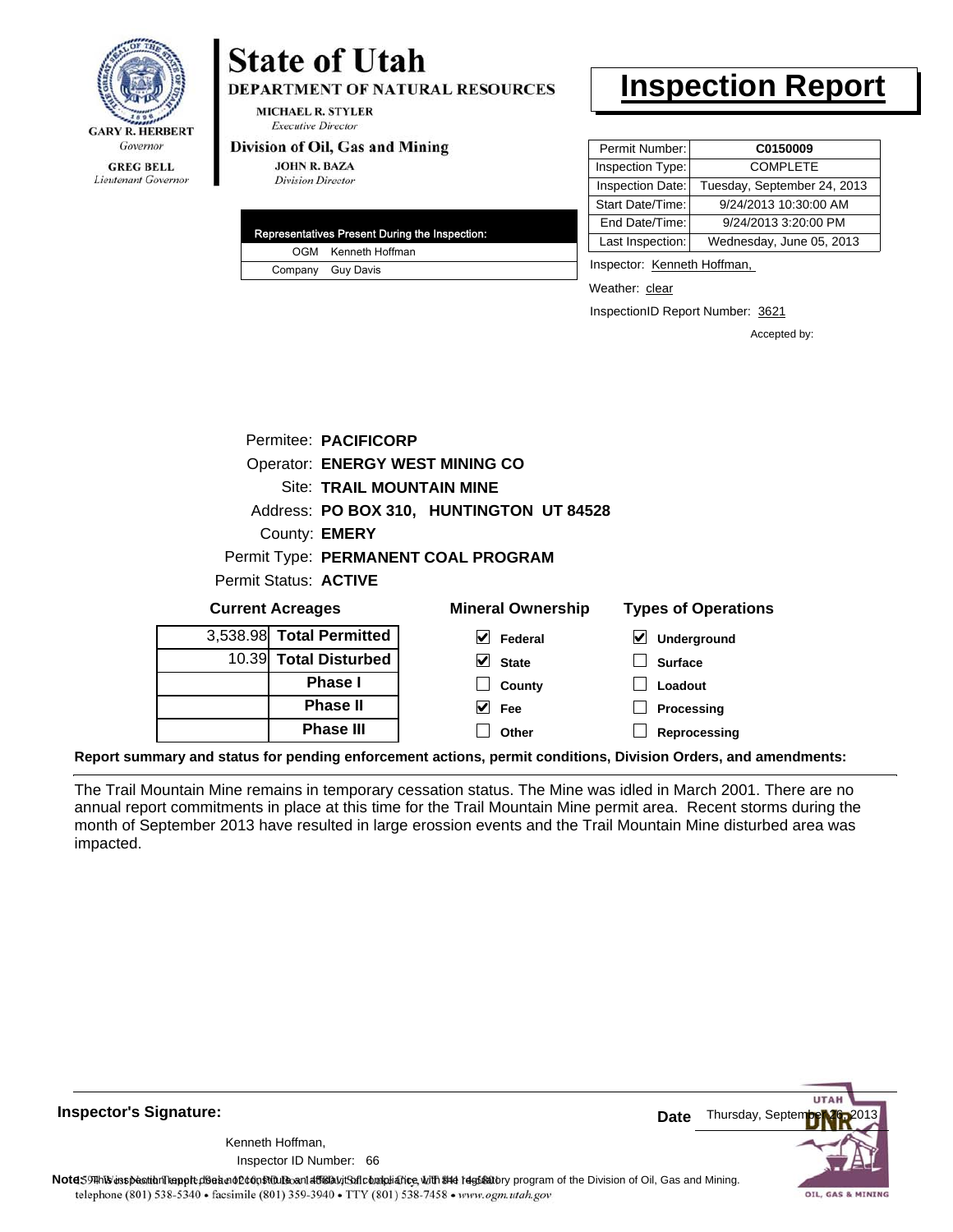**State of Utah**

**DEPARTMENT OF NATURAL RESOURCES**

MICHAEL R. STYLER
*Executive Director*

**Division of Oil, Gas and Mining**

JOHN R. BAZA
*Division Director*

GARY R. HERBERT
*Governor*

GREG BELL
*Lieutenant Governor*

# Inspection Report

| Representatives Present During the Inspection: | |
|---|---|
| OGM | Kenneth Hoffman |
| Company | Guy Davis |

| | |
|---|---|
| Permit Number: | **C0150009** |
| Inspection Type: | COMPLETE |
| Inspection Date: | Tuesday, September 24, 2013 |
| Start Date/Time: | 9/24/2013 10:30:00 AM |
| End Date/Time: | 9/24/2013 3:20:00 PM |
| Last Inspection: | Wednesday, June 05, 2013 |

Inspector: Kenneth Hoffman,

Weather: clear

InspectionID Report Number: 3621

Accepted by:

Permitee: **PACIFICORP**
Operator: **ENERGY WEST MINING CO**
Site: **TRAIL MOUNTAIN MINE**
Address: **PO BOX 310, HUNTINGTON UT 84528**
County: **EMERY**
Permit Type: **PERMANENT COAL PROGRAM**
Permit Status: **ACTIVE**

**Current Acreages**

| | |
|---|---|
| 3,538.98 | **Total Permitted** |
| 10.39 | **Total Disturbed** |
| | **Phase I** |
| | **Phase II** |
| | **Phase III** |

**Mineral Ownership**

- [x] Federal
- [x] State
- [ ] County
- [x] Fee
- [ ] Other

**Types of Operations**

- [x] Underground
- [ ] Surface
- [ ] Loadout
- [ ] Processing
- [ ] Reprocessing

**Report summary and status for pending enforcement actions, permit conditions, Division Orders, and amendments:**

The Trail Mountain Mine remains in temporary cessation status. The Mine was idled in March 2001. There are no annual report commitments in place at this time for the Trail Mountain Mine permit area. Recent storms during the month of September 2013 have resulted in large erossion events and the Trail Mountain Mine disturbed area was impacted.

**Inspector's Signature:**

Kenneth Hoffman,
Inspector ID Number: 66

**Date** Thursday, September 26, 2013

**Note:** This inspection report does not constitute an affidavit of compliance with the regulatory program of the Division of Oil, Gas and Mining.
telephone (801) 538-5340 • facsimile (801) 359-3940 • TTY (801) 538-7458 • www.ogm.utah.gov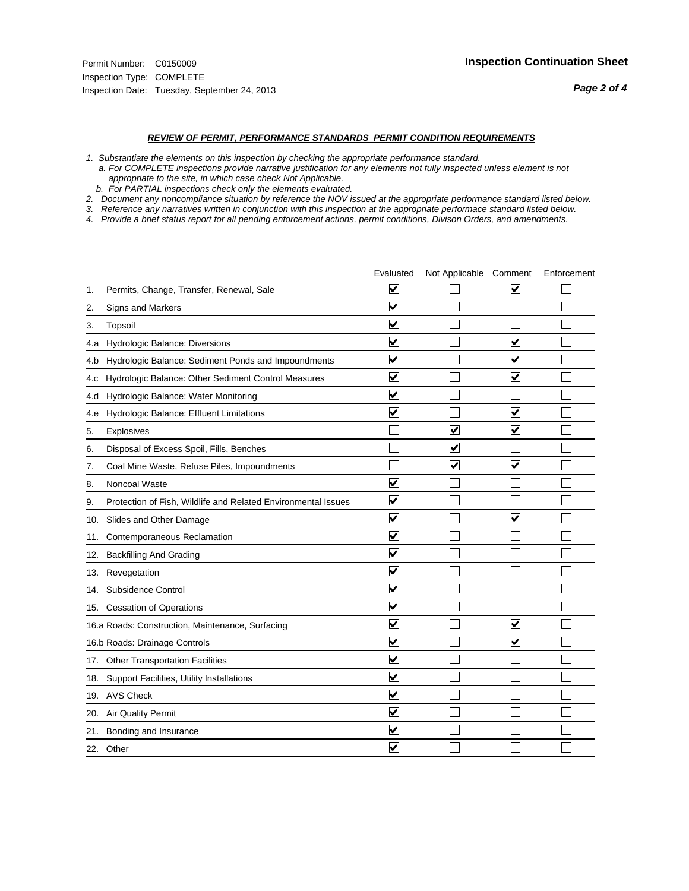Permit Number: C0150009
Inspection Type: COMPLETE
Inspection Date: Tuesday, September 24, 2013

## Inspection Continuation Sheet

### *REVIEW OF PERMIT, PERFORMANCE STANDARDS PERMIT CONDITION REQUIREMENTS*

*1. Substantiate the elements on this inspection by checking the appropriate performance standard.*
  *a. For COMPLETE inspections provide narrative justification for any elements not fully inspected unless element is not appropriate to the site, in which case check Not Applicable.*
  *b. For PARTIAL inspections check only the elements evaluated.*
*2. Document any noncompliance situation by reference the NOV issued at the appropriate performance standard listed below.*
*3. Reference any narratives written in conjunction with this inspection at the appropriate performace standard listed below.*
*4. Provide a brief status report for all pending enforcement actions, permit conditions, Divison Orders, and amendments.*

| | Evaluated | Not Applicable | Comment | Enforcement |
|---|---|---|---|---|
| 1. Permits, Change, Transfer, Renewal, Sale | ☑ | ☐ | ☑ | ☐ |
| 2. Signs and Markers | ☑ | ☐ | ☐ | ☐ |
| 3. Topsoil | ☑ | ☐ | ☐ | ☐ |
| 4.a Hydrologic Balance: Diversions | ☑ | ☐ | ☑ | ☐ |
| 4.b Hydrologic Balance: Sediment Ponds and Impoundments | ☑ | ☐ | ☑ | ☐ |
| 4.c Hydrologic Balance: Other Sediment Control Measures | ☑ | ☐ | ☑ | ☐ |
| 4.d Hydrologic Balance: Water Monitoring | ☑ | ☐ | ☐ | ☐ |
| 4.e Hydrologic Balance: Effluent Limitations | ☑ | ☐ | ☑ | ☐ |
| 5. Explosives | ☐ | ☑ | ☑ | ☐ |
| 6. Disposal of Excess Spoil, Fills, Benches | ☐ | ☑ | ☐ | ☐ |
| 7. Coal Mine Waste, Refuse Piles, Impoundments | ☐ | ☑ | ☑ | ☐ |
| 8. Noncoal Waste | ☑ | ☐ | ☐ | ☐ |
| 9. Protection of Fish, Wildlife and Related Environmental Issues | ☑ | ☐ | ☐ | ☐ |
| 10. Slides and Other Damage | ☑ | ☐ | ☑ | ☐ |
| 11. Contemporaneous Reclamation | ☑ | ☐ | ☐ | ☐ |
| 12. Backfilling And Grading | ☑ | ☐ | ☐ | ☐ |
| 13. Revegetation | ☑ | ☐ | ☐ | ☐ |
| 14. Subsidence Control | ☑ | ☐ | ☐ | ☐ |
| 15. Cessation of Operations | ☑ | ☐ | ☐ | ☐ |
| 16.a Roads: Construction, Maintenance, Surfacing | ☑ | ☐ | ☑ | ☐ |
| 16.b Roads: Drainage Controls | ☑ | ☐ | ☑ | ☐ |
| 17. Other Transportation Facilities | ☑ | ☐ | ☐ | ☐ |
| 18. Support Facilities, Utility Installations | ☑ | ☐ | ☐ | ☐ |
| 19. AVS Check | ☑ | ☐ | ☐ | ☐ |
| 20. Air Quality Permit | ☑ | ☐ | ☐ | ☐ |
| 21. Bonding and Insurance | ☑ | ☐ | ☐ | ☐ |
| 22. Other | ☑ | ☐ | ☐ | ☐ |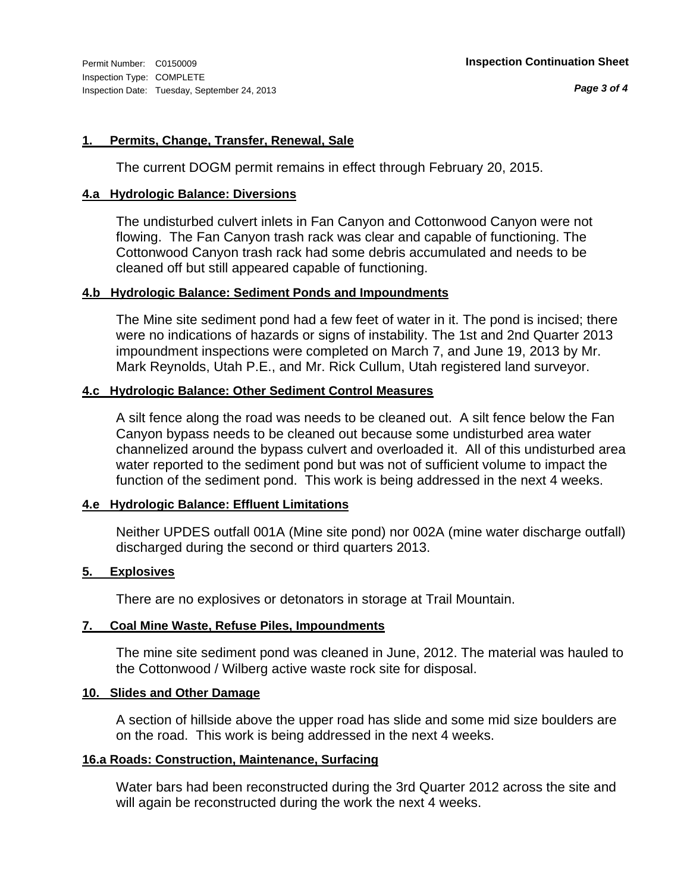Permit Number: C0150009
Inspection Type: COMPLETE
Inspection Date: Tuesday, September 24, 2013

**Inspection Continuation Sheet**

### 1. Permits, Change, Transfer, Renewal, Sale

The current DOGM permit remains in effect through February 20, 2015.

### 4.a Hydrologic Balance: Diversions

The undisturbed culvert inlets in Fan Canyon and Cottonwood Canyon were not flowing. The Fan Canyon trash rack was clear and capable of functioning. The Cottonwood Canyon trash rack had some debris accumulated and needs to be cleaned off but still appeared capable of functioning.

### 4.b Hydrologic Balance: Sediment Ponds and Impoundments

The Mine site sediment pond had a few feet of water in it. The pond is incised; there were no indications of hazards or signs of instability. The 1st and 2nd Quarter 2013 impoundment inspections were completed on March 7, and June 19, 2013 by Mr. Mark Reynolds, Utah P.E., and Mr. Rick Cullum, Utah registered land surveyor.

### 4.c Hydrologic Balance: Other Sediment Control Measures

A silt fence along the road was needs to be cleaned out. A silt fence below the Fan Canyon bypass needs to be cleaned out because some undisturbed area water channelized around the bypass culvert and overloaded it. All of this undisturbed area water reported to the sediment pond but was not of sufficient volume to impact the function of the sediment pond. This work is being addressed in the next 4 weeks.

### 4.e Hydrologic Balance: Effluent Limitations

Neither UPDES outfall 001A (Mine site pond) nor 002A (mine water discharge outfall) discharged during the second or third quarters 2013.

### 5. Explosives

There are no explosives or detonators in storage at Trail Mountain.

### 7. Coal Mine Waste, Refuse Piles, Impoundments

The mine site sediment pond was cleaned in June, 2012. The material was hauled to the Cottonwood / Wilberg active waste rock site for disposal.

### 10. Slides and Other Damage

A section of hillside above the upper road has slide and some mid size boulders are on the road. This work is being addressed in the next 4 weeks.

### 16.a Roads: Construction, Maintenance, Surfacing

Water bars had been reconstructed during the 3rd Quarter 2012 across the site and will again be reconstructed during the work the next 4 weeks.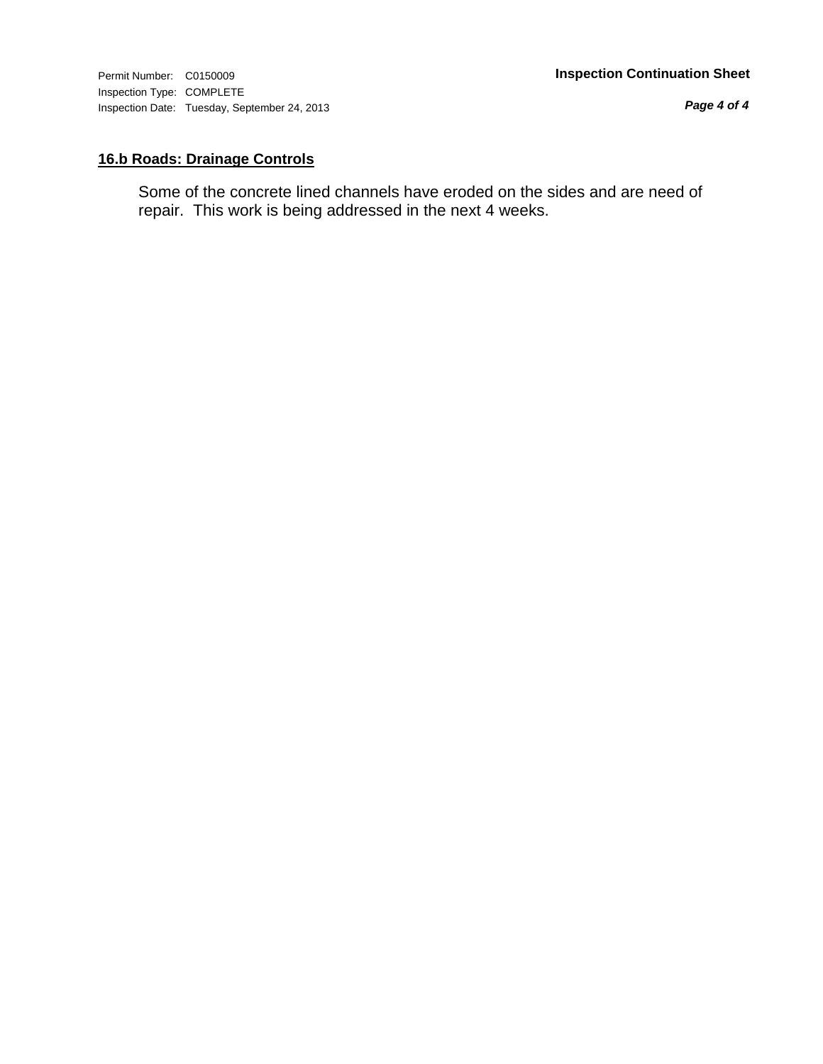## 16.b Roads: Drainage Controls

Some of the concrete lined channels have eroded on the sides and are need of repair. This work is being addressed in the next 4 weeks.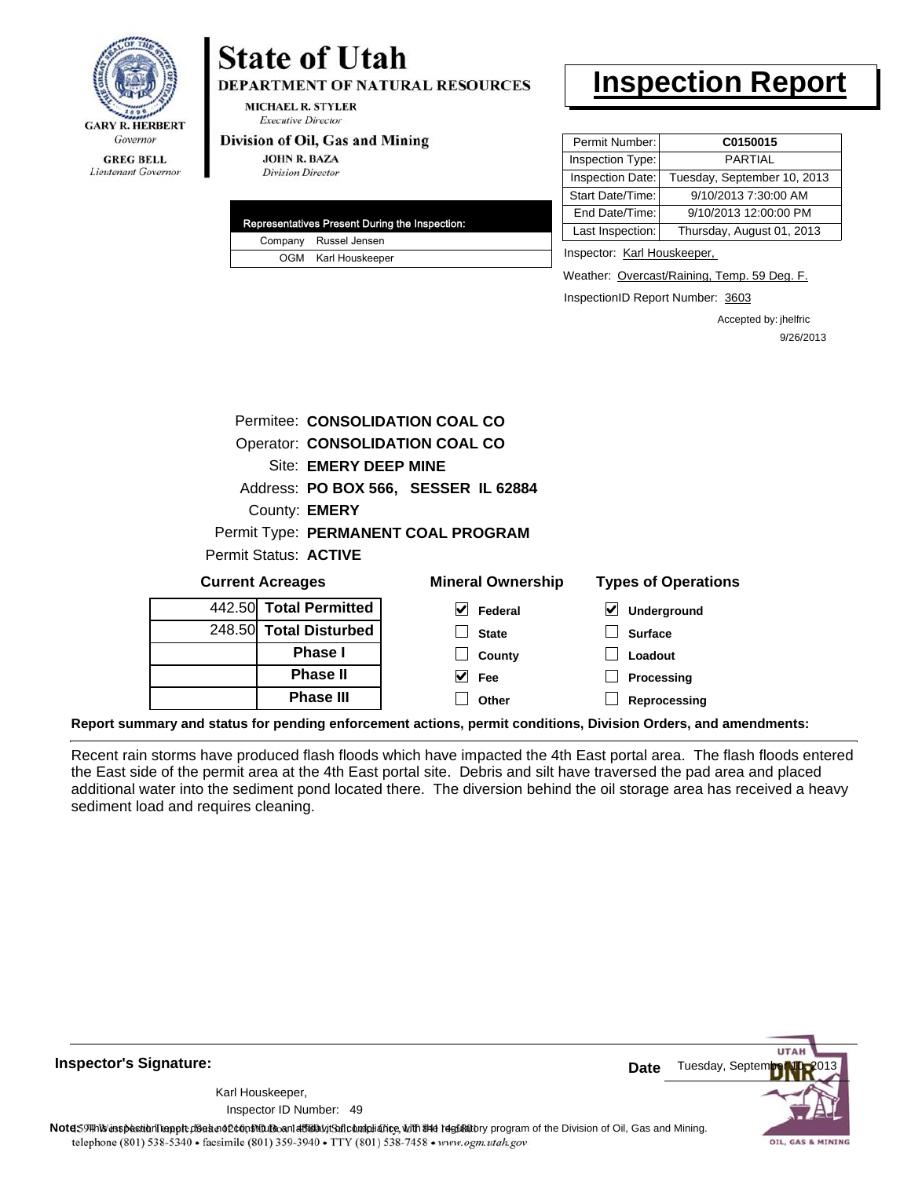GARY R. HERBERT
*Governor*

GREG BELL
*Lieutenant Governor*

# State of Utah

**DEPARTMENT OF NATURAL RESOURCES**

MICHAEL R. STYLER
*Executive Director*

**Division of Oil, Gas and Mining**

JOHN R. BAZA
*Division Director*

# Inspection Report

| Permit Number: | **C0150015** |
|---|---|
| Inspection Type: | PARTIAL |
| Inspection Date: | Tuesday, September 10, 2013 |
| Start Date/Time: | 9/10/2013 7:30:00 AM |
| End Date/Time: | 9/10/2013 12:00:00 PM |
| Last Inspection: | Thursday, August 01, 2013 |

| Representatives Present During the Inspection: | |
|---|---|
| Company | Russel Jensen |
| OGM | Karl Houskeeper |

Inspector: Karl Houskeeper,

Weather: Overcast/Raining, Temp. 59 Deg. F.

InspectionID Report Number: 3603

Accepted by: jhelfric
9/26/2013

Permitee: **CONSOLIDATION COAL CO**
Operator: **CONSOLIDATION COAL CO**
Site: **EMERY DEEP MINE**
Address: **PO BOX 566, SESSER IL 62884**
County: **EMERY**
Permit Type: **PERMANENT COAL PROGRAM**
Permit Status: **ACTIVE**

**Current Acreages**

| | |
|---|---|
| 442.50 | **Total Permitted** |
| 248.50 | **Total Disturbed** |
| | **Phase I** |
| | **Phase II** |
| | **Phase III** |

**Mineral Ownership**

- [x] Federal
- [ ] State
- [ ] County
- [x] Fee
- [ ] Other

**Types of Operations**

- [x] Underground
- [ ] Surface
- [ ] Loadout
- [ ] Processing
- [ ] Reprocessing

**Report summary and status for pending enforcement actions, permit conditions, Division Orders, and amendments:**

Recent rain storms have produced flash floods which have impacted the 4th East portal area. The flash floods entered the East side of the permit area at the 4th East portal site. Debris and silt have traversed the pad area and placed additional water into the sediment pond located there. The diversion behind the oil storage area has received a heavy sediment load and requires cleaning.

**Inspector's Signature:**

Karl Houskeeper,
Inspector ID Number: 49

**Date** Tuesday, September 10, 2013

**Note:** This inspection report does not constitute an affidavit of compliance with the regulatory program of the Division of Oil, Gas and Mining.

telephone (801) 538-5340 • facsimile (801) 359-3940 • TTY (801) 538-7458 • www.ogm.utah.gov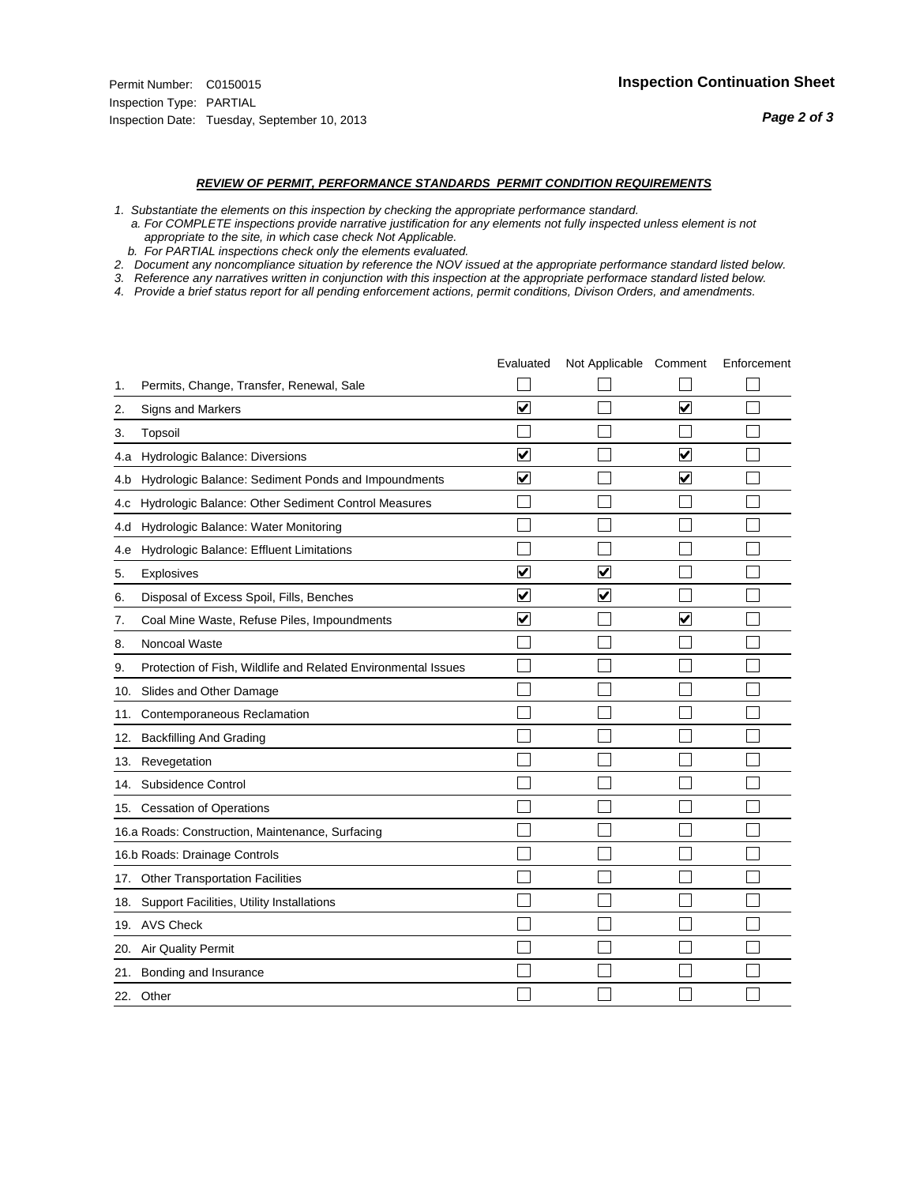Permit Number: C0150015
Inspection Type: PARTIAL
Inspection Date: Tuesday, September 10, 2013

**Inspection Continuation Sheet**

***Page 2 of 3***

***REVIEW OF PERMIT, PERFORMANCE STANDARDS PERMIT CONDITION REQUIREMENTS***

*1. Substantiate the elements on this inspection by checking the appropriate performance standard.*
*a. For COMPLETE inspections provide narrative justification for any elements not fully inspected unless element is not appropriate to the site, in which case check Not Applicable.*
*b. For PARTIAL inspections check only the elements evaluated.*
*2. Document any noncompliance situation by reference the NOV issued at the appropriate performance standard listed below.*
*3. Reference any narratives written in conjunction with this inspection at the appropriate performace standard listed below.*
*4. Provide a brief status report for all pending enforcement actions, permit conditions, Divison Orders, and amendments.*

| | Evaluated | Not Applicable | Comment | Enforcement |
|---|---|---|---|---|
| 1. Permits, Change, Transfer, Renewal, Sale | ☐ | ☐ | ☐ | ☐ |
| 2. Signs and Markers | ☑ | ☐ | ☑ | ☐ |
| 3. Topsoil | ☐ | ☐ | ☐ | ☐ |
| 4.a Hydrologic Balance: Diversions | ☑ | ☐ | ☑ | ☐ |
| 4.b Hydrologic Balance: Sediment Ponds and Impoundments | ☑ | ☐ | ☑ | ☐ |
| 4.c Hydrologic Balance: Other Sediment Control Measures | ☐ | ☐ | ☐ | ☐ |
| 4.d Hydrologic Balance: Water Monitoring | ☐ | ☐ | ☐ | ☐ |
| 4.e Hydrologic Balance: Effluent Limitations | ☐ | ☐ | ☐ | ☐ |
| 5. Explosives | ☑ | ☑ | ☐ | ☐ |
| 6. Disposal of Excess Spoil, Fills, Benches | ☑ | ☑ | ☐ | ☐ |
| 7. Coal Mine Waste, Refuse Piles, Impoundments | ☑ | ☐ | ☑ | ☐ |
| 8. Noncoal Waste | ☐ | ☐ | ☐ | ☐ |
| 9. Protection of Fish, Wildlife and Related Environmental Issues | ☐ | ☐ | ☐ | ☐ |
| 10. Slides and Other Damage | ☐ | ☐ | ☐ | ☐ |
| 11. Contemporaneous Reclamation | ☐ | ☐ | ☐ | ☐ |
| 12. Backfilling And Grading | ☐ | ☐ | ☐ | ☐ |
| 13. Revegetation | ☐ | ☐ | ☐ | ☐ |
| 14. Subsidence Control | ☐ | ☐ | ☐ | ☐ |
| 15. Cessation of Operations | ☐ | ☐ | ☐ | ☐ |
| 16.a Roads: Construction, Maintenance, Surfacing | ☐ | ☐ | ☐ | ☐ |
| 16.b Roads: Drainage Controls | ☐ | ☐ | ☐ | ☐ |
| 17. Other Transportation Facilities | ☐ | ☐ | ☐ | ☐ |
| 18. Support Facilities, Utility Installations | ☐ | ☐ | ☐ | ☐ |
| 19. AVS Check | ☐ | ☐ | ☐ | ☐ |
| 20. Air Quality Permit | ☐ | ☐ | ☐ | ☐ |
| 21. Bonding and Insurance | ☐ | ☐ | ☐ | ☐ |
| 22. Other | ☐ | ☐ | ☐ | ☐ |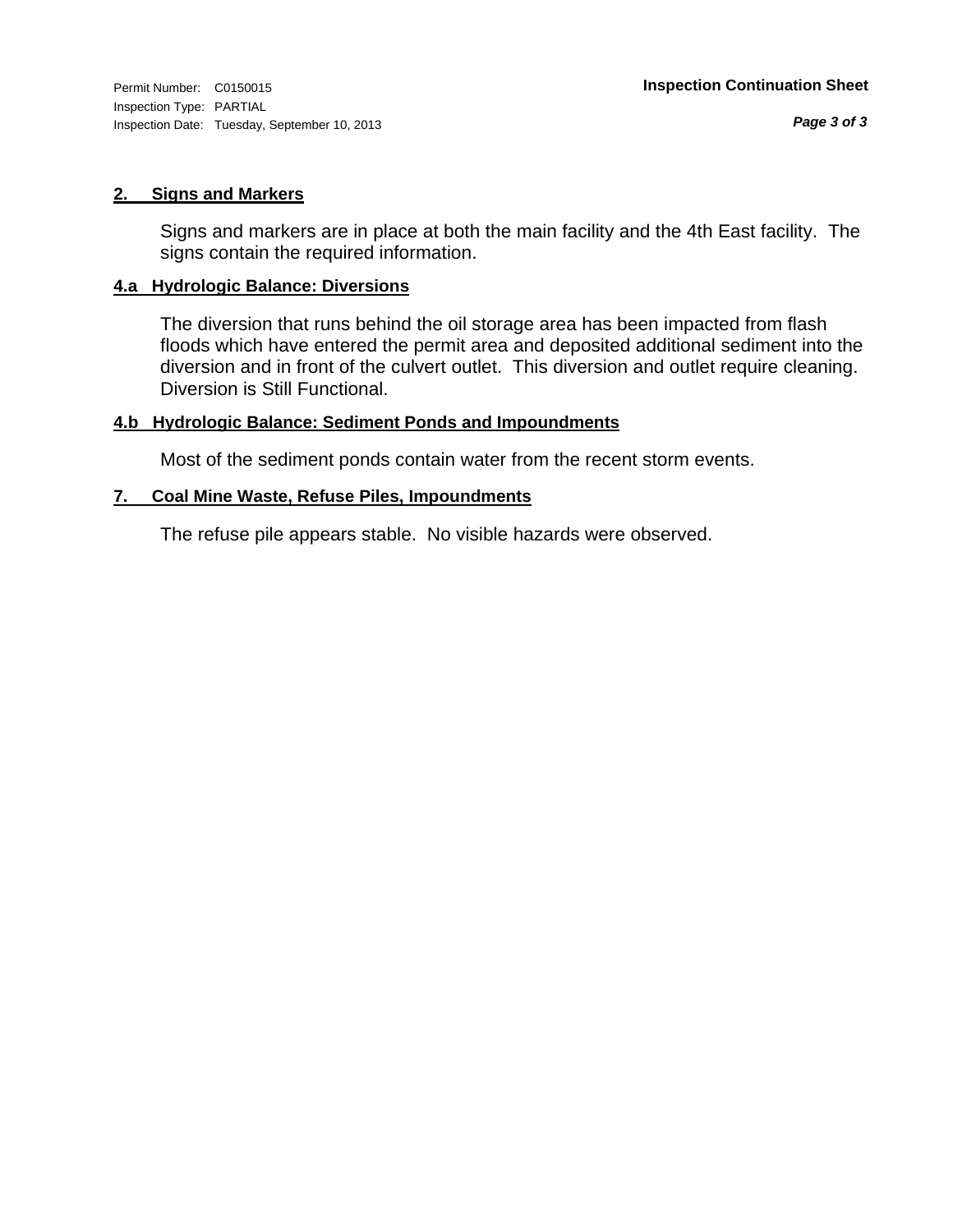Permit Number: C0150015
Inspection Type: PARTIAL
Inspection Date: Tuesday, September 10, 2013

**Inspection Continuation Sheet**

## 2. Signs and Markers

Signs and markers are in place at both the main facility and the 4th East facility. The signs contain the required information.

## 4.a Hydrologic Balance: Diversions

The diversion that runs behind the oil storage area has been impacted from flash floods which have entered the permit area and deposited additional sediment into the diversion and in front of the culvert outlet. This diversion and outlet require cleaning. Diversion is Still Functional.

## 4.b Hydrologic Balance: Sediment Ponds and Impoundments

Most of the sediment ponds contain water from the recent storm events.

## 7. Coal Mine Waste, Refuse Piles, Impoundments

The refuse pile appears stable. No visible hazards were observed.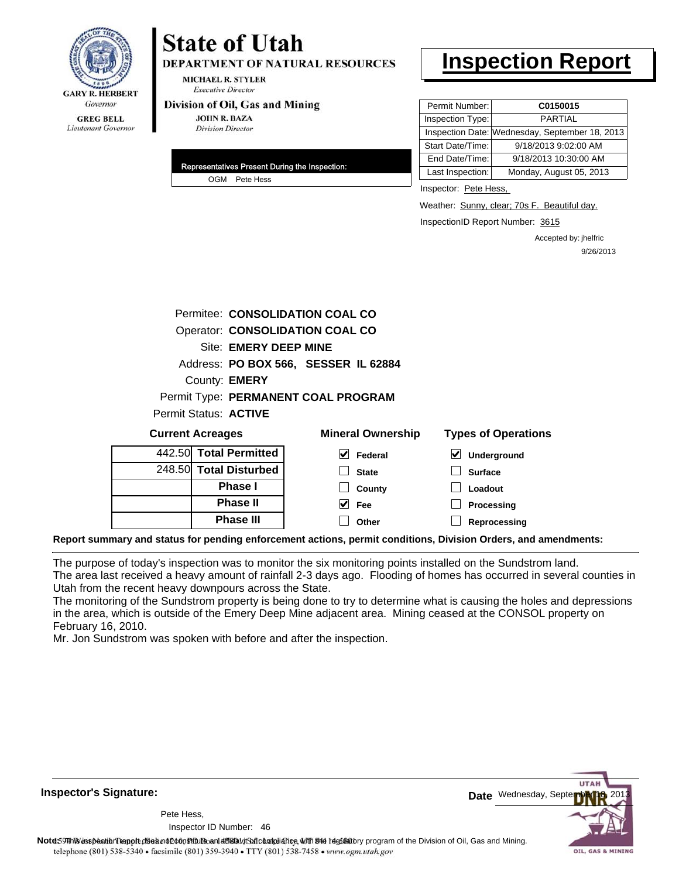**State of Utah**

**DEPARTMENT OF NATURAL RESOURCES**

MICHAEL R. STYLER
*Executive Director*

**Division of Oil, Gas and Mining**

JOHN R. BAZA
*Division Director*

GARY R. HERBERT
*Governor*

GREG BELL
*Lieutenant Governor*

# Inspection Report

| | |
|---|---|
| Permit Number: | **C0150015** |
| Inspection Type: | PARTIAL |
| Inspection Date: | Wednesday, September 18, 2013 |
| Start Date/Time: | 9/18/2013 9:02:00 AM |
| End Date/Time: | 9/18/2013 10:30:00 AM |
| Last Inspection: | Monday, August 05, 2013 |

**Representatives Present During the Inspection:**

OGM Pete Hess

Inspector: Pete Hess,

Weather: Sunny, clear; 70s F. Beautiful day.

InspectionID Report Number: 3615

Accepted by: jhelfric
9/26/2013

Permitee: **CONSOLIDATION COAL CO**
Operator: **CONSOLIDATION COAL CO**
Site: **EMERY DEEP MINE**
Address: **PO BOX 566, SESSER IL 62884**
County: **EMERY**
Permit Type: **PERMANENT COAL PROGRAM**
Permit Status: **ACTIVE**

**Current Acreages**

| | |
|---|---|
| 442.50 | **Total Permitted** |
| 248.50 | **Total Disturbed** |
| | **Phase I** |
| | **Phase II** |
| | **Phase III** |

**Mineral Ownership**

- [x] Federal
- [ ] State
- [ ] County
- [x] Fee
- [ ] Other

**Types of Operations**

- [x] Underground
- [ ] Surface
- [ ] Loadout
- [ ] Processing
- [ ] Reprocessing

**Report summary and status for pending enforcement actions, permit conditions, Division Orders, and amendments:**

The purpose of today's inspection was to monitor the six monitoring points installed on the Sundstrom land.
The area last received a heavy amount of rainfall 2-3 days ago. Flooding of homes has occurred in several counties in Utah from the recent heavy downpours across the State.
The monitoring of the Sundstrom property is being done to try to determine what is causing the holes and depressions in the area, which is outside of the Emery Deep Mine adjacent area. Mining ceased at the CONSOL property on February 16, 2010.
Mr. Jon Sundstrom was spoken with before and after the inspection.

**Inspector's Signature:**

Pete Hess,
Inspector ID Number: 46

**Date** Wednesday, September 18, 2013

**Note:** This inspection report does not constitute an affidavit of compliance with the regulatory program of the Division of Oil, Gas and Mining.
telephone (801) 538-5340 • facsimile (801) 359-3940 • TTY (801) 538-7458 • www.ogm.utah.gov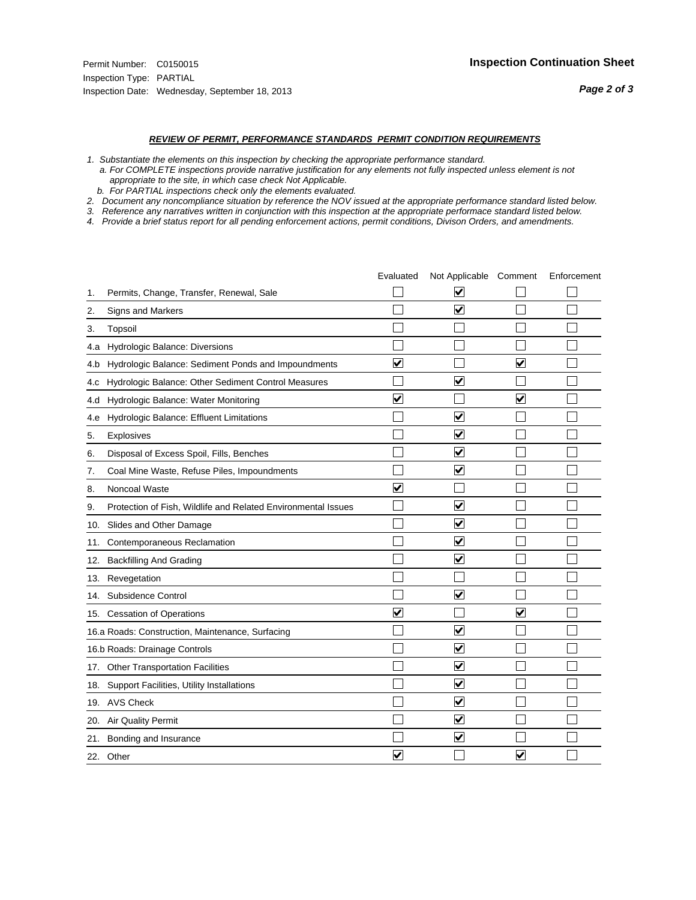Permit Number: C0150015
Inspection Type: PARTIAL
Inspection Date: Wednesday, September 18, 2013

## Inspection Continuation Sheet

### *REVIEW OF PERMIT, PERFORMANCE STANDARDS PERMIT CONDITION REQUIREMENTS*

*1. Substantiate the elements on this inspection by checking the appropriate performance standard.*
*a. For COMPLETE inspections provide narrative justification for any elements not fully inspected unless element is not appropriate to the site, in which case check Not Applicable.*
*b. For PARTIAL inspections check only the elements evaluated.*
*2. Document any noncompliance situation by reference the NOV issued at the appropriate performance standard listed below.*
*3. Reference any narratives written in conjunction with this inspection at the appropriate performace standard listed below.*
*4. Provide a brief status report for all pending enforcement actions, permit conditions, Divison Orders, and amendments.*

| | | Evaluated | Not Applicable | Comment | Enforcement |
|---|---|---|---|---|---|
| 1. | Permits, Change, Transfer, Renewal, Sale | ☐ | ☑ | ☐ | ☐ |
| 2. | Signs and Markers | ☐ | ☑ | ☐ | ☐ |
| 3. | Topsoil | ☐ | ☐ | ☐ | ☐ |
| 4.a | Hydrologic Balance: Diversions | ☐ | ☐ | ☐ | ☐ |
| 4.b | Hydrologic Balance: Sediment Ponds and Impoundments | ☑ | ☐ | ☑ | ☐ |
| 4.c | Hydrologic Balance: Other Sediment Control Measures | ☐ | ☑ | ☐ | ☐ |
| 4.d | Hydrologic Balance: Water Monitoring | ☑ | ☐ | ☑ | ☐ |
| 4.e | Hydrologic Balance: Effluent Limitations | ☐ | ☑ | ☐ | ☐ |
| 5. | Explosives | ☐ | ☑ | ☐ | ☐ |
| 6. | Disposal of Excess Spoil, Fills, Benches | ☐ | ☑ | ☐ | ☐ |
| 7. | Coal Mine Waste, Refuse Piles, Impoundments | ☐ | ☑ | ☐ | ☐ |
| 8. | Noncoal Waste | ☑ | ☐ | ☐ | ☐ |
| 9. | Protection of Fish, Wildlife and Related Environmental Issues | ☐ | ☑ | ☐ | ☐ |
| 10. | Slides and Other Damage | ☐ | ☑ | ☐ | ☐ |
| 11. | Contemporaneous Reclamation | ☐ | ☑ | ☐ | ☐ |
| 12. | Backfilling And Grading | ☐ | ☑ | ☐ | ☐ |
| 13. | Revegetation | ☐ | ☐ | ☐ | ☐ |
| 14. | Subsidence Control | ☐ | ☑ | ☐ | ☐ |
| 15. | Cessation of Operations | ☑ | ☐ | ☑ | ☐ |
| 16.a | Roads: Construction, Maintenance, Surfacing | ☐ | ☑ | ☐ | ☐ |
| 16.b | Roads: Drainage Controls | ☐ | ☑ | ☐ | ☐ |
| 17. | Other Transportation Facilities | ☐ | ☑ | ☐ | ☐ |
| 18. | Support Facilities, Utility Installations | ☐ | ☑ | ☐ | ☐ |
| 19. | AVS Check | ☐ | ☑ | ☐ | ☐ |
| 20. | Air Quality Permit | ☐ | ☑ | ☐ | ☐ |
| 21. | Bonding and Insurance | ☐ | ☑ | ☐ | ☐ |
| 22. | Other | ☑ | ☐ | ☑ | ☐ |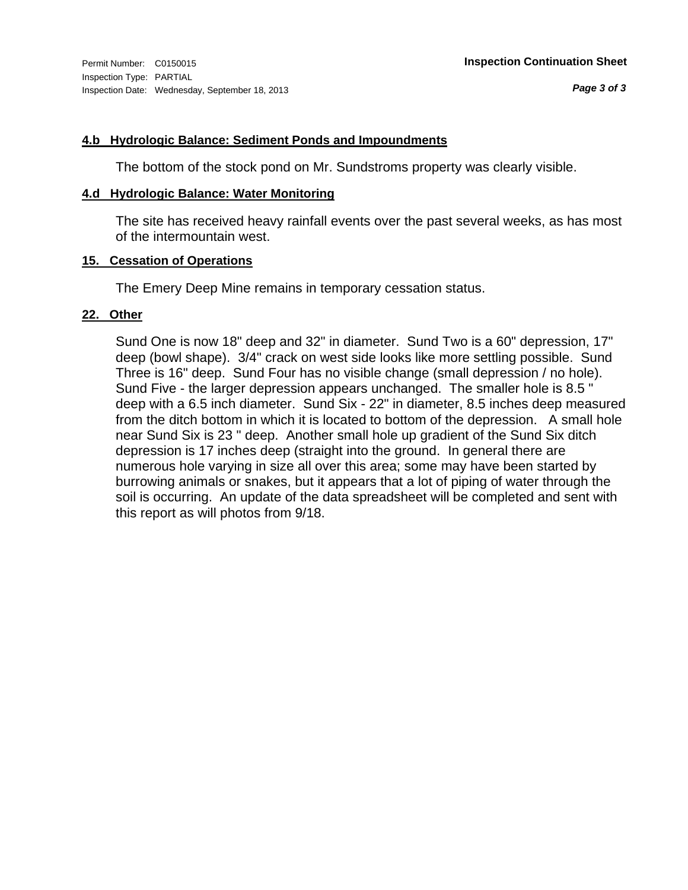Permit Number: C0150015
Inspection Type: PARTIAL
Inspection Date: Wednesday, September 18, 2013

**Inspection Continuation Sheet**

### 4.b Hydrologic Balance: Sediment Ponds and Impoundments

The bottom of the stock pond on Mr. Sundstroms property was clearly visible.

### 4.d Hydrologic Balance: Water Monitoring

The site has received heavy rainfall events over the past several weeks, as has most of the intermountain west.

### 15. Cessation of Operations

The Emery Deep Mine remains in temporary cessation status.

### 22. Other

Sund One is now 18" deep and 32" in diameter. Sund Two is a 60" depression, 17" deep (bowl shape). 3/4" crack on west side looks like more settling possible. Sund Three is 16" deep. Sund Four has no visible change (small depression / no hole). Sund Five - the larger depression appears unchanged. The smaller hole is 8.5 " deep with a 6.5 inch diameter. Sund Six - 22" in diameter, 8.5 inches deep measured from the ditch bottom in which it is located to bottom of the depression. A small hole near Sund Six is 23 " deep. Another small hole up gradient of the Sund Six ditch depression is 17 inches deep (straight into the ground. In general there are numerous hole varying in size all over this area; some may have been started by burrowing animals or snakes, but it appears that a lot of piping of water through the soil is occurring. An update of the data spreadsheet will be completed and sent with this report as will photos from 9/18.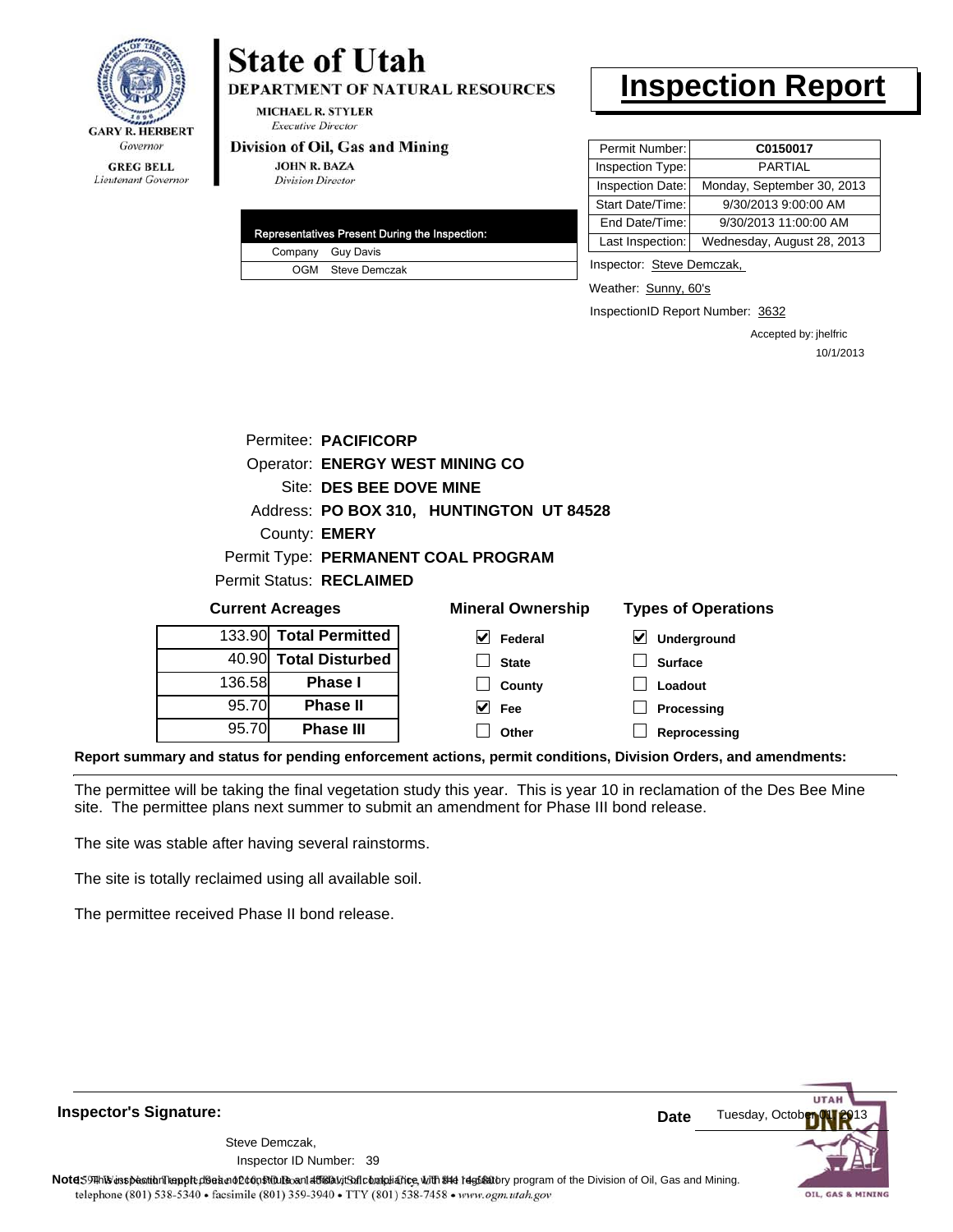# State of Utah

**DEPARTMENT OF NATURAL RESOURCES**

MICHAEL R. STYLER
*Executive Director*

**Division of Oil, Gas and Mining**

JOHN R. BAZA
*Division Director*

GARY R. HERBERT
*Governor*

GREG BELL
*Lieutenant Governor*

# Inspection Report

| | |
|---|---|
| Permit Number: | **C0150017** |
| Inspection Type: | PARTIAL |
| Inspection Date: | Monday, September 30, 2013 |
| Start Date/Time: | 9/30/2013 9:00:00 AM |
| End Date/Time: | 9/30/2013 11:00:00 AM |
| Last Inspection: | Wednesday, August 28, 2013 |

| Representatives Present During the Inspection: | |
|---|---|
| Company | Guy Davis |
| OGM | Steve Demczak |

Inspector: Steve Demczak,

Weather: Sunny, 60's

InspectionID Report Number: 3632

Accepted by: jhelfric
10/1/2013

Permitee: **PACIFICORP**
Operator: **ENERGY WEST MINING CO**
Site: **DES BEE DOVE MINE**
Address: **PO BOX 310, HUNTINGTON UT 84528**
County: **EMERY**
Permit Type: **PERMANENT COAL PROGRAM**
Permit Status: **RECLAIMED**

**Current Acreages**

| | |
|---|---|
| 133.90 | **Total Permitted** |
| 40.90 | **Total Disturbed** |
| 136.58 | **Phase I** |
| 95.70 | **Phase II** |
| 95.70 | **Phase III** |

**Mineral Ownership**

- [x] Federal
- [ ] State
- [ ] County
- [x] Fee
- [ ] Other

**Types of Operations**

- [x] Underground
- [ ] Surface
- [ ] Loadout
- [ ] Processing
- [ ] Reprocessing

**Report summary and status for pending enforcement actions, permit conditions, Division Orders, and amendments:**

The permittee will be taking the final vegetation study this year. This is year 10 in reclamation of the Des Bee Mine site. The permittee plans next summer to submit an amendment for Phase III bond release.

The site was stable after having several rainstorms.

The site is totally reclaimed using all available soil.

The permittee received Phase II bond release.

**Inspector's Signature:**

Steve Demczak,
Inspector ID Number: 39

**Date** Tuesday, October 01, 2013

**Note:** This inspection report does not constitute an affidavit of compliance with the regulatory program of the Division of Oil, Gas and Mining.
telephone (801) 538-5340 • facsimile (801) 359-3940 • TTY (801) 538-7458 • www.ogm.utah.gov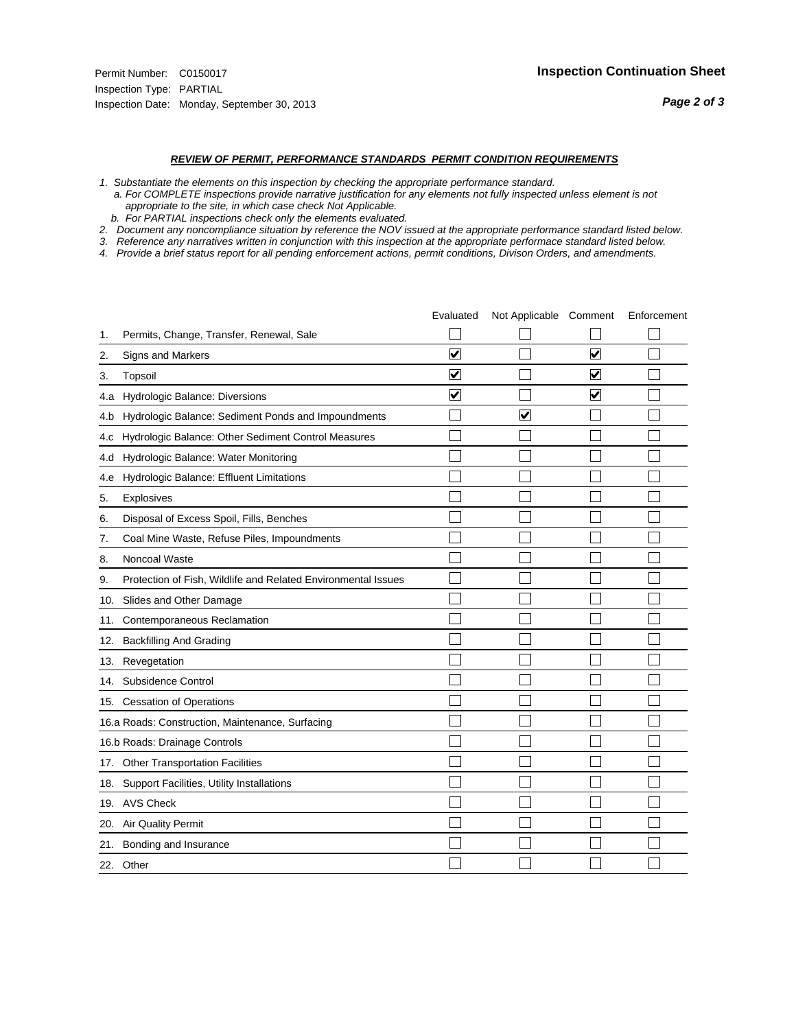Permit Number: C0150017
Inspection Type: PARTIAL
Inspection Date: Monday, September 30, 2013

## Inspection Continuation Sheet

***REVIEW OF PERMIT, PERFORMANCE STANDARDS PERMIT CONDITION REQUIREMENTS***

*1. Substantiate the elements on this inspection by checking the appropriate performance standard.*
*a. For COMPLETE inspections provide narrative justification for any elements not fully inspected unless element is not appropriate to the site, in which case check Not Applicable.*
*b. For PARTIAL inspections check only the elements evaluated.*
*2. Document any noncompliance situation by reference the NOV issued at the appropriate performance standard listed below.*
*3. Reference any narratives written in conjunction with this inspection at the appropriate performace standard listed below.*
*4. Provide a brief status report for all pending enforcement actions, permit conditions, Divison Orders, and amendments.*

| | | Evaluated | Not Applicable | Comment | Enforcement |
|---|---|---|---|---|---|
| 1. | Permits, Change, Transfer, Renewal, Sale | ☐ | ☐ | ☐ | ☐ |
| 2. | Signs and Markers | ☑ | ☐ | ☑ | ☐ |
| 3. | Topsoil | ☑ | ☐ | ☑ | ☐ |
| 4.a | Hydrologic Balance: Diversions | ☑ | ☐ | ☑ | ☐ |
| 4.b | Hydrologic Balance: Sediment Ponds and Impoundments | ☐ | ☑ | ☐ | ☐ |
| 4.c | Hydrologic Balance: Other Sediment Control Measures | ☐ | ☐ | ☐ | ☐ |
| 4.d | Hydrologic Balance: Water Monitoring | ☐ | ☐ | ☐ | ☐ |
| 4.e | Hydrologic Balance: Effluent Limitations | ☐ | ☐ | ☐ | ☐ |
| 5. | Explosives | ☐ | ☐ | ☐ | ☐ |
| 6. | Disposal of Excess Spoil, Fills, Benches | ☐ | ☐ | ☐ | ☐ |
| 7. | Coal Mine Waste, Refuse Piles, Impoundments | ☐ | ☐ | ☐ | ☐ |
| 8. | Noncoal Waste | ☐ | ☐ | ☐ | ☐ |
| 9. | Protection of Fish, Wildlife and Related Environmental Issues | ☐ | ☐ | ☐ | ☐ |
| 10. | Slides and Other Damage | ☐ | ☐ | ☐ | ☐ |
| 11. | Contemporaneous Reclamation | ☐ | ☐ | ☐ | ☐ |
| 12. | Backfilling And Grading | ☐ | ☐ | ☐ | ☐ |
| 13. | Revegetation | ☐ | ☐ | ☐ | ☐ |
| 14. | Subsidence Control | ☐ | ☐ | ☐ | ☐ |
| 15. | Cessation of Operations | ☐ | ☐ | ☐ | ☐ |
| 16.a | Roads: Construction, Maintenance, Surfacing | ☐ | ☐ | ☐ | ☐ |
| 16.b | Roads: Drainage Controls | ☐ | ☐ | ☐ | ☐ |
| 17. | Other Transportation Facilities | ☐ | ☐ | ☐ | ☐ |
| 18. | Support Facilities, Utility Installations | ☐ | ☐ | ☐ | ☐ |
| 19. | AVS Check | ☐ | ☐ | ☐ | ☐ |
| 20. | Air Quality Permit | ☐ | ☐ | ☐ | ☐ |
| 21. | Bonding and Insurance | ☐ | ☐ | ☐ | ☐ |
| 22. | Other | ☐ | ☐ | ☐ | ☐ |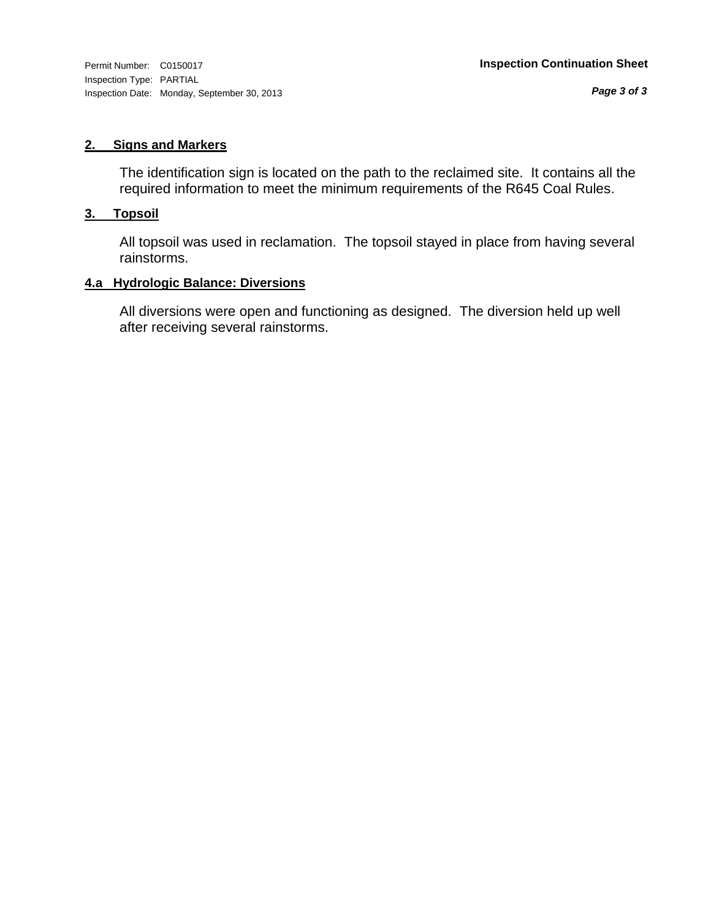## 2. Signs and Markers

The identification sign is located on the path to the reclaimed site. It contains all the required information to meet the minimum requirements of the R645 Coal Rules.

## 3. Topsoil

All topsoil was used in reclamation. The topsoil stayed in place from having several rainstorms.

## 4.a Hydrologic Balance: Diversions

All diversions were open and functioning as designed. The diversion held up well after receiving several rainstorms.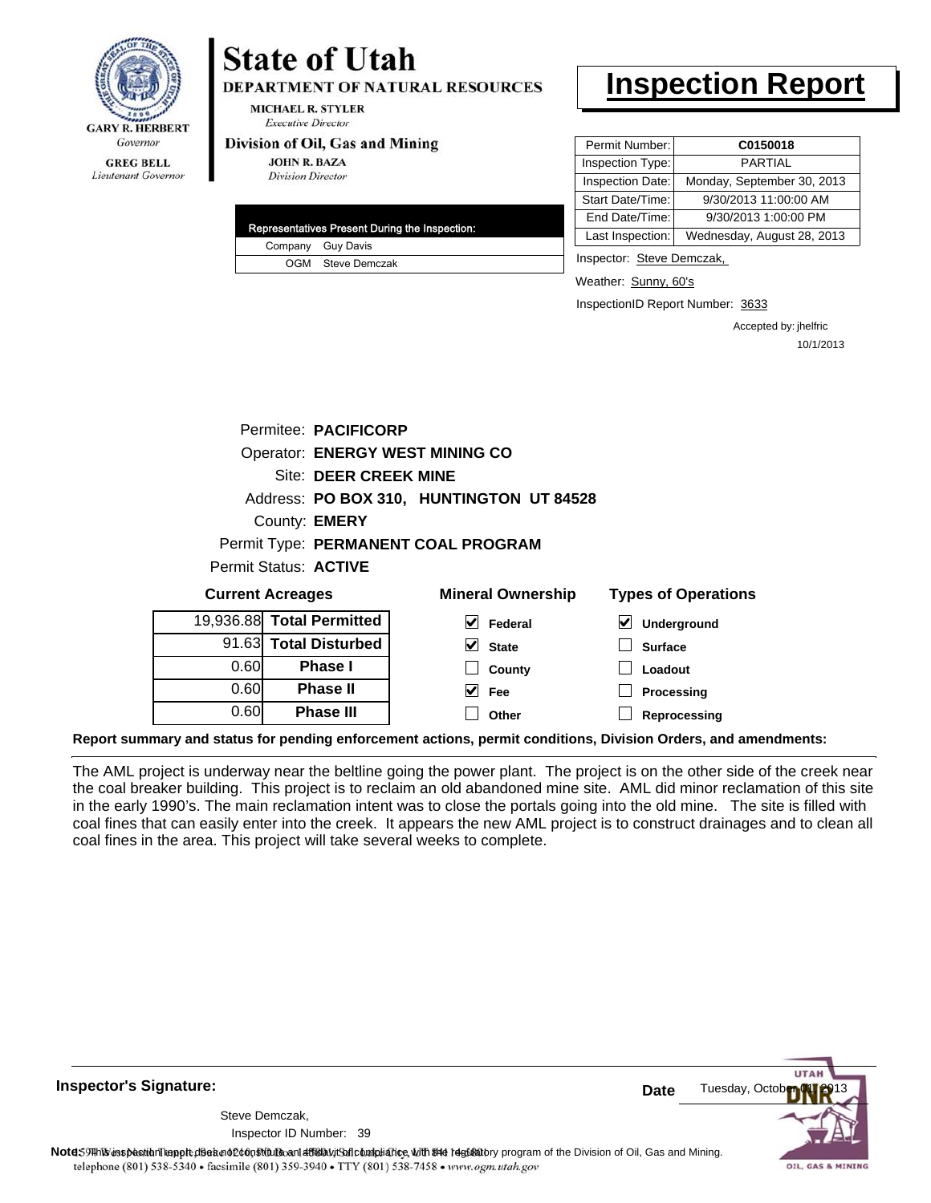GARY R. HERBERT
*Governor*

GREG BELL
*Lieutenant Governor*

# State of Utah

**DEPARTMENT OF NATURAL RESOURCES**

MICHAEL R. STYLER
*Executive Director*

**Division of Oil, Gas and Mining**

JOHN R. BAZA
*Division Director*

# Inspection Report

| Permit Number: | C0150018 |
|---|---|
| Inspection Type: | PARTIAL |
| Inspection Date: | Monday, September 30, 2013 |
| Start Date/Time: | 9/30/2013 11:00:00 AM |
| End Date/Time: | 9/30/2013 1:00:00 PM |
| Last Inspection: | Wednesday, August 28, 2013 |

| Representatives Present During the Inspection: | |
|---|---|
| Company | Guy Davis |
| OGM | Steve Demczak |

Inspector: Steve Demczak,

Weather: Sunny, 60's

InspectionID Report Number: 3633

Accepted by: jhelfric
10/1/2013

Permitee: **PACIFICORP**
Operator: **ENERGY WEST MINING CO**
Site: **DEER CREEK MINE**
Address: **PO BOX 310, HUNTINGTON UT 84528**
County: **EMERY**
Permit Type: **PERMANENT COAL PROGRAM**
Permit Status: **ACTIVE**

**Current Acreages**

| | |
|---|---|
| 19,936.88 | **Total Permitted** |
| 91.63 | **Total Disturbed** |
| 0.60 | **Phase I** |
| 0.60 | **Phase II** |
| 0.60 | **Phase III** |

**Mineral Ownership**

- [x] Federal
- [x] State
- [ ] County
- [x] Fee
- [ ] Other

**Types of Operations**

- [x] Underground
- [ ] Surface
- [ ] Loadout
- [ ] Processing
- [ ] Reprocessing

**Report summary and status for pending enforcement actions, permit conditions, Division Orders, and amendments:**

The AML project is underway near the beltline going the power plant. The project is on the other side of the creek near the coal breaker building. This project is to reclaim an old abandoned mine site. AML did minor reclamation of this site in the early 1990's. The main reclamation intent was to close the portals going into the old mine. The site is filled with coal fines that can easily enter into the creek. It appears the new AML project is to construct drainages and to clean all coal fines in the area. This project will take several weeks to complete.

**Inspector's Signature:**

Steve Demczak,
Inspector ID Number: 39

**Date** Tuesday, October 01, 2013

**Note:** This inspection report does not constitute an affidavit of compliance with the regulatory program of the Division of Oil, Gas and Mining.

telephone (801) 538-5340 • facsimile (801) 359-3940 • TTY (801) 538-7458 • www.ogm.utah.gov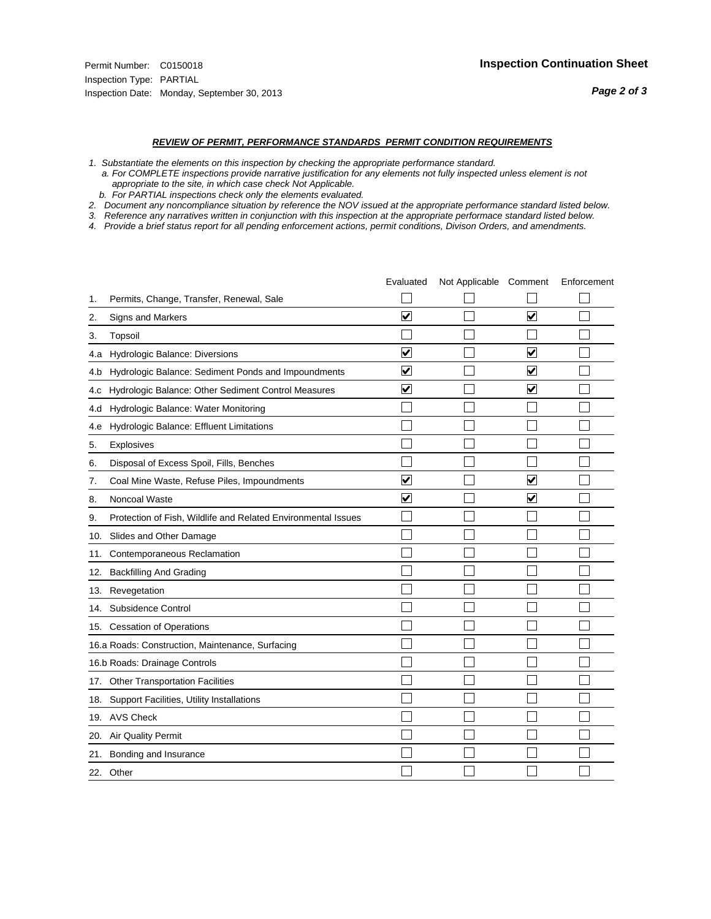Permit Number: C0150018
Inspection Type: PARTIAL
Inspection Date: Monday, September 30, 2013

**Inspection Continuation Sheet**

***REVIEW OF PERMIT, PERFORMANCE STANDARDS PERMIT CONDITION REQUIREMENTS***

*1. Substantiate the elements on this inspection by checking the appropriate performance standard.*
*a. For COMPLETE inspections provide narrative justification for any elements not fully inspected unless element is not appropriate to the site, in which case check Not Applicable.*
*b. For PARTIAL inspections check only the elements evaluated.*
*2. Document any noncompliance situation by reference the NOV issued at the appropriate performance standard listed below.*
*3. Reference any narratives written in conjunction with this inspection at the appropriate performace standard listed below.*
*4. Provide a brief status report for all pending enforcement actions, permit conditions, Divison Orders, and amendments.*

| | | Evaluated | Not Applicable | Comment | Enforcement |
|---|---|---|---|---|---|
| 1. | Permits, Change, Transfer, Renewal, Sale | ☐ | ☐ | ☐ | ☐ |
| 2. | Signs and Markers | ☑ | ☐ | ☑ | ☐ |
| 3. | Topsoil | ☐ | ☐ | ☐ | ☐ |
| 4.a | Hydrologic Balance: Diversions | ☑ | ☐ | ☑ | ☐ |
| 4.b | Hydrologic Balance: Sediment Ponds and Impoundments | ☑ | ☐ | ☑ | ☐ |
| 4.c | Hydrologic Balance: Other Sediment Control Measures | ☑ | ☐ | ☑ | ☐ |
| 4.d | Hydrologic Balance: Water Monitoring | ☐ | ☐ | ☐ | ☐ |
| 4.e | Hydrologic Balance: Effluent Limitations | ☐ | ☐ | ☐ | ☐ |
| 5. | Explosives | ☐ | ☐ | ☐ | ☐ |
| 6. | Disposal of Excess Spoil, Fills, Benches | ☐ | ☐ | ☐ | ☐ |
| 7. | Coal Mine Waste, Refuse Piles, Impoundments | ☑ | ☐ | ☑ | ☐ |
| 8. | Noncoal Waste | ☑ | ☐ | ☑ | ☐ |
| 9. | Protection of Fish, Wildlife and Related Environmental Issues | ☐ | ☐ | ☐ | ☐ |
| 10. | Slides and Other Damage | ☐ | ☐ | ☐ | ☐ |
| 11. | Contemporaneous Reclamation | ☐ | ☐ | ☐ | ☐ |
| 12. | Backfilling And Grading | ☐ | ☐ | ☐ | ☐ |
| 13. | Revegetation | ☐ | ☐ | ☐ | ☐ |
| 14. | Subsidence Control | ☐ | ☐ | ☐ | ☐ |
| 15. | Cessation of Operations | ☐ | ☐ | ☐ | ☐ |
| 16.a | Roads: Construction, Maintenance, Surfacing | ☐ | ☐ | ☐ | ☐ |
| 16.b | Roads: Drainage Controls | ☐ | ☐ | ☐ | ☐ |
| 17. | Other Transportation Facilities | ☐ | ☐ | ☐ | ☐ |
| 18. | Support Facilities, Utility Installations | ☐ | ☐ | ☐ | ☐ |
| 19. | AVS Check | ☐ | ☐ | ☐ | ☐ |
| 20. | Air Quality Permit | ☐ | ☐ | ☐ | ☐ |
| 21. | Bonding and Insurance | ☐ | ☐ | ☐ | ☐ |
| 22. | Other | ☐ | ☐ | ☐ | ☐ |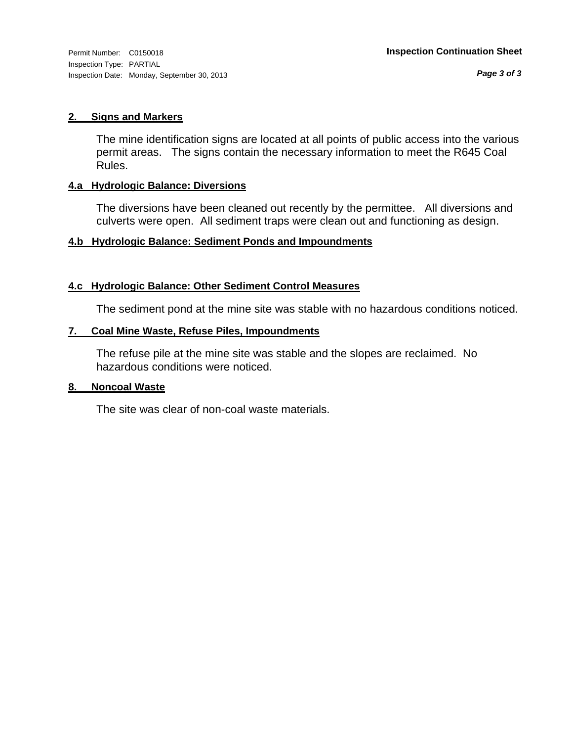Permit Number: C0150018
Inspection Type: PARTIAL
Inspection Date: Monday, September 30, 2013

**Inspection Continuation Sheet**

## 2. Signs and Markers

The mine identification signs are located at all points of public access into the various permit areas. The signs contain the necessary information to meet the R645 Coal Rules.

## 4.a Hydrologic Balance: Diversions

The diversions have been cleaned out recently by the permittee. All diversions and culverts were open. All sediment traps were clean out and functioning as design.

## 4.b Hydrologic Balance: Sediment Ponds and Impoundments

## 4.c Hydrologic Balance: Other Sediment Control Measures

The sediment pond at the mine site was stable with no hazardous conditions noticed.

## 7. Coal Mine Waste, Refuse Piles, Impoundments

The refuse pile at the mine site was stable and the slopes are reclaimed. No hazardous conditions were noticed.

## 8. Noncoal Waste

The site was clear of non-coal waste materials.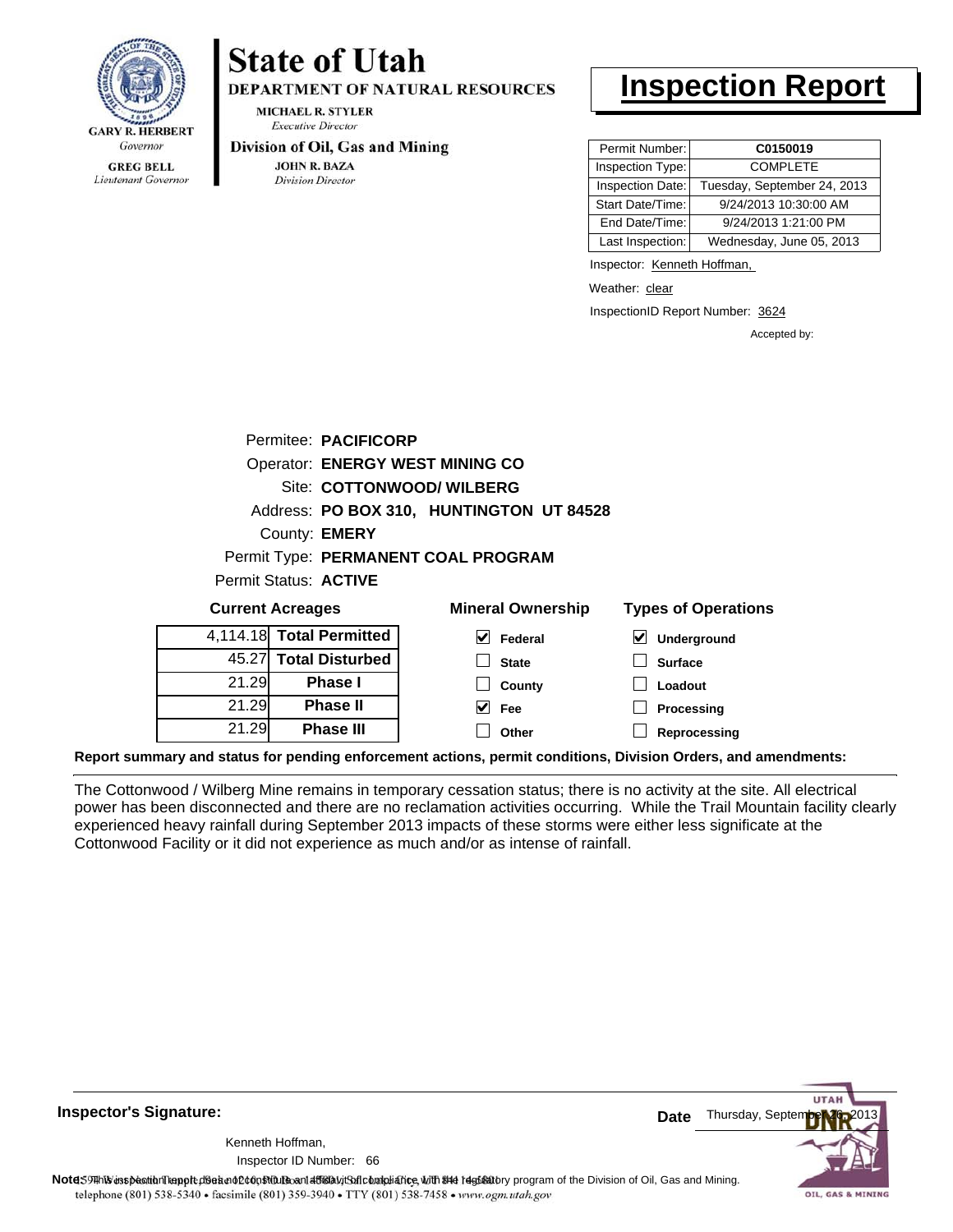**State of Utah**
**DEPARTMENT OF NATURAL RESOURCES**
MICHAEL R. STYLER
*Executive Director*

**Division of Oil, Gas and Mining**
JOHN R. BAZA
*Division Director*

GARY R. HERBERT
*Governor*

GREG BELL
*Lieutenant Governor*

# Inspection Report

| | |
|---|---|
| Permit Number: | **C0150019** |
| Inspection Type: | COMPLETE |
| Inspection Date: | Tuesday, September 24, 2013 |
| Start Date/Time: | 9/24/2013 10:30:00 AM |
| End Date/Time: | 9/24/2013 1:21:00 PM |
| Last Inspection: | Wednesday, June 05, 2013 |

Inspector: Kenneth Hoffman,

Weather: clear

InspectionID Report Number: 3624

Accepted by:

Permitee: **PACIFICORP**
Operator: **ENERGY WEST MINING CO**
Site: **COTTONWOOD/ WILBERG**
Address: **PO BOX 310, HUNTINGTON UT 84528**
County: **EMERY**
Permit Type: **PERMANENT COAL PROGRAM**
Permit Status: **ACTIVE**

**Current Acreages**

| | |
|---|---|
| 4,114.18 | **Total Permitted** |
| 45.27 | **Total Disturbed** |
| 21.29 | **Phase I** |
| 21.29 | **Phase II** |
| 21.29 | **Phase III** |

**Mineral Ownership**

- [x] Federal
- [ ] State
- [ ] County
- [x] Fee
- [ ] Other

**Types of Operations**

- [x] Underground
- [ ] Surface
- [ ] Loadout
- [ ] Processing
- [ ] Reprocessing

**Report summary and status for pending enforcement actions, permit conditions, Division Orders, and amendments:**

The Cottonwood / Wilberg Mine remains in temporary cessation status; there is no activity at the site. All electrical power has been disconnected and there are no reclamation activities occurring. While the Trail Mountain facility clearly experienced heavy rainfall during September 2013 impacts of these storms were either less significant at the Cottonwood Facility or it did not experience as much and/or as intense of rainfall.

**Inspector's Signature:**

Kenneth Hoffman,
Inspector ID Number: 66

**Date** Thursday, September 26, 2013

**Note:** This inspection report does not constitute an affidavit of compliance with the regulatory program of the Division of Oil, Gas and Mining.
telephone (801) 538-5340 • facsimile (801) 359-3940 • TTY (801) 538-7458 • www.ogm.utah.gov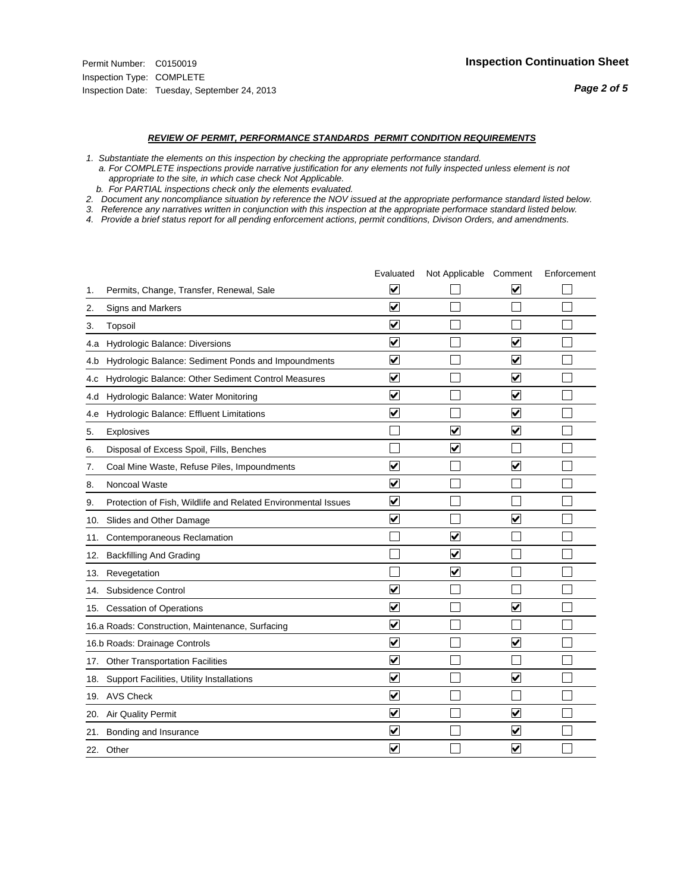Permit Number: C0150019
Inspection Type: COMPLETE
Inspection Date: Tuesday, September 24, 2013

**Inspection Continuation Sheet**

## *REVIEW OF PERMIT, PERFORMANCE STANDARDS PERMIT CONDITION REQUIREMENTS*

*1. Substantiate the elements on this inspection by checking the appropriate performance standard.*
*a. For COMPLETE inspections provide narrative justification for any elements not fully inspected unless element is not appropriate to the site, in which case check Not Applicable.*
*b. For PARTIAL inspections check only the elements evaluated.*
*2. Document any noncompliance situation by reference the NOV issued at the appropriate performance standard listed below.*
*3. Reference any narratives written in conjunction with this inspection at the appropriate performace standard listed below.*
*4. Provide a brief status report for all pending enforcement actions, permit conditions, Divison Orders, and amendments.*

| | Evaluated | Not Applicable | Comment | Enforcement |
|---|---|---|---|---|
| 1. Permits, Change, Transfer, Renewal, Sale | ☑ | ☐ | ☑ | ☐ |
| 2. Signs and Markers | ☑ | ☐ | ☐ | ☐ |
| 3. Topsoil | ☑ | ☐ | ☐ | ☐ |
| 4.a Hydrologic Balance: Diversions | ☑ | ☐ | ☑ | ☐ |
| 4.b Hydrologic Balance: Sediment Ponds and Impoundments | ☑ | ☐ | ☑ | ☐ |
| 4.c Hydrologic Balance: Other Sediment Control Measures | ☑ | ☐ | ☑ | ☐ |
| 4.d Hydrologic Balance: Water Monitoring | ☑ | ☐ | ☑ | ☐ |
| 4.e Hydrologic Balance: Effluent Limitations | ☑ | ☐ | ☑ | ☐ |
| 5. Explosives | ☐ | ☑ | ☑ | ☐ |
| 6. Disposal of Excess Spoil, Fills, Benches | ☐ | ☑ | ☐ | ☐ |
| 7. Coal Mine Waste, Refuse Piles, Impoundments | ☑ | ☐ | ☑ | ☐ |
| 8. Noncoal Waste | ☑ | ☐ | ☐ | ☐ |
| 9. Protection of Fish, Wildlife and Related Environmental Issues | ☑ | ☐ | ☐ | ☐ |
| 10. Slides and Other Damage | ☑ | ☐ | ☑ | ☐ |
| 11. Contemporaneous Reclamation | ☐ | ☑ | ☐ | ☐ |
| 12. Backfilling And Grading | ☐ | ☑ | ☐ | ☐ |
| 13. Revegetation | ☐ | ☑ | ☐ | ☐ |
| 14. Subsidence Control | ☑ | ☐ | ☐ | ☐ |
| 15. Cessation of Operations | ☑ | ☐ | ☑ | ☐ |
| 16.a Roads: Construction, Maintenance, Surfacing | ☑ | ☐ | ☐ | ☐ |
| 16.b Roads: Drainage Controls | ☑ | ☐ | ☑ | ☐ |
| 17. Other Transportation Facilities | ☑ | ☐ | ☐ | ☐ |
| 18. Support Facilities, Utility Installations | ☑ | ☐ | ☑ | ☐ |
| 19. AVS Check | ☑ | ☐ | ☐ | ☐ |
| 20. Air Quality Permit | ☑ | ☐ | ☑ | ☐ |
| 21. Bonding and Insurance | ☑ | ☐ | ☑ | ☐ |
| 22. Other | ☑ | ☐ | ☑ | ☐ |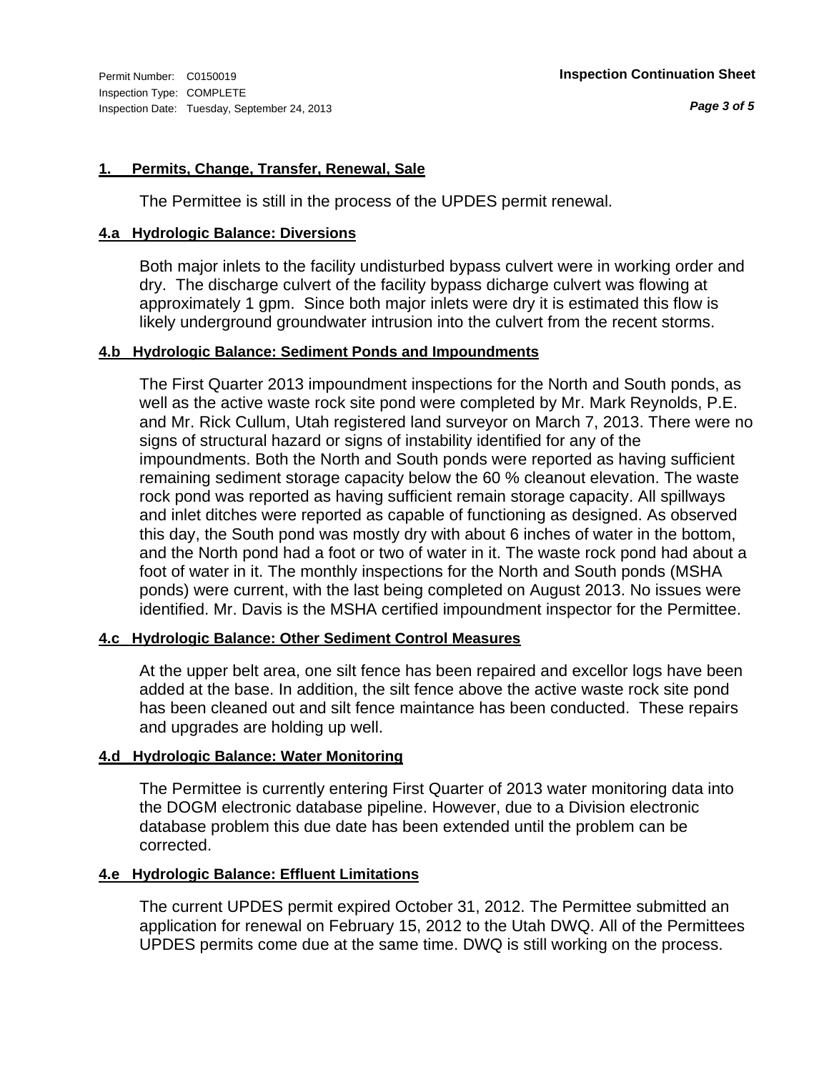## 1. Permits, Change, Transfer, Renewal, Sale

The Permittee is still in the process of the UPDES permit renewal.

## 4.a Hydrologic Balance: Diversions

Both major inlets to the facility undisturbed bypass culvert were in working order and dry. The discharge culvert of the facility bypass dicharge culvert was flowing at approximately 1 gpm. Since both major inlets were dry it is estimated this flow is likely underground groundwater intrusion into the culvert from the recent storms.

## 4.b Hydrologic Balance: Sediment Ponds and Impoundments

The First Quarter 2013 impoundment inspections for the North and South ponds, as well as the active waste rock site pond were completed by Mr. Mark Reynolds, P.E. and Mr. Rick Cullum, Utah registered land surveyor on March 7, 2013. There were no signs of structural hazard or signs of instability identified for any of the impoundments. Both the North and South ponds were reported as having sufficient remaining sediment storage capacity below the 60 % cleanout elevation. The waste rock pond was reported as having sufficient remain storage capacity. All spillways and inlet ditches were reported as capable of functioning as designed. As observed this day, the South pond was mostly dry with about 6 inches of water in the bottom, and the North pond had a foot or two of water in it. The waste rock pond had about a foot of water in it. The monthly inspections for the North and South ponds (MSHA ponds) were current, with the last being completed on August 2013. No issues were identified. Mr. Davis is the MSHA certified impoundment inspector for the Permittee.

## 4.c Hydrologic Balance: Other Sediment Control Measures

At the upper belt area, one silt fence has been repaired and excellor logs have been added at the base. In addition, the silt fence above the active waste rock site pond has been cleaned out and silt fence maintance has been conducted. These repairs and upgrades are holding up well.

## 4.d Hydrologic Balance: Water Monitoring

The Permittee is currently entering First Quarter of 2013 water monitoring data into the DOGM electronic database pipeline. However, due to a Division electronic database problem this due date has been extended until the problem can be corrected.

## 4.e Hydrologic Balance: Effluent Limitations

The current UPDES permit expired October 31, 2012. The Permittee submitted an application for renewal on February 15, 2012 to the Utah DWQ. All of the Permittees UPDES permits come due at the same time. DWQ is still working on the process.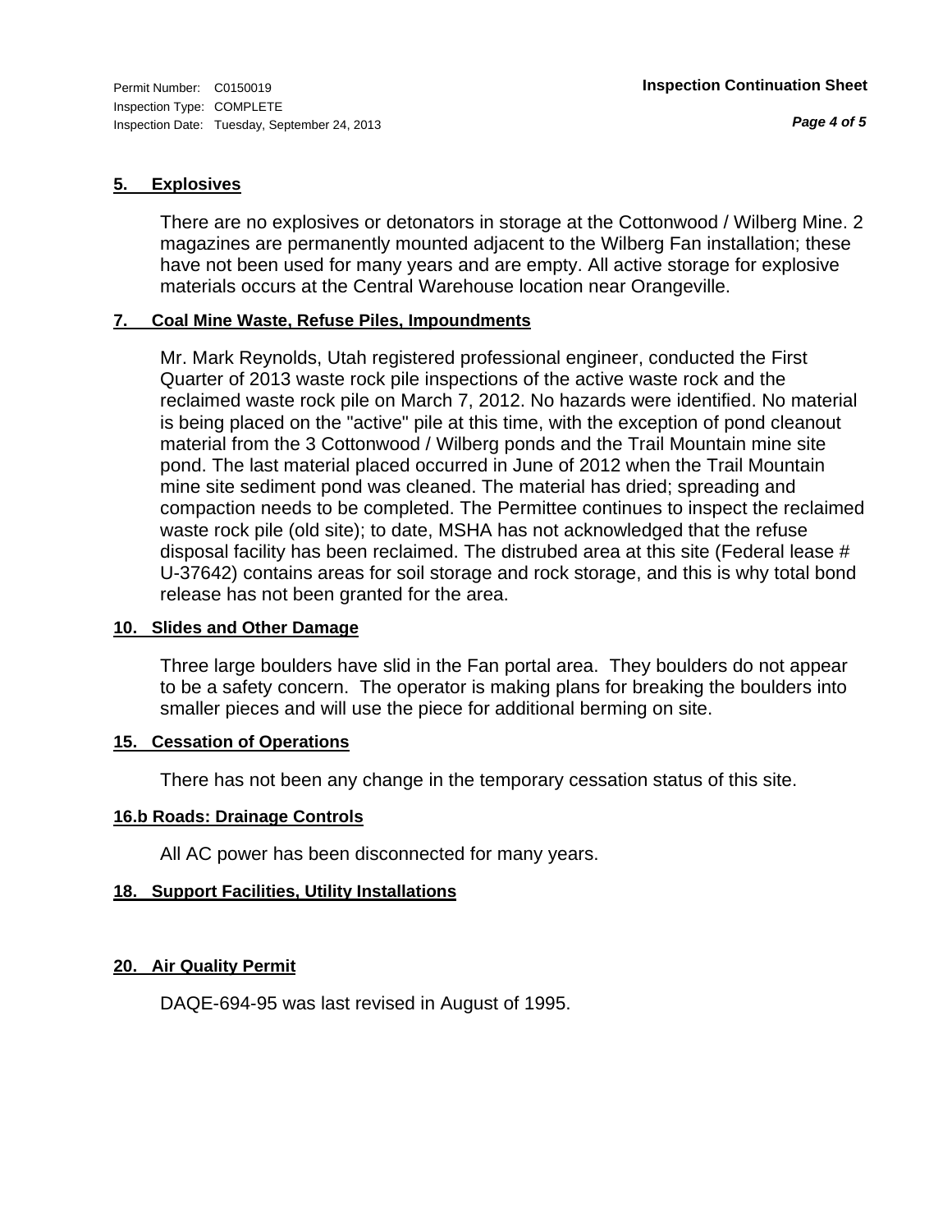Permit Number: C0150019
Inspection Type: COMPLETE
Inspection Date: Tuesday, September 24, 2013

**Inspection Continuation Sheet**

## 5. Explosives

There are no explosives or detonators in storage at the Cottonwood / Wilberg Mine. 2 magazines are permanently mounted adjacent to the Wilberg Fan installation; these have not been used for many years and are empty. All active storage for explosive materials occurs at the Central Warehouse location near Orangeville.

## 7. Coal Mine Waste, Refuse Piles, Impoundments

Mr. Mark Reynolds, Utah registered professional engineer, conducted the First Quarter of 2013 waste rock pile inspections of the active waste rock and the reclaimed waste rock pile on March 7, 2012. No hazards were identified. No material is being placed on the "active" pile at this time, with the exception of pond cleanout material from the 3 Cottonwood / Wilberg ponds and the Trail Mountain mine site pond. The last material placed occurred in June of 2012 when the Trail Mountain mine site sediment pond was cleaned. The material has dried; spreading and compaction needs to be completed. The Permittee continues to inspect the reclaimed waste rock pile (old site); to date, MSHA has not acknowledged that the refuse disposal facility has been reclaimed. The distrubed area at this site (Federal lease # U-37642) contains areas for soil storage and rock storage, and this is why total bond release has not been granted for the area.

## 10. Slides and Other Damage

Three large boulders have slid in the Fan portal area. They boulders do not appear to be a safety concern. The operator is making plans for breaking the boulders into smaller pieces and will use the piece for additional berming on site.

## 15. Cessation of Operations

There has not been any change in the temporary cessation status of this site.

## 16.b Roads: Drainage Controls

All AC power has been disconnected for many years.

## 18. Support Facilities, Utility Installations

## 20. Air Quality Permit

DAQE-694-95 was last revised in August of 1995.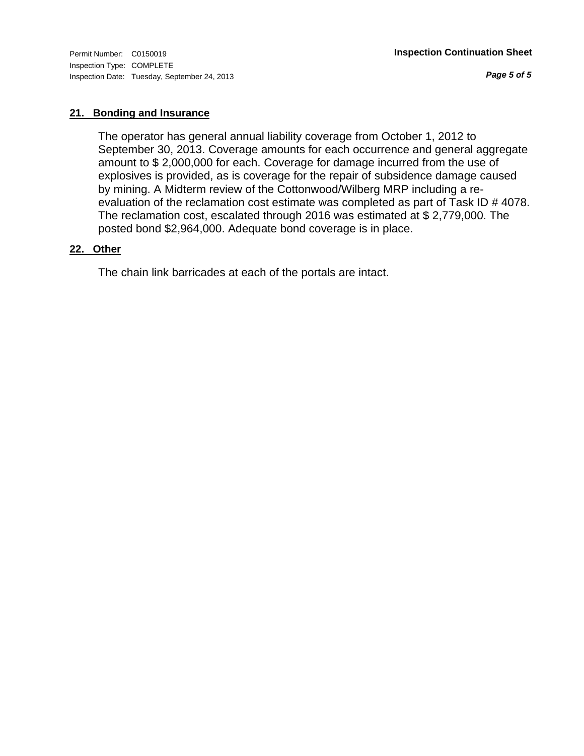Permit Number: C0150019
Inspection Type: COMPLETE
Inspection Date: Tuesday, September 24, 2013

**Inspection Continuation Sheet**

### 21. Bonding and Insurance

The operator has general annual liability coverage from October 1, 2012 to September 30, 2013. Coverage amounts for each occurrence and general aggregate amount to $ 2,000,000 for each. Coverage for damage incurred from the use of explosives is provided, as is coverage for the repair of subsidence damage caused by mining. A Midterm review of the Cottonwood/Wilberg MRP including a re-evaluation of the reclamation cost estimate was completed as part of Task ID # 4078. The reclamation cost, escalated through 2016 was estimated at $ 2,779,000. The posted bond $2,964,000. Adequate bond coverage is in place.

### 22. Other

The chain link barricades at each of the portals are intact.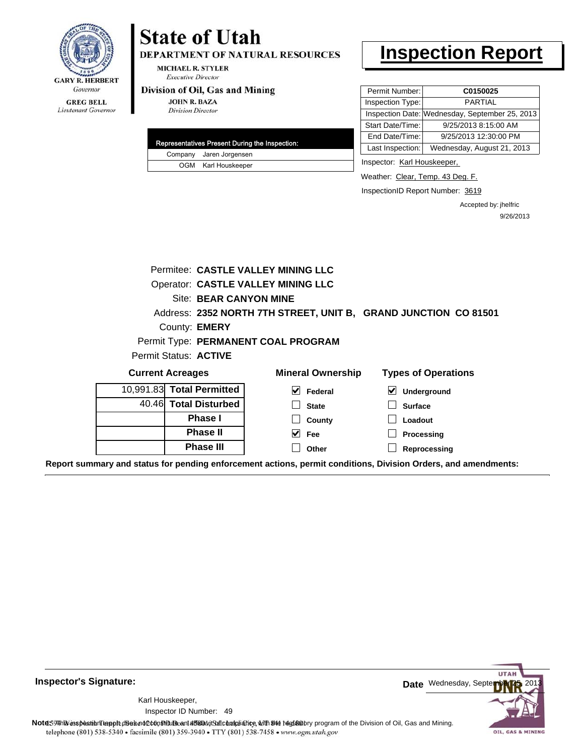GARY R. HERBERT
*Governor*

GREG BELL
*Lieutenant Governor*

# State of Utah

**DEPARTMENT OF NATURAL RESOURCES**

MICHAEL R. STYLER
*Executive Director*

**Division of Oil, Gas and Mining**

JOHN R. BAZA
*Division Director*

# Inspection Report

| Representatives Present During the Inspection: | |
|---|---|
| Company | Jaren Jorgensen |
| OGM | Karl Houskeeper |

| | |
|---|---|
| Permit Number: | **C0150025** |
| Inspection Type: | PARTIAL |
| Inspection Date: | Wednesday, September 25, 2013 |
| Start Date/Time: | 9/25/2013 8:15:00 AM |
| End Date/Time: | 9/25/2013 12:30:00 PM |
| Last Inspection: | Wednesday, August 21, 2013 |

Inspector: Karl Houskeeper,

Weather: Clear, Temp. 43 Deg. F.

InspectionID Report Number: 3619

Accepted by: jhelfric
9/26/2013

Permitee: **CASTLE VALLEY MINING LLC**
Operator: **CASTLE VALLEY MINING LLC**
Site: **BEAR CANYON MINE**
Address: **2352 NORTH 7TH STREET, UNIT B, GRAND JUNCTION CO 81501**
County: **EMERY**
Permit Type: **PERMANENT COAL PROGRAM**
Permit Status: **ACTIVE**

**Current Acreages**

| | |
|---|---|
| 10,991.83 | **Total Permitted** |
| 40.46 | **Total Disturbed** |
| | **Phase I** |
| | **Phase II** |
| | **Phase III** |

**Mineral Ownership**

- [x] Federal
- [ ] State
- [ ] County
- [x] Fee
- [ ] Other

**Types of Operations**

- [x] Underground
- [ ] Surface
- [ ] Loadout
- [ ] Processing
- [ ] Reprocessing

**Report summary and status for pending enforcement actions, permit conditions, Division Orders, and amendments:**

**Inspector's Signature:**

Karl Houskeeper,
Inspector ID Number: 49

**Date** Wednesday, September 25, 2013

**Note:** This inspection report does not constitute an affidavit of compliance with the regulatory program of the Division of Oil, Gas and Mining.

1594 West North Temple, Suite 1210, PO Box 145801, Salt Lake City, UT 84114-5801
telephone (801) 538-5340 • facsimile (801) 359-3940 • TTY (801) 538-7458 • www.ogm.utah.gov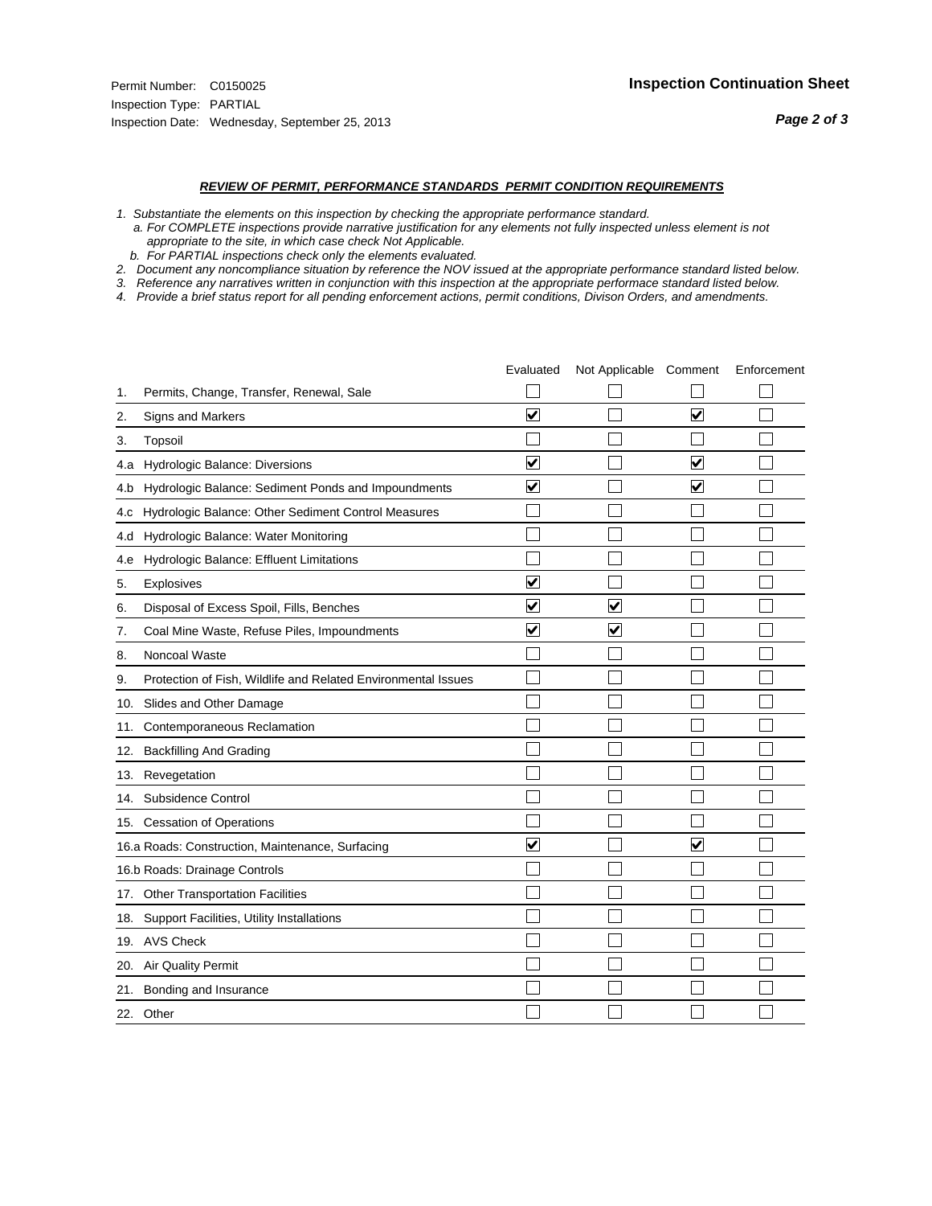Permit Number: C0150025
Inspection Type: PARTIAL
Inspection Date: Wednesday, September 25, 2013

## Inspection Continuation Sheet

### *REVIEW OF PERMIT, PERFORMANCE STANDARDS PERMIT CONDITION REQUIREMENTS*

*1. Substantiate the elements on this inspection by checking the appropriate performance standard.*
*a. For COMPLETE inspections provide narrative justification for any elements not fully inspected unless element is not appropriate to the site, in which case check Not Applicable.*
*b. For PARTIAL inspections check only the elements evaluated.*
*2. Document any noncompliance situation by reference the NOV issued at the appropriate performance standard listed below.*
*3. Reference any narratives written in conjunction with this inspection at the appropriate performace standard listed below.*
*4. Provide a brief status report for all pending enforcement actions, permit conditions, Divison Orders, and amendments.*

| | | Evaluated | Not Applicable | Comment | Enforcement |
|---|---|---|---|---|---|
| 1. | Permits, Change, Transfer, Renewal, Sale | ☐ | ☐ | ☐ | ☐ |
| 2. | Signs and Markers | ☑ | ☐ | ☑ | ☐ |
| 3. | Topsoil | ☐ | ☐ | ☐ | ☐ |
| 4.a | Hydrologic Balance: Diversions | ☑ | ☐ | ☑ | ☐ |
| 4.b | Hydrologic Balance: Sediment Ponds and Impoundments | ☑ | ☐ | ☑ | ☐ |
| 4.c | Hydrologic Balance: Other Sediment Control Measures | ☐ | ☐ | ☐ | ☐ |
| 4.d | Hydrologic Balance: Water Monitoring | ☐ | ☐ | ☐ | ☐ |
| 4.e | Hydrologic Balance: Effluent Limitations | ☐ | ☐ | ☐ | ☐ |
| 5. | Explosives | ☑ | ☐ | ☐ | ☐ |
| 6. | Disposal of Excess Spoil, Fills, Benches | ☑ | ☑ | ☐ | ☐ |
| 7. | Coal Mine Waste, Refuse Piles, Impoundments | ☑ | ☑ | ☐ | ☐ |
| 8. | Noncoal Waste | ☐ | ☐ | ☐ | ☐ |
| 9. | Protection of Fish, Wildlife and Related Environmental Issues | ☐ | ☐ | ☐ | ☐ |
| 10. | Slides and Other Damage | ☐ | ☐ | ☐ | ☐ |
| 11. | Contemporaneous Reclamation | ☐ | ☐ | ☐ | ☐ |
| 12. | Backfilling And Grading | ☐ | ☐ | ☐ | ☐ |
| 13. | Revegetation | ☐ | ☐ | ☐ | ☐ |
| 14. | Subsidence Control | ☐ | ☐ | ☐ | ☐ |
| 15. | Cessation of Operations | ☐ | ☐ | ☐ | ☐ |
| 16.a | Roads: Construction, Maintenance, Surfacing | ☑ | ☐ | ☑ | ☐ |
| 16.b | Roads: Drainage Controls | ☐ | ☐ | ☐ | ☐ |
| 17. | Other Transportation Facilities | ☐ | ☐ | ☐ | ☐ |
| 18. | Support Facilities, Utility Installations | ☐ | ☐ | ☐ | ☐ |
| 19. | AVS Check | ☐ | ☐ | ☐ | ☐ |
| 20. | Air Quality Permit | ☐ | ☐ | ☐ | ☐ |
| 21. | Bonding and Insurance | ☐ | ☐ | ☐ | ☐ |
| 22. | Other | ☐ | ☐ | ☐ | ☐ |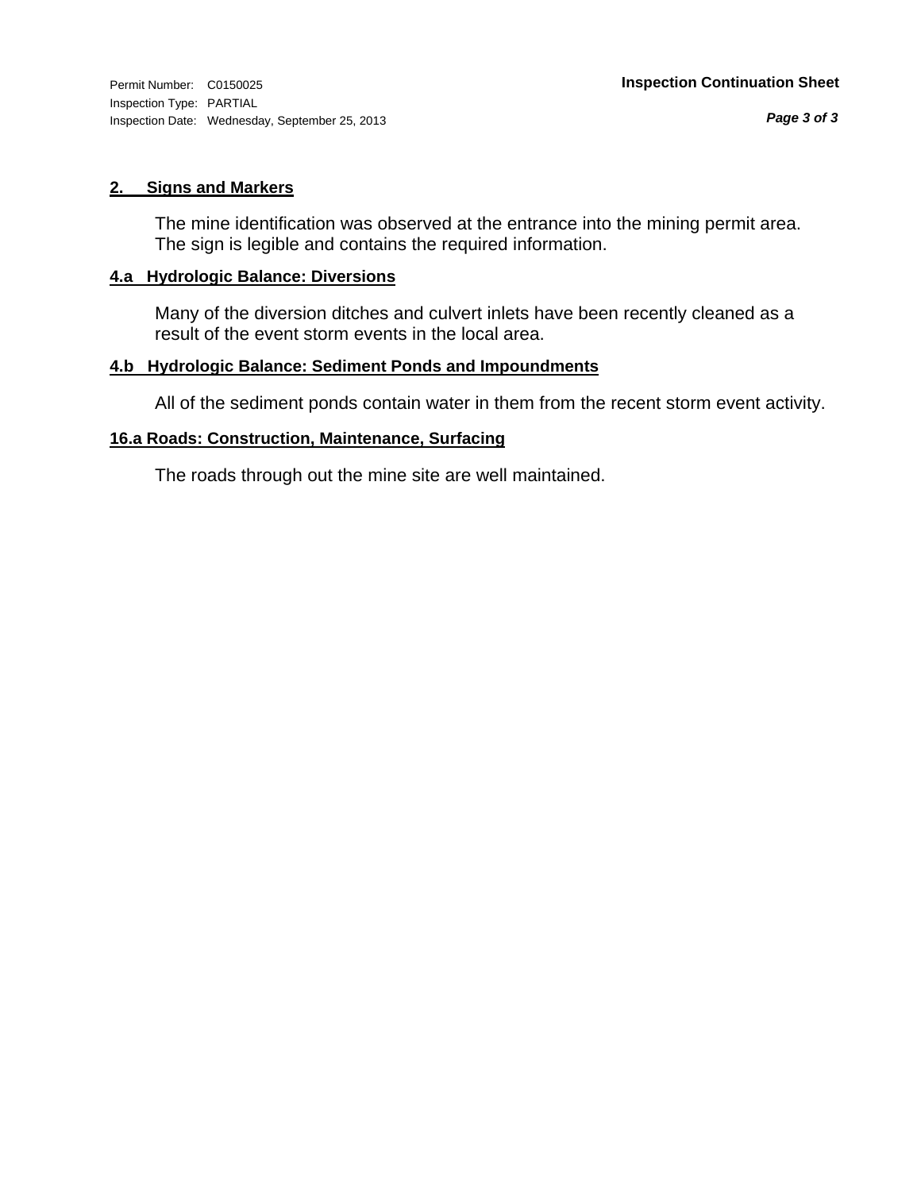Permit Number: C0150025
Inspection Type: PARTIAL
Inspection Date: Wednesday, September 25, 2013

**Inspection Continuation Sheet**

## 2. Signs and Markers

The mine identification was observed at the entrance into the mining permit area. The sign is legible and contains the required information.

## 4.a Hydrologic Balance: Diversions

Many of the diversion ditches and culvert inlets have been recently cleaned as a result of the event storm events in the local area.

## 4.b Hydrologic Balance: Sediment Ponds and Impoundments

All of the sediment ponds contain water in them from the recent storm event activity.

## 16.a Roads: Construction, Maintenance, Surfacing

The roads through out the mine site are well maintained.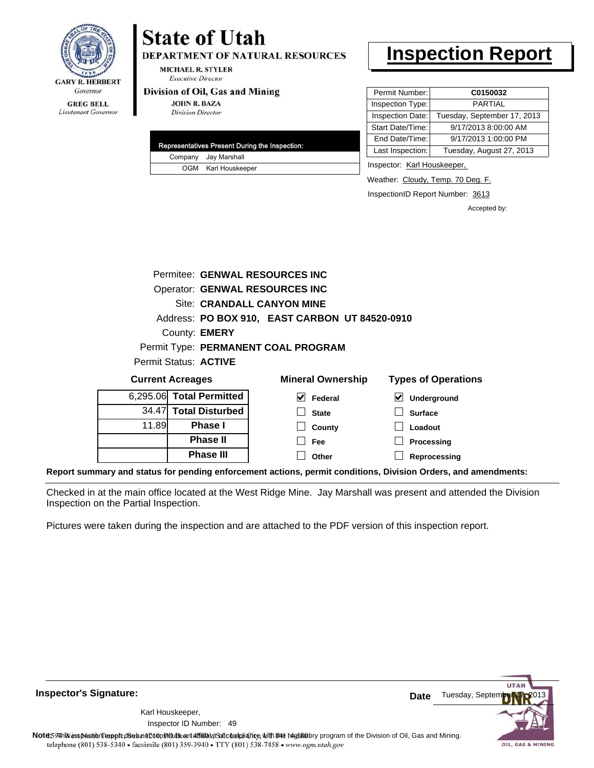# State of Utah

**DEPARTMENT OF NATURAL RESOURCES**

MICHAEL R. STYLER
*Executive Director*

**Division of Oil, Gas and Mining**

JOHN R. BAZA
*Division Director*

GARY R. HERBERT
*Governor*

GREG BELL
*Lieutenant Governor*

# Inspection Report

| Permit Number: | C0150032 |
|---|---|
| Inspection Type: | PARTIAL |
| Inspection Date: | Tuesday, September 17, 2013 |
| Start Date/Time: | 9/17/2013 8:00:00 AM |
| End Date/Time: | 9/17/2013 1:00:00 PM |
| Last Inspection: | Tuesday, August 27, 2013 |

Inspector: Karl Houskeeper,

Weather: Cloudy, Temp. 70 Deg. F.

InspectionID Report Number: 3613

Accepted by:

| Representatives Present During the Inspection: | |
|---|---|
| Company | Jay Marshall |
| OGM | Karl Houskeeper |

Permitee: **GENWAL RESOURCES INC**
Operator: **GENWAL RESOURCES INC**
Site: **CRANDALL CANYON MINE**
Address: **PO BOX 910, EAST CARBON UT 84520-0910**
County: **EMERY**
Permit Type: **PERMANENT COAL PROGRAM**
Permit Status: **ACTIVE**

**Current Acreages**

| | |
|---|---|
| 6,295.06 | Total Permitted |
| 34.47 | Total Disturbed |
| 11.89 | Phase I |
| | Phase II |
| | Phase III |

**Mineral Ownership**

- [x] Federal
- [ ] State
- [ ] County
- [ ] Fee
- [ ] Other

**Types of Operations**

- [x] Underground
- [ ] Surface
- [ ] Loadout
- [ ] Processing
- [ ] Reprocessing

**Report summary and status for pending enforcement actions, permit conditions, Division Orders, and amendments:**

Checked in at the main office located at the West Ridge Mine. Jay Marshall was present and attended the Division Inspection on the Partial Inspection.

Pictures were taken during the inspection and are attached to the PDF version of this inspection report.

**Inspector's Signature:**

Karl Houskeeper,
Inspector ID Number: 49

**Date** Tuesday, September 17, 2013

**Note:** This inspection report does not constitute an affidavit of compliance with the regulatory program of the Division of Oil, Gas and Mining.

telephone (801) 538-5340 • facsimile (801) 359-3940 • TTY (801) 538-7458 • www.ogm.utah.gov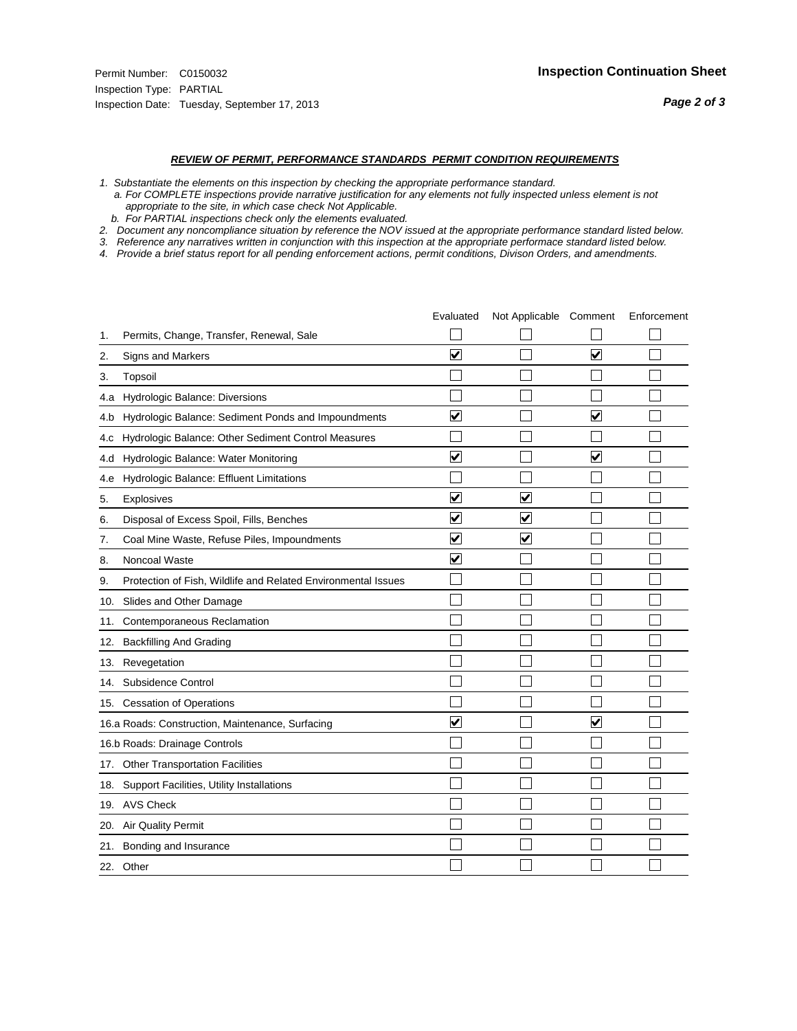Permit Number: C0150032
Inspection Type: PARTIAL
Inspection Date: Tuesday, September 17, 2013

## Inspection Continuation Sheet

### *REVIEW OF PERMIT, PERFORMANCE STANDARDS PERMIT CONDITION REQUIREMENTS*

*1. Substantiate the elements on this inspection by checking the appropriate performance standard.*
*a. For COMPLETE inspections provide narrative justification for any elements not fully inspected unless element is not appropriate to the site, in which case check Not Applicable.*
*b. For PARTIAL inspections check only the elements evaluated.*
*2. Document any noncompliance situation by reference the NOV issued at the appropriate performance standard listed below.*
*3. Reference any narratives written in conjunction with this inspection at the appropriate performace standard listed below.*
*4. Provide a brief status report for all pending enforcement actions, permit conditions, Divison Orders, and amendments.*

| | Evaluated | Not Applicable | Comment | Enforcement |
|---|---|---|---|---|
| 1. Permits, Change, Transfer, Renewal, Sale | ☐ | ☐ | ☐ | ☐ |
| 2. Signs and Markers | ☑ | ☐ | ☑ | ☐ |
| 3. Topsoil | ☐ | ☐ | ☐ | ☐ |
| 4.a Hydrologic Balance: Diversions | ☐ | ☐ | ☐ | ☐ |
| 4.b Hydrologic Balance: Sediment Ponds and Impoundments | ☑ | ☐ | ☑ | ☐ |
| 4.c Hydrologic Balance: Other Sediment Control Measures | ☐ | ☐ | ☐ | ☐ |
| 4.d Hydrologic Balance: Water Monitoring | ☑ | ☐ | ☑ | ☐ |
| 4.e Hydrologic Balance: Effluent Limitations | ☐ | ☐ | ☐ | ☐ |
| 5. Explosives | ☑ | ☑ | ☐ | ☐ |
| 6. Disposal of Excess Spoil, Fills, Benches | ☑ | ☑ | ☐ | ☐ |
| 7. Coal Mine Waste, Refuse Piles, Impoundments | ☑ | ☑ | ☐ | ☐ |
| 8. Noncoal Waste | ☑ | ☐ | ☐ | ☐ |
| 9. Protection of Fish, Wildlife and Related Environmental Issues | ☐ | ☐ | ☐ | ☐ |
| 10. Slides and Other Damage | ☐ | ☐ | ☐ | ☐ |
| 11. Contemporaneous Reclamation | ☐ | ☐ | ☐ | ☐ |
| 12. Backfilling And Grading | ☐ | ☐ | ☐ | ☐ |
| 13. Revegetation | ☐ | ☐ | ☐ | ☐ |
| 14. Subsidence Control | ☐ | ☐ | ☐ | ☐ |
| 15. Cessation of Operations | ☐ | ☐ | ☐ | ☐ |
| 16.a Roads: Construction, Maintenance, Surfacing | ☑ | ☐ | ☑ | ☐ |
| 16.b Roads: Drainage Controls | ☐ | ☐ | ☐ | ☐ |
| 17. Other Transportation Facilities | ☐ | ☐ | ☐ | ☐ |
| 18. Support Facilities, Utility Installations | ☐ | ☐ | ☐ | ☐ |
| 19. AVS Check | ☐ | ☐ | ☐ | ☐ |
| 20. Air Quality Permit | ☐ | ☐ | ☐ | ☐ |
| 21. Bonding and Insurance | ☐ | ☐ | ☐ | ☐ |
| 22. Other | ☐ | ☐ | ☐ | ☐ |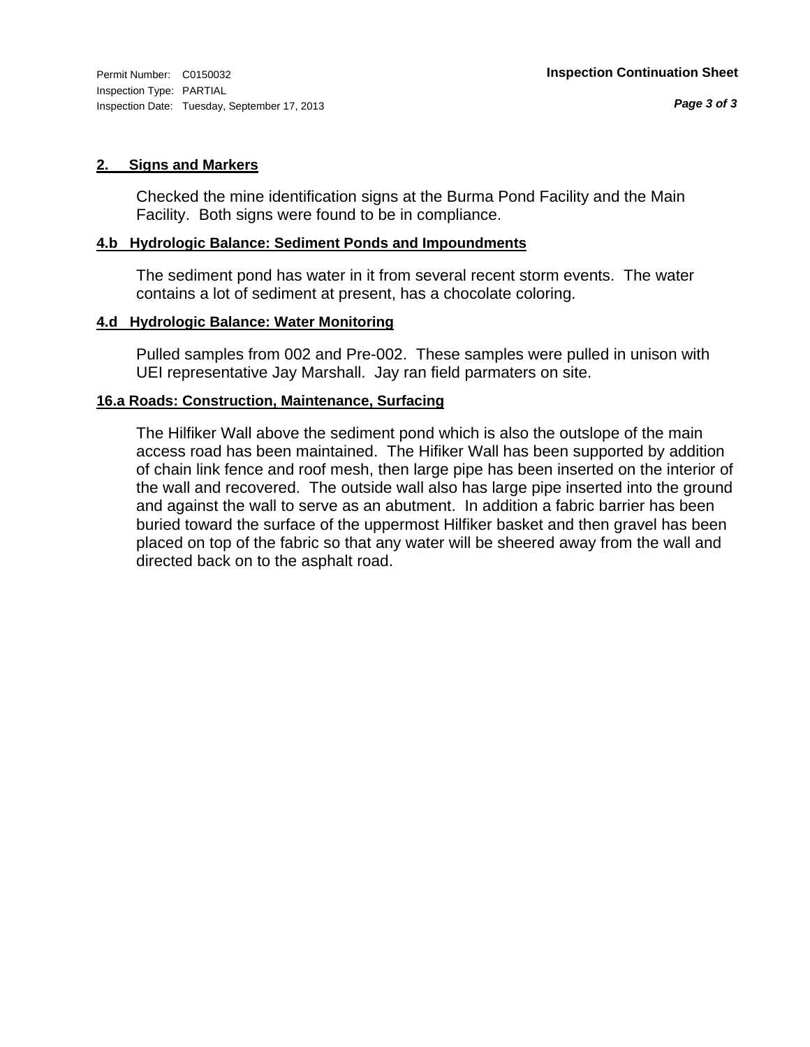## 2. Signs and Markers

Checked the mine identification signs at the Burma Pond Facility and the Main Facility. Both signs were found to be in compliance.

## 4.b Hydrologic Balance: Sediment Ponds and Impoundments

The sediment pond has water in it from several recent storm events. The water contains a lot of sediment at present, has a chocolate coloring.

## 4.d Hydrologic Balance: Water Monitoring

Pulled samples from 002 and Pre-002. These samples were pulled in unison with UEI representative Jay Marshall. Jay ran field parmaters on site.

## 16.a Roads: Construction, Maintenance, Surfacing

The Hilfiker Wall above the sediment pond which is also the outslope of the main access road has been maintained. The Hifiker Wall has been supported by addition of chain link fence and roof mesh, then large pipe has been inserted on the interior of the wall and recovered. The outside wall also has large pipe inserted into the ground and against the wall to serve as an abutment. In addition a fabric barrier has been buried toward the surface of the uppermost Hilfiker basket and then gravel has been placed on top of the fabric so that any water will be sheered away from the wall and directed back on to the asphalt road.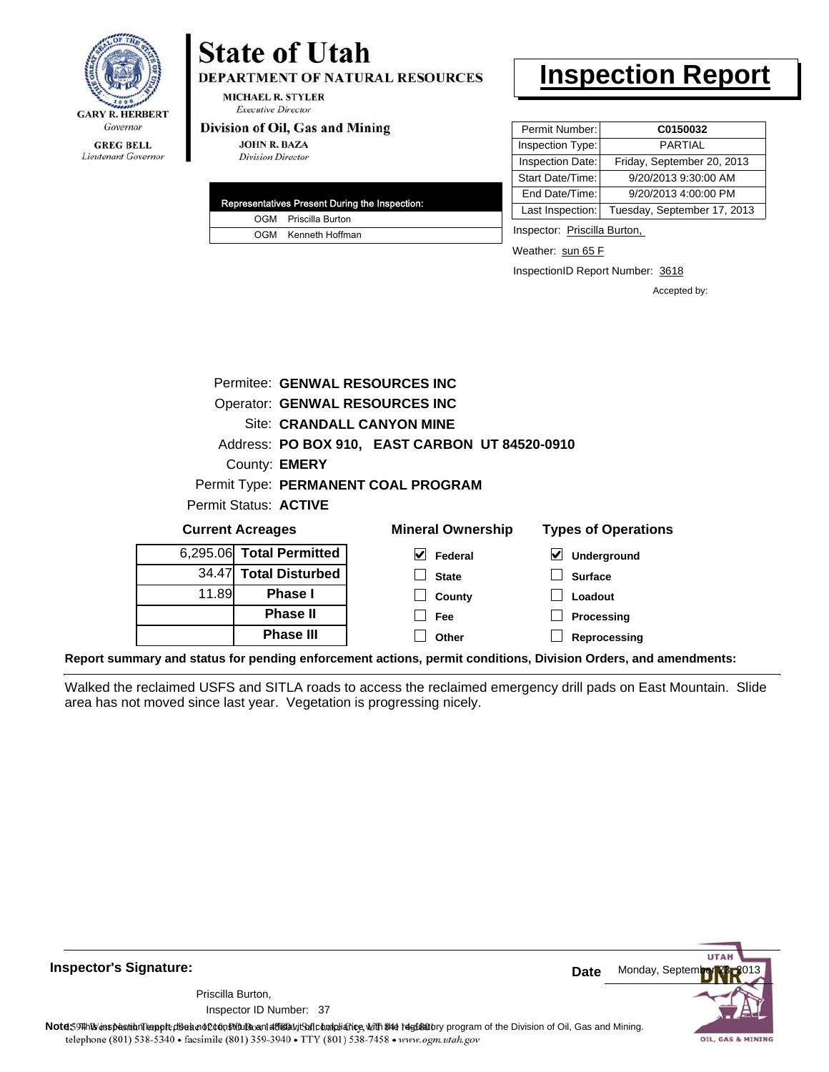GARY R. HERBERT
*Governor*

GREG BELL
*Lieutenant Governor*

# State of Utah

**DEPARTMENT OF NATURAL RESOURCES**

MICHAEL R. STYLER
*Executive Director*

**Division of Oil, Gas and Mining**

JOHN R. BAZA
*Division Director*

# Inspection Report

| Permit Number: | **C0150032** |
|---|---|
| Inspection Type: | PARTIAL |
| Inspection Date: | Friday, September 20, 2013 |
| Start Date/Time: | 9/20/2013 9:30:00 AM |
| End Date/Time: | 9/20/2013 4:00:00 PM |
| Last Inspection: | Tuesday, September 17, 2013 |

| Representatives Present During the Inspection: | |
|---|---|
| OGM | Priscilla Burton |
| OGM | Kenneth Hoffman |

Inspector: Priscilla Burton,

Weather: sun 65 F

InspectionID Report Number: 3618

Accepted by:

Permitee: **GENWAL RESOURCES INC**
Operator: **GENWAL RESOURCES INC**
Site: **CRANDALL CANYON MINE**
Address: **PO BOX 910, EAST CARBON UT 84520-0910**
County: **EMERY**
Permit Type: **PERMANENT COAL PROGRAM**
Permit Status: **ACTIVE**

**Current Acreages**

| | |
|---|---|
| 6,295.06 | **Total Permitted** |
| 34.47 | **Total Disturbed** |
| 11.89 | **Phase I** |
| | **Phase II** |
| | **Phase III** |

**Mineral Ownership**

- [x] Federal
- [ ] State
- [ ] County
- [ ] Fee
- [ ] Other

**Types of Operations**

- [x] Underground
- [ ] Surface
- [ ] Loadout
- [ ] Processing
- [ ] Reprocessing

**Report summary and status for pending enforcement actions, permit conditions, Division Orders, and amendments:**

Walked the reclaimed USFS and SITLA roads to access the reclaimed emergency drill pads on East Mountain. Slide area has not moved since last year. Vegetation is progressing nicely.

**Inspector's Signature:**

Priscilla Burton,
Inspector ID Number: 37

**Date** Monday, September 23, 2013

**Note:** This inspection report does not constitute an affidavit of compliance with the regulatory program of the Division of Oil, Gas and Mining.

1594 West North Temple, Suite 1210, PO Box 145801, Salt Lake City, UT 84114-5801
telephone (801) 538-5340 • facsimile (801) 359-3940 • TTY (801) 538-7458 • www.ogm.utah.gov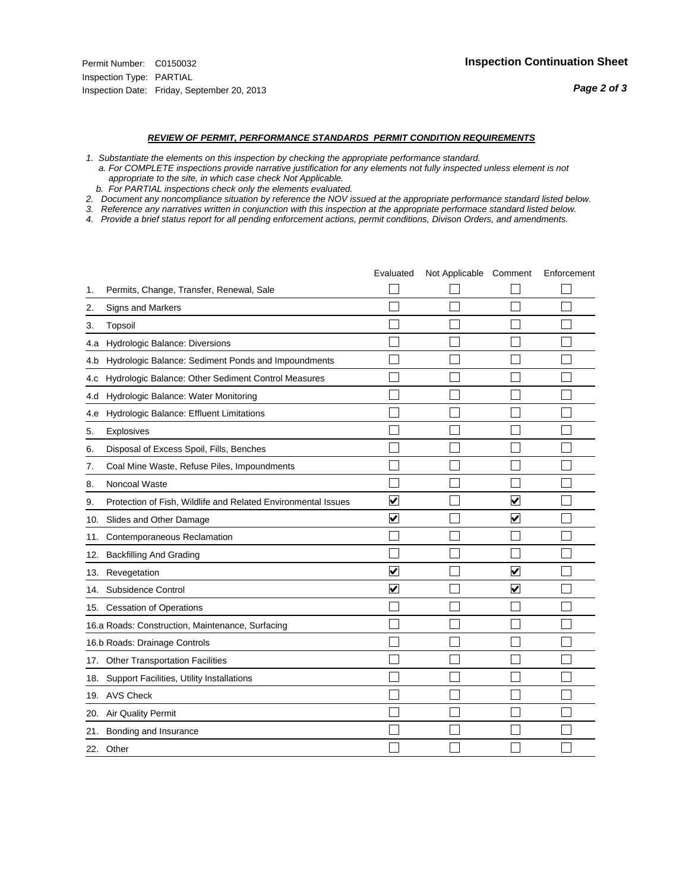Permit Number: C0150032
Inspection Type: PARTIAL
Inspection Date: Friday, September 20, 2013

## Inspection Continuation Sheet

***REVIEW OF PERMIT, PERFORMANCE STANDARDS PERMIT CONDITION REQUIREMENTS***

*1. Substantiate the elements on this inspection by checking the appropriate performance standard.*
*a. For COMPLETE inspections provide narrative justification for any elements not fully inspected unless element is not appropriate to the site, in which case check Not Applicable.*
*b. For PARTIAL inspections check only the elements evaluated.*
*2. Document any noncompliance situation by reference the NOV issued at the appropriate performance standard listed below.*
*3. Reference any narratives written in conjunction with this inspection at the appropriate performace standard listed below.*
*4. Provide a brief status report for all pending enforcement actions, permit conditions, Divison Orders, and amendments.*

| | Evaluated | Not Applicable | Comment | Enforcement |
|---|---|---|---|---|
| 1. Permits, Change, Transfer, Renewal, Sale | ☐ | ☐ | ☐ | ☐ |
| 2. Signs and Markers | ☐ | ☐ | ☐ | ☐ |
| 3. Topsoil | ☐ | ☐ | ☐ | ☐ |
| 4.a Hydrologic Balance: Diversions | ☐ | ☐ | ☐ | ☐ |
| 4.b Hydrologic Balance: Sediment Ponds and Impoundments | ☐ | ☐ | ☐ | ☐ |
| 4.c Hydrologic Balance: Other Sediment Control Measures | ☐ | ☐ | ☐ | ☐ |
| 4.d Hydrologic Balance: Water Monitoring | ☐ | ☐ | ☐ | ☐ |
| 4.e Hydrologic Balance: Effluent Limitations | ☐ | ☐ | ☐ | ☐ |
| 5. Explosives | ☐ | ☐ | ☐ | ☐ |
| 6. Disposal of Excess Spoil, Fills, Benches | ☐ | ☐ | ☐ | ☐ |
| 7. Coal Mine Waste, Refuse Piles, Impoundments | ☐ | ☐ | ☐ | ☐ |
| 8. Noncoal Waste | ☐ | ☐ | ☐ | ☐ |
| 9. Protection of Fish, Wildlife and Related Environmental Issues | ☑ | ☐ | ☑ | ☐ |
| 10. Slides and Other Damage | ☑ | ☐ | ☑ | ☐ |
| 11. Contemporaneous Reclamation | ☐ | ☐ | ☐ | ☐ |
| 12. Backfilling And Grading | ☐ | ☐ | ☐ | ☐ |
| 13. Revegetation | ☑ | ☐ | ☑ | ☐ |
| 14. Subsidence Control | ☑ | ☐ | ☑ | ☐ |
| 15. Cessation of Operations | ☐ | ☐ | ☐ | ☐ |
| 16.a Roads: Construction, Maintenance, Surfacing | ☐ | ☐ | ☐ | ☐ |
| 16.b Roads: Drainage Controls | ☐ | ☐ | ☐ | ☐ |
| 17. Other Transportation Facilities | ☐ | ☐ | ☐ | ☐ |
| 18. Support Facilities, Utility Installations | ☐ | ☐ | ☐ | ☐ |
| 19. AVS Check | ☐ | ☐ | ☐ | ☐ |
| 20. Air Quality Permit | ☐ | ☐ | ☐ | ☐ |
| 21. Bonding and Insurance | ☐ | ☐ | ☐ | ☐ |
| 22. Other | ☐ | ☐ | ☐ | ☐ |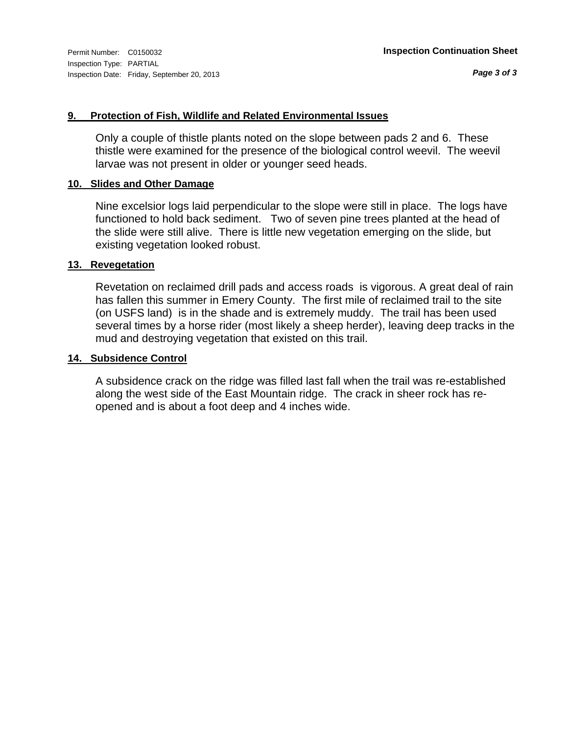Permit Number: C0150032
Inspection Type: PARTIAL
Inspection Date: Friday, September 20, 2013

**Inspection Continuation Sheet**

**9. Protection of Fish, Wildlife and Related Environmental Issues**

Only a couple of thistle plants noted on the slope between pads 2 and 6. These thistle were examined for the presence of the biological control weevil. The weevil larvae was not present in older or younger seed heads.

**10. Slides and Other Damage**

Nine excelsior logs laid perpendicular to the slope were still in place. The logs have functioned to hold back sediment. Two of seven pine trees planted at the head of the slide were still alive. There is little new vegetation emerging on the slide, but existing vegetation looked robust.

**13. Revegetation**

Revetation on reclaimed drill pads and access roads is vigorous. A great deal of rain has fallen this summer in Emery County. The first mile of reclaimed trail to the site (on USFS land) is in the shade and is extremely muddy. The trail has been used several times by a horse rider (most likely a sheep herder), leaving deep tracks in the mud and destroying vegetation that existed on this trail.

**14. Subsidence Control**

A subsidence crack on the ridge was filled last fall when the trail was re-established along the west side of the East Mountain ridge. The crack in sheer rock has re-opened and is about a foot deep and 4 inches wide.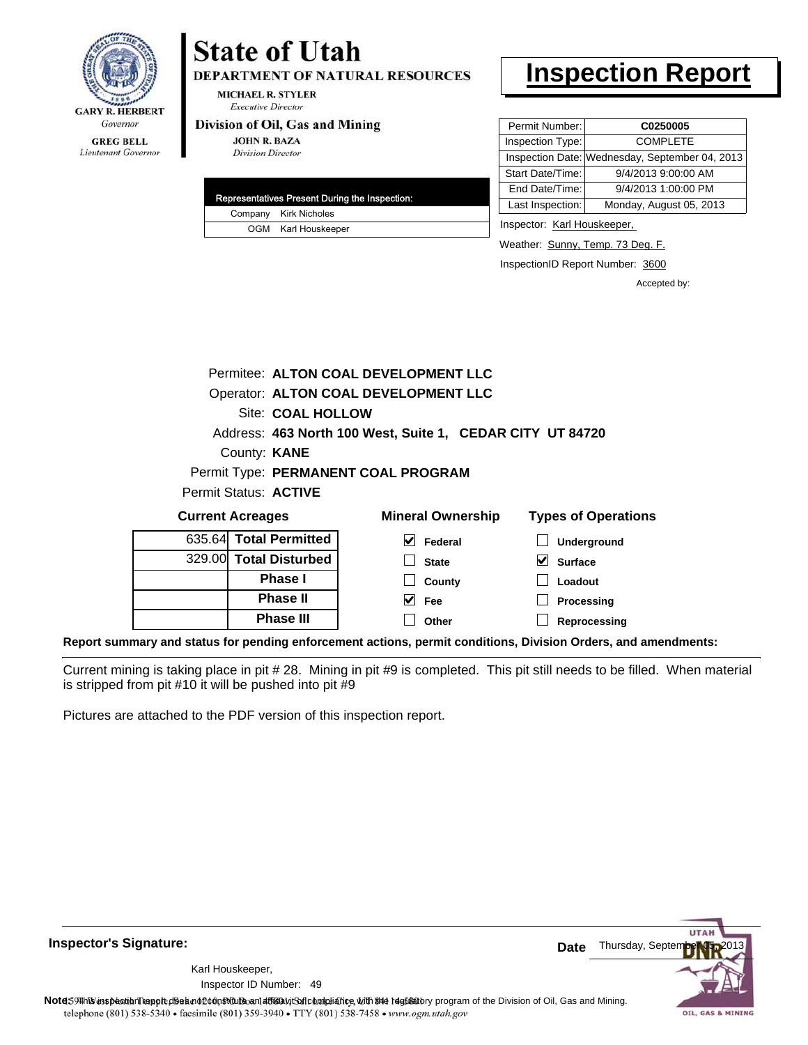**GARY R. HERBERT**
*Governor*

**GREG BELL**
*Lieutenant Governor*

# State of Utah

**DEPARTMENT OF NATURAL RESOURCES**

**MICHAEL R. STYLER**
*Executive Director*

**Division of Oil, Gas and Mining**

**JOHN R. BAZA**
*Division Director*

# Inspection Report

| Permit Number: | **C0250005** |
|---|---|
| Inspection Type: | COMPLETE |
| Inspection Date: | Wednesday, September 04, 2013 |
| Start Date/Time: | 9/4/2013 9:00:00 AM |
| End Date/Time: | 9/4/2013 1:00:00 PM |
| Last Inspection: | Monday, August 05, 2013 |

| Representatives Present During the Inspection: | |
|---|---|
| Company | Kirk Nicholes |
| OGM | Karl Houskeeper |

Inspector: Karl Houskeeper,

Weather: Sunny, Temp. 73 Deg. F.

InspectionID Report Number: 3600

Accepted by:

Permitee: **ALTON COAL DEVELOPMENT LLC**
Operator: **ALTON COAL DEVELOPMENT LLC**
Site: **COAL HOLLOW**
Address: **463 North 100 West, Suite 1, CEDAR CITY UT 84720**
County: **KANE**
Permit Type: **PERMANENT COAL PROGRAM**
Permit Status: **ACTIVE**

**Current Acreages**

| | |
|---|---|
| 635.64 | **Total Permitted** |
| 329.00 | **Total Disturbed** |
| | **Phase I** |
| | **Phase II** |
| | **Phase III** |

**Mineral Ownership**

- [x] Federal
- [ ] State
- [ ] County
- [x] Fee
- [ ] Other

**Types of Operations**

- [ ] Underground
- [x] Surface
- [ ] Loadout
- [ ] Processing
- [ ] Reprocessing

**Report summary and status for pending enforcement actions, permit conditions, Division Orders, and amendments:**

Current mining is taking place in pit # 28. Mining in pit #9 is completed. This pit still needs to be filled. When material is stripped from pit #10 it will be pushed into pit #9

Pictures are attached to the PDF version of this inspection report.

**Inspector's Signature:**

Karl Houskeeper,
Inspector ID Number: 49

**Date** Thursday, September 05, 2013

**Note:** This inspection report does not constitute an affidavit of compliance with the regulatory program of the Division of Oil, Gas and Mining.
1594 West North Temple, Suite 1210, PO Box 145801, Salt Lake City, UT 84114-5801
telephone (801) 538-5340 • facsimile (801) 359-3940 • TTY (801) 538-7458 • www.ogm.utah.gov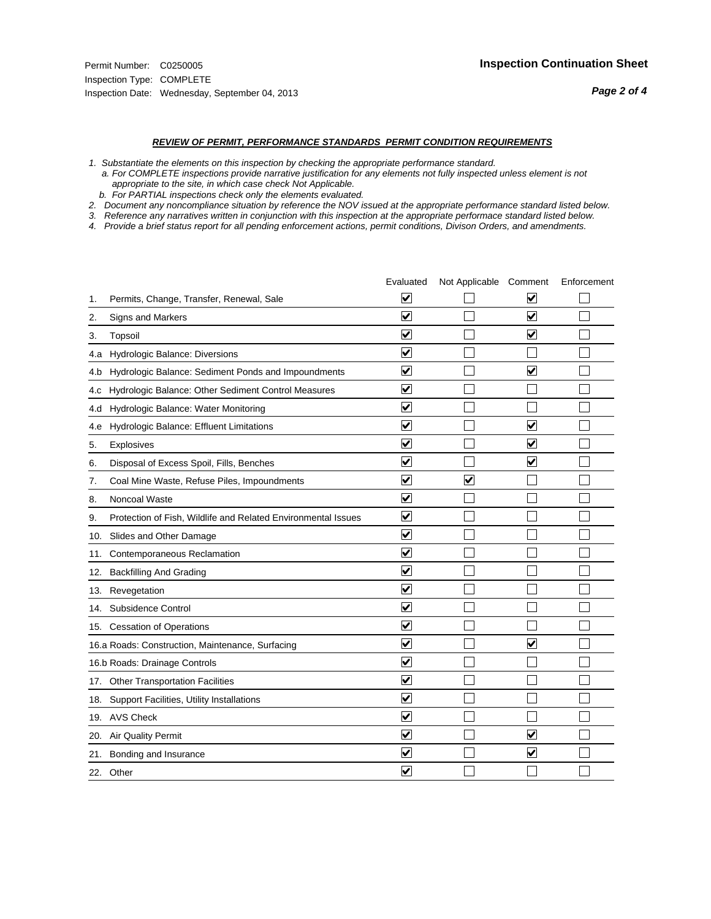Permit Number: C0250005
Inspection Type: COMPLETE
Inspection Date: Wednesday, September 04, 2013

## Inspection Continuation Sheet

### *REVIEW OF PERMIT, PERFORMANCE STANDARDS PERMIT CONDITION REQUIREMENTS*

*1. Substantiate the elements on this inspection by checking the appropriate performance standard.*
*a. For COMPLETE inspections provide narrative justification for any elements not fully inspected unless element is not appropriate to the site, in which case check Not Applicable.*
*b. For PARTIAL inspections check only the elements evaluated.*
*2. Document any noncompliance situation by reference the NOV issued at the appropriate performance standard listed below.*
*3. Reference any narratives written in conjunction with this inspection at the appropriate performace standard listed below.*
*4. Provide a brief status report for all pending enforcement actions, permit conditions, Divison Orders, and amendments.*

| | | Evaluated | Not Applicable | Comment | Enforcement |
|---|---|---|---|---|---|
| 1. | Permits, Change, Transfer, Renewal, Sale | ☑ | ☐ | ☑ | ☐ |
| 2. | Signs and Markers | ☑ | ☐ | ☑ | ☐ |
| 3. | Topsoil | ☑ | ☐ | ☑ | ☐ |
| 4.a | Hydrologic Balance: Diversions | ☑ | ☐ | ☐ | ☐ |
| 4.b | Hydrologic Balance: Sediment Ponds and Impoundments | ☑ | ☐ | ☑ | ☐ |
| 4.c | Hydrologic Balance: Other Sediment Control Measures | ☑ | ☐ | ☐ | ☐ |
| 4.d | Hydrologic Balance: Water Monitoring | ☑ | ☐ | ☐ | ☐ |
| 4.e | Hydrologic Balance: Effluent Limitations | ☑ | ☐ | ☑ | ☐ |
| 5. | Explosives | ☑ | ☐ | ☑ | ☐ |
| 6. | Disposal of Excess Spoil, Fills, Benches | ☑ | ☐ | ☑ | ☐ |
| 7. | Coal Mine Waste, Refuse Piles, Impoundments | ☑ | ☑ | ☐ | ☐ |
| 8. | Noncoal Waste | ☑ | ☐ | ☐ | ☐ |
| 9. | Protection of Fish, Wildlife and Related Environmental Issues | ☑ | ☐ | ☐ | ☐ |
| 10. | Slides and Other Damage | ☑ | ☐ | ☐ | ☐ |
| 11. | Contemporaneous Reclamation | ☑ | ☐ | ☐ | ☐ |
| 12. | Backfilling And Grading | ☑ | ☐ | ☐ | ☐ |
| 13. | Revegetation | ☑ | ☐ | ☐ | ☐ |
| 14. | Subsidence Control | ☑ | ☐ | ☐ | ☐ |
| 15. | Cessation of Operations | ☑ | ☐ | ☐ | ☐ |
| 16.a | Roads: Construction, Maintenance, Surfacing | ☑ | ☐ | ☑ | ☐ |
| 16.b | Roads: Drainage Controls | ☑ | ☐ | ☐ | ☐ |
| 17. | Other Transportation Facilities | ☑ | ☐ | ☐ | ☐ |
| 18. | Support Facilities, Utility Installations | ☑ | ☐ | ☐ | ☐ |
| 19. | AVS Check | ☑ | ☐ | ☐ | ☐ |
| 20. | Air Quality Permit | ☑ | ☐ | ☑ | ☐ |
| 21. | Bonding and Insurance | ☑ | ☐ | ☑ | ☐ |
| 22. | Other | ☑ | ☐ | ☐ | ☐ |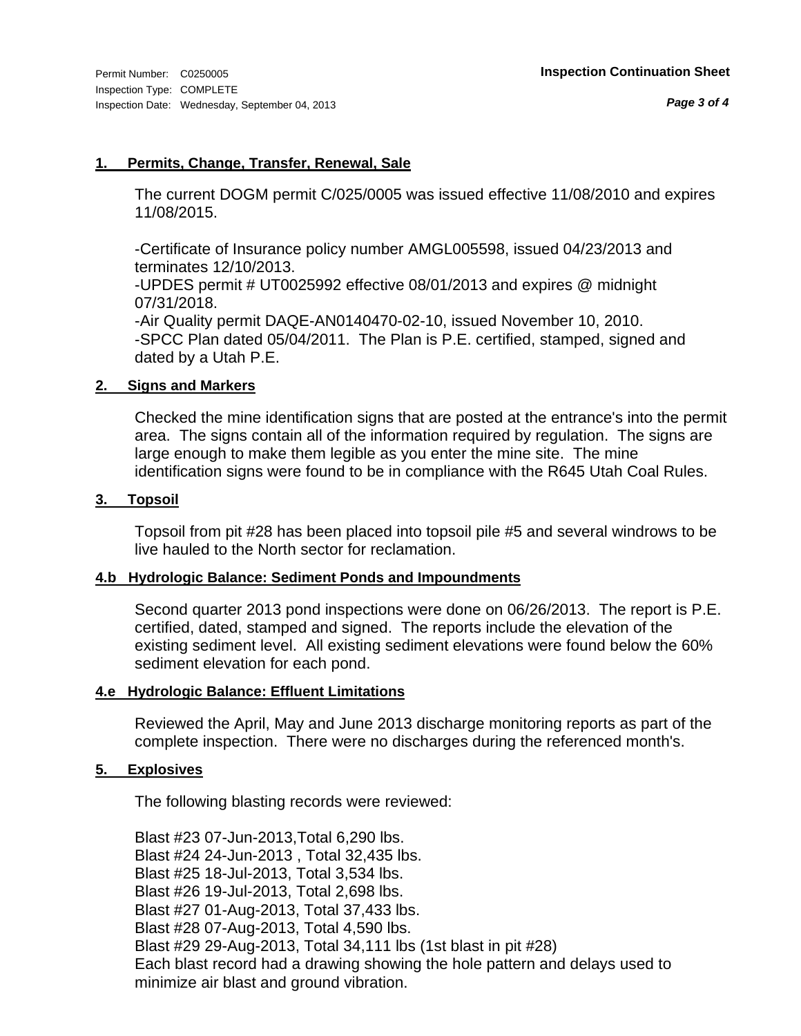Permit Number: C0250005
Inspection Type: COMPLETE
Inspection Date: Wednesday, September 04, 2013

**Inspection Continuation Sheet**

## 1. Permits, Change, Transfer, Renewal, Sale

The current DOGM permit C/025/0005 was issued effective 11/08/2010 and expires 11/08/2015.

-Certificate of Insurance policy number AMGL005598, issued 04/23/2013 and terminates 12/10/2013.
-UPDES permit # UT0025992 effective 08/01/2013 and expires @ midnight 07/31/2018.
-Air Quality permit DAQE-AN0140470-02-10, issued November 10, 2010.
-SPCC Plan dated 05/04/2011. The Plan is P.E. certified, stamped, signed and dated by a Utah P.E.

## 2. Signs and Markers

Checked the mine identification signs that are posted at the entrance's into the permit area. The signs contain all of the information required by regulation. The signs are large enough to make them legible as you enter the mine site. The mine identification signs were found to be in compliance with the R645 Utah Coal Rules.

## 3. Topsoil

Topsoil from pit #28 has been placed into topsoil pile #5 and several windrows to be live hauled to the North sector for reclamation.

## 4.b Hydrologic Balance: Sediment Ponds and Impoundments

Second quarter 2013 pond inspections were done on 06/26/2013. The report is P.E. certified, dated, stamped and signed. The reports include the elevation of the existing sediment level. All existing sediment elevations were found below the 60% sediment elevation for each pond.

## 4.e Hydrologic Balance: Effluent Limitations

Reviewed the April, May and June 2013 discharge monitoring reports as part of the complete inspection. There were no discharges during the referenced month's.

## 5. Explosives

The following blasting records were reviewed:

Blast #23 07-Jun-2013,Total 6,290 lbs.
Blast #24 24-Jun-2013 , Total 32,435 lbs.
Blast #25 18-Jul-2013, Total 3,534 lbs.
Blast #26 19-Jul-2013, Total 2,698 lbs.
Blast #27 01-Aug-2013, Total 37,433 lbs.
Blast #28 07-Aug-2013, Total 4,590 lbs.
Blast #29 29-Aug-2013, Total 34,111 lbs (1st blast in pit #28)
Each blast record had a drawing showing the hole pattern and delays used to minimize air blast and ground vibration.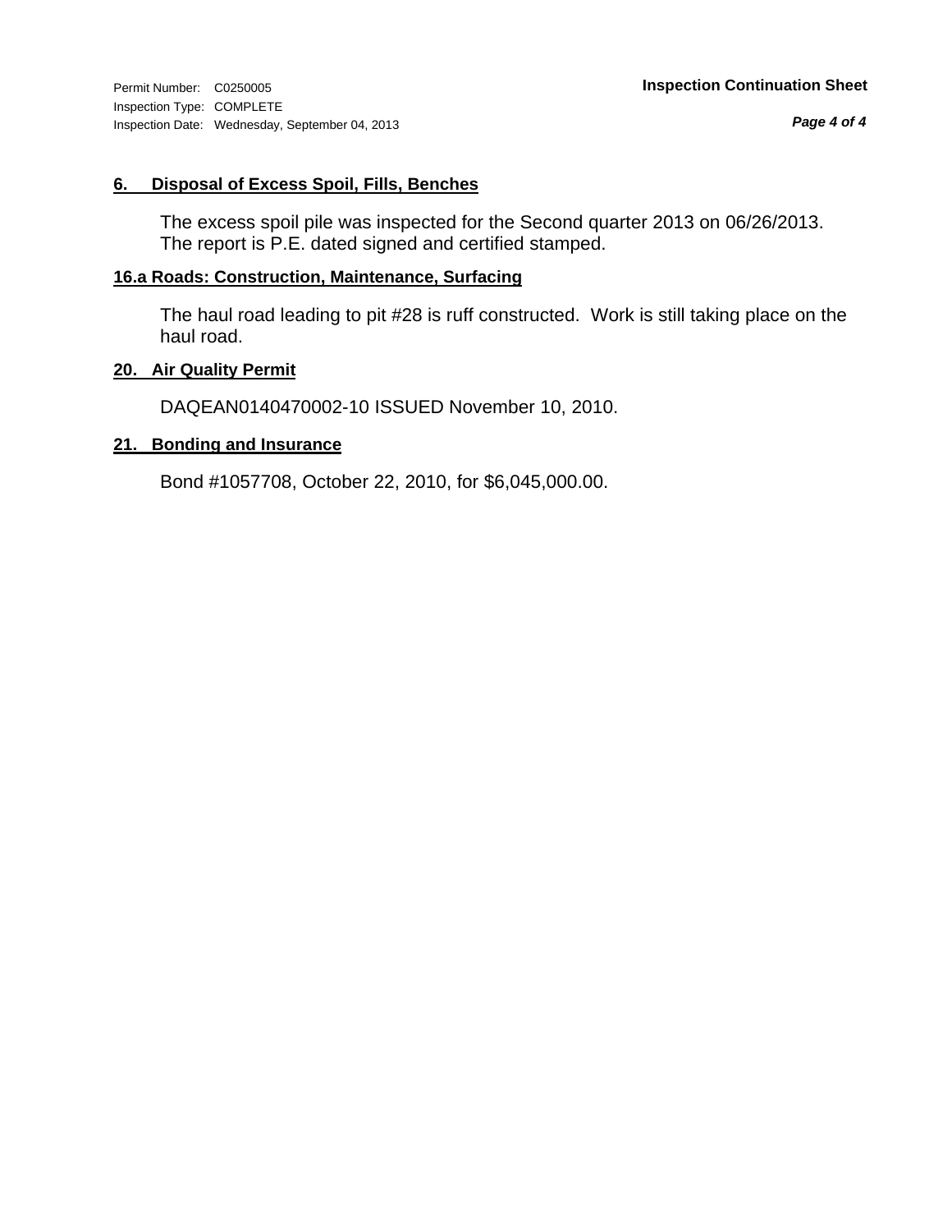Permit Number: C0250005

Inspection Type: COMPLETE

Inspection Date: Wednesday, September 04, 2013

**Inspection Continuation Sheet**

## 6. Disposal of Excess Spoil, Fills, Benches

The excess spoil pile was inspected for the Second quarter 2013 on 06/26/2013. The report is P.E. dated signed and certified stamped.

## 16.a Roads: Construction, Maintenance, Surfacing

The haul road leading to pit #28 is ruff constructed. Work is still taking place on the haul road.

## 20. Air Quality Permit

DAQEAN0140470002-10 ISSUED November 10, 2010.

## 21. Bonding and Insurance

Bond #1057708, October 22, 2010, for $6,045,000.00.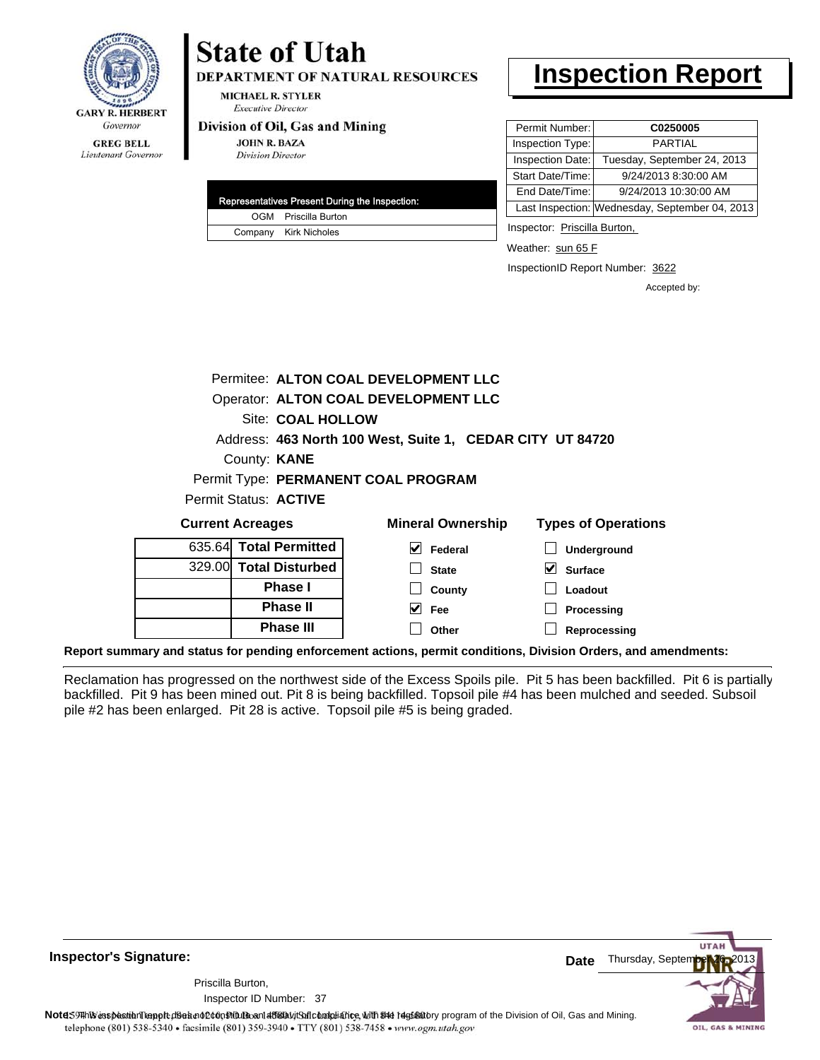GARY R. HERBERT
*Governor*

GREG BELL
*Lieutenant Governor*

# State of Utah

**DEPARTMENT OF NATURAL RESOURCES**

MICHAEL R. STYLER
*Executive Director*

**Division of Oil, Gas and Mining**

JOHN R. BAZA
*Division Director*

# Inspection Report

| Permit Number: | **C0250005** |
|---|---|
| Inspection Type: | PARTIAL |
| Inspection Date: | Tuesday, September 24, 2013 |
| Start Date/Time: | 9/24/2013 8:30:00 AM |
| End Date/Time: | 9/24/2013 10:30:00 AM |
| Last Inspection: | Wednesday, September 04, 2013 |

| Representatives Present During the Inspection: | |
|---|---|
| OGM | Priscilla Burton |
| Company | Kirk Nicholes |

Inspector: Priscilla Burton,

Weather: sun 65 F

InspectionID Report Number: 3622

Accepted by:

Permitee: **ALTON COAL DEVELOPMENT LLC**
Operator: **ALTON COAL DEVELOPMENT LLC**
Site: **COAL HOLLOW**
Address: **463 North 100 West, Suite 1, CEDAR CITY UT 84720**
County: **KANE**
Permit Type: **PERMANENT COAL PROGRAM**
Permit Status: **ACTIVE**

**Current Acreages**

| | |
|---|---|
| 635.64 | **Total Permitted** |
| 329.00 | **Total Disturbed** |
| | **Phase I** |
| | **Phase II** |
| | **Phase III** |

**Mineral Ownership**

- [x] Federal
- [ ] State
- [ ] County
- [x] Fee
- [ ] Other

**Types of Operations**

- [ ] Underground
- [x] Surface
- [ ] Loadout
- [ ] Processing
- [ ] Reprocessing

**Report summary and status for pending enforcement actions, permit conditions, Division Orders, and amendments:**

Reclamation has progressed on the northwest side of the Excess Spoils pile. Pit 5 has been backfilled. Pit 6 is partially backfilled. Pit 9 has been mined out. Pit 8 is being backfilled. Topsoil pile #4 has been mulched and seeded. Subsoil pile #2 has been enlarged. Pit 28 is active. Topsoil pile #5 is being graded.

**Inspector's Signature:**

Priscilla Burton,
Inspector ID Number: 37

**Date** Thursday, September 26, 2013

**Note:** This inspection report does not constitute an affidavit of compliance with the regulatory program of the Division of Oil, Gas and Mining.
telephone (801) 538-5340 • facsimile (801) 359-3940 • TTY (801) 538-7458 • www.ogm.utah.gov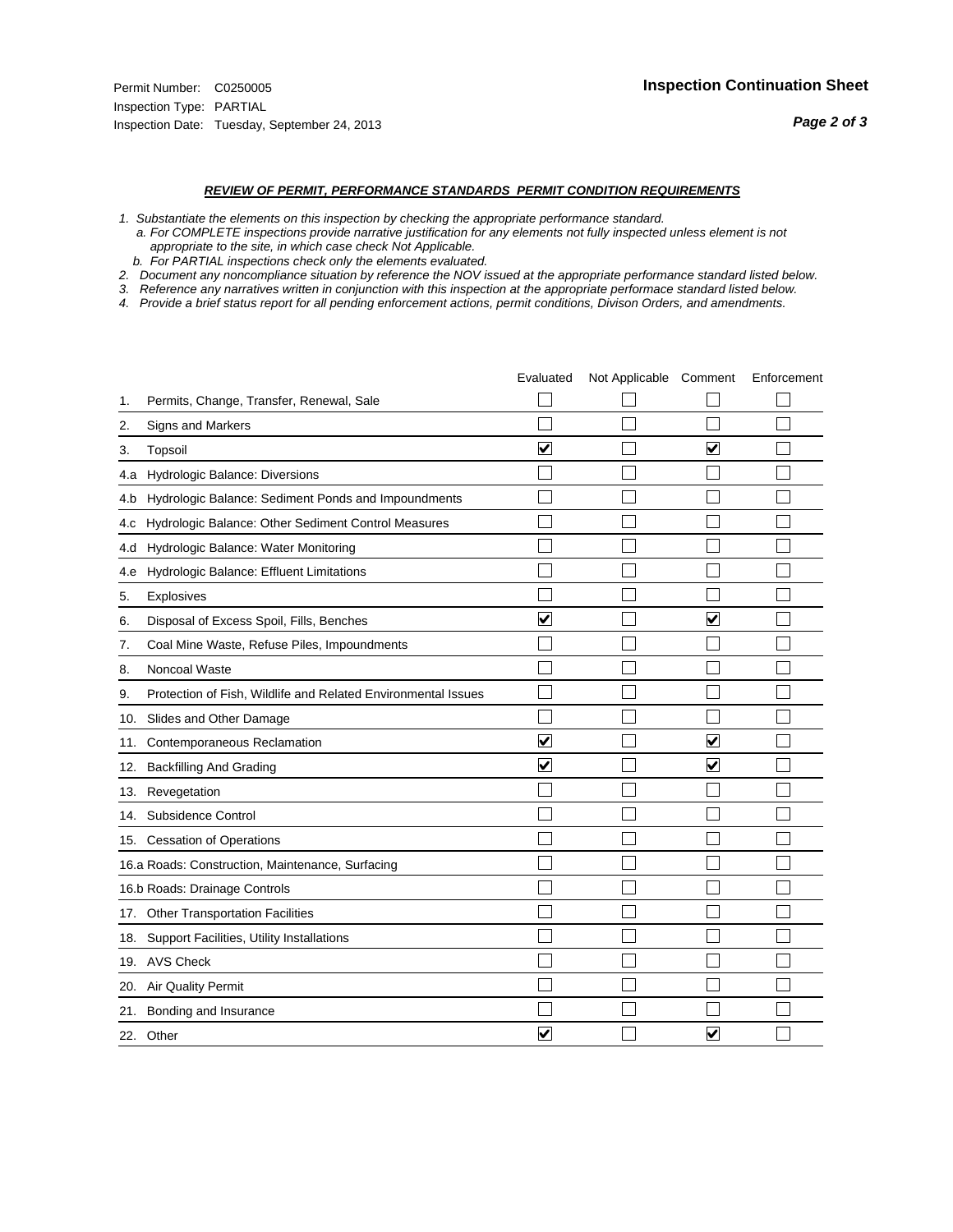Permit Number: C0250005
Inspection Type: PARTIAL
Inspection Date: Tuesday, September 24, 2013

**Inspection Continuation Sheet**

***REVIEW OF PERMIT, PERFORMANCE STANDARDS PERMIT CONDITION REQUIREMENTS***

*1. Substantiate the elements on this inspection by checking the appropriate performance standard.*
*a. For COMPLETE inspections provide narrative justification for any elements not fully inspected unless element is not appropriate to the site, in which case check Not Applicable.*
*b. For PARTIAL inspections check only the elements evaluated.*
*2. Document any noncompliance situation by reference the NOV issued at the appropriate performance standard listed below.*
*3. Reference any narratives written in conjunction with this inspection at the appropriate performace standard listed below.*
*4. Provide a brief status report for all pending enforcement actions, permit conditions, Divison Orders, and amendments.*

| | | Evaluated | Not Applicable | Comment | Enforcement |
|---|---|---|---|---|---|
| 1. | Permits, Change, Transfer, Renewal, Sale | ☐ | ☐ | ☐ | ☐ |
| 2. | Signs and Markers | ☐ | ☐ | ☐ | ☐ |
| 3. | Topsoil | ☑ | ☐ | ☑ | ☐ |
| 4.a | Hydrologic Balance: Diversions | ☐ | ☐ | ☐ | ☐ |
| 4.b | Hydrologic Balance: Sediment Ponds and Impoundments | ☐ | ☐ | ☐ | ☐ |
| 4.c | Hydrologic Balance: Other Sediment Control Measures | ☐ | ☐ | ☐ | ☐ |
| 4.d | Hydrologic Balance: Water Monitoring | ☐ | ☐ | ☐ | ☐ |
| 4.e | Hydrologic Balance: Effluent Limitations | ☐ | ☐ | ☐ | ☐ |
| 5. | Explosives | ☐ | ☐ | ☐ | ☐ |
| 6. | Disposal of Excess Spoil, Fills, Benches | ☑ | ☐ | ☑ | ☐ |
| 7. | Coal Mine Waste, Refuse Piles, Impoundments | ☐ | ☐ | ☐ | ☐ |
| 8. | Noncoal Waste | ☐ | ☐ | ☐ | ☐ |
| 9. | Protection of Fish, Wildlife and Related Environmental Issues | ☐ | ☐ | ☐ | ☐ |
| 10. | Slides and Other Damage | ☐ | ☐ | ☐ | ☐ |
| 11. | Contemporaneous Reclamation | ☑ | ☐ | ☑ | ☐ |
| 12. | Backfilling And Grading | ☑ | ☐ | ☑ | ☐ |
| 13. | Revegetation | ☐ | ☐ | ☐ | ☐ |
| 14. | Subsidence Control | ☐ | ☐ | ☐ | ☐ |
| 15. | Cessation of Operations | ☐ | ☐ | ☐ | ☐ |
| 16.a | Roads: Construction, Maintenance, Surfacing | ☐ | ☐ | ☐ | ☐ |
| 16.b | Roads: Drainage Controls | ☐ | ☐ | ☐ | ☐ |
| 17. | Other Transportation Facilities | ☐ | ☐ | ☐ | ☐ |
| 18. | Support Facilities, Utility Installations | ☐ | ☐ | ☐ | ☐ |
| 19. | AVS Check | ☐ | ☐ | ☐ | ☐ |
| 20. | Air Quality Permit | ☐ | ☐ | ☐ | ☐ |
| 21. | Bonding and Insurance | ☐ | ☐ | ☐ | ☐ |
| 22. | Other | ☑ | ☐ | ☑ | ☐ |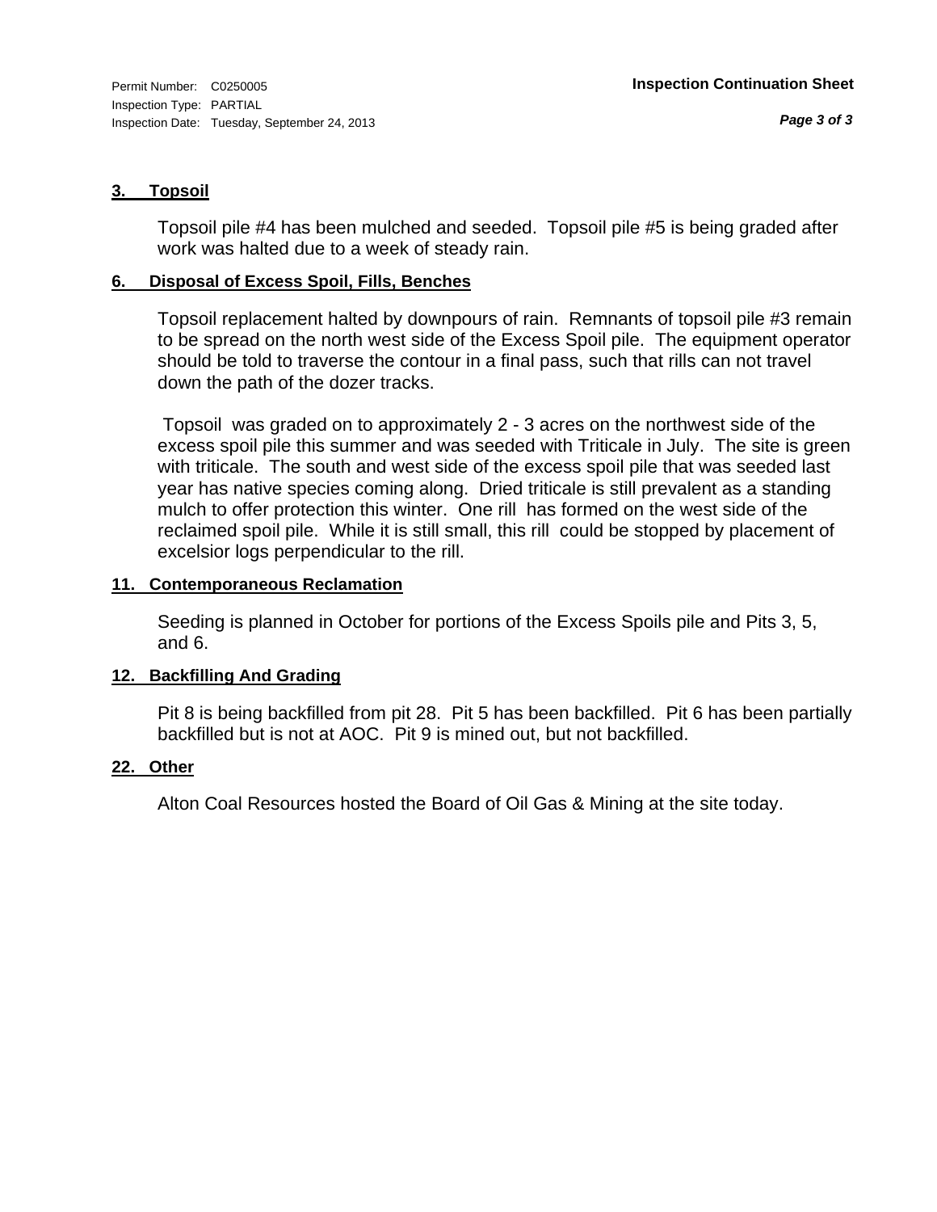Permit Number: C0250005
Inspection Type: PARTIAL
Inspection Date: Tuesday, September 24, 2013

**Inspection Continuation Sheet**

**3. Topsoil**

Topsoil pile #4 has been mulched and seeded. Topsoil pile #5 is being graded after work was halted due to a week of steady rain.

**6. Disposal of Excess Spoil, Fills, Benches**

Topsoil replacement halted by downpours of rain. Remnants of topsoil pile #3 remain to be spread on the north west side of the Excess Spoil pile. The equipment operator should be told to traverse the contour in a final pass, such that rills can not travel down the path of the dozer tracks.

Topsoil was graded on to approximately 2 - 3 acres on the northwest side of the excess spoil pile this summer and was seeded with Triticale in July. The site is green with triticale. The south and west side of the excess spoil pile that was seeded last year has native species coming along. Dried triticale is still prevalent as a standing mulch to offer protection this winter. One rill has formed on the west side of the reclaimed spoil pile. While it is still small, this rill could be stopped by placement of excelsior logs perpendicular to the rill.

**11. Contemporaneous Reclamation**

Seeding is planned in October for portions of the Excess Spoils pile and Pits 3, 5, and 6.

**12. Backfilling And Grading**

Pit 8 is being backfilled from pit 28. Pit 5 has been backfilled. Pit 6 has been partially backfilled but is not at AOC. Pit 9 is mined out, but not backfilled.

**22. Other**

Alton Coal Resources hosted the Board of Oil Gas & Mining at the site today.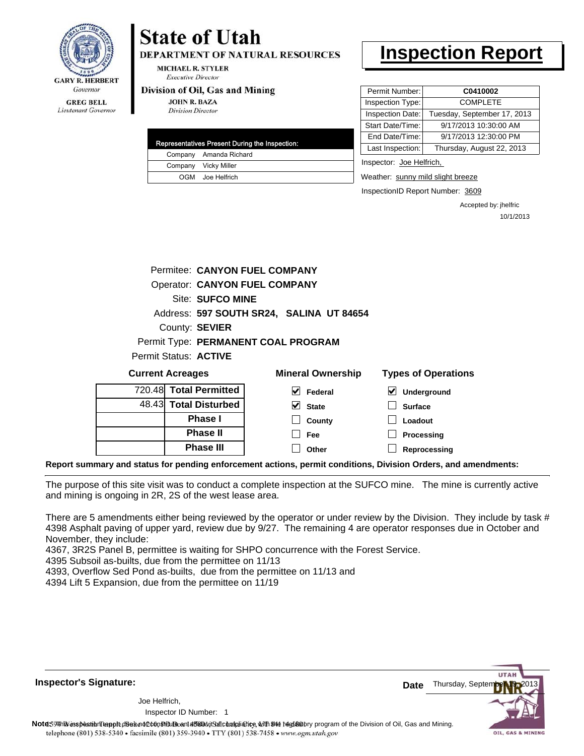**State of Utah**

**DEPARTMENT OF NATURAL RESOURCES**

MICHAEL R. STYLER
*Executive Director*

**Division of Oil, Gas and Mining**

JOHN R. BAZA
*Division Director*

GARY R. HERBERT
*Governor*

GREG BELL
*Lieutenant Governor*

# Inspection Report

| | |
|---|---|
| Permit Number: | **C0410002** |
| Inspection Type: | COMPLETE |
| Inspection Date: | Tuesday, September 17, 2013 |
| Start Date/Time: | 9/17/2013 10:30:00 AM |
| End Date/Time: | 9/17/2013 12:30:00 PM |
| Last Inspection: | Thursday, August 22, 2013 |

| Representatives Present During the Inspection: | |
|---|---|
| Company | Amanda Richard |
| Company | Vicky Miller |
| OGM | Joe Helfrich |

Inspector: Joe Helfrich,

Weather: sunny mild slight breeze

InspectionID Report Number: 3609

Accepted by: jhelfric
10/1/2013

Permitee: **CANYON FUEL COMPANY**
Operator: **CANYON FUEL COMPANY**
Site: **SUFCO MINE**
Address: **597 SOUTH SR24, SALINA UT 84654**
County: **SEVIER**
Permit Type: **PERMANENT COAL PROGRAM**
Permit Status: **ACTIVE**

| Current Acreages | | Mineral Ownership | Types of Operations |
|---|---|---|---|
| 720.48 | **Total Permitted** | ☑ Federal | ☑ Underground |
| 48.43 | **Total Disturbed** | ☑ State | ☐ Surface |
| | **Phase I** | ☐ County | ☐ Loadout |
| | **Phase II** | ☐ Fee | ☐ Processing |
| | **Phase III** | ☐ Other | ☐ Reprocessing |

**Report summary and status for pending enforcement actions, permit conditions, Division Orders, and amendments:**

The purpose of this site visit was to conduct a complete inspection at the SUFCO mine. The mine is currently active and mining is ongoing in 2R, 2S of the west lease area.

There are 5 amendments either being reviewed by the operator or under review by the Division. They include by task # 4398 Asphalt paving of upper yard, review due by 9/27. The remaining 4 are operator responses due in October and November, they include:
4367, 3R2S Panel B, permittee is waiting for SHPO concurrence with the Forest Service.
4395 Subsoil as-builts, due from the permittee on 11/13
4393, Overflow Sed Pond as-builts, due from the permittee on 11/13 and
4394 Lift 5 Expansion, due from the permittee on 11/19

**Inspector's Signature:**

Joe Helfrich,
Inspector ID Number: 1

**Date** Thursday, September 19, 2013

**Note:** This inspection report does not constitute an affidavit of compliance with the regulatory program of the Division of Oil, Gas and Mining.

telephone (801) 538-5340 • facsimile (801) 359-3940 • TTY (801) 538-7458 • www.ogm.utah.gov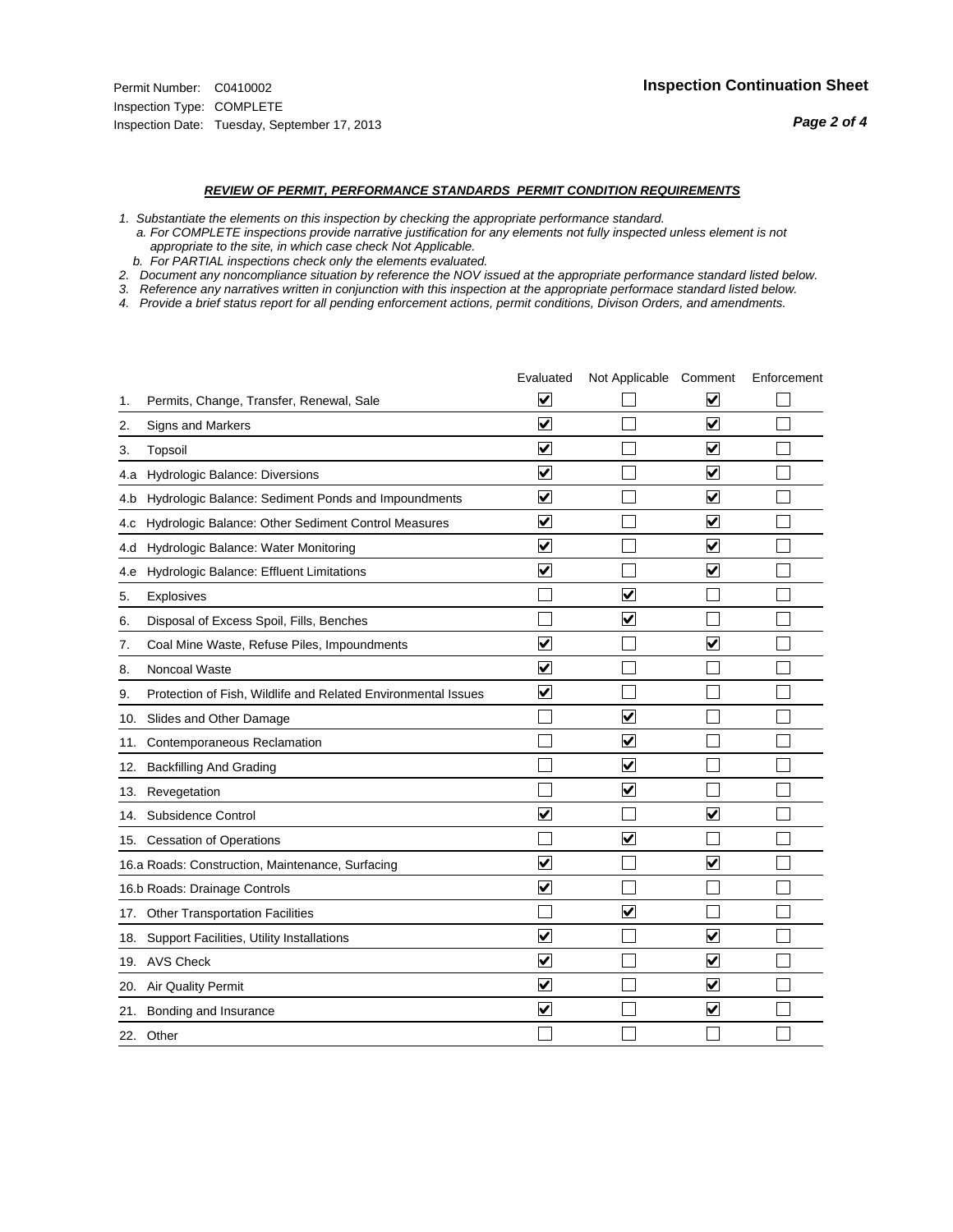Permit Number: C0410002
Inspection Type: COMPLETE
Inspection Date: Tuesday, September 17, 2013

## Inspection Continuation Sheet

***REVIEW OF PERMIT, PERFORMANCE STANDARDS PERMIT CONDITION REQUIREMENTS***

*1. Substantiate the elements on this inspection by checking the appropriate performance standard.*
*a. For COMPLETE inspections provide narrative justification for any elements not fully inspected unless element is not appropriate to the site, in which case check Not Applicable.*
*b. For PARTIAL inspections check only the elements evaluated.*
*2. Document any noncompliance situation by reference the NOV issued at the appropriate performance standard listed below.*
*3. Reference any narratives written in conjunction with this inspection at the appropriate performace standard listed below.*
*4. Provide a brief status report for all pending enforcement actions, permit conditions, Divison Orders, and amendments.*

| | | Evaluated | Not Applicable | Comment | Enforcement |
|---|---|---|---|---|---|
| 1. | Permits, Change, Transfer, Renewal, Sale | ☑ | ☐ | ☑ | ☐ |
| 2. | Signs and Markers | ☑ | ☐ | ☑ | ☐ |
| 3. | Topsoil | ☑ | ☐ | ☑ | ☐ |
| 4.a | Hydrologic Balance: Diversions | ☑ | ☐ | ☑ | ☐ |
| 4.b | Hydrologic Balance: Sediment Ponds and Impoundments | ☑ | ☐ | ☑ | ☐ |
| 4.c | Hydrologic Balance: Other Sediment Control Measures | ☑ | ☐ | ☑ | ☐ |
| 4.d | Hydrologic Balance: Water Monitoring | ☑ | ☐ | ☑ | ☐ |
| 4.e | Hydrologic Balance: Effluent Limitations | ☑ | ☐ | ☑ | ☐ |
| 5. | Explosives | ☐ | ☑ | ☐ | ☐ |
| 6. | Disposal of Excess Spoil, Fills, Benches | ☐ | ☑ | ☐ | ☐ |
| 7. | Coal Mine Waste, Refuse Piles, Impoundments | ☑ | ☐ | ☑ | ☐ |
| 8. | Noncoal Waste | ☑ | ☐ | ☐ | ☐ |
| 9. | Protection of Fish, Wildlife and Related Environmental Issues | ☑ | ☐ | ☐ | ☐ |
| 10. | Slides and Other Damage | ☐ | ☑ | ☐ | ☐ |
| 11. | Contemporaneous Reclamation | ☐ | ☑ | ☐ | ☐ |
| 12. | Backfilling And Grading | ☐ | ☑ | ☐ | ☐ |
| 13. | Revegetation | ☐ | ☑ | ☐ | ☐ |
| 14. | Subsidence Control | ☑ | ☐ | ☑ | ☐ |
| 15. | Cessation of Operations | ☐ | ☑ | ☐ | ☐ |
| 16.a | Roads: Construction, Maintenance, Surfacing | ☑ | ☐ | ☑ | ☐ |
| 16.b | Roads: Drainage Controls | ☑ | ☐ | ☐ | ☐ |
| 17. | Other Transportation Facilities | ☐ | ☑ | ☐ | ☐ |
| 18. | Support Facilities, Utility Installations | ☑ | ☐ | ☑ | ☐ |
| 19. | AVS Check | ☑ | ☐ | ☑ | ☐ |
| 20. | Air Quality Permit | ☑ | ☐ | ☑ | ☐ |
| 21. | Bonding and Insurance | ☑ | ☐ | ☑ | ☐ |
| 22. | Other | ☐ | ☐ | ☐ | ☐ |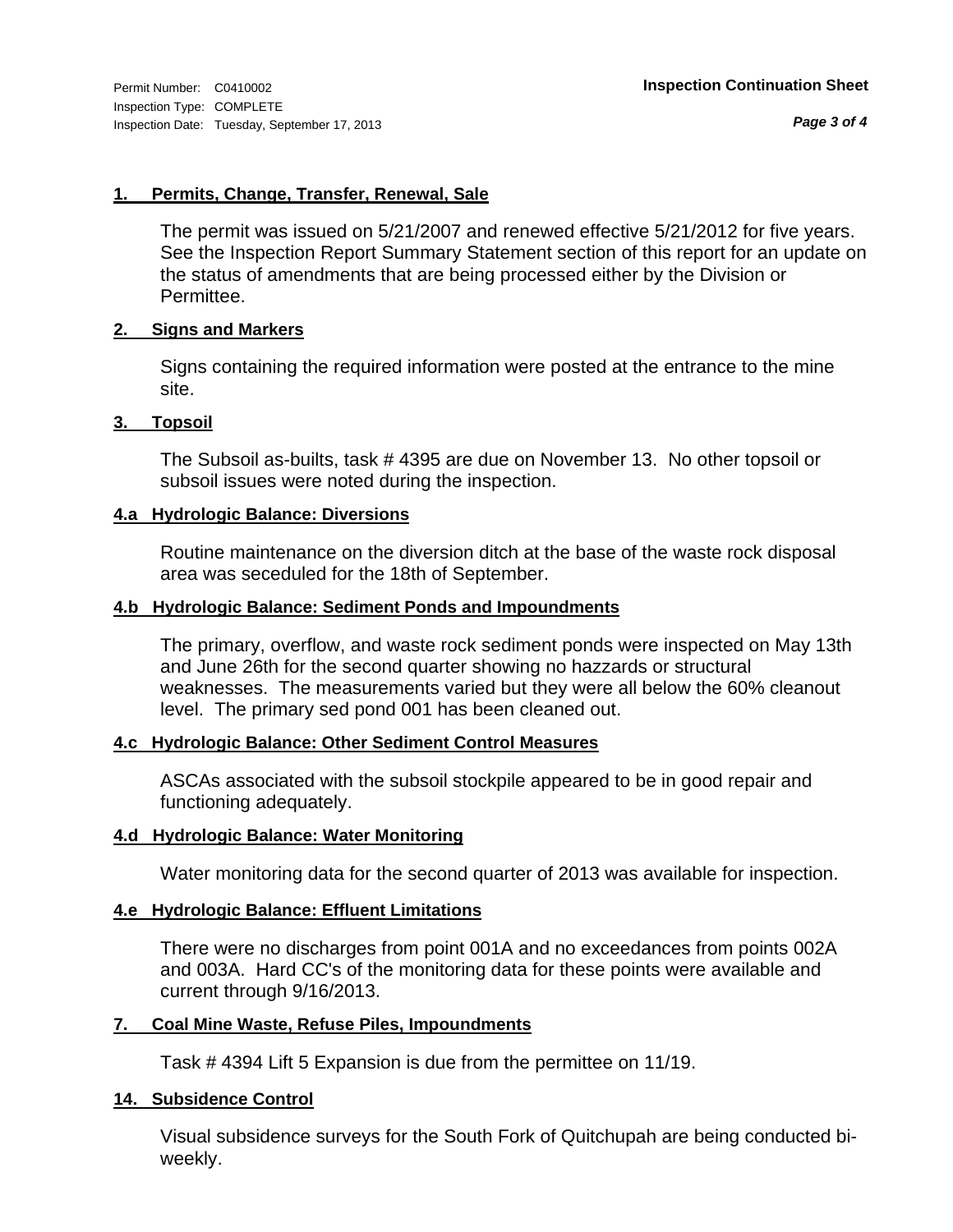Permit Number: C0410002
Inspection Type: COMPLETE
Inspection Date: Tuesday, September 17, 2013

**Inspection Continuation Sheet**

### 1. Permits, Change, Transfer, Renewal, Sale

The permit was issued on 5/21/2007 and renewed effective 5/21/2012 for five years. See the Inspection Report Summary Statement section of this report for an update on the status of amendments that are being processed either by the Division or Permittee.

### 2. Signs and Markers

Signs containing the required information were posted at the entrance to the mine site.

### 3. Topsoil

The Subsoil as-builts, task # 4395 are due on November 13. No other topsoil or subsoil issues were noted during the inspection.

### 4.a Hydrologic Balance: Diversions

Routine maintenance on the diversion ditch at the base of the waste rock disposal area was seceduled for the 18th of September.

### 4.b Hydrologic Balance: Sediment Ponds and Impoundments

The primary, overflow, and waste rock sediment ponds were inspected on May 13th and June 26th for the second quarter showing no hazzards or structural weaknesses. The measurements varied but they were all below the 60% cleanout level. The primary sed pond 001 has been cleaned out.

### 4.c Hydrologic Balance: Other Sediment Control Measures

ASCAs associated with the subsoil stockpile appeared to be in good repair and functioning adequately.

### 4.d Hydrologic Balance: Water Monitoring

Water monitoring data for the second quarter of 2013 was available for inspection.

### 4.e Hydrologic Balance: Effluent Limitations

There were no discharges from point 001A and no exceedances from points 002A and 003A. Hard CC's of the monitoring data for these points were available and current through 9/16/2013.

### 7. Coal Mine Waste, Refuse Piles, Impoundments

Task # 4394 Lift 5 Expansion is due from the permittee on 11/19.

### 14. Subsidence Control

Visual subsidence surveys for the South Fork of Quitchupah are being conducted bi-weekly.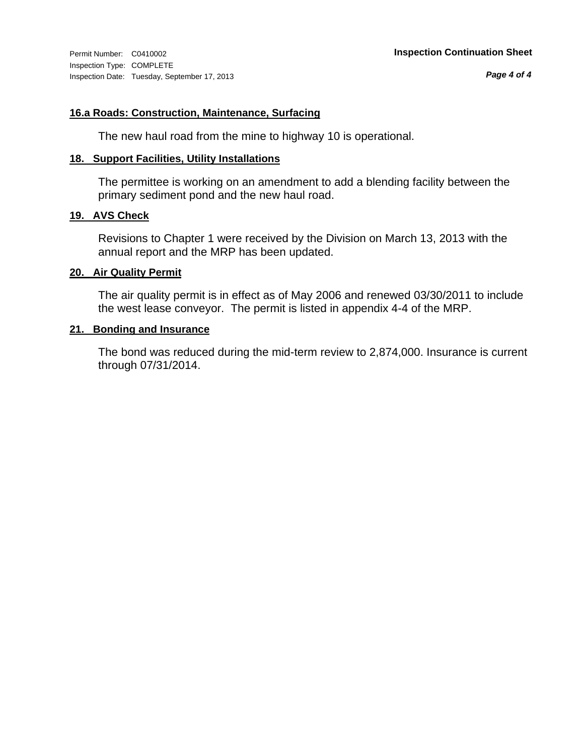### 16.a Roads: Construction, Maintenance, Surfacing

The new haul road from the mine to highway 10 is operational.

### 18. Support Facilities, Utility Installations

The permittee is working on an amendment to add a blending facility between the primary sediment pond and the new haul road.

### 19. AVS Check

Revisions to Chapter 1 were received by the Division on March 13, 2013 with the annual report and the MRP has been updated.

### 20. Air Quality Permit

The air quality permit is in effect as of May 2006 and renewed 03/30/2011 to include the west lease conveyor. The permit is listed in appendix 4-4 of the MRP.

### 21. Bonding and Insurance

The bond was reduced during the mid-term review to 2,874,000. Insurance is current through 07/31/2014.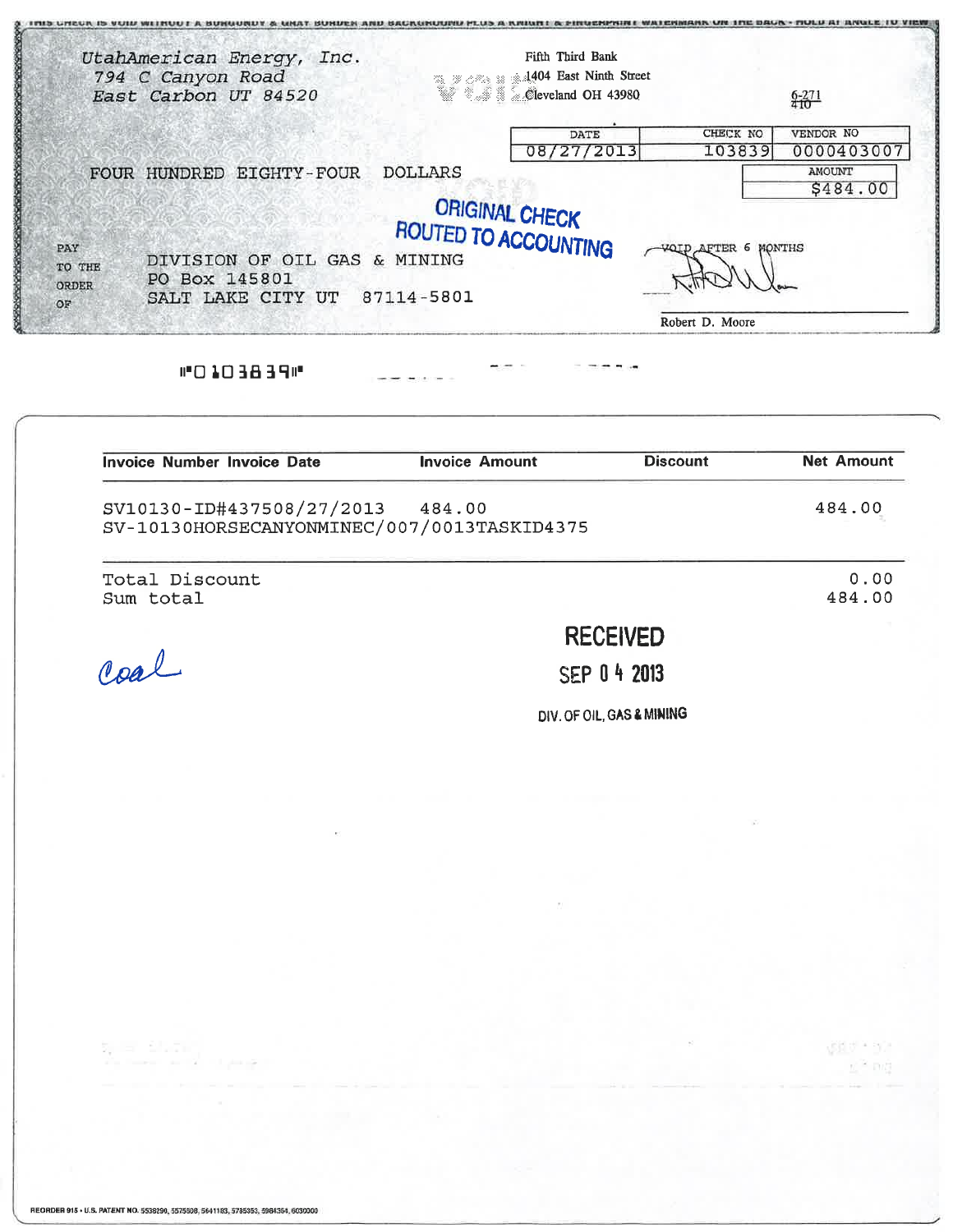THIS CHECK IS VOID WITHOUT A BURGUNDY & GRAY BORDER AND BACKGROUND PLUS A KNIGHT & FINGERPRINT WATERMARK ON THE BACK - HOLD AT ANGLE TO VIEW

UtahAmerican Energy, Inc.
794 C Canyon Road
East Carbon UT 84520

Fifth Third Bank
1404 East Ninth Street
Cleveland OH 43980

VOID

6-271
410

| DATE | CHECK NO | VENDOR NO |
|---|---|---|
| 08/27/2013 | 103839 | 0000403007 |

FOUR HUNDRED EIGHTY-FOUR DOLLARS

AMOUNT
$484.00

ORIGINAL CHECK ROUTED TO ACCOUNTING

PAY TO THE ORDER OF

DIVISION OF OIL GAS & MINING
PO Box 145801
SALT LAKE CITY UT 87114-5801

VOID AFTER 6 MONTHS

Robert D. Moore

⑈0103839⑈

| Invoice Number | Invoice Date | Invoice Amount | Discount | Net Amount |
|---|---|---|---|---|
| SV10130-ID#4375 | 08/27/2013 | 484.00 | | 484.00 |
| SV-10130HORSECANYONMINEC/007/0013TASKID4375 | | | | |

| | |
|---|---|
| Total Discount | 0.00 |
| Sum total | 484.00 |

Coal

RECEIVED
SEP 04 2013
DIV. OF OIL, GAS & MINING

REORDER 915 • U.S. PATENT NO. 5538290, 5575508, 5641183, 5785353, 5984364, 6030000